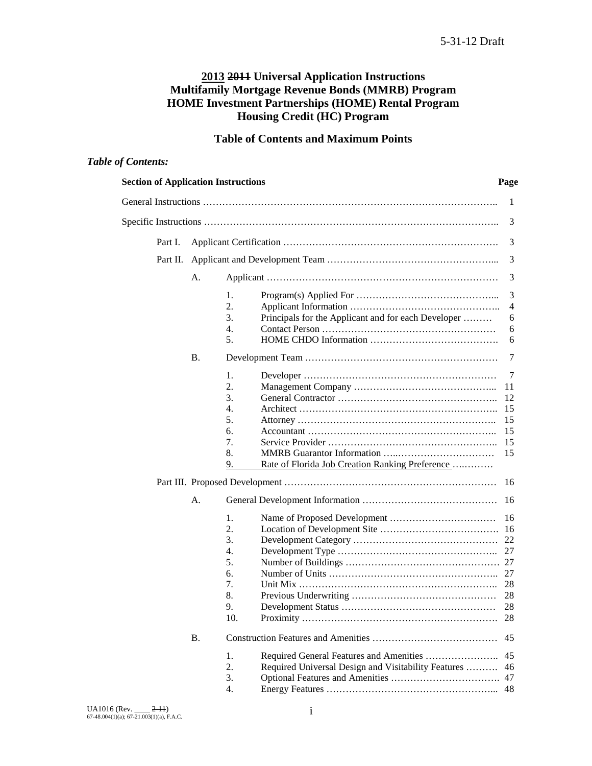5-31-12 Draft

# 2013 ~~2011~~ Universal Application Instructions
# Multifamily Mortgage Revenue Bonds (MMRB) Program
# HOME Investment Partnerships (HOME) Rental Program
# Housing Credit (HC) Program

## Table of Contents and Maximum Points

### *Table of Contents:*

| Section of Application Instructions | | | | Page |
|---|---|---|---|---|
| General Instructions | | | | 1 |
| Specific Instructions | | | | 3 |
| Part I. | Applicant Certification | | | 3 |
| Part II. | Applicant and Development Team | | | 3 |
| | A. | Applicant | | 3 |
| | | 1. | Program(s) Applied For | 3 |
| | | 2. | Applicant Information | 4 |
| | | 3. | Principals for the Applicant and for each Developer | 6 |
| | | 4. | Contact Person | 6 |
| | | 5. | HOME CHDO Information | 6 |
| | B. | Development Team | | 7 |
| | | 1. | Developer | 7 |
| | | 2. | Management Company | 11 |
| | | 3. | General Contractor | 12 |
| | | 4. | Architect | 15 |
| | | 5. | Attorney | 15 |
| | | 6. | Accountant | 15 |
| | | 7. | Service Provider | 15 |
| | | 8. | MMRB Guarantor Information | 15 |
| | | 9. | Rate of Florida Job Creation Ranking Preference | |
| Part III. | Proposed Development | | | 16 |
| | A. | General Development Information | | 16 |
| | | 1. | Name of Proposed Development | 16 |
| | | 2. | Location of Development Site | 16 |
| | | 3. | Development Category | 22 |
| | | 4. | Development Type | 27 |
| | | 5. | Number of Buildings | 27 |
| | | 6. | Number of Units | 27 |
| | | 7. | Unit Mix | 28 |
| | | 8. | Previous Underwriting | 28 |
| | | 9. | Development Status | 28 |
| | | 10. | Proximity | 28 |
| | B. | Construction Features and Amenities | | 45 |
| | | 1. | Required General Features and Amenities | 45 |
| | | 2. | Required Universal Design and Visitability Features | 46 |
| | | 3. | Optional Features and Amenities | 47 |
| | | 4. | Energy Features | 48 |

UA1016 (Rev. ____ ~~2-11~~)
67-48.004(1)(a); 67-21.003(1)(a), F.A.C.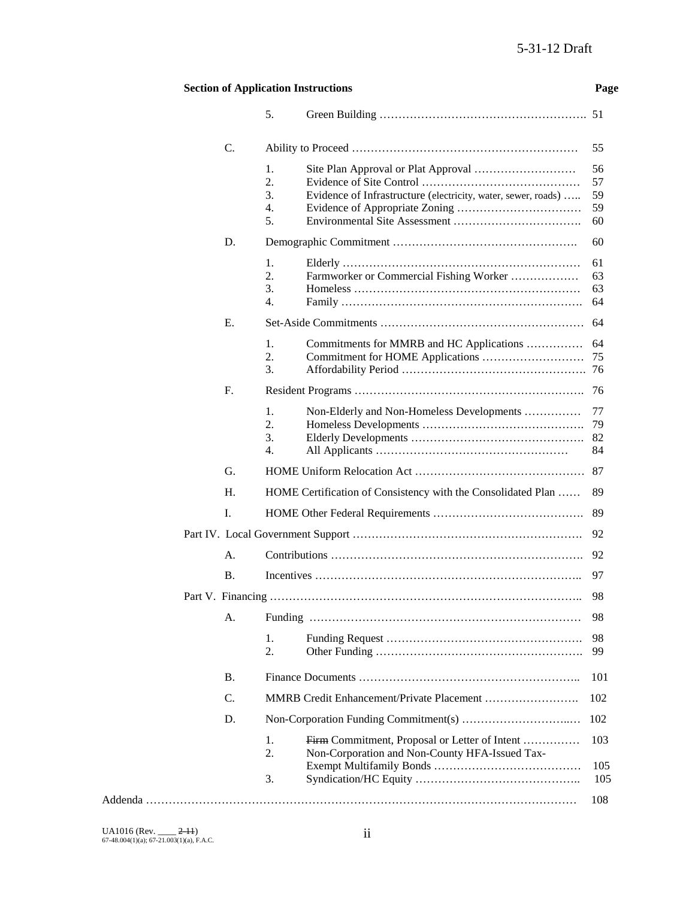| Section of Application Instructions | | | | Page |
|---|---|---|---|---|
| | | 5. | Green Building | 51 |
| | C. | | Ability to Proceed | 55 |
| | | 1. | Site Plan Approval or Plat Approval | 56 |
| | | 2. | Evidence of Site Control | 57 |
| | | 3. | Evidence of Infrastructure (electricity, water, sewer, roads) | 59 |
| | | 4. | Evidence of Appropriate Zoning | 59 |
| | | 5. | Environmental Site Assessment | 60 |
| | D. | | Demographic Commitment | 60 |
| | | 1. | Elderly | 61 |
| | | 2. | Farmworker or Commercial Fishing Worker | 63 |
| | | 3. | Homeless | 63 |
| | | 4. | Family | 64 |
| | E. | | Set-Aside Commitments | 64 |
| | | 1. | Commitments for MMRB and HC Applications | 64 |
| | | 2. | Commitment for HOME Applications | 75 |
| | | 3. | Affordability Period | 76 |
| | F. | | Resident Programs | 76 |
| | | 1. | Non-Elderly and Non-Homeless Developments | 77 |
| | | 2. | Homeless Developments | 79 |
| | | 3. | Elderly Developments | 82 |
| | | 4. | All Applicants | 84 |
| | G. | | HOME Uniform Relocation Act | 87 |
| | H. | | HOME Certification of Consistency with the Consolidated Plan | 89 |
| | I. | | HOME Other Federal Requirements | 89 |
| Part IV. Local Government Support | | | | 92 |
| | A. | | Contributions | 92 |
| | B. | | Incentives | 97 |
| Part V. Financing | | | | 98 |
| | A. | | Funding | 98 |
| | | 1. | Funding Request | 98 |
| | | 2. | Other Funding | 99 |
| | B. | | Finance Documents | 101 |
| | C. | | MMRB Credit Enhancement/Private Placement | 102 |
| | D. | | Non-Corporation Funding Commitment(s) | 102 |
| | | 1. | ~~Firm~~ Commitment, Proposal or Letter of Intent | 103 |
| | | 2. | Non-Corporation and Non-County HFA-Issued Tax-Exempt Multifamily Bonds | 105 |
| | | 3. | Syndication/HC Equity | 105 |
| Addenda | | | | 108 |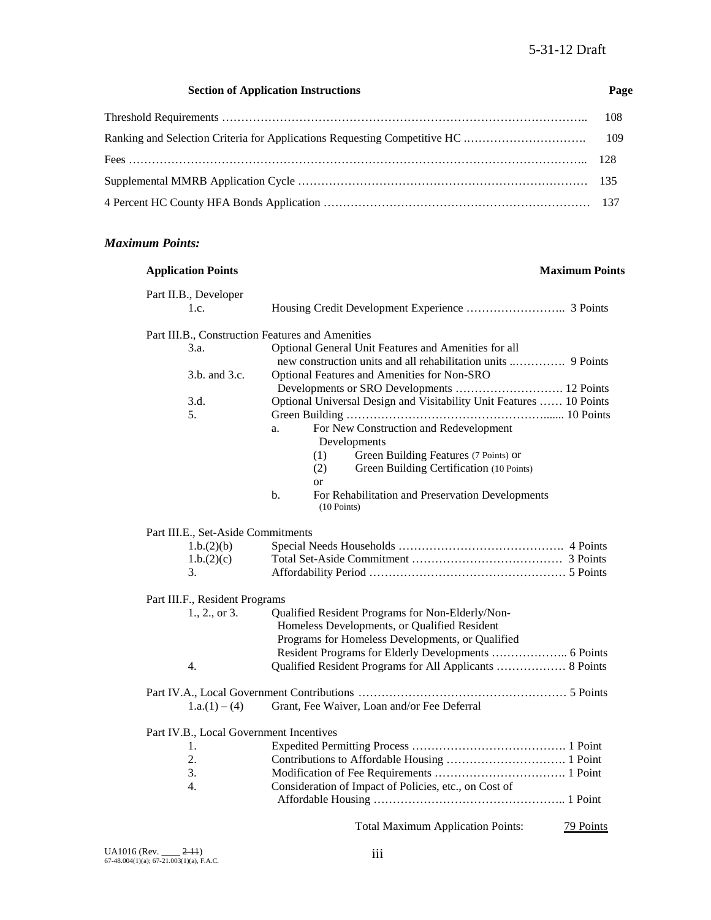| Section of Application Instructions | Page |
|---|---|
| Threshold Requirements …………………………………………………………………………………….. | 108 |
| Ranking and Selection Criteria for Applications Requesting Competitive HC .…………………………. | 109 |
| Fees ………………………………………………………………………………………………………….. | 128 |
| Supplemental MMRB Application Cycle ………………………………………………………………… | 135 |
| 4 Percent HC County HFA Bonds Application …………………………………………………………… | 137 |

### *Maximum Points:*

**Application Points** **Maximum Points**

Part II.B., Developer

- 1.c. Housing Credit Development Experience …………………….. 3 Points

Part III.B., Construction Features and Amenities

- 3.a. Optional General Unit Features and Amenities for all new construction units and all rehabilitation units ..…………. 9 Points
- 3.b. and 3.c. Optional Features and Amenities for Non-SRO Developments or SRO Developments ………………………. 12 Points
- 3.d. Optional Universal Design and Visitability Unit Features …… 10 Points
- 5. Green Building ………………………………………………...... 10 Points
  - a. For New Construction and Redevelopment Developments
    - (1) Green Building Features (7 Points) or
    - (2) Green Building Certification (10 Points)

    or
  - b. For Rehabilitation and Preservation Developments (10 Points)

Part III.E., Set-Aside Commitments

- 1.b.(2)(b) Special Needs Households ……………………………………. 4 Points
- 1.b.(2)(c) Total Set-Aside Commitment ………………………………… 3 Points
- 3. Affordability Period …………………………………………… 5 Points

Part III.F., Resident Programs

- 1., 2., or 3. Qualified Resident Programs for Non-Elderly/Non-Homeless Developments, or Qualified Resident Programs for Homeless Developments, or Qualified Resident Programs for Elderly Developments ……………….. 6 Points
- 4. Qualified Resident Programs for All Applicants ……………… 8 Points

Part IV.A., Local Government Contributions ……………………………………………… 5 Points

- 1.a.(1) – (4) Grant, Fee Waiver, Loan and/or Fee Deferral

Part IV.B., Local Government Incentives

- 1. Expedited Permitting Process …………………………………. 1 Point
- 2. Contributions to Affordable Housing …………………………. 1 Point
- 3. Modification of Fee Requirements ……………………………. 1 Point
- 4. Consideration of Impact of Policies, etc., on Cost of Affordable Housing ………………………………………….. 1 Point

Total Maximum Application Points: 79 Points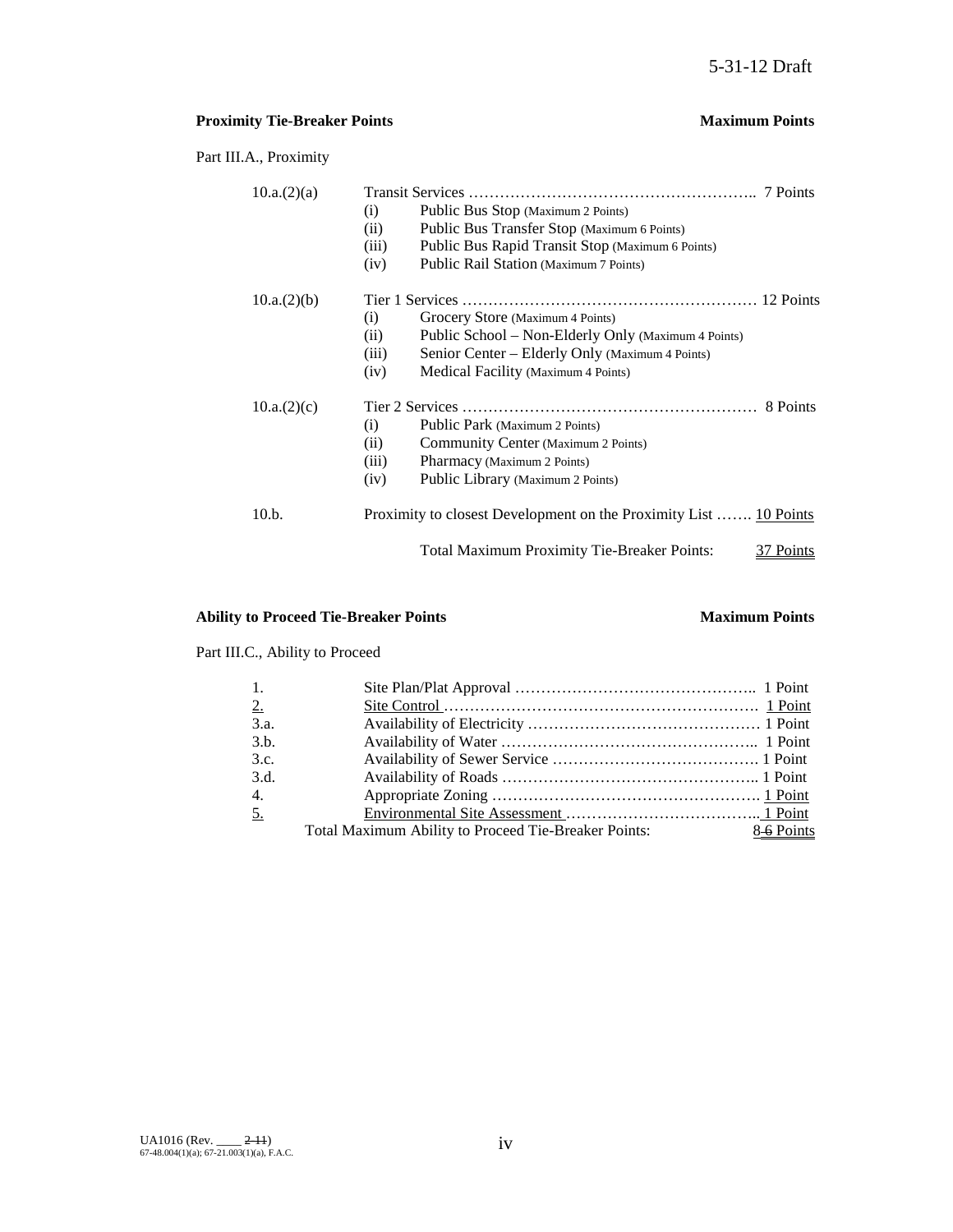**Proximity Tie-Breaker Points** **Maximum Points**

Part III.A., Proximity

| | | |
|---|---|---|
| 10.a.(2)(a) | Transit Services ……………………………………………….. | 7 Points |
| | (i) Public Bus Stop (Maximum 2 Points) | |
| | (ii) Public Bus Transfer Stop (Maximum 6 Points) | |
| | (iii) Public Bus Rapid Transit Stop (Maximum 6 Points) | |
| | (iv) Public Rail Station (Maximum 7 Points) | |
| 10.a.(2)(b) | Tier 1 Services ………………………………………………… | 12 Points |
| | (i) Grocery Store (Maximum 4 Points) | |
| | (ii) Public School – Non-Elderly Only (Maximum 4 Points) | |
| | (iii) Senior Center – Elderly Only (Maximum 4 Points) | |
| | (iv) Medical Facility (Maximum 4 Points) | |
| 10.a.(2)(c) | Tier 2 Services ………………………………………………… | 8 Points |
| | (i) Public Park (Maximum 2 Points) | |
| | (ii) Community Center (Maximum 2 Points) | |
| | (iii) Pharmacy (Maximum 2 Points) | |
| | (iv) Public Library (Maximum 2 Points) | |
| 10.b. | Proximity to closest Development on the Proximity List ……. | 10 Points |
| | Total Maximum Proximity Tie-Breaker Points: | 37 Points |

**Ability to Proceed Tie-Breaker Points** **Maximum Points**

Part III.C., Ability to Proceed

| | | |
|---|---|---|
| 1. | Site Plan/Plat Approval ……………………………………….. | 1 Point |
| 2. | Site Control …………………………………………………… | 1 Point |
| 3.a. | Availability of Electricity ……………………………………… | 1 Point |
| 3.b. | Availability of Water ………………………………………….. | 1 Point |
| 3.c. | Availability of Sewer Service …………………………………. | 1 Point |
| 3.d. | Availability of Roads ………………………………………….. | 1 Point |
| 4. | Appropriate Zoning ……………………………………………. | 1 Point |
| 5. | Environmental Site Assessment ……………………………….. | 1 Point |
| | Total Maximum Ability to Proceed Tie-Breaker Points: | 8 ~~6~~ Points |

UA1016 (Rev. ____ ~~2-11~~)
67-48.004(1)(a); 67-21.003(1)(a), F.A.C.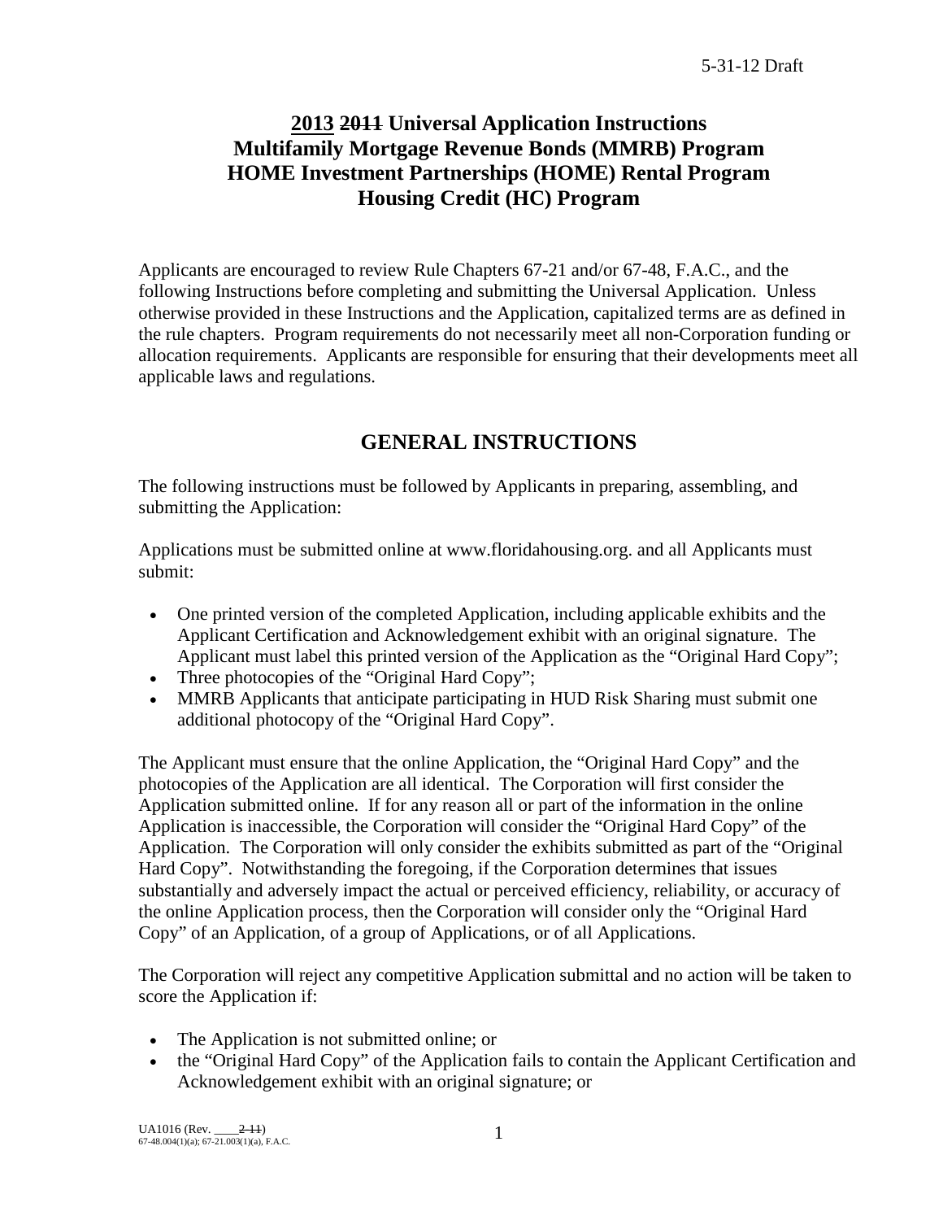# 2013 ~~2011~~ Universal Application Instructions
# Multifamily Mortgage Revenue Bonds (MMRB) Program
# HOME Investment Partnerships (HOME) Rental Program
# Housing Credit (HC) Program

Applicants are encouraged to review Rule Chapters 67-21 and/or 67-48, F.A.C., and the following Instructions before completing and submitting the Universal Application. Unless otherwise provided in these Instructions and the Application, capitalized terms are as defined in the rule chapters. Program requirements do not necessarily meet all non-Corporation funding or allocation requirements. Applicants are responsible for ensuring that their developments meet all applicable laws and regulations.

## GENERAL INSTRUCTIONS

The following instructions must be followed by Applicants in preparing, assembling, and submitting the Application:

Applications must be submitted online at www.floridahousing.org. and all Applicants must submit:

- One printed version of the completed Application, including applicable exhibits and the Applicant Certification and Acknowledgement exhibit with an original signature. The Applicant must label this printed version of the Application as the "Original Hard Copy";
- Three photocopies of the "Original Hard Copy";
- MMRB Applicants that anticipate participating in HUD Risk Sharing must submit one additional photocopy of the "Original Hard Copy".

The Applicant must ensure that the online Application, the "Original Hard Copy" and the photocopies of the Application are all identical. The Corporation will first consider the Application submitted online. If for any reason all or part of the information in the online Application is inaccessible, the Corporation will consider the "Original Hard Copy" of the Application. The Corporation will only consider the exhibits submitted as part of the "Original Hard Copy". Notwithstanding the foregoing, if the Corporation determines that issues substantially and adversely impact the actual or perceived efficiency, reliability, or accuracy of the online Application process, then the Corporation will consider only the "Original Hard Copy" of an Application, of a group of Applications, or of all Applications.

The Corporation will reject any competitive Application submittal and no action will be taken to score the Application if:

- The Application is not submitted online; or
- the "Original Hard Copy" of the Application fails to contain the Applicant Certification and Acknowledgement exhibit with an original signature; or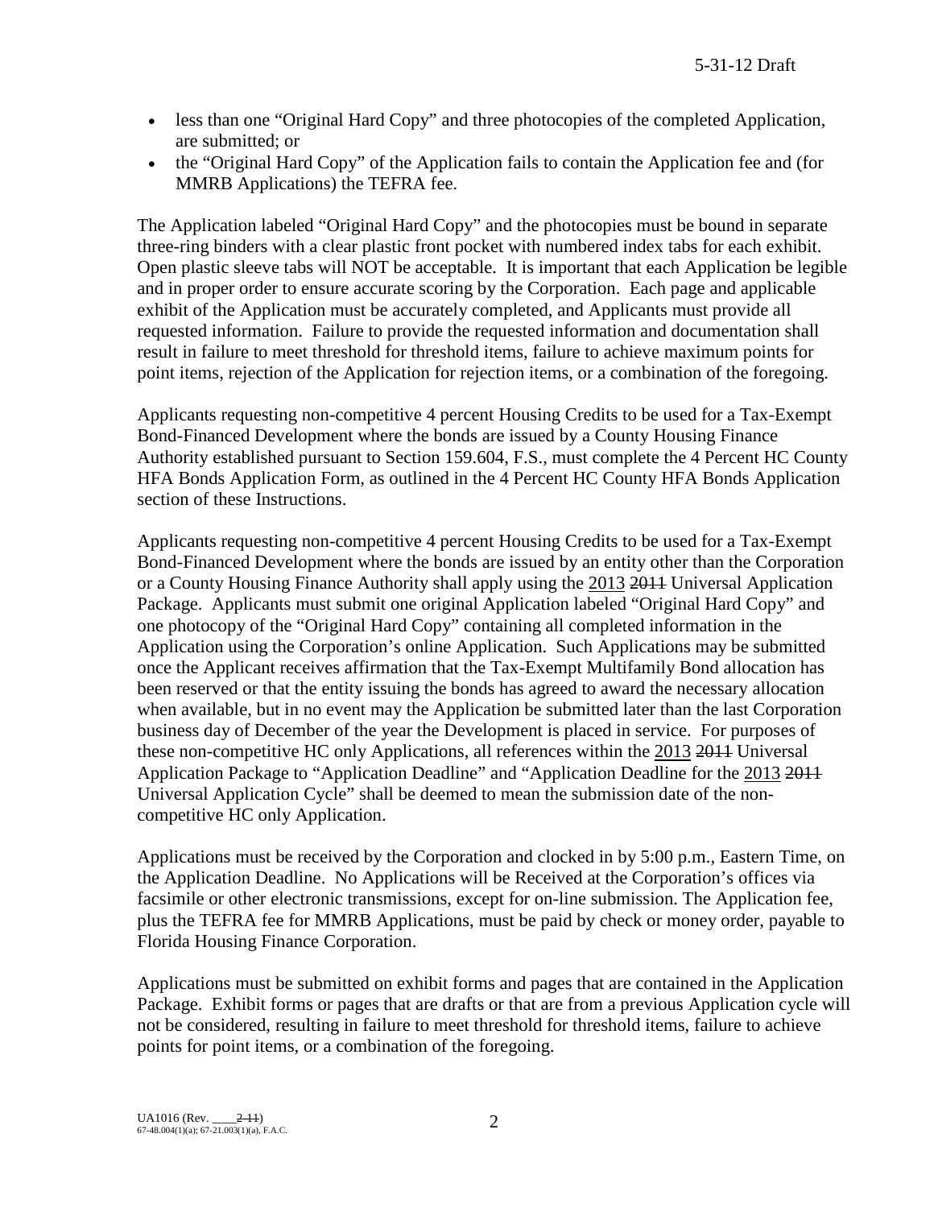- less than one "Original Hard Copy" and three photocopies of the completed Application, are submitted; or
- the "Original Hard Copy" of the Application fails to contain the Application fee and (for MMRB Applications) the TEFRA fee.

The Application labeled "Original Hard Copy" and the photocopies must be bound in separate three-ring binders with a clear plastic front pocket with numbered index tabs for each exhibit. Open plastic sleeve tabs will NOT be acceptable. It is important that each Application be legible and in proper order to ensure accurate scoring by the Corporation. Each page and applicable exhibit of the Application must be accurately completed, and Applicants must provide all requested information. Failure to provide the requested information and documentation shall result in failure to meet threshold for threshold items, failure to achieve maximum points for point items, rejection of the Application for rejection items, or a combination of the foregoing.

Applicants requesting non-competitive 4 percent Housing Credits to be used for a Tax-Exempt Bond-Financed Development where the bonds are issued by a County Housing Finance Authority established pursuant to Section 159.604, F.S., must complete the 4 Percent HC County HFA Bonds Application Form, as outlined in the 4 Percent HC County HFA Bonds Application section of these Instructions.

Applicants requesting non-competitive 4 percent Housing Credits to be used for a Tax-Exempt Bond-Financed Development where the bonds are issued by an entity other than the Corporation or a County Housing Finance Authority shall apply using the 2013 ~~2011~~ Universal Application Package. Applicants must submit one original Application labeled "Original Hard Copy" and one photocopy of the "Original Hard Copy" containing all completed information in the Application using the Corporation's online Application. Such Applications may be submitted once the Applicant receives affirmation that the Tax-Exempt Multifamily Bond allocation has been reserved or that the entity issuing the bonds has agreed to award the necessary allocation when available, but in no event may the Application be submitted later than the last Corporation business day of December of the year the Development is placed in service. For purposes of these non-competitive HC only Applications, all references within the 2013 ~~2011~~ Universal Application Package to "Application Deadline" and "Application Deadline for the 2013 ~~2011~~ Universal Application Cycle" shall be deemed to mean the submission date of the non-competitive HC only Application.

Applications must be received by the Corporation and clocked in by 5:00 p.m., Eastern Time, on the Application Deadline. No Applications will be Received at the Corporation's offices via facsimile or other electronic transmissions, except for on-line submission. The Application fee, plus the TEFRA fee for MMRB Applications, must be paid by check or money order, payable to Florida Housing Finance Corporation.

Applications must be submitted on exhibit forms and pages that are contained in the Application Package. Exhibit forms or pages that are drafts or that are from a previous Application cycle will not be considered, resulting in failure to meet threshold for threshold items, failure to achieve points for point items, or a combination of the foregoing.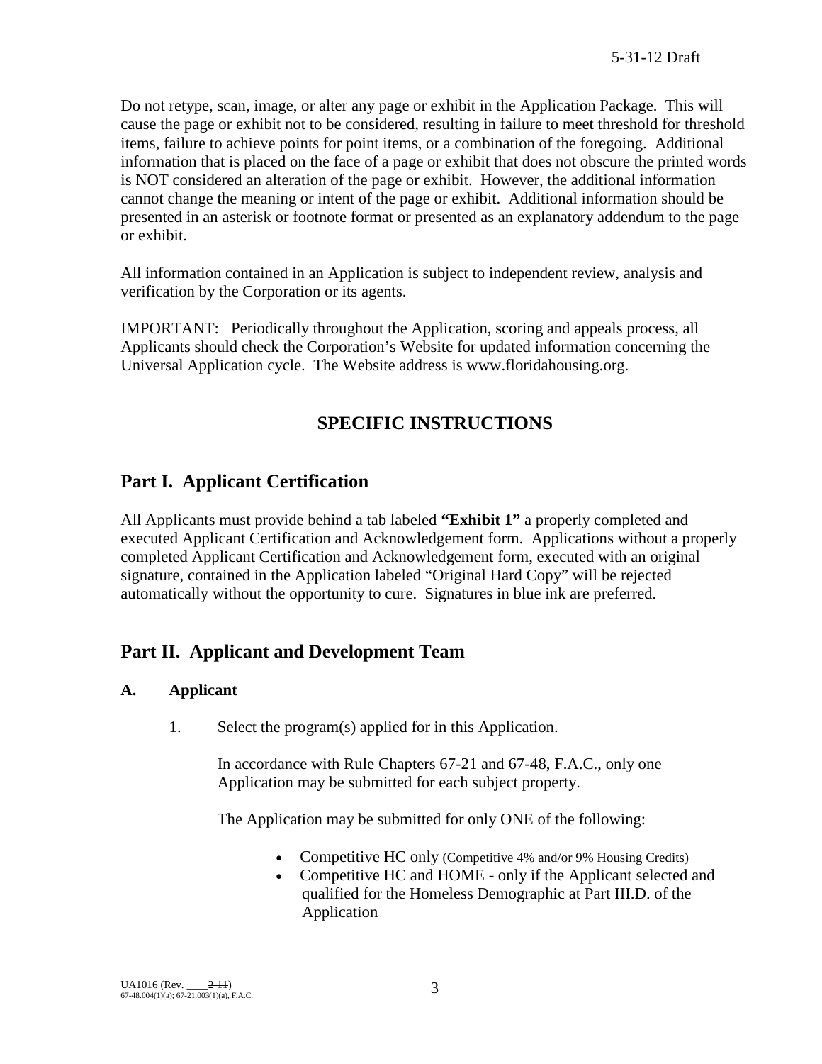Do not retype, scan, image, or alter any page or exhibit in the Application Package. This will cause the page or exhibit not to be considered, resulting in failure to meet threshold for threshold items, failure to achieve points for point items, or a combination of the foregoing. Additional information that is placed on the face of a page or exhibit that does not obscure the printed words is NOT considered an alteration of the page or exhibit. However, the additional information cannot change the meaning or intent of the page or exhibit. Additional information should be presented in an asterisk or footnote format or presented as an explanatory addendum to the page or exhibit.

All information contained in an Application is subject to independent review, analysis and verification by the Corporation or its agents.

IMPORTANT: Periodically throughout the Application, scoring and appeals process, all Applicants should check the Corporation's Website for updated information concerning the Universal Application cycle. The Website address is www.floridahousing.org.

# SPECIFIC INSTRUCTIONS

## Part I. Applicant Certification

All Applicants must provide behind a tab labeled **"Exhibit 1"** a properly completed and executed Applicant Certification and Acknowledgement form. Applications without a properly completed Applicant Certification and Acknowledgement form, executed with an original signature, contained in the Application labeled "Original Hard Copy" will be rejected automatically without the opportunity to cure. Signatures in blue ink are preferred.

## Part II. Applicant and Development Team

### A. Applicant

1. Select the program(s) applied for in this Application.

   In accordance with Rule Chapters 67-21 and 67-48, F.A.C., only one Application may be submitted for each subject property.

   The Application may be submitted for only ONE of the following:

   - Competitive HC only (Competitive 4% and/or 9% Housing Credits)
   - Competitive HC and HOME - only if the Applicant selected and qualified for the Homeless Demographic at Part III.D. of the Application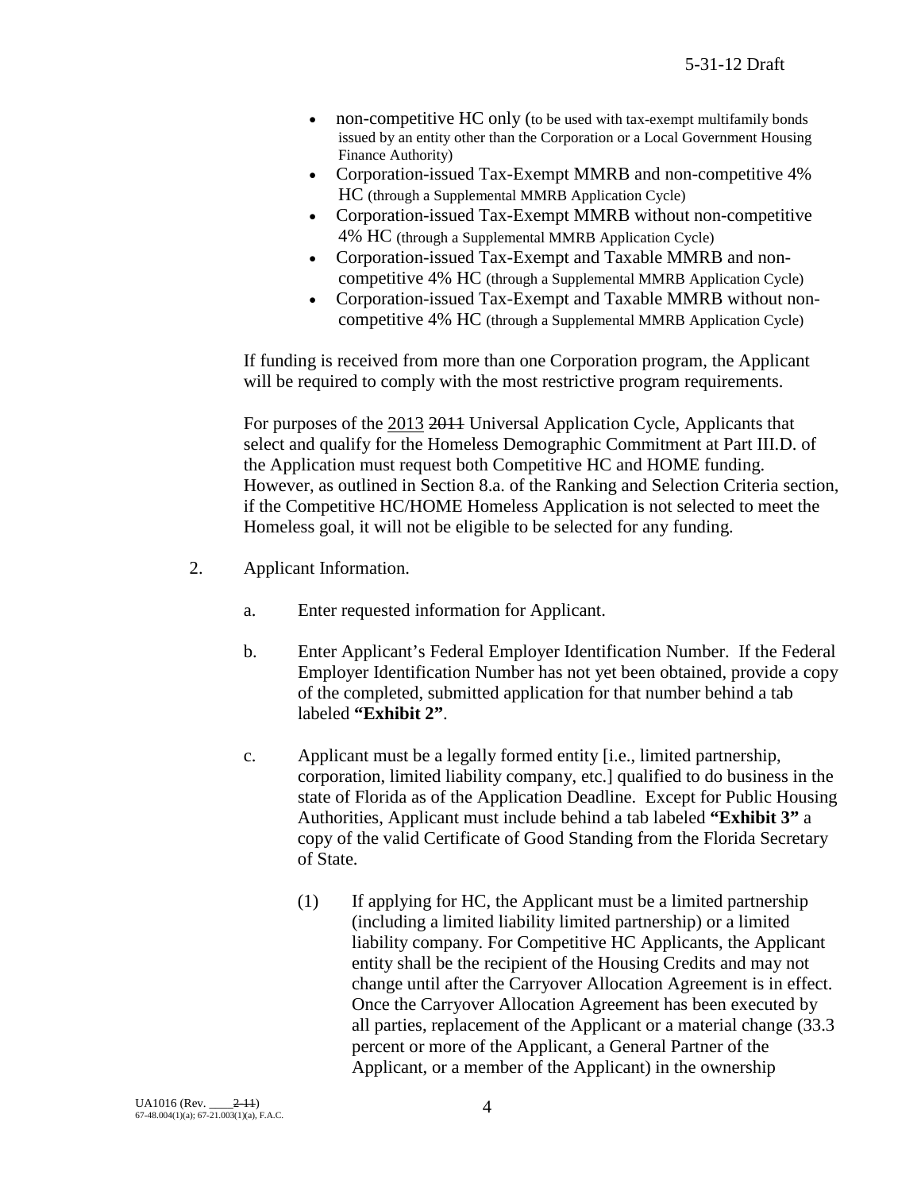- non-competitive HC only (to be used with tax-exempt multifamily bonds issued by an entity other than the Corporation or a Local Government Housing Finance Authority)
- Corporation-issued Tax-Exempt MMRB and non-competitive 4% HC (through a Supplemental MMRB Application Cycle)
- Corporation-issued Tax-Exempt MMRB without non-competitive 4% HC (through a Supplemental MMRB Application Cycle)
- Corporation-issued Tax-Exempt and Taxable MMRB and non-competitive 4% HC (through a Supplemental MMRB Application Cycle)
- Corporation-issued Tax-Exempt and Taxable MMRB without non-competitive 4% HC (through a Supplemental MMRB Application Cycle)

If funding is received from more than one Corporation program, the Applicant will be required to comply with the most restrictive program requirements.

For purposes of the 2013 ~~2011~~ Universal Application Cycle, Applicants that select and qualify for the Homeless Demographic Commitment at Part III.D. of the Application must request both Competitive HC and HOME funding. However, as outlined in Section 8.a. of the Ranking and Selection Criteria section, if the Competitive HC/HOME Homeless Application is not selected to meet the Homeless goal, it will not be eligible to be selected for any funding.

2. Applicant Information.

   a. Enter requested information for Applicant.

   b. Enter Applicant's Federal Employer Identification Number. If the Federal Employer Identification Number has not yet been obtained, provide a copy of the completed, submitted application for that number behind a tab labeled **"Exhibit 2"**.

   c. Applicant must be a legally formed entity [i.e., limited partnership, corporation, limited liability company, etc.] qualified to do business in the state of Florida as of the Application Deadline. Except for Public Housing Authorities, Applicant must include behind a tab labeled **"Exhibit 3"** a copy of the valid Certificate of Good Standing from the Florida Secretary of State.

      (1) If applying for HC, the Applicant must be a limited partnership (including a limited liability limited partnership) or a limited liability company. For Competitive HC Applicants, the Applicant entity shall be the recipient of the Housing Credits and may not change until after the Carryover Allocation Agreement is in effect. Once the Carryover Allocation Agreement has been executed by all parties, replacement of the Applicant or a material change (33.3 percent or more of the Applicant, a General Partner of the Applicant, or a member of the Applicant) in the ownership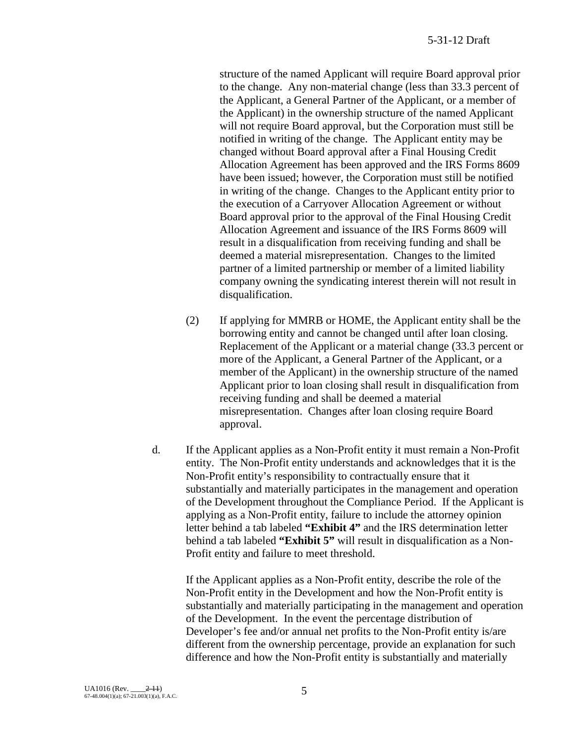structure of the named Applicant will require Board approval prior to the change. Any non-material change (less than 33.3 percent of the Applicant, a General Partner of the Applicant, or a member of the Applicant) in the ownership structure of the named Applicant will not require Board approval, but the Corporation must still be notified in writing of the change. The Applicant entity may be changed without Board approval after a Final Housing Credit Allocation Agreement has been approved and the IRS Forms 8609 have been issued; however, the Corporation must still be notified in writing of the change. Changes to the Applicant entity prior to the execution of a Carryover Allocation Agreement or without Board approval prior to the approval of the Final Housing Credit Allocation Agreement and issuance of the IRS Forms 8609 will result in a disqualification from receiving funding and shall be deemed a material misrepresentation. Changes to the limited partner of a limited partnership or member of a limited liability company owning the syndicating interest therein will not result in disqualification.

(2) If applying for MMRB or HOME, the Applicant entity shall be the borrowing entity and cannot be changed until after loan closing. Replacement of the Applicant or a material change (33.3 percent or more of the Applicant, a General Partner of the Applicant, or a member of the Applicant) in the ownership structure of the named Applicant prior to loan closing shall result in disqualification from receiving funding and shall be deemed a material misrepresentation. Changes after loan closing require Board approval.

d. If the Applicant applies as a Non-Profit entity it must remain a Non-Profit entity. The Non-Profit entity understands and acknowledges that it is the Non-Profit entity's responsibility to contractually ensure that it substantially and materially participates in the management and operation of the Development throughout the Compliance Period. If the Applicant is applying as a Non-Profit entity, failure to include the attorney opinion letter behind a tab labeled **"Exhibit 4"** and the IRS determination letter behind a tab labeled **"Exhibit 5"** will result in disqualification as a Non-Profit entity and failure to meet threshold.

If the Applicant applies as a Non-Profit entity, describe the role of the Non-Profit entity in the Development and how the Non-Profit entity is substantially and materially participating in the management and operation of the Development. In the event the percentage distribution of Developer's fee and/or annual net profits to the Non-Profit entity is/are different from the ownership percentage, provide an explanation for such difference and how the Non-Profit entity is substantially and materially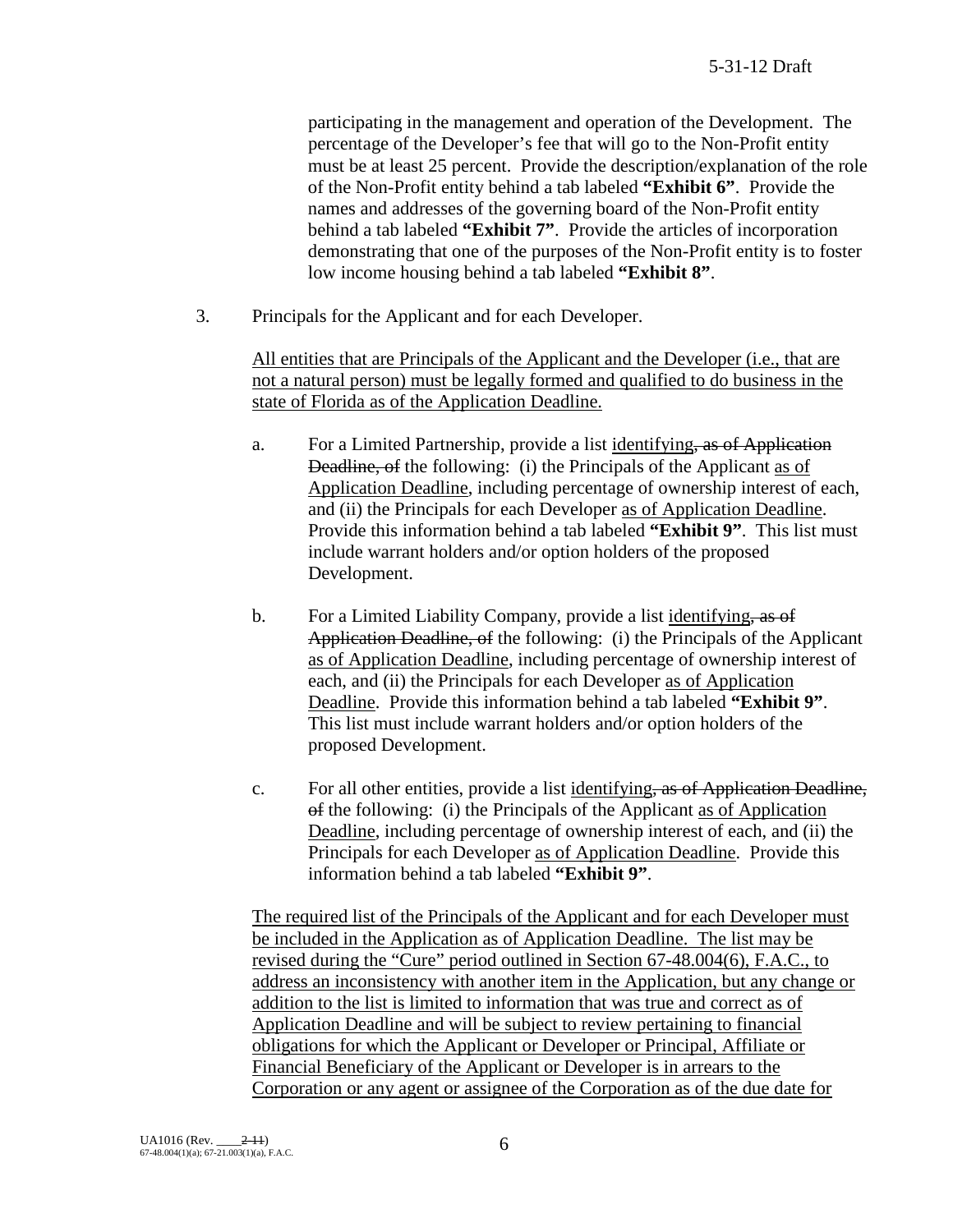participating in the management and operation of the Development. The percentage of the Developer's fee that will go to the Non-Profit entity must be at least 25 percent. Provide the description/explanation of the role of the Non-Profit entity behind a tab labeled **"Exhibit 6"**. Provide the names and addresses of the governing board of the Non-Profit entity behind a tab labeled **"Exhibit 7"**. Provide the articles of incorporation demonstrating that one of the purposes of the Non-Profit entity is to foster low income housing behind a tab labeled **"Exhibit 8"**.

3. Principals for the Applicant and for each Developer.

   All entities that are Principals of the Applicant and the Developer (i.e., that are not a natural person) must be legally formed and qualified to do business in the state of Florida as of the Application Deadline.

   a. For a Limited Partnership, provide a list identifying~~, as of Application Deadline, of~~ the following: (i) the Principals of the Applicant as of Application Deadline, including percentage of ownership interest of each, and (ii) the Principals for each Developer as of Application Deadline. Provide this information behind a tab labeled **"Exhibit 9"**. This list must include warrant holders and/or option holders of the proposed Development.

   b. For a Limited Liability Company, provide a list identifying~~, as of Application Deadline, of~~ the following: (i) the Principals of the Applicant as of Application Deadline, including percentage of ownership interest of each, and (ii) the Principals for each Developer as of Application Deadline. Provide this information behind a tab labeled **"Exhibit 9"**. This list must include warrant holders and/or option holders of the proposed Development.

   c. For all other entities, provide a list identifying~~, as of Application Deadline, of~~ the following: (i) the Principals of the Applicant as of Application Deadline, including percentage of ownership interest of each, and (ii) the Principals for each Developer as of Application Deadline. Provide this information behind a tab labeled **"Exhibit 9"**.

   The required list of the Principals of the Applicant and for each Developer must be included in the Application as of Application Deadline. The list may be revised during the "Cure" period outlined in Section 67-48.004(6), F.A.C., to address an inconsistency with another item in the Application, but any change or addition to the list is limited to information that was true and correct as of Application Deadline and will be subject to review pertaining to financial obligations for which the Applicant or Developer or Principal, Affiliate or Financial Beneficiary of the Applicant or Developer is in arrears to the Corporation or any agent or assignee of the Corporation as of the due date for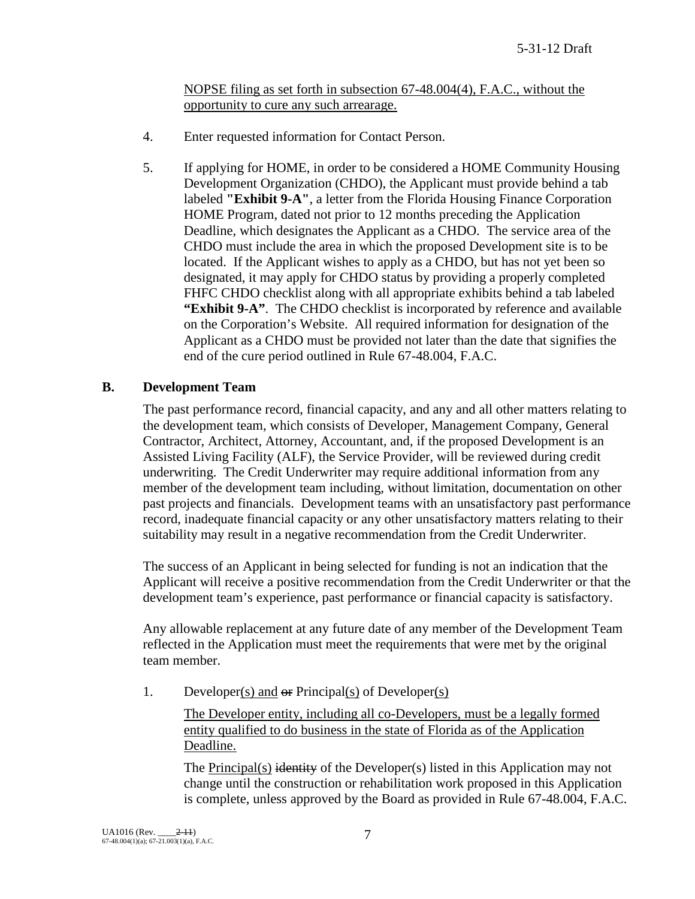NOPSE filing as set forth in subsection 67-48.004(4), F.A.C., without the opportunity to cure any such arrearage.

4. Enter requested information for Contact Person.

5. If applying for HOME, in order to be considered a HOME Community Housing Development Organization (CHDO), the Applicant must provide behind a tab labeled **"Exhibit 9-A"**, a letter from the Florida Housing Finance Corporation HOME Program, dated not prior to 12 months preceding the Application Deadline, which designates the Applicant as a CHDO. The service area of the CHDO must include the area in which the proposed Development site is to be located. If the Applicant wishes to apply as a CHDO, but has not yet been so designated, it may apply for CHDO status by providing a properly completed FHFC CHDO checklist along with all appropriate exhibits behind a tab labeled **"Exhibit 9-A"**. The CHDO checklist is incorporated by reference and available on the Corporation's Website. All required information for designation of the Applicant as a CHDO must be provided not later than the date that signifies the end of the cure period outlined in Rule 67-48.004, F.A.C.

## B. Development Team

The past performance record, financial capacity, and any and all other matters relating to the development team, which consists of Developer, Management Company, General Contractor, Architect, Attorney, Accountant, and, if the proposed Development is an Assisted Living Facility (ALF), the Service Provider, will be reviewed during credit underwriting. The Credit Underwriter may require additional information from any member of the development team including, without limitation, documentation on other past projects and financials. Development teams with an unsatisfactory past performance record, inadequate financial capacity or any other unsatisfactory matters relating to their suitability may result in a negative recommendation from the Credit Underwriter.

The success of an Applicant in being selected for funding is not an indication that the Applicant will receive a positive recommendation from the Credit Underwriter or that the development team's experience, past performance or financial capacity is satisfactory.

Any allowable replacement at any future date of any member of the Development Team reflected in the Application must meet the requirements that were met by the original team member.

1. Developer(s) and ~~or~~ Principal(s) of Developer(s)

   The Developer entity, including all co-Developers, must be a legally formed entity qualified to do business in the state of Florida as of the Application Deadline.

   The Principal(s) ~~identity~~ of the Developer(s) listed in this Application may not change until the construction or rehabilitation work proposed in this Application is complete, unless approved by the Board as provided in Rule 67-48.004, F.A.C.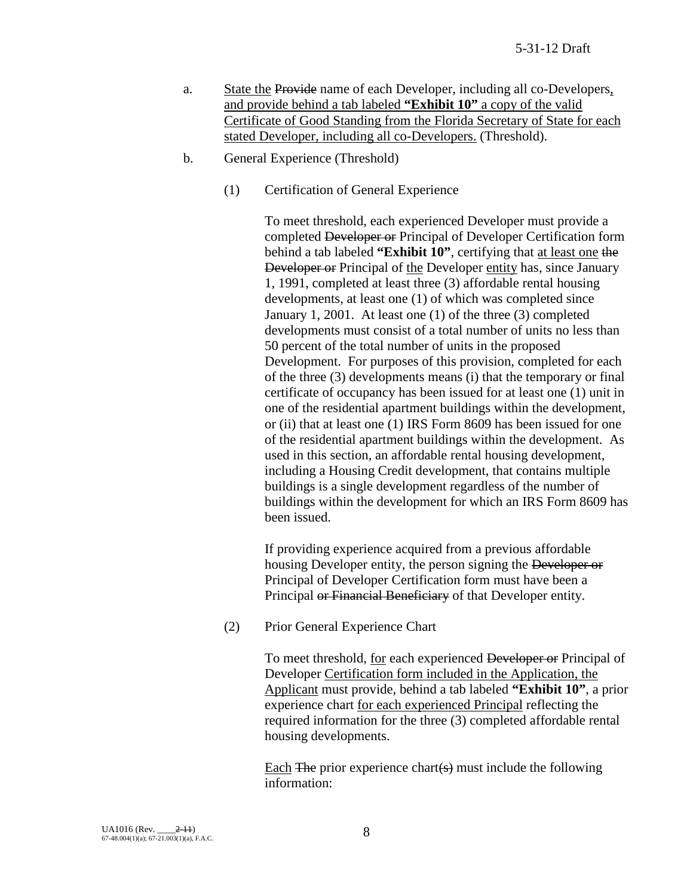a. State the ~~Provide~~ name of each Developer, including all co-Developers, and provide behind a tab labeled **"Exhibit 10"** a copy of the valid Certificate of Good Standing from the Florida Secretary of State for each stated Developer, including all co-Developers. (Threshold).

b. General Experience (Threshold)

(1) Certification of General Experience

To meet threshold, each experienced Developer must provide a completed ~~Developer or~~ Principal of Developer Certification form behind a tab labeled **"Exhibit 10"**, certifying that at least one ~~the Developer or~~ Principal of the Developer entity has, since January 1, 1991, completed at least three (3) affordable rental housing developments, at least one (1) of which was completed since January 1, 2001. At least one (1) of the three (3) completed developments must consist of a total number of units no less than 50 percent of the total number of units in the proposed Development. For purposes of this provision, completed for each of the three (3) developments means (i) that the temporary or final certificate of occupancy has been issued for at least one (1) unit in one of the residential apartment buildings within the development, or (ii) that at least one (1) IRS Form 8609 has been issued for one of the residential apartment buildings within the development. As used in this section, an affordable rental housing development, including a Housing Credit development, that contains multiple buildings is a single development regardless of the number of buildings within the development for which an IRS Form 8609 has been issued.

If providing experience acquired from a previous affordable housing Developer entity, the person signing the ~~Developer or~~ Principal of Developer Certification form must have been a Principal ~~or Financial Beneficiary~~ of that Developer entity.

(2) Prior General Experience Chart

To meet threshold, for each experienced ~~Developer or~~ Principal of Developer Certification form included in the Application, the Applicant must provide, behind a tab labeled **"Exhibit 10"**, a prior experience chart for each experienced Principal reflecting the required information for the three (3) completed affordable rental housing developments.

Each ~~The~~ prior experience chart~~(s)~~ must include the following information: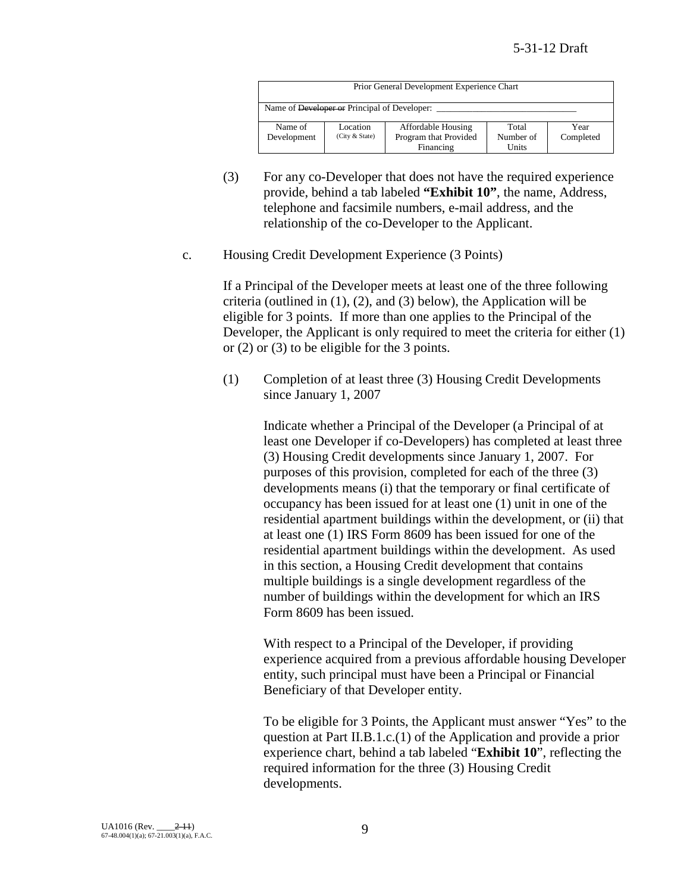| Prior General Development Experience Chart | | | | |
|---|---|---|---|---|
| Name of ~~Developer or~~ Principal of Developer: ______________________________ | | | | |
| Name of Development | Location (City & State) | Affordable Housing Program that Provided Financing | Total Number of Units | Year Completed |

(3) For any co-Developer that does not have the required experience provide, behind a tab labeled **"Exhibit 10"**, the name, Address, telephone and facsimile numbers, e-mail address, and the relationship of the co-Developer to the Applicant.

c. Housing Credit Development Experience (3 Points)

If a Principal of the Developer meets at least one of the three following criteria (outlined in (1), (2), and (3) below), the Application will be eligible for 3 points. If more than one applies to the Principal of the Developer, the Applicant is only required to meet the criteria for either (1) or (2) or (3) to be eligible for the 3 points.

(1) Completion of at least three (3) Housing Credit Developments since January 1, 2007

Indicate whether a Principal of the Developer (a Principal of at least one Developer if co-Developers) has completed at least three (3) Housing Credit developments since January 1, 2007. For purposes of this provision, completed for each of the three (3) developments means (i) that the temporary or final certificate of occupancy has been issued for at least one (1) unit in one of the residential apartment buildings within the development, or (ii) that at least one (1) IRS Form 8609 has been issued for one of the residential apartment buildings within the development. As used in this section, a Housing Credit development that contains multiple buildings is a single development regardless of the number of buildings within the development for which an IRS Form 8609 has been issued.

With respect to a Principal of the Developer, if providing experience acquired from a previous affordable housing Developer entity, such principal must have been a Principal or Financial Beneficiary of that Developer entity.

To be eligible for 3 Points, the Applicant must answer "Yes" to the question at Part II.B.1.c.(1) of the Application and provide a prior experience chart, behind a tab labeled "**Exhibit 10**", reflecting the required information for the three (3) Housing Credit developments.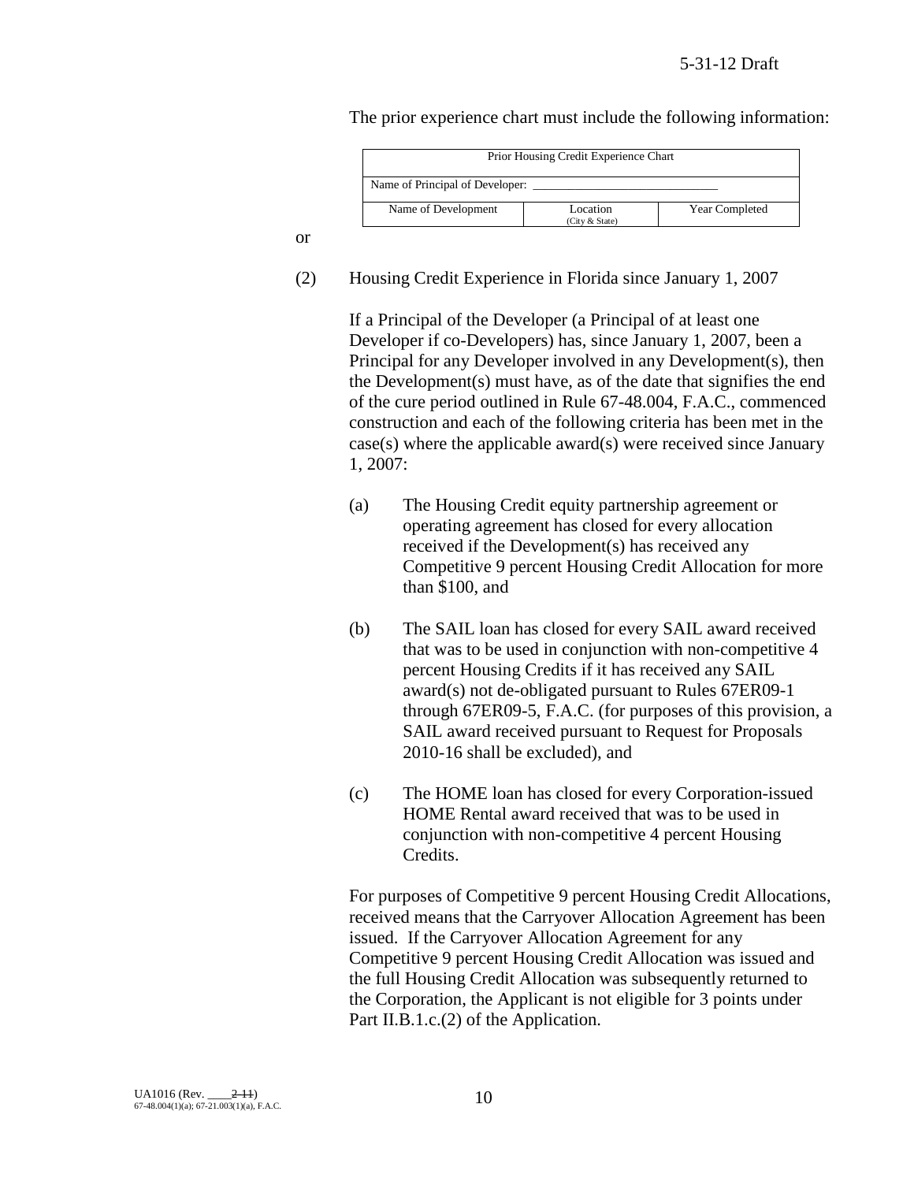The prior experience chart must include the following information:

| Prior Housing Credit Experience Chart | | |
|---|---|---|
| Name of Principal of Developer: ____________________________ | | |
| Name of Development | Location (City & State) | Year Completed |

or

(2) Housing Credit Experience in Florida since January 1, 2007

If a Principal of the Developer (a Principal of at least one Developer if co-Developers) has, since January 1, 2007, been a Principal for any Developer involved in any Development(s), then the Development(s) must have, as of the date that signifies the end of the cure period outlined in Rule 67-48.004, F.A.C., commenced construction and each of the following criteria has been met in the case(s) where the applicable award(s) were received since January 1, 2007:

(a) The Housing Credit equity partnership agreement or operating agreement has closed for every allocation received if the Development(s) has received any Competitive 9 percent Housing Credit Allocation for more than $100, and

(b) The SAIL loan has closed for every SAIL award received that was to be used in conjunction with non-competitive 4 percent Housing Credits if it has received any SAIL award(s) not de-obligated pursuant to Rules 67ER09-1 through 67ER09-5, F.A.C. (for purposes of this provision, a SAIL award received pursuant to Request for Proposals 2010-16 shall be excluded), and

(c) The HOME loan has closed for every Corporation-issued HOME Rental award received that was to be used in conjunction with non-competitive 4 percent Housing Credits.

For purposes of Competitive 9 percent Housing Credit Allocations, received means that the Carryover Allocation Agreement has been issued. If the Carryover Allocation Agreement for any Competitive 9 percent Housing Credit Allocation was issued and the full Housing Credit Allocation was subsequently returned to the Corporation, the Applicant is not eligible for 3 points under Part II.B.1.c.(2) of the Application.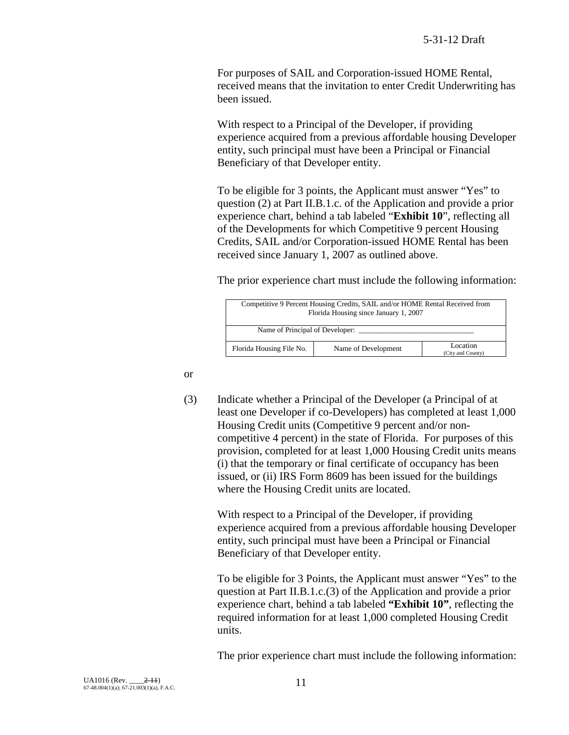For purposes of SAIL and Corporation-issued HOME Rental, received means that the invitation to enter Credit Underwriting has been issued.

With respect to a Principal of the Developer, if providing experience acquired from a previous affordable housing Developer entity, such principal must have been a Principal or Financial Beneficiary of that Developer entity.

To be eligible for 3 points, the Applicant must answer "Yes" to question (2) at Part II.B.1.c. of the Application and provide a prior experience chart, behind a tab labeled "**Exhibit 10**", reflecting all of the Developments for which Competitive 9 percent Housing Credits, SAIL and/or Corporation-issued HOME Rental has been received since January 1, 2007 as outlined above.

The prior experience chart must include the following information:

| Competitive 9 Percent Housing Credits, SAIL and/or HOME Rental Received from Florida Housing since January 1, 2007 | | |
|---|---|---|
| Name of Principal of Developer: ______________________________ | | |
| Florida Housing File No. | Name of Development | Location (City and County) |

or

(3) Indicate whether a Principal of the Developer (a Principal of at least one Developer if co-Developers) has completed at least 1,000 Housing Credit units (Competitive 9 percent and/or non-competitive 4 percent) in the state of Florida. For purposes of this provision, completed for at least 1,000 Housing Credit units means (i) that the temporary or final certificate of occupancy has been issued, or (ii) IRS Form 8609 has been issued for the buildings where the Housing Credit units are located.

With respect to a Principal of the Developer, if providing experience acquired from a previous affordable housing Developer entity, such principal must have been a Principal or Financial Beneficiary of that Developer entity.

To be eligible for 3 Points, the Applicant must answer "Yes" to the question at Part II.B.1.c.(3) of the Application and provide a prior experience chart, behind a tab labeled **"Exhibit 10"**, reflecting the required information for at least 1,000 completed Housing Credit units.

The prior experience chart must include the following information: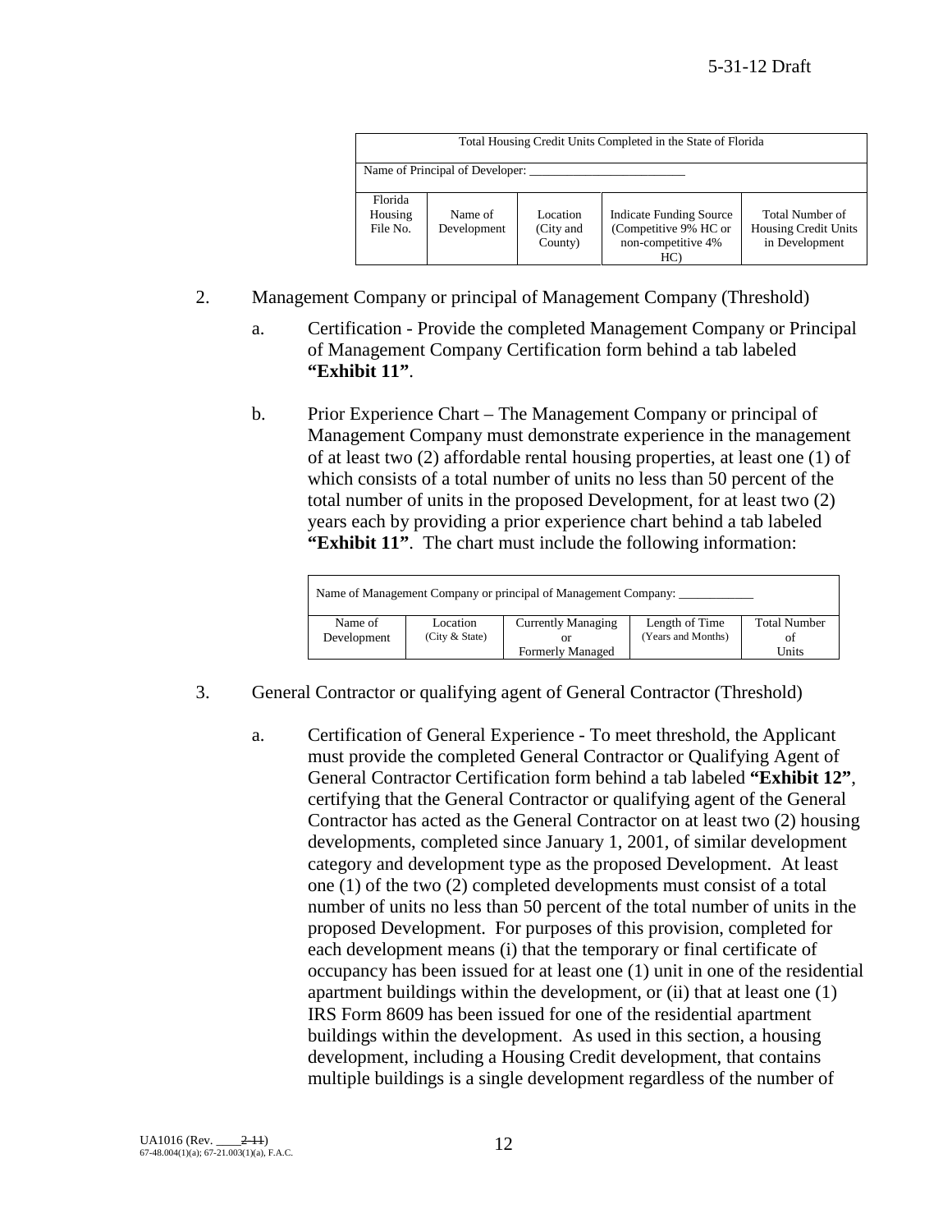| Total Housing Credit Units Completed in the State of Florida | | | | |
|---|---|---|---|---|
| Name of Principal of Developer: \_\_\_\_\_\_\_\_\_\_\_\_\_\_\_\_\_\_\_\_\_\_\_\_\_ | | | | |
| Florida Housing File No. | Name of Development | Location (City and County) | Indicate Funding Source (Competitive 9% HC or non-competitive 4% HC) | Total Number of Housing Credit Units in Development |

2. Management Company or principal of Management Company (Threshold)

   a. Certification - Provide the completed Management Company or Principal of Management Company Certification form behind a tab labeled **"Exhibit 11"**.

   b. Prior Experience Chart – The Management Company or principal of Management Company must demonstrate experience in the management of at least two (2) affordable rental housing properties, at least one (1) of which consists of a total number of units no less than 50 percent of the total number of units in the proposed Development, for at least two (2) years each by providing a prior experience chart behind a tab labeled **"Exhibit 11"**. The chart must include the following information:

| Name of Management Company or principal of Management Company: \_\_\_\_\_\_\_\_\_\_\_\_ | | | | |
|---|---|---|---|---|
| Name of Development | Location (City & State) | Currently Managing or Formerly Managed | Length of Time (Years and Months) | Total Number of Units |

3. General Contractor or qualifying agent of General Contractor (Threshold)

   a. Certification of General Experience - To meet threshold, the Applicant must provide the completed General Contractor or Qualifying Agent of General Contractor Certification form behind a tab labeled **"Exhibit 12"**, certifying that the General Contractor or qualifying agent of the General Contractor has acted as the General Contractor on at least two (2) housing developments, completed since January 1, 2001, of similar development category and development type as the proposed Development. At least one (1) of the two (2) completed developments must consist of a total number of units no less than 50 percent of the total number of units in the proposed Development. For purposes of this provision, completed for each development means (i) that the temporary or final certificate of occupancy has been issued for at least one (1) unit in one of the residential apartment buildings within the development, or (ii) that at least one (1) IRS Form 8609 has been issued for one of the residential apartment buildings within the development. As used in this section, a housing development, including a Housing Credit development, that contains multiple buildings is a single development regardless of the number of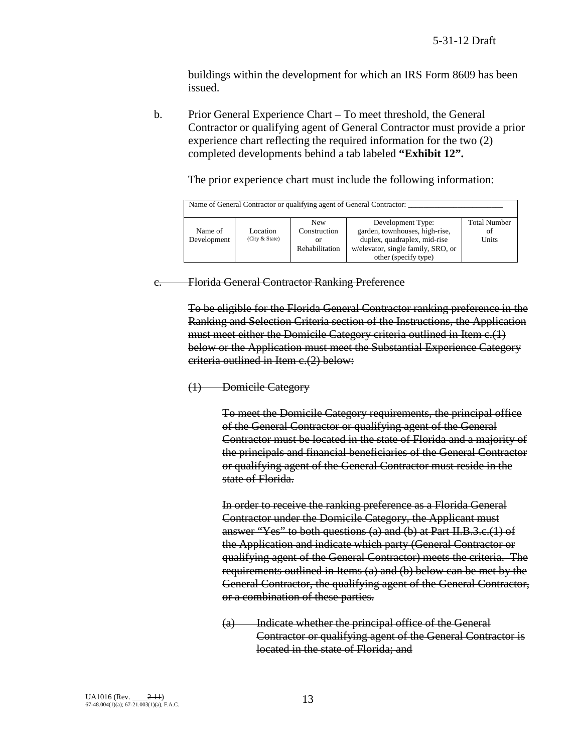buildings within the development for which an IRS Form 8609 has been issued.

b. Prior General Experience Chart – To meet threshold, the General Contractor or qualifying agent of General Contractor must provide a prior experience chart reflecting the required information for the two (2) completed developments behind a tab labeled **"Exhibit 12".**

The prior experience chart must include the following information:

| Name of General Contractor or qualifying agent of General Contractor: ________________________ | | | | |
|---|---|---|---|---|
| Name of Development | Location (City & State) | New Construction or Rehabilitation | Development Type: garden, townhouses, high-rise, duplex, quadraplex, mid-rise w/elevator, single family, SRO, or other (specify type) | Total Number of Units |

~~c. Florida General Contractor Ranking Preference~~

~~To be eligible for the Florida General Contractor ranking preference in the Ranking and Selection Criteria section of the Instructions, the Application must meet either the Domicile Category criteria outlined in Item c.(1) below or the Application must meet the Substantial Experience Category criteria outlined in Item c.(2) below:~~

~~(1) Domicile Category~~

~~To meet the Domicile Category requirements, the principal office of the General Contractor or qualifying agent of the General Contractor must be located in the state of Florida and a majority of the principals and financial beneficiaries of the General Contractor or qualifying agent of the General Contractor must reside in the state of Florida.~~

~~In order to receive the ranking preference as a Florida General Contractor under the Domicile Category, the Applicant must answer "Yes" to both questions (a) and (b) at Part II.B.3.c.(1) of the Application and indicate which party (General Contractor or qualifying agent of the General Contractor) meets the criteria. The requirements outlined in Items (a) and (b) below can be met by the General Contractor, the qualifying agent of the General Contractor, or a combination of these parties.~~

~~(a) Indicate whether the principal office of the General Contractor or qualifying agent of the General Contractor is located in the state of Florida; and~~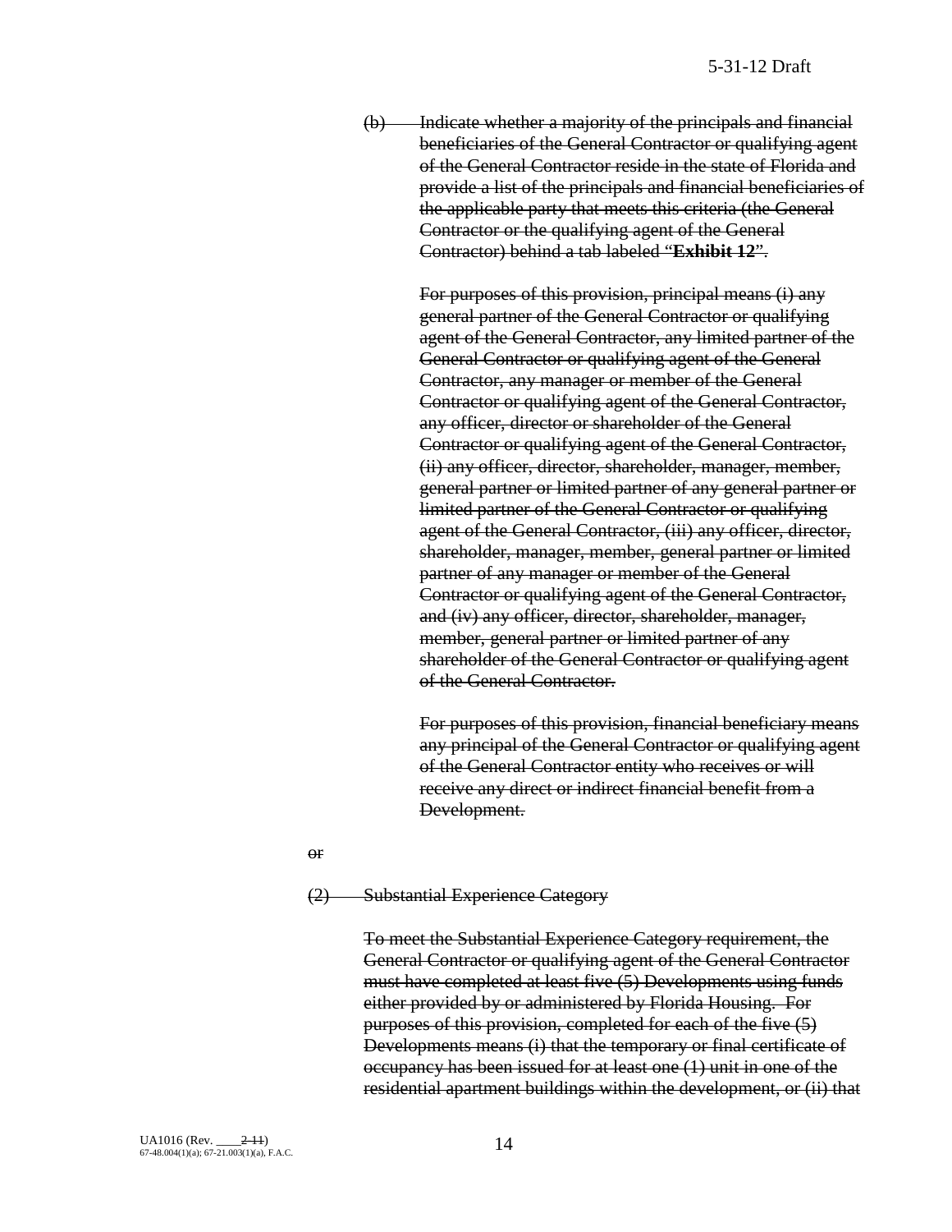~~(b) Indicate whether a majority of the principals and financial beneficiaries of the General Contractor or qualifying agent of the General Contractor reside in the state of Florida and provide a list of the principals and financial beneficiaries of the applicable party that meets this criteria (the General Contractor or the qualifying agent of the General Contractor) behind a tab labeled "**Exhibit 12**".~~

~~For purposes of this provision, principal means (i) any general partner of the General Contractor or qualifying agent of the General Contractor, any limited partner of the General Contractor or qualifying agent of the General Contractor, any manager or member of the General Contractor or qualifying agent of the General Contractor, any officer, director or shareholder of the General Contractor or qualifying agent of the General Contractor, (ii) any officer, director, shareholder, manager, member, general partner or limited partner of any general partner or limited partner of the General Contractor or qualifying agent of the General Contractor, (iii) any officer, director, shareholder, manager, member, general partner or limited partner of any manager or member of the General Contractor or qualifying agent of the General Contractor, and (iv) any officer, director, shareholder, manager, member, general partner or limited partner of any shareholder of the General Contractor or qualifying agent of the General Contractor.~~

~~For purposes of this provision, financial beneficiary means any principal of the General Contractor or qualifying agent of the General Contractor entity who receives or will receive any direct or indirect financial benefit from a Development.~~

~~or~~

~~(2) Substantial Experience Category~~

~~To meet the Substantial Experience Category requirement, the General Contractor or qualifying agent of the General Contractor must have completed at least five (5) Developments using funds either provided by or administered by Florida Housing. For purposes of this provision, completed for each of the five (5) Developments means (i) that the temporary or final certificate of occupancy has been issued for at least one (1) unit in one of the residential apartment buildings within the development, or (ii) that~~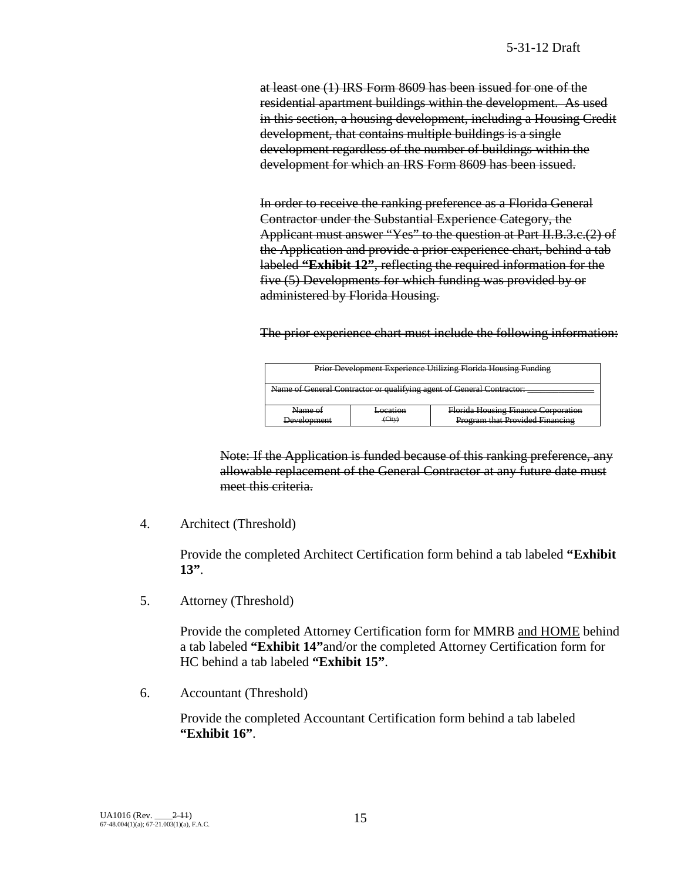~~at least one (1) IRS Form 8609 has been issued for one of the residential apartment buildings within the development. As used in this section, a housing development, including a Housing Credit development, that contains multiple buildings is a single development regardless of the number of buildings within the development for which an IRS Form 8609 has been issued.~~

~~In order to receive the ranking preference as a Florida General Contractor under the Substantial Experience Category, the Applicant must answer "Yes" to the question at Part II.B.3.c.(2) of the Application and provide a prior experience chart, behind a tab labeled **"Exhibit 12"**, reflecting the required information for the five (5) Developments for which funding was provided by or administered by Florida Housing.~~

~~The prior experience chart must include the following information:~~

| ~~Prior Development Experience Utilizing Florida Housing Funding~~ | | |
|---|---|---|
| ~~Name of General Contractor or qualifying agent of General Contractor: ______________~~ | | |
| ~~Name of Development~~ | ~~Location (City)~~ | ~~Florida Housing Finance Corporation Program that Provided Financing~~ |

~~Note: If the Application is funded because of this ranking preference, any allowable replacement of the General Contractor at any future date must meet this criteria.~~

4. Architect (Threshold)

   Provide the completed Architect Certification form behind a tab labeled **"Exhibit 13"**.

5. Attorney (Threshold)

   Provide the completed Attorney Certification form for MMRB <u>and HOME</u> behind a tab labeled **"Exhibit 14"**and/or the completed Attorney Certification form for HC behind a tab labeled **"Exhibit 15"**.

6. Accountant (Threshold)

   Provide the completed Accountant Certification form behind a tab labeled **"Exhibit 16"**.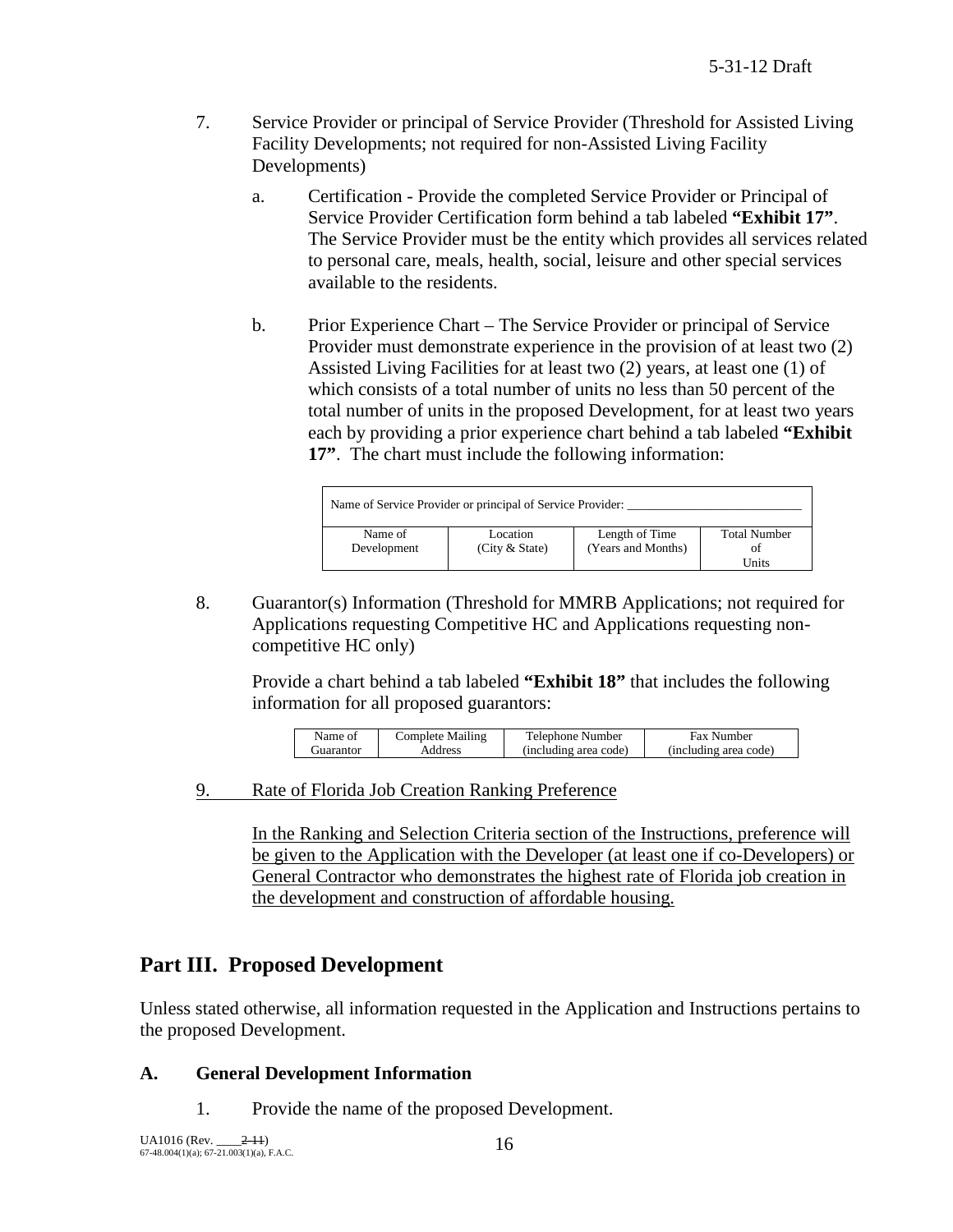7. Service Provider or principal of Service Provider (Threshold for Assisted Living Facility Developments; not required for non-Assisted Living Facility Developments)

   a. Certification - Provide the completed Service Provider or Principal of Service Provider Certification form behind a tab labeled **"Exhibit 17"**. The Service Provider must be the entity which provides all services related to personal care, meals, health, social, leisure and other special services available to the residents.

   b. Prior Experience Chart – The Service Provider or principal of Service Provider must demonstrate experience in the provision of at least two (2) Assisted Living Facilities for at least two (2) years, at least one (1) of which consists of a total number of units no less than 50 percent of the total number of units in the proposed Development, for at least two years each by providing a prior experience chart behind a tab labeled **"Exhibit 17"**. The chart must include the following information:

| Name of Service Provider or principal of Service Provider: ___________________________ | | | |
|---|---|---|---|
| Name of Development | Location (City & State) | Length of Time (Years and Months) | Total Number of Units |

8. Guarantor(s) Information (Threshold for MMRB Applications; not required for Applications requesting Competitive HC and Applications requesting non-competitive HC only)

   Provide a chart behind a tab labeled **"Exhibit 18"** that includes the following information for all proposed guarantors:

| Name of Guarantor | Complete Mailing Address | Telephone Number (including area code) | Fax Number (including area code) |
|---|---|---|---|

<u>9. Rate of Florida Job Creation Ranking Preference</u>

<u>In the Ranking and Selection Criteria section of the Instructions, preference will be given to the Application with the Developer (at least one if co-Developers) or General Contractor who demonstrates the highest rate of Florida job creation in the development and construction of affordable housing.</u>

## Part III. Proposed Development

Unless stated otherwise, all information requested in the Application and Instructions pertains to the proposed Development.

### A. General Development Information

1. Provide the name of the proposed Development.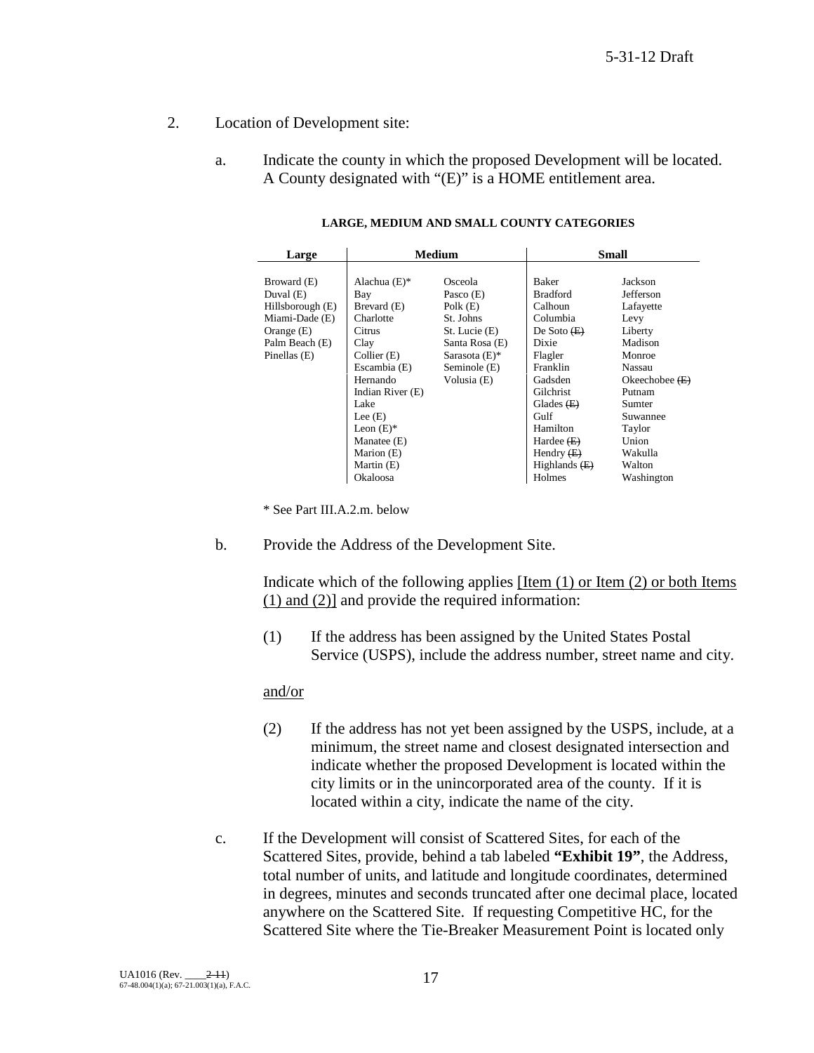2. Location of Development site:

   a. Indicate the county in which the proposed Development will be located. A County designated with "(E)" is a HOME entitlement area.

**LARGE, MEDIUM AND SMALL COUNTY CATEGORIES**

| Large | Medium | | Small | |
|---|---|---|---|---|
| Broward (E) | Alachua (E)* | Osceola | Baker | Jackson |
| Duval (E) | Bay | Pasco (E) | Bradford | Jefferson |
| Hillsborough (E) | Brevard (E) | Polk (E) | Calhoun | Lafayette |
| Miami-Dade (E) | Charlotte | St. Johns | Columbia | Levy |
| Orange (E) | Citrus | St. Lucie (E) | De Soto ~~(E)~~ | Liberty |
| Palm Beach (E) | Clay | Santa Rosa (E) | Dixie | Madison |
| Pinellas (E) | Collier (E) | Sarasota (E)* | Flagler | Monroe |
| | Escambia (E) | Seminole (E) | Franklin | Nassau |
| | Hernando | Volusia (E) | Gadsden | Okeechobee ~~(E)~~ |
| | Indian River (E) | | Gilchrist | Putnam |
| | Lake | | Glades ~~(E)~~ | Sumter |
| | Lee (E) | | Gulf | Suwannee |
| | Leon (E)* | | Hamilton | Taylor |
| | Manatee (E) | | Hardee ~~(E)~~ | Union |
| | Marion (E) | | Hendry ~~(E)~~ | Wakulla |
| | Martin (E) | | Highlands ~~(E)~~ | Walton |
| | Okaloosa | | Holmes | Washington |

\* See Part III.A.2.m. below

   b. Provide the Address of the Development Site.

      Indicate which of the following applies <u>[Item (1) or Item (2) or both Items (1) and (2)]</u> and provide the required information:

      (1) If the address has been assigned by the United States Postal Service (USPS), include the address number, street name and city.

      <u>and/or</u>

      (2) If the address has not yet been assigned by the USPS, include, at a minimum, the street name and closest designated intersection and indicate whether the proposed Development is located within the city limits or in the unincorporated area of the county. If it is located within a city, indicate the name of the city.

   c. If the Development will consist of Scattered Sites, for each of the Scattered Sites, provide, behind a tab labeled **"Exhibit 19"**, the Address, total number of units, and latitude and longitude coordinates, determined in degrees, minutes and seconds truncated after one decimal place, located anywhere on the Scattered Site. If requesting Competitive HC, for the Scattered Site where the Tie-Breaker Measurement Point is located only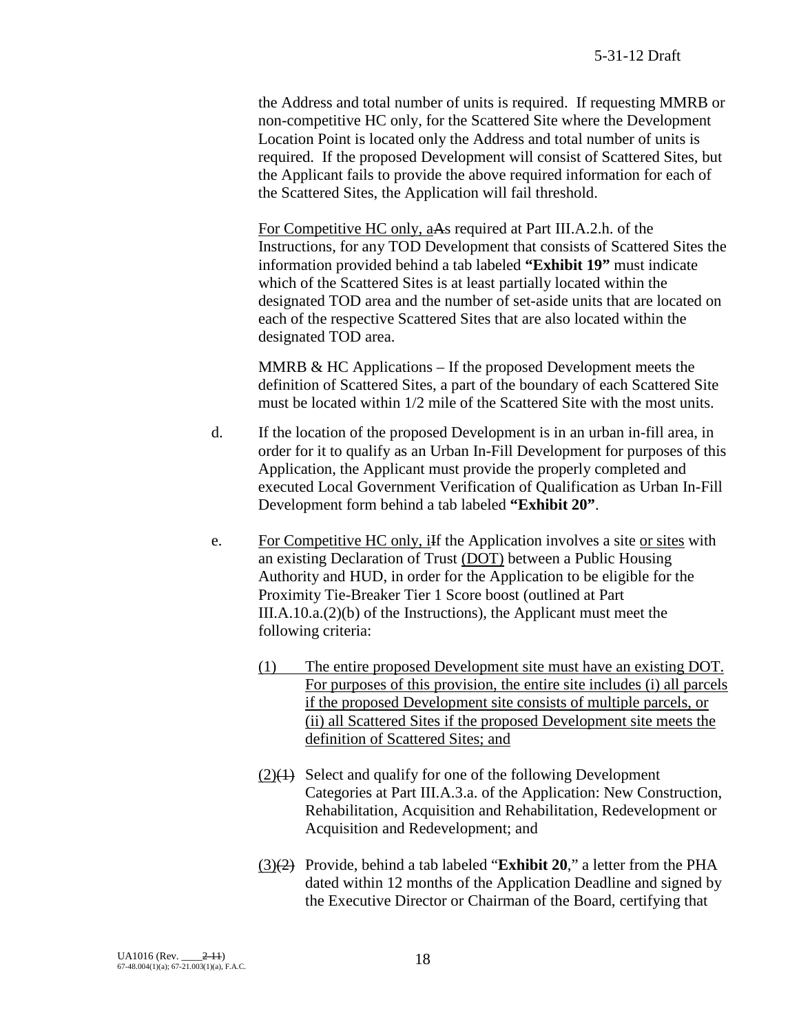the Address and total number of units is required. If requesting MMRB or non-competitive HC only, for the Scattered Site where the Development Location Point is located only the Address and total number of units is required. If the proposed Development will consist of Scattered Sites, but the Applicant fails to provide the above required information for each of the Scattered Sites, the Application will fail threshold.

For Competitive HC only, aAs required at Part III.A.2.h. of the Instructions, for any TOD Development that consists of Scattered Sites the information provided behind a tab labeled **"Exhibit 19"** must indicate which of the Scattered Sites is at least partially located within the designated TOD area and the number of set-aside units that are located on each of the respective Scattered Sites that are also located within the designated TOD area.

MMRB & HC Applications – If the proposed Development meets the definition of Scattered Sites, a part of the boundary of each Scattered Site must be located within 1/2 mile of the Scattered Site with the most units.

d. If the location of the proposed Development is in an urban in-fill area, in order for it to qualify as an Urban In-Fill Development for purposes of this Application, the Applicant must provide the properly completed and executed Local Government Verification of Qualification as Urban In-Fill Development form behind a tab labeled **"Exhibit 20"**.

e. For Competitive HC only, iIf the Application involves a site or sites with an existing Declaration of Trust (DOT) between a Public Housing Authority and HUD, in order for the Application to be eligible for the Proximity Tie-Breaker Tier 1 Score boost (outlined at Part III.A.10.a.(2)(b) of the Instructions), the Applicant must meet the following criteria:

(1) The entire proposed Development site must have an existing DOT. For purposes of this provision, the entire site includes (i) all parcels if the proposed Development site consists of multiple parcels, or (ii) all Scattered Sites if the proposed Development site meets the definition of Scattered Sites; and

(2)(1) Select and qualify for one of the following Development Categories at Part III.A.3.a. of the Application: New Construction, Rehabilitation, Acquisition and Rehabilitation, Redevelopment or Acquisition and Redevelopment; and

(3)(2) Provide, behind a tab labeled "**Exhibit 20**," a letter from the PHA dated within 12 months of the Application Deadline and signed by the Executive Director or Chairman of the Board, certifying that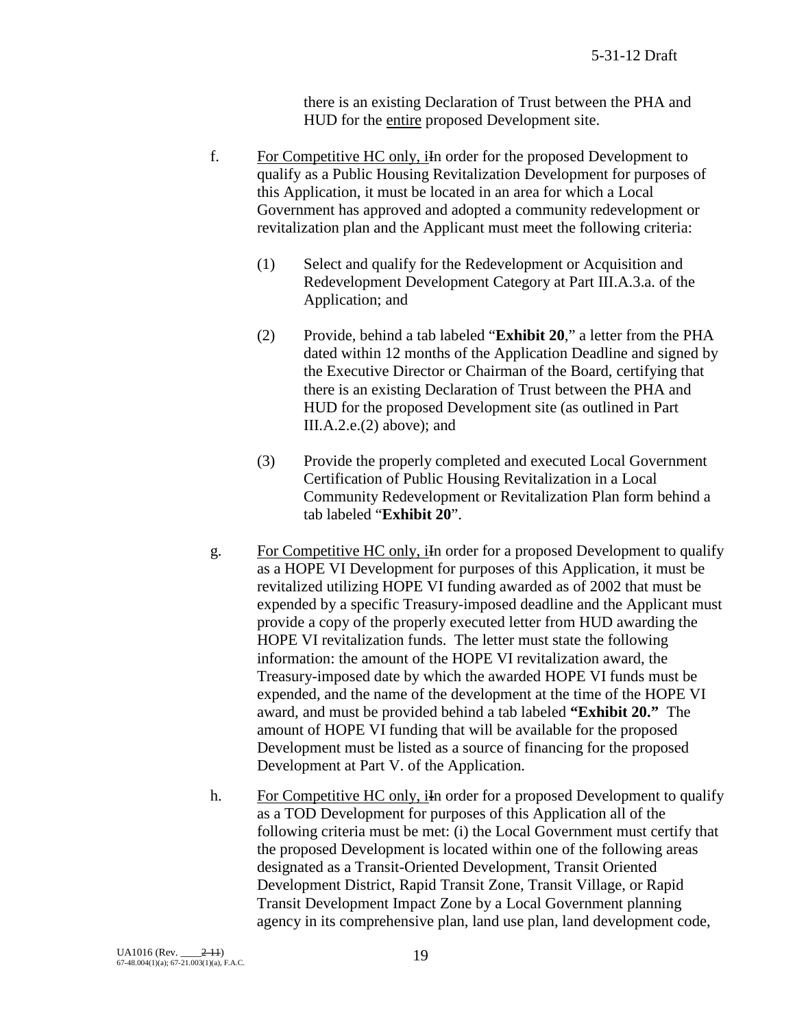there is an existing Declaration of Trust between the PHA and HUD for the entire proposed Development site.

f. For Competitive HC only, iIn order for the proposed Development to qualify as a Public Housing Revitalization Development for purposes of this Application, it must be located in an area for which a Local Government has approved and adopted a community redevelopment or revitalization plan and the Applicant must meet the following criteria:

(1) Select and qualify for the Redevelopment or Acquisition and Redevelopment Development Category at Part III.A.3.a. of the Application; and

(2) Provide, behind a tab labeled "**Exhibit 20**," a letter from the PHA dated within 12 months of the Application Deadline and signed by the Executive Director or Chairman of the Board, certifying that there is an existing Declaration of Trust between the PHA and HUD for the proposed Development site (as outlined in Part III.A.2.e.(2) above); and

(3) Provide the properly completed and executed Local Government Certification of Public Housing Revitalization in a Local Community Redevelopment or Revitalization Plan form behind a tab labeled "**Exhibit 20**".

g. For Competitive HC only, iIn order for a proposed Development to qualify as a HOPE VI Development for purposes of this Application, it must be revitalized utilizing HOPE VI funding awarded as of 2002 that must be expended by a specific Treasury-imposed deadline and the Applicant must provide a copy of the properly executed letter from HUD awarding the HOPE VI revitalization funds. The letter must state the following information: the amount of the HOPE VI revitalization award, the Treasury-imposed date by which the awarded HOPE VI funds must be expended, and the name of the development at the time of the HOPE VI award, and must be provided behind a tab labeled **"Exhibit 20."** The amount of HOPE VI funding that will be available for the proposed Development must be listed as a source of financing for the proposed Development at Part V. of the Application.

h. For Competitive HC only, iIn order for a proposed Development to qualify as a TOD Development for purposes of this Application all of the following criteria must be met: (i) the Local Government must certify that the proposed Development is located within one of the following areas designated as a Transit-Oriented Development, Transit Oriented Development District, Rapid Transit Zone, Transit Village, or Rapid Transit Development Impact Zone by a Local Government planning agency in its comprehensive plan, land use plan, land development code,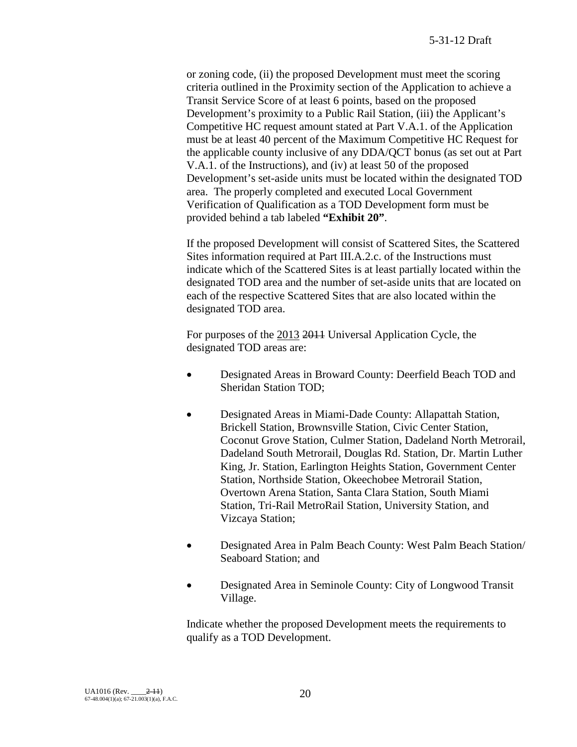or zoning code, (ii) the proposed Development must meet the scoring criteria outlined in the Proximity section of the Application to achieve a Transit Service Score of at least 6 points, based on the proposed Development's proximity to a Public Rail Station, (iii) the Applicant's Competitive HC request amount stated at Part V.A.1. of the Application must be at least 40 percent of the Maximum Competitive HC Request for the applicable county inclusive of any DDA/QCT bonus (as set out at Part V.A.1. of the Instructions), and (iv) at least 50 of the proposed Development's set-aside units must be located within the designated TOD area. The properly completed and executed Local Government Verification of Qualification as a TOD Development form must be provided behind a tab labeled **"Exhibit 20"**.

If the proposed Development will consist of Scattered Sites, the Scattered Sites information required at Part III.A.2.c. of the Instructions must indicate which of the Scattered Sites is at least partially located within the designated TOD area and the number of set-aside units that are located on each of the respective Scattered Sites that are also located within the designated TOD area.

For purposes of the 2013 ~~2011~~ Universal Application Cycle, the designated TOD areas are:

- Designated Areas in Broward County: Deerfield Beach TOD and Sheridan Station TOD;
- Designated Areas in Miami-Dade County: Allapattah Station, Brickell Station, Brownsville Station, Civic Center Station, Coconut Grove Station, Culmer Station, Dadeland North Metrorail, Dadeland South Metrorail, Douglas Rd. Station, Dr. Martin Luther King, Jr. Station, Earlington Heights Station, Government Center Station, Northside Station, Okeechobee Metrorail Station, Overtown Arena Station, Santa Clara Station, South Miami Station, Tri-Rail MetroRail Station, University Station, and Vizcaya Station;
- Designated Area in Palm Beach County: West Palm Beach Station/ Seaboard Station; and
- Designated Area in Seminole County: City of Longwood Transit Village.

Indicate whether the proposed Development meets the requirements to qualify as a TOD Development.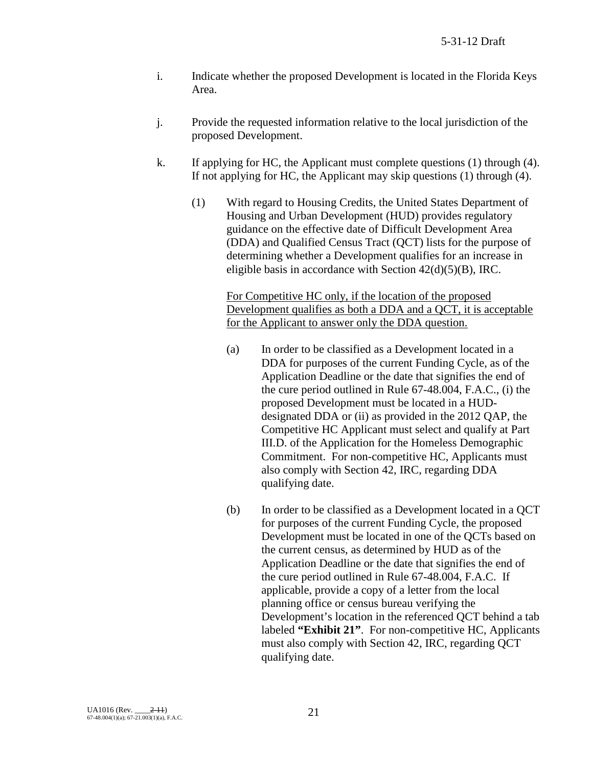i. Indicate whether the proposed Development is located in the Florida Keys Area.

j. Provide the requested information relative to the local jurisdiction of the proposed Development.

k. If applying for HC, the Applicant must complete questions (1) through (4). If not applying for HC, the Applicant may skip questions (1) through (4).

(1) With regard to Housing Credits, the United States Department of Housing and Urban Development (HUD) provides regulatory guidance on the effective date of Difficult Development Area (DDA) and Qualified Census Tract (QCT) lists for the purpose of determining whether a Development qualifies for an increase in eligible basis in accordance with Section 42(d)(5)(B), IRC.

<u>For Competitive HC only, if the location of the proposed Development qualifies as both a DDA and a QCT, it is acceptable for the Applicant to answer only the DDA question.</u>

(a) In order to be classified as a Development located in a DDA for purposes of the current Funding Cycle, as of the Application Deadline or the date that signifies the end of the cure period outlined in Rule 67-48.004, F.A.C., (i) the proposed Development must be located in a HUD-designated DDA or (ii) as provided in the 2012 QAP, the Competitive HC Applicant must select and qualify at Part III.D. of the Application for the Homeless Demographic Commitment. For non-competitive HC, Applicants must also comply with Section 42, IRC, regarding DDA qualifying date.

(b) In order to be classified as a Development located in a QCT for purposes of the current Funding Cycle, the proposed Development must be located in one of the QCTs based on the current census, as determined by HUD as of the Application Deadline or the date that signifies the end of the cure period outlined in Rule 67-48.004, F.A.C. If applicable, provide a copy of a letter from the local planning office or census bureau verifying the Development's location in the referenced QCT behind a tab labeled **"Exhibit 21"**. For non-competitive HC, Applicants must also comply with Section 42, IRC, regarding QCT qualifying date.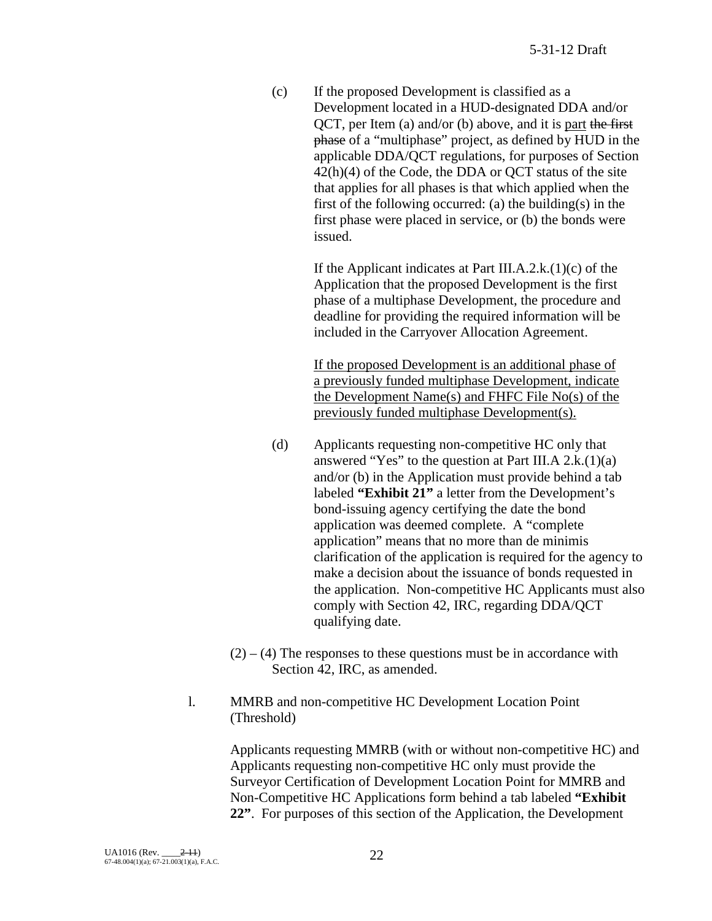(c) If the proposed Development is classified as a Development located in a HUD-designated DDA and/or QCT, per Item (a) and/or (b) above, and it is <u>part</u> ~~the first phase~~ of a "multiphase" project, as defined by HUD in the applicable DDA/QCT regulations, for purposes of Section 42(h)(4) of the Code, the DDA or QCT status of the site that applies for all phases is that which applied when the first of the following occurred: (a) the building(s) in the first phase were placed in service, or (b) the bonds were issued.

If the Applicant indicates at Part III.A.2.k.(1)(c) of the Application that the proposed Development is the first phase of a multiphase Development, the procedure and deadline for providing the required information will be included in the Carryover Allocation Agreement.

<u>If the proposed Development is an additional phase of a previously funded multiphase Development, indicate the Development Name(s) and FHFC File No(s) of the previously funded multiphase Development(s).</u>

(d) Applicants requesting non-competitive HC only that answered "Yes" to the question at Part III.A 2.k.(1)(a) and/or (b) in the Application must provide behind a tab labeled **"Exhibit 21"** a letter from the Development's bond-issuing agency certifying the date the bond application was deemed complete. A "complete application" means that no more than de minimis clarification of the application is required for the agency to make a decision about the issuance of bonds requested in the application. Non-competitive HC Applicants must also comply with Section 42, IRC, regarding DDA/QCT qualifying date.

(2) – (4) The responses to these questions must be in accordance with Section 42, IRC, as amended.

l. MMRB and non-competitive HC Development Location Point (Threshold)

Applicants requesting MMRB (with or without non-competitive HC) and Applicants requesting non-competitive HC only must provide the Surveyor Certification of Development Location Point for MMRB and Non-Competitive HC Applications form behind a tab labeled **"Exhibit 22"**. For purposes of this section of the Application, the Development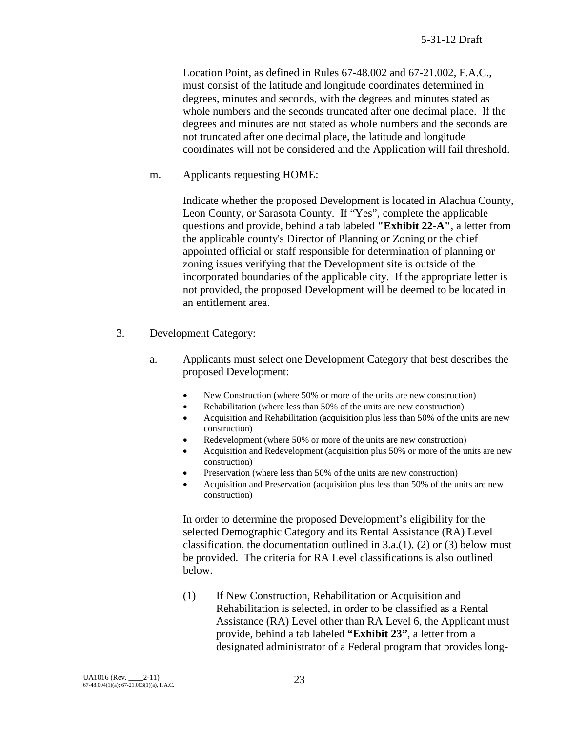Location Point, as defined in Rules 67-48.002 and 67-21.002, F.A.C., must consist of the latitude and longitude coordinates determined in degrees, minutes and seconds, with the degrees and minutes stated as whole numbers and the seconds truncated after one decimal place. If the degrees and minutes are not stated as whole numbers and the seconds are not truncated after one decimal place, the latitude and longitude coordinates will not be considered and the Application will fail threshold.

m. Applicants requesting HOME:

Indicate whether the proposed Development is located in Alachua County, Leon County, or Sarasota County. If "Yes", complete the applicable questions and provide, behind a tab labeled **"Exhibit 22-A"**, a letter from the applicable county's Director of Planning or Zoning or the chief appointed official or staff responsible for determination of planning or zoning issues verifying that the Development site is outside of the incorporated boundaries of the applicable city. If the appropriate letter is not provided, the proposed Development will be deemed to be located in an entitlement area.

3. Development Category:

a. Applicants must select one Development Category that best describes the proposed Development:

- New Construction (where 50% or more of the units are new construction)
- Rehabilitation (where less than 50% of the units are new construction)
- Acquisition and Rehabilitation (acquisition plus less than 50% of the units are new construction)
- Redevelopment (where 50% or more of the units are new construction)
- Acquisition and Redevelopment (acquisition plus 50% or more of the units are new construction)
- Preservation (where less than 50% of the units are new construction)
- Acquisition and Preservation (acquisition plus less than 50% of the units are new construction)

In order to determine the proposed Development's eligibility for the selected Demographic Category and its Rental Assistance (RA) Level classification, the documentation outlined in 3.a.(1), (2) or (3) below must be provided. The criteria for RA Level classifications is also outlined below.

(1) If New Construction, Rehabilitation or Acquisition and Rehabilitation is selected, in order to be classified as a Rental Assistance (RA) Level other than RA Level 6, the Applicant must provide, behind a tab labeled **"Exhibit 23"**, a letter from a designated administrator of a Federal program that provides long-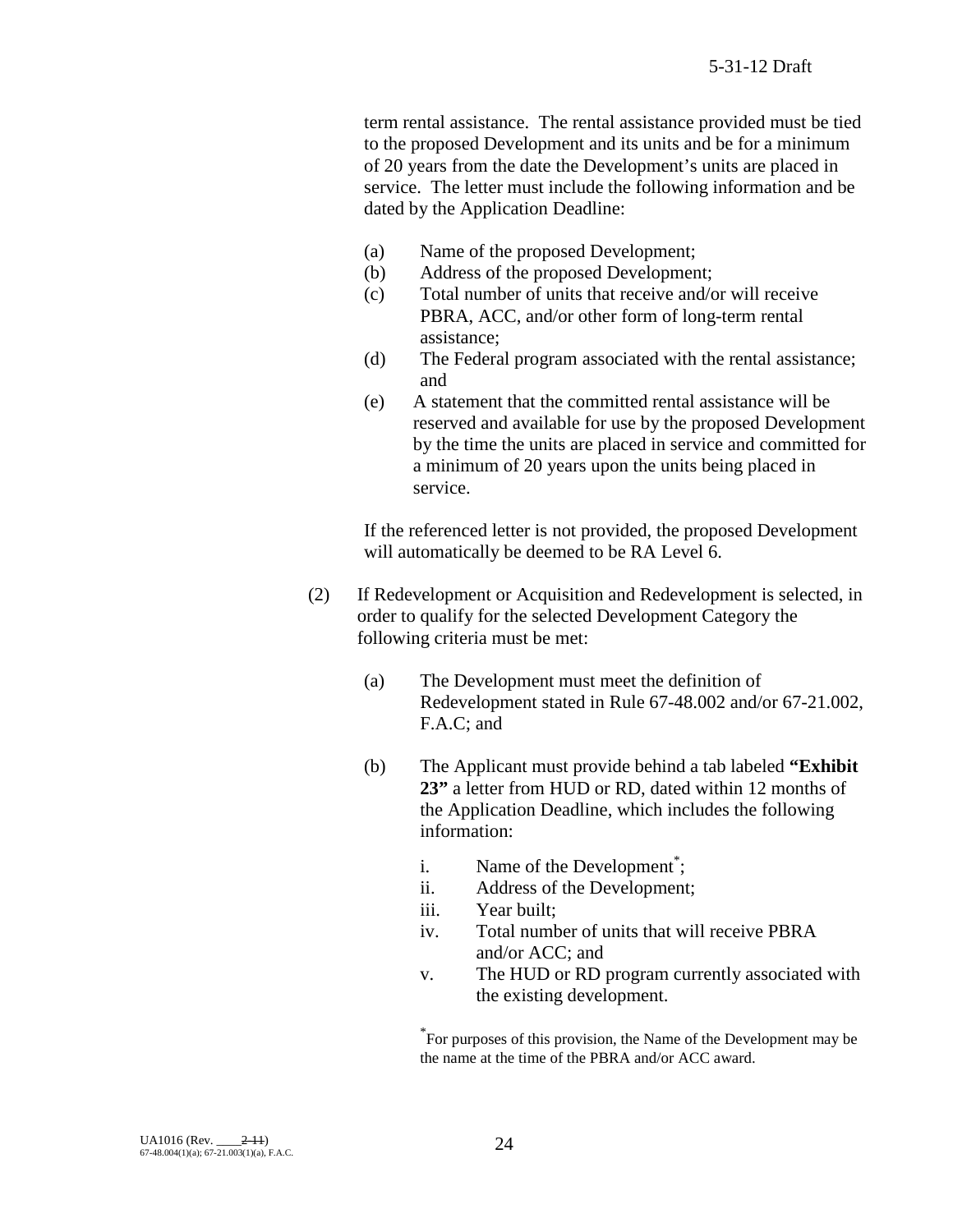term rental assistance. The rental assistance provided must be tied to the proposed Development and its units and be for a minimum of 20 years from the date the Development's units are placed in service. The letter must include the following information and be dated by the Application Deadline:

(a) Name of the proposed Development;
(b) Address of the proposed Development;
(c) Total number of units that receive and/or will receive PBRA, ACC, and/or other form of long-term rental assistance;
(d) The Federal program associated with the rental assistance; and
(e) A statement that the committed rental assistance will be reserved and available for use by the proposed Development by the time the units are placed in service and committed for a minimum of 20 years upon the units being placed in service.

If the referenced letter is not provided, the proposed Development will automatically be deemed to be RA Level 6.

(2) If Redevelopment or Acquisition and Redevelopment is selected, in order to qualify for the selected Development Category the following criteria must be met:

(a) The Development must meet the definition of Redevelopment stated in Rule 67-48.002 and/or 67-21.002, F.A.C; and

(b) The Applicant must provide behind a tab labeled **"Exhibit 23"** a letter from HUD or RD, dated within 12 months of the Application Deadline, which includes the following information:

i. Name of the Development*;
ii. Address of the Development;
iii. Year built;
iv. Total number of units that will receive PBRA and/or ACC; and
v. The HUD or RD program currently associated with the existing development.

*For purposes of this provision, the Name of the Development may be the name at the time of the PBRA and/or ACC award.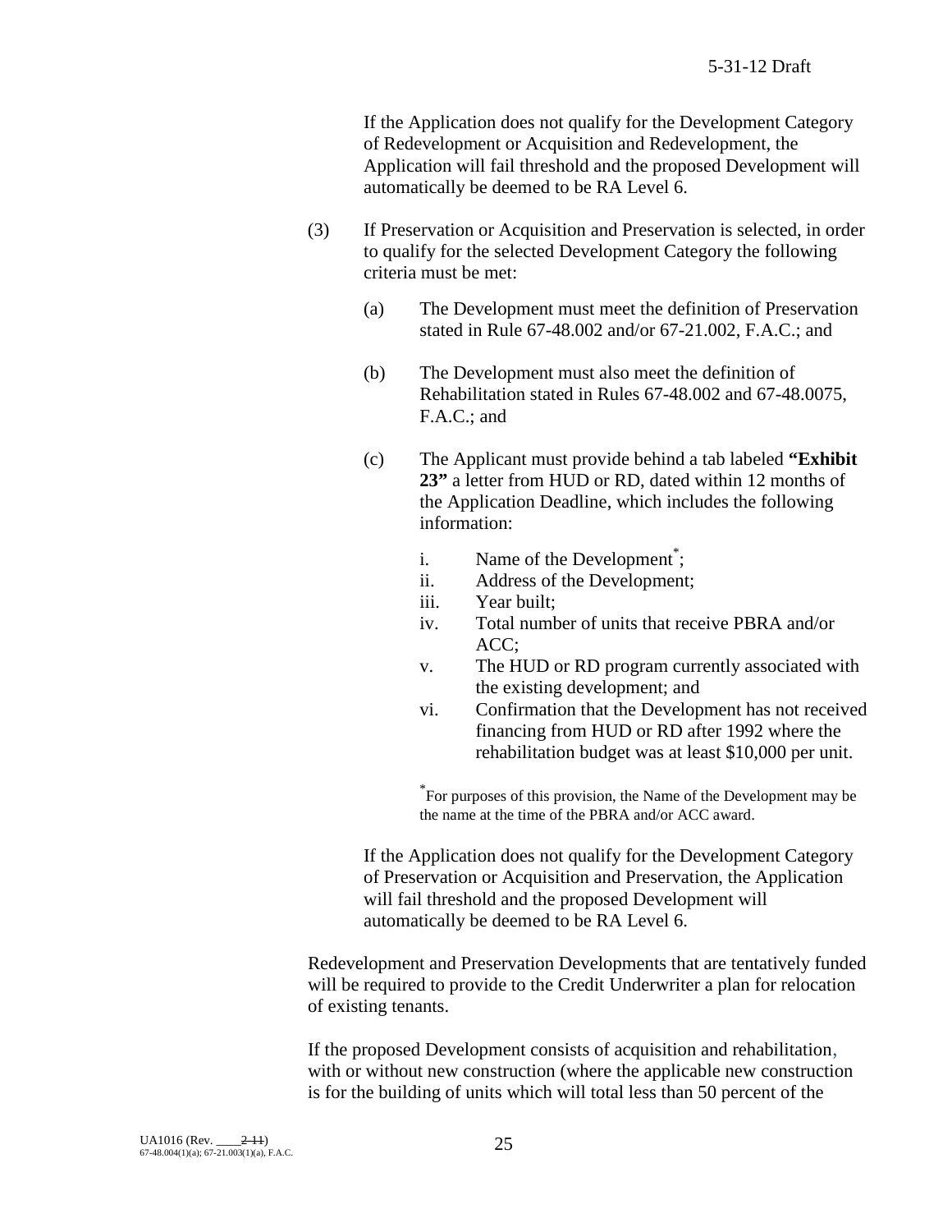If the Application does not qualify for the Development Category of Redevelopment or Acquisition and Redevelopment, the Application will fail threshold and the proposed Development will automatically be deemed to be RA Level 6.

(3) If Preservation or Acquisition and Preservation is selected, in order to qualify for the selected Development Category the following criteria must be met:

(a) The Development must meet the definition of Preservation stated in Rule 67-48.002 and/or 67-21.002, F.A.C.; and

(b) The Development must also meet the definition of Rehabilitation stated in Rules 67-48.002 and 67-48.0075, F.A.C.; and

(c) The Applicant must provide behind a tab labeled **"Exhibit 23"** a letter from HUD or RD, dated within 12 months of the Application Deadline, which includes the following information:

i. Name of the Development*;
ii. Address of the Development;
iii. Year built;
iv. Total number of units that receive PBRA and/or ACC;
v. The HUD or RD program currently associated with the existing development; and
vi. Confirmation that the Development has not received financing from HUD or RD after 1992 where the rehabilitation budget was at least $10,000 per unit.

*For purposes of this provision, the Name of the Development may be the name at the time of the PBRA and/or ACC award.

If the Application does not qualify for the Development Category of Preservation or Acquisition and Preservation, the Application will fail threshold and the proposed Development will automatically be deemed to be RA Level 6.

Redevelopment and Preservation Developments that are tentatively funded will be required to provide to the Credit Underwriter a plan for relocation of existing tenants.

If the proposed Development consists of acquisition and rehabilitation, with or without new construction (where the applicable new construction is for the building of units which will total less than 50 percent of the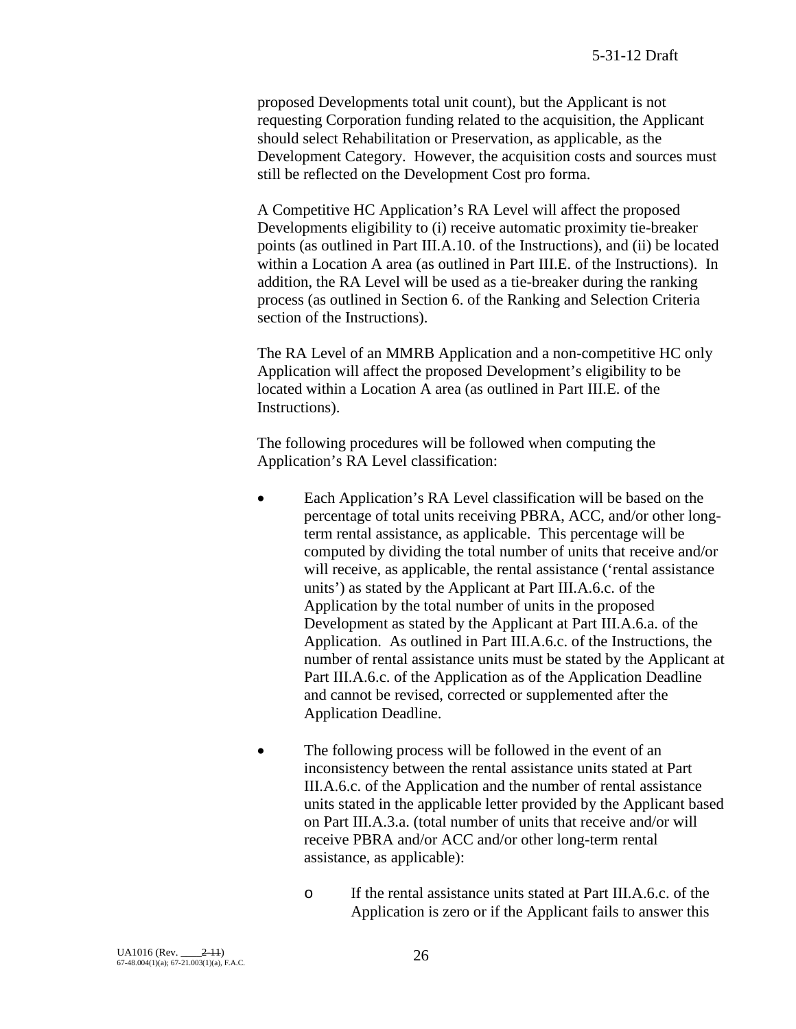proposed Developments total unit count), but the Applicant is not requesting Corporation funding related to the acquisition, the Applicant should select Rehabilitation or Preservation, as applicable, as the Development Category. However, the acquisition costs and sources must still be reflected on the Development Cost pro forma.

A Competitive HC Application's RA Level will affect the proposed Developments eligibility to (i) receive automatic proximity tie-breaker points (as outlined in Part III.A.10. of the Instructions), and (ii) be located within a Location A area (as outlined in Part III.E. of the Instructions). In addition, the RA Level will be used as a tie-breaker during the ranking process (as outlined in Section 6. of the Ranking and Selection Criteria section of the Instructions).

The RA Level of an MMRB Application and a non-competitive HC only Application will affect the proposed Development's eligibility to be located within a Location A area (as outlined in Part III.E. of the Instructions).

The following procedures will be followed when computing the Application's RA Level classification:

- Each Application's RA Level classification will be based on the percentage of total units receiving PBRA, ACC, and/or other long-term rental assistance, as applicable. This percentage will be computed by dividing the total number of units that receive and/or will receive, as applicable, the rental assistance ('rental assistance units') as stated by the Applicant at Part III.A.6.c. of the Application by the total number of units in the proposed Development as stated by the Applicant at Part III.A.6.a. of the Application. As outlined in Part III.A.6.c. of the Instructions, the number of rental assistance units must be stated by the Applicant at Part III.A.6.c. of the Application as of the Application Deadline and cannot be revised, corrected or supplemented after the Application Deadline.

- The following process will be followed in the event of an inconsistency between the rental assistance units stated at Part III.A.6.c. of the Application and the number of rental assistance units stated in the applicable letter provided by the Applicant based on Part III.A.3.a. (total number of units that receive and/or will receive PBRA and/or ACC and/or other long-term rental assistance, as applicable):

  - If the rental assistance units stated at Part III.A.6.c. of the Application is zero or if the Applicant fails to answer this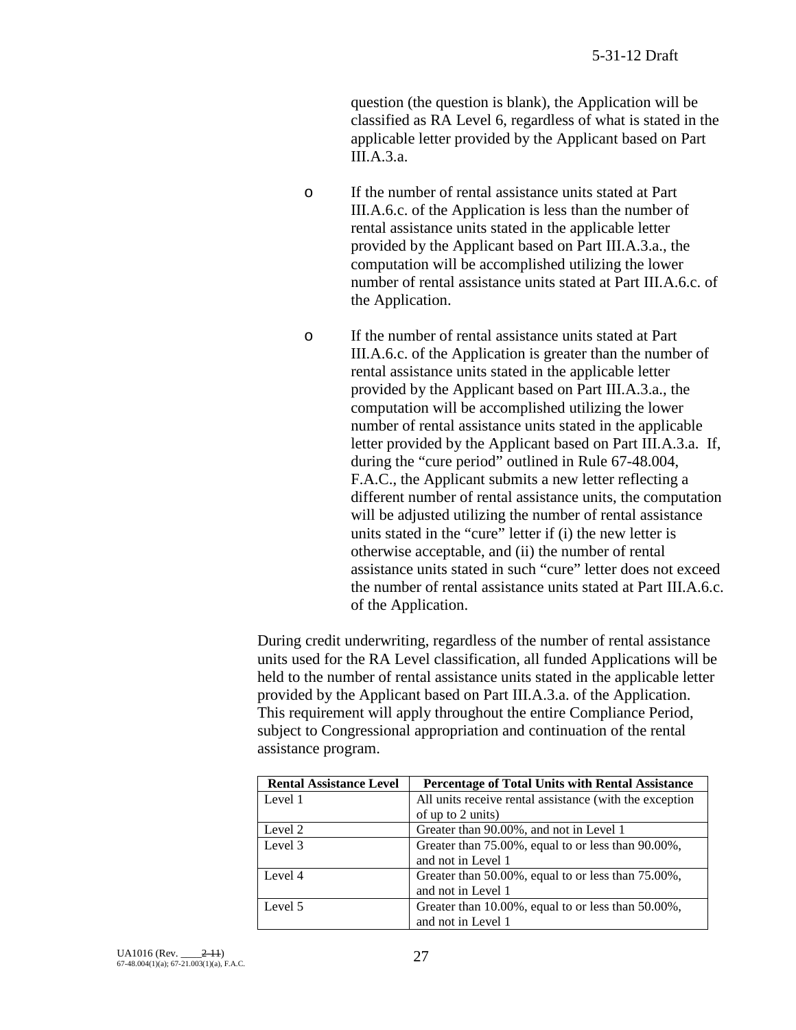question (the question is blank), the Application will be classified as RA Level 6, regardless of what is stated in the applicable letter provided by the Applicant based on Part III.A.3.a.

- If the number of rental assistance units stated at Part III.A.6.c. of the Application is less than the number of rental assistance units stated in the applicable letter provided by the Applicant based on Part III.A.3.a., the computation will be accomplished utilizing the lower number of rental assistance units stated at Part III.A.6.c. of the Application.

- If the number of rental assistance units stated at Part III.A.6.c. of the Application is greater than the number of rental assistance units stated in the applicable letter provided by the Applicant based on Part III.A.3.a., the computation will be accomplished utilizing the lower number of rental assistance units stated in the applicable letter provided by the Applicant based on Part III.A.3.a. If, during the "cure period" outlined in Rule 67-48.004, F.A.C., the Applicant submits a new letter reflecting a different number of rental assistance units, the computation will be adjusted utilizing the number of rental assistance units stated in the "cure" letter if (i) the new letter is otherwise acceptable, and (ii) the number of rental assistance units stated in such "cure" letter does not exceed the number of rental assistance units stated at Part III.A.6.c. of the Application.

During credit underwriting, regardless of the number of rental assistance units used for the RA Level classification, all funded Applications will be held to the number of rental assistance units stated in the applicable letter provided by the Applicant based on Part III.A.3.a. of the Application. This requirement will apply throughout the entire Compliance Period, subject to Congressional appropriation and continuation of the rental assistance program.

| Rental Assistance Level | Percentage of Total Units with Rental Assistance |
|---|---|
| Level 1 | All units receive rental assistance (with the exception of up to 2 units) |
| Level 2 | Greater than 90.00%, and not in Level 1 |
| Level 3 | Greater than 75.00%, equal to or less than 90.00%, and not in Level 1 |
| Level 4 | Greater than 50.00%, equal to or less than 75.00%, and not in Level 1 |
| Level 5 | Greater than 10.00%, equal to or less than 50.00%, and not in Level 1 |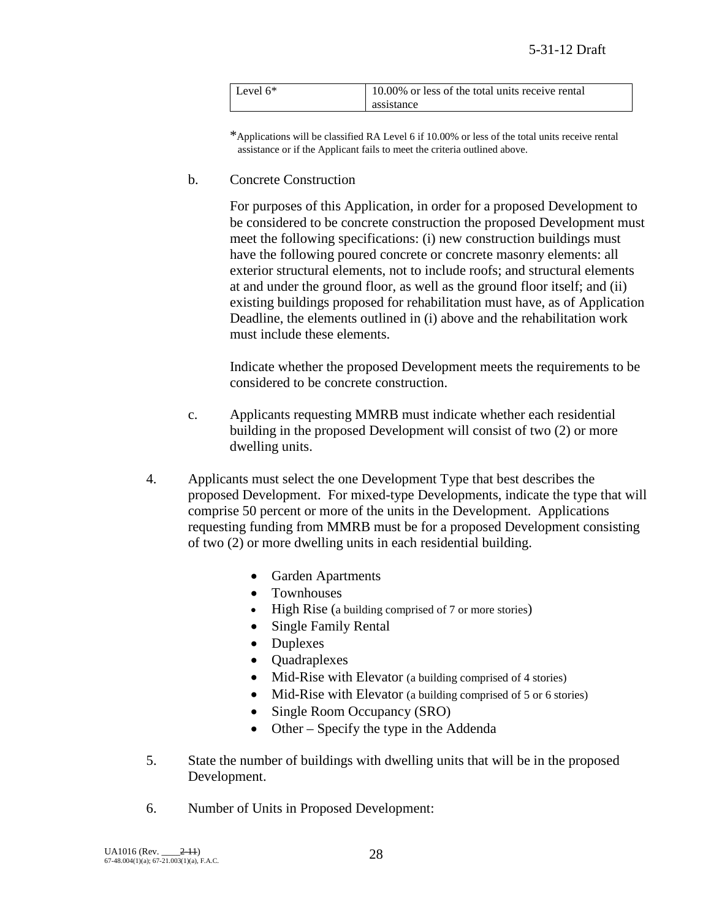| Level 6* | 10.00% or less of the total units receive rental assistance |
|---|---|

*Applications will be classified RA Level 6 if 10.00% or less of the total units receive rental assistance or if the Applicant fails to meet the criteria outlined above.

b. Concrete Construction

For purposes of this Application, in order for a proposed Development to be considered to be concrete construction the proposed Development must meet the following specifications: (i) new construction buildings must have the following poured concrete or concrete masonry elements: all exterior structural elements, not to include roofs; and structural elements at and under the ground floor, as well as the ground floor itself; and (ii) existing buildings proposed for rehabilitation must have, as of Application Deadline, the elements outlined in (i) above and the rehabilitation work must include these elements.

Indicate whether the proposed Development meets the requirements to be considered to be concrete construction.

c. Applicants requesting MMRB must indicate whether each residential building in the proposed Development will consist of two (2) or more dwelling units.

4. Applicants must select the one Development Type that best describes the proposed Development. For mixed-type Developments, indicate the type that will comprise 50 percent or more of the units in the Development. Applications requesting funding from MMRB must be for a proposed Development consisting of two (2) or more dwelling units in each residential building.

- Garden Apartments
- Townhouses
- High Rise (a building comprised of 7 or more stories)
- Single Family Rental
- Duplexes
- Quadraplexes
- Mid-Rise with Elevator (a building comprised of 4 stories)
- Mid-Rise with Elevator (a building comprised of 5 or 6 stories)
- Single Room Occupancy (SRO)
- Other – Specify the type in the Addenda

5. State the number of buildings with dwelling units that will be in the proposed Development.

6. Number of Units in Proposed Development: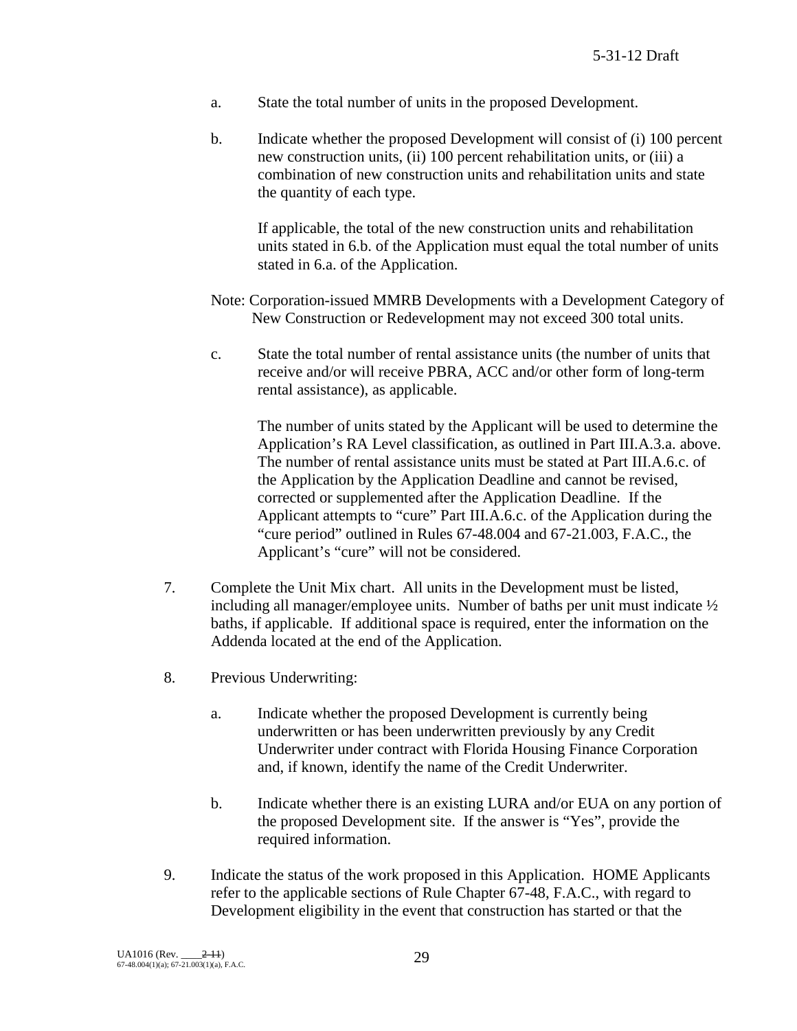a. State the total number of units in the proposed Development.

b. Indicate whether the proposed Development will consist of (i) 100 percent new construction units, (ii) 100 percent rehabilitation units, or (iii) a combination of new construction units and rehabilitation units and state the quantity of each type.

   If applicable, the total of the new construction units and rehabilitation units stated in 6.b. of the Application must equal the total number of units stated in 6.a. of the Application.

Note: Corporation-issued MMRB Developments with a Development Category of New Construction or Redevelopment may not exceed 300 total units.

c. State the total number of rental assistance units (the number of units that receive and/or will receive PBRA, ACC and/or other form of long-term rental assistance), as applicable.

   The number of units stated by the Applicant will be used to determine the Application's RA Level classification, as outlined in Part III.A.3.a. above. The number of rental assistance units must be stated at Part III.A.6.c. of the Application by the Application Deadline and cannot be revised, corrected or supplemented after the Application Deadline. If the Applicant attempts to "cure" Part III.A.6.c. of the Application during the "cure period" outlined in Rules 67-48.004 and 67-21.003, F.A.C., the Applicant's "cure" will not be considered.

7. Complete the Unit Mix chart. All units in the Development must be listed, including all manager/employee units. Number of baths per unit must indicate ½ baths, if applicable. If additional space is required, enter the information on the Addenda located at the end of the Application.

8. Previous Underwriting:

   a. Indicate whether the proposed Development is currently being underwritten or has been underwritten previously by any Credit Underwriter under contract with Florida Housing Finance Corporation and, if known, identify the name of the Credit Underwriter.

   b. Indicate whether there is an existing LURA and/or EUA on any portion of the proposed Development site. If the answer is "Yes", provide the required information.

9. Indicate the status of the work proposed in this Application. HOME Applicants refer to the applicable sections of Rule Chapter 67-48, F.A.C., with regard to Development eligibility in the event that construction has started or that the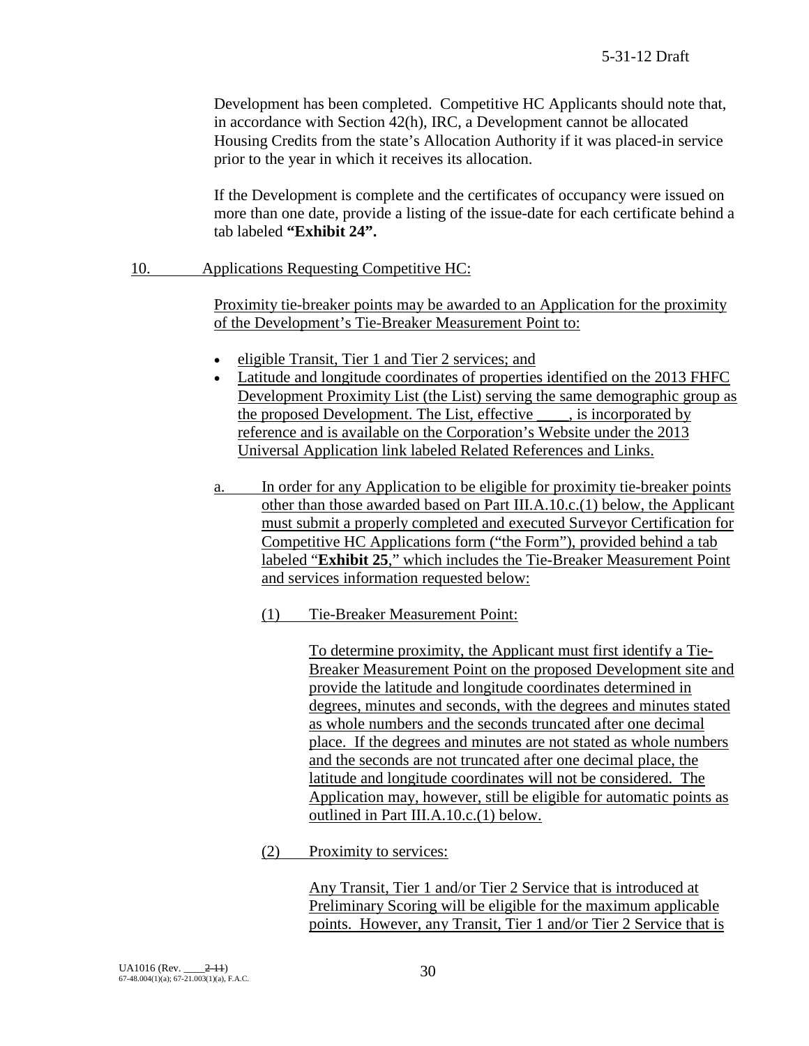Development has been completed. Competitive HC Applicants should note that, in accordance with Section 42(h), IRC, a Development cannot be allocated Housing Credits from the state's Allocation Authority if it was placed-in service prior to the year in which it receives its allocation.

If the Development is complete and the certificates of occupancy were issued on more than one date, provide a listing of the issue-date for each certificate behind a tab labeled **"Exhibit 24".**

10. Applications Requesting Competitive HC:

Proximity tie-breaker points may be awarded to an Application for the proximity of the Development's Tie-Breaker Measurement Point to:

- eligible Transit, Tier 1 and Tier 2 services; and
- Latitude and longitude coordinates of properties identified on the 2013 FHFC Development Proximity List (the List) serving the same demographic group as the proposed Development. The List, effective ____, is incorporated by reference and is available on the Corporation's Website under the 2013 Universal Application link labeled Related References and Links.

a. In order for any Application to be eligible for proximity tie-breaker points other than those awarded based on Part III.A.10.c.(1) below, the Applicant must submit a properly completed and executed Surveyor Certification for Competitive HC Applications form ("the Form"), provided behind a tab labeled "**Exhibit 25**," which includes the Tie-Breaker Measurement Point and services information requested below:

(1) Tie-Breaker Measurement Point:

To determine proximity, the Applicant must first identify a Tie-Breaker Measurement Point on the proposed Development site and provide the latitude and longitude coordinates determined in degrees, minutes and seconds, with the degrees and minutes stated as whole numbers and the seconds truncated after one decimal place. If the degrees and minutes are not stated as whole numbers and the seconds are not truncated after one decimal place, the latitude and longitude coordinates will not be considered. The Application may, however, still be eligible for automatic points as outlined in Part III.A.10.c.(1) below.

(2) Proximity to services:

Any Transit, Tier 1 and/or Tier 2 Service that is introduced at Preliminary Scoring will be eligible for the maximum applicable points. However, any Transit, Tier 1 and/or Tier 2 Service that is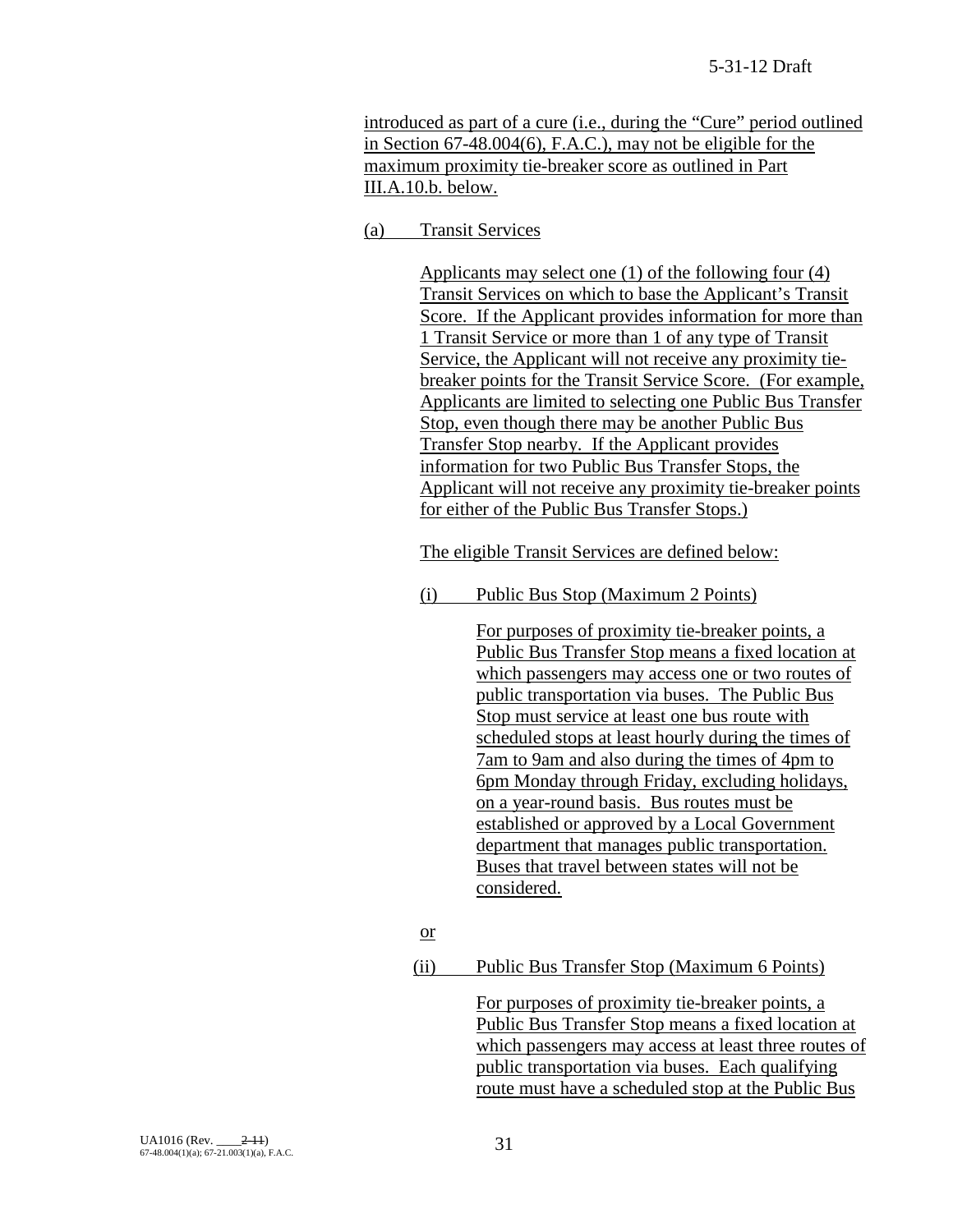introduced as part of a cure (i.e., during the "Cure" period outlined in Section 67-48.004(6), F.A.C.), may not be eligible for the maximum proximity tie-breaker score as outlined in Part III.A.10.b. below.

(a) Transit Services

Applicants may select one (1) of the following four (4) Transit Services on which to base the Applicant's Transit Score. If the Applicant provides information for more than 1 Transit Service or more than 1 of any type of Transit Service, the Applicant will not receive any proximity tie-breaker points for the Transit Service Score. (For example, Applicants are limited to selecting one Public Bus Transfer Stop, even though there may be another Public Bus Transfer Stop nearby. If the Applicant provides information for two Public Bus Transfer Stops, the Applicant will not receive any proximity tie-breaker points for either of the Public Bus Transfer Stops.)

The eligible Transit Services are defined below:

(i) Public Bus Stop (Maximum 2 Points)

For purposes of proximity tie-breaker points, a Public Bus Transfer Stop means a fixed location at which passengers may access one or two routes of public transportation via buses. The Public Bus Stop must service at least one bus route with scheduled stops at least hourly during the times of 7am to 9am and also during the times of 4pm to 6pm Monday through Friday, excluding holidays, on a year-round basis. Bus routes must be established or approved by a Local Government department that manages public transportation. Buses that travel between states will not be considered.

or

(ii) Public Bus Transfer Stop (Maximum 6 Points)

For purposes of proximity tie-breaker points, a Public Bus Transfer Stop means a fixed location at which passengers may access at least three routes of public transportation via buses. Each qualifying route must have a scheduled stop at the Public Bus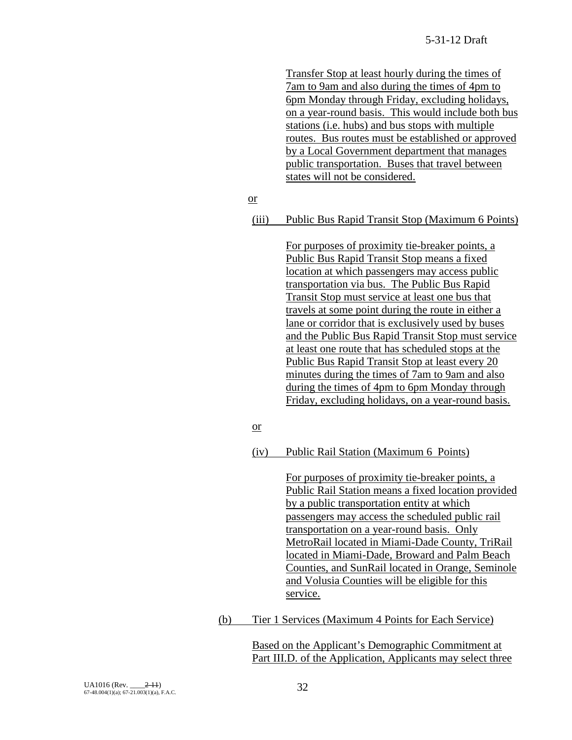Transfer Stop at least hourly during the times of 7am to 9am and also during the times of 4pm to 6pm Monday through Friday, excluding holidays, on a year-round basis. This would include both bus stations (i.e. hubs) and bus stops with multiple routes. Bus routes must be established or approved by a Local Government department that manages public transportation. Buses that travel between states will not be considered.

or

(iii) Public Bus Rapid Transit Stop (Maximum 6 Points)

For purposes of proximity tie-breaker points, a Public Bus Rapid Transit Stop means a fixed location at which passengers may access public transportation via bus. The Public Bus Rapid Transit Stop must service at least one bus that travels at some point during the route in either a lane or corridor that is exclusively used by buses and the Public Bus Rapid Transit Stop must service at least one route that has scheduled stops at the Public Bus Rapid Transit Stop at least every 20 minutes during the times of 7am to 9am and also during the times of 4pm to 6pm Monday through Friday, excluding holidays, on a year-round basis.

or

(iv) Public Rail Station (Maximum 6 Points)

For purposes of proximity tie-breaker points, a Public Rail Station means a fixed location provided by a public transportation entity at which passengers may access the scheduled public rail transportation on a year-round basis. Only MetroRail located in Miami-Dade County, TriRail located in Miami-Dade, Broward and Palm Beach Counties, and SunRail located in Orange, Seminole and Volusia Counties will be eligible for this service.

(b) Tier 1 Services (Maximum 4 Points for Each Service)

Based on the Applicant's Demographic Commitment at Part III.D. of the Application, Applicants may select three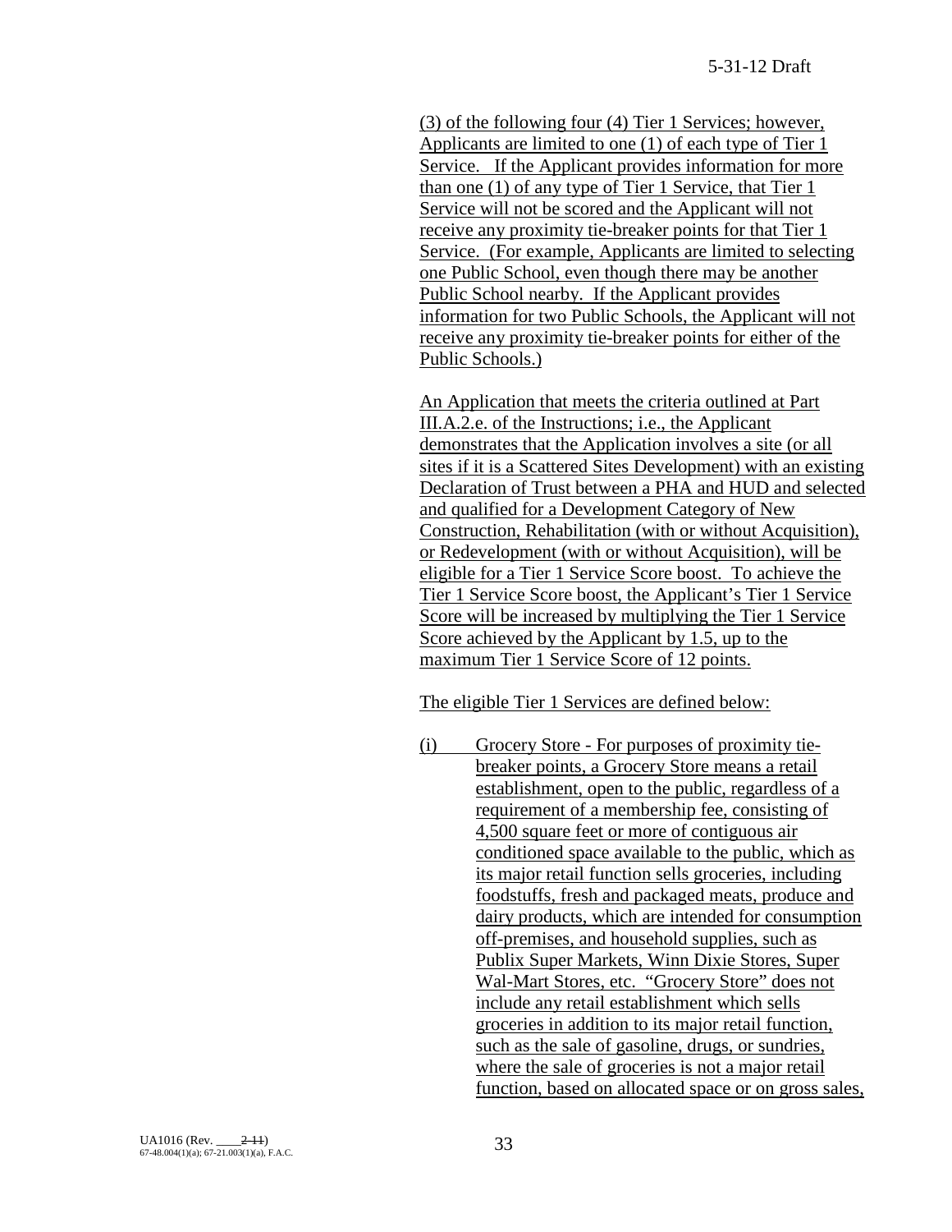(3) of the following four (4) Tier 1 Services; however, Applicants are limited to one (1) of each type of Tier 1 Service. If the Applicant provides information for more than one (1) of any type of Tier 1 Service, that Tier 1 Service will not be scored and the Applicant will not receive any proximity tie-breaker points for that Tier 1 Service. (For example, Applicants are limited to selecting one Public School, even though there may be another Public School nearby. If the Applicant provides information for two Public Schools, the Applicant will not receive any proximity tie-breaker points for either of the Public Schools.)

An Application that meets the criteria outlined at Part III.A.2.e. of the Instructions; i.e., the Applicant demonstrates that the Application involves a site (or all sites if it is a Scattered Sites Development) with an existing Declaration of Trust between a PHA and HUD and selected and qualified for a Development Category of New Construction, Rehabilitation (with or without Acquisition), or Redevelopment (with or without Acquisition), will be eligible for a Tier 1 Service Score boost. To achieve the Tier 1 Service Score boost, the Applicant's Tier 1 Service Score will be increased by multiplying the Tier 1 Service Score achieved by the Applicant by 1.5, up to the maximum Tier 1 Service Score of 12 points.

The eligible Tier 1 Services are defined below:

(i) Grocery Store - For purposes of proximity tie-breaker points, a Grocery Store means a retail establishment, open to the public, regardless of a requirement of a membership fee, consisting of 4,500 square feet or more of contiguous air conditioned space available to the public, which as its major retail function sells groceries, including foodstuffs, fresh and packaged meats, produce and dairy products, which are intended for consumption off-premises, and household supplies, such as Publix Super Markets, Winn Dixie Stores, Super Wal-Mart Stores, etc. "Grocery Store" does not include any retail establishment which sells groceries in addition to its major retail function, such as the sale of gasoline, drugs, or sundries, where the sale of groceries is not a major retail function, based on allocated space or on gross sales,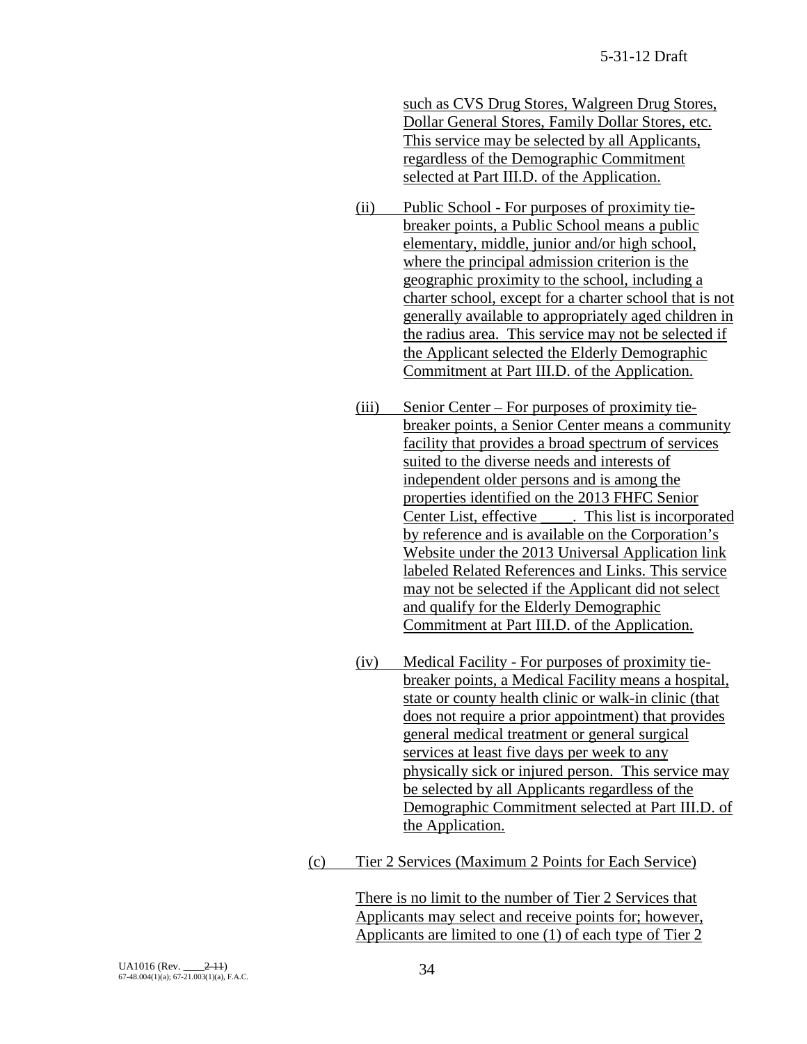such as CVS Drug Stores, Walgreen Drug Stores, Dollar General Stores, Family Dollar Stores, etc. This service may be selected by all Applicants, regardless of the Demographic Commitment selected at Part III.D. of the Application.

(ii) Public School - For purposes of proximity tie-breaker points, a Public School means a public elementary, middle, junior and/or high school, where the principal admission criterion is the geographic proximity to the school, including a charter school, except for a charter school that is not generally available to appropriately aged children in the radius area. This service may not be selected if the Applicant selected the Elderly Demographic Commitment at Part III.D. of the Application.

(iii) Senior Center – For purposes of proximity tie-breaker points, a Senior Center means a community facility that provides a broad spectrum of services suited to the diverse needs and interests of independent older persons and is among the properties identified on the 2013 FHFC Senior Center List, effective \_\_\_\_. This list is incorporated by reference and is available on the Corporation's Website under the 2013 Universal Application link labeled Related References and Links. This service may not be selected if the Applicant did not select and qualify for the Elderly Demographic Commitment at Part III.D. of the Application.

(iv) Medical Facility - For purposes of proximity tie-breaker points, a Medical Facility means a hospital, state or county health clinic or walk-in clinic (that does not require a prior appointment) that provides general medical treatment or general surgical services at least five days per week to any physically sick or injured person. This service may be selected by all Applicants regardless of the Demographic Commitment selected at Part III.D. of the Application.

(c) Tier 2 Services (Maximum 2 Points for Each Service)

There is no limit to the number of Tier 2 Services that Applicants may select and receive points for; however, Applicants are limited to one (1) of each type of Tier 2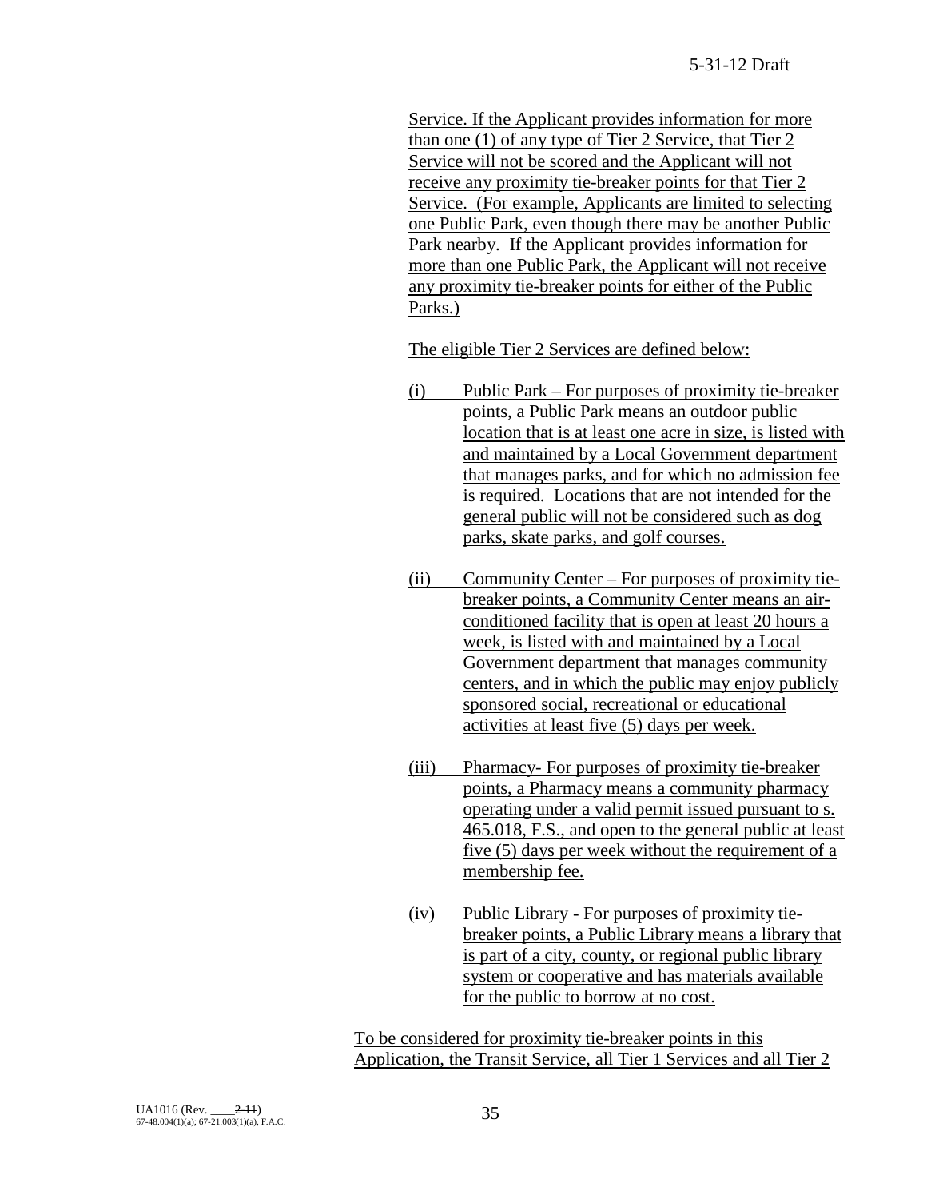Service. If the Applicant provides information for more than one (1) of any type of Tier 2 Service, that Tier 2 Service will not be scored and the Applicant will not receive any proximity tie-breaker points for that Tier 2 Service. (For example, Applicants are limited to selecting one Public Park, even though there may be another Public Park nearby. If the Applicant provides information for more than one Public Park, the Applicant will not receive any proximity tie-breaker points for either of the Public Parks.)

The eligible Tier 2 Services are defined below:

(i) Public Park – For purposes of proximity tie-breaker points, a Public Park means an outdoor public location that is at least one acre in size, is listed with and maintained by a Local Government department that manages parks, and for which no admission fee is required. Locations that are not intended for the general public will not be considered such as dog parks, skate parks, and golf courses.

(ii) Community Center – For purposes of proximity tie-breaker points, a Community Center means an air-conditioned facility that is open at least 20 hours a week, is listed with and maintained by a Local Government department that manages community centers, and in which the public may enjoy publicly sponsored social, recreational or educational activities at least five (5) days per week.

(iii) Pharmacy- For purposes of proximity tie-breaker points, a Pharmacy means a community pharmacy operating under a valid permit issued pursuant to s. 465.018, F.S., and open to the general public at least five (5) days per week without the requirement of a membership fee.

(iv) Public Library - For purposes of proximity tie-breaker points, a Public Library means a library that is part of a city, county, or regional public library system or cooperative and has materials available for the public to borrow at no cost.

To be considered for proximity tie-breaker points in this Application, the Transit Service, all Tier 1 Services and all Tier 2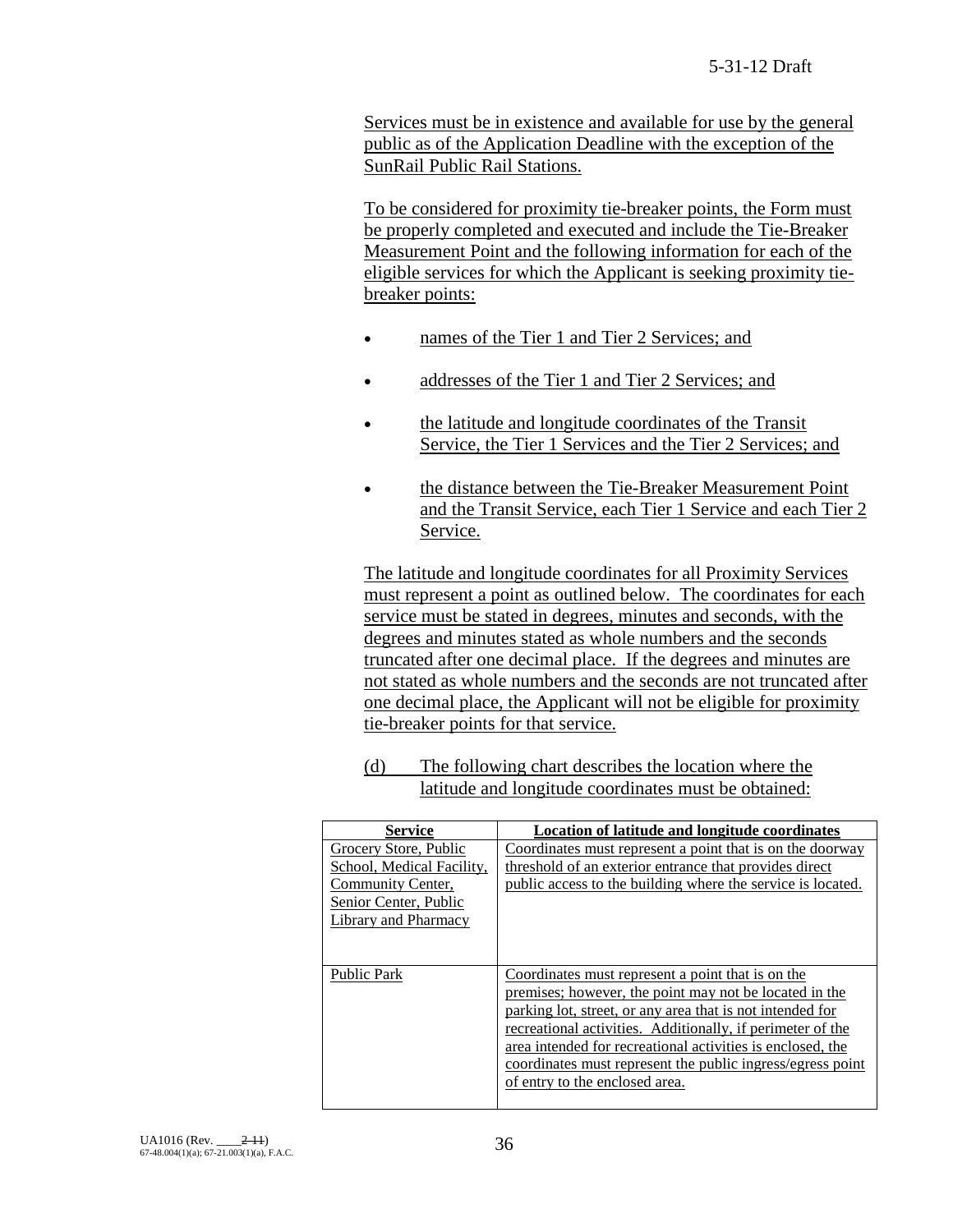Services must be in existence and available for use by the general public as of the Application Deadline with the exception of the SunRail Public Rail Stations.

To be considered for proximity tie-breaker points, the Form must be properly completed and executed and include the Tie-Breaker Measurement Point and the following information for each of the eligible services for which the Applicant is seeking proximity tie-breaker points:

- names of the Tier 1 and Tier 2 Services; and
- addresses of the Tier 1 and Tier 2 Services; and
- the latitude and longitude coordinates of the Transit Service, the Tier 1 Services and the Tier 2 Services; and
- the distance between the Tie-Breaker Measurement Point and the Transit Service, each Tier 1 Service and each Tier 2 Service.

The latitude and longitude coordinates for all Proximity Services must represent a point as outlined below. The coordinates for each service must be stated in degrees, minutes and seconds, with the degrees and minutes stated as whole numbers and the seconds truncated after one decimal place. If the degrees and minutes are not stated as whole numbers and the seconds are not truncated after one decimal place, the Applicant will not be eligible for proximity tie-breaker points for that service.

(d) The following chart describes the location where the latitude and longitude coordinates must be obtained:

| Service | Location of latitude and longitude coordinates |
|---|---|
| Grocery Store, Public School, Medical Facility, Community Center, Senior Center, Public Library and Pharmacy | Coordinates must represent a point that is on the doorway threshold of an exterior entrance that provides direct public access to the building where the service is located. |
| Public Park | Coordinates must represent a point that is on the premises; however, the point may not be located in the parking lot, street, or any area that is not intended for recreational activities. Additionally, if perimeter of the area intended for recreational activities is enclosed, the coordinates must represent the public ingress/egress point of entry to the enclosed area. |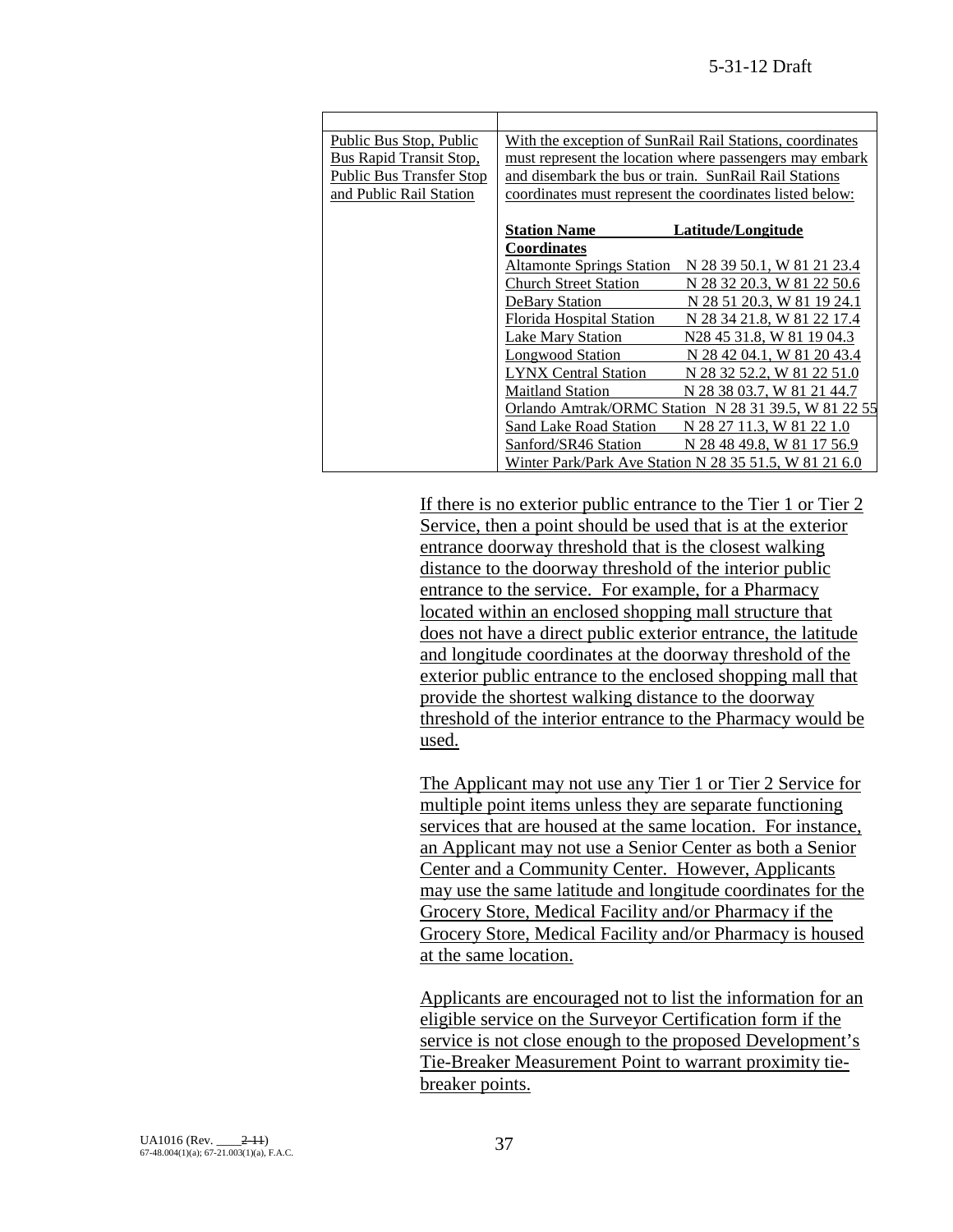| | |
|---|---|
| Public Bus Stop, Public Bus Rapid Transit Stop, Public Bus Transfer Stop and Public Rail Station | With the exception of SunRail Rail Stations, coordinates must represent the location where passengers may embark and disembark the bus or train. SunRail Rail Stations coordinates must represent the coordinates listed below:<br><br>**Station Name Latitude/Longitude Coordinates**<br>Altamonte Springs Station N 28 39 50.1, W 81 21 23.4<br>Church Street Station N 28 32 20.3, W 81 22 50.6<br>DeBary Station N 28 51 20.3, W 81 19 24.1<br>Florida Hospital Station N 28 34 21.8, W 81 22 17.4<br>Lake Mary Station N28 45 31.8, W 81 19 04.3<br>Longwood Station N 28 42 04.1, W 81 20 43.4<br>LYNX Central Station N 28 32 52.2, W 81 22 51.0<br>Maitland Station N 28 38 03.7, W 81 21 44.7<br>Orlando Amtrak/ORMC Station N 28 31 39.5, W 81 22 55<br>Sand Lake Road Station N 28 27 11.3, W 81 22 1.0<br>Sanford/SR46 Station N 28 48 49.8, W 81 17 56.9<br>Winter Park/Park Ave Station N 28 35 51.5, W 81 21 6.0 |

If there is no exterior public entrance to the Tier 1 or Tier 2 Service, then a point should be used that is at the exterior entrance doorway threshold that is the closest walking distance to the doorway threshold of the interior public entrance to the service. For example, for a Pharmacy located within an enclosed shopping mall structure that does not have a direct public exterior entrance, the latitude and longitude coordinates at the doorway threshold of the exterior public entrance to the enclosed shopping mall that provide the shortest walking distance to the doorway threshold of the interior entrance to the Pharmacy would be used.

The Applicant may not use any Tier 1 or Tier 2 Service for multiple point items unless they are separate functioning services that are housed at the same location. For instance, an Applicant may not use a Senior Center as both a Senior Center and a Community Center. However, Applicants may use the same latitude and longitude coordinates for the Grocery Store, Medical Facility and/or Pharmacy if the Grocery Store, Medical Facility and/or Pharmacy is housed at the same location.

Applicants are encouraged not to list the information for an eligible service on the Surveyor Certification form if the service is not close enough to the proposed Development's Tie-Breaker Measurement Point to warrant proximity tie-breaker points.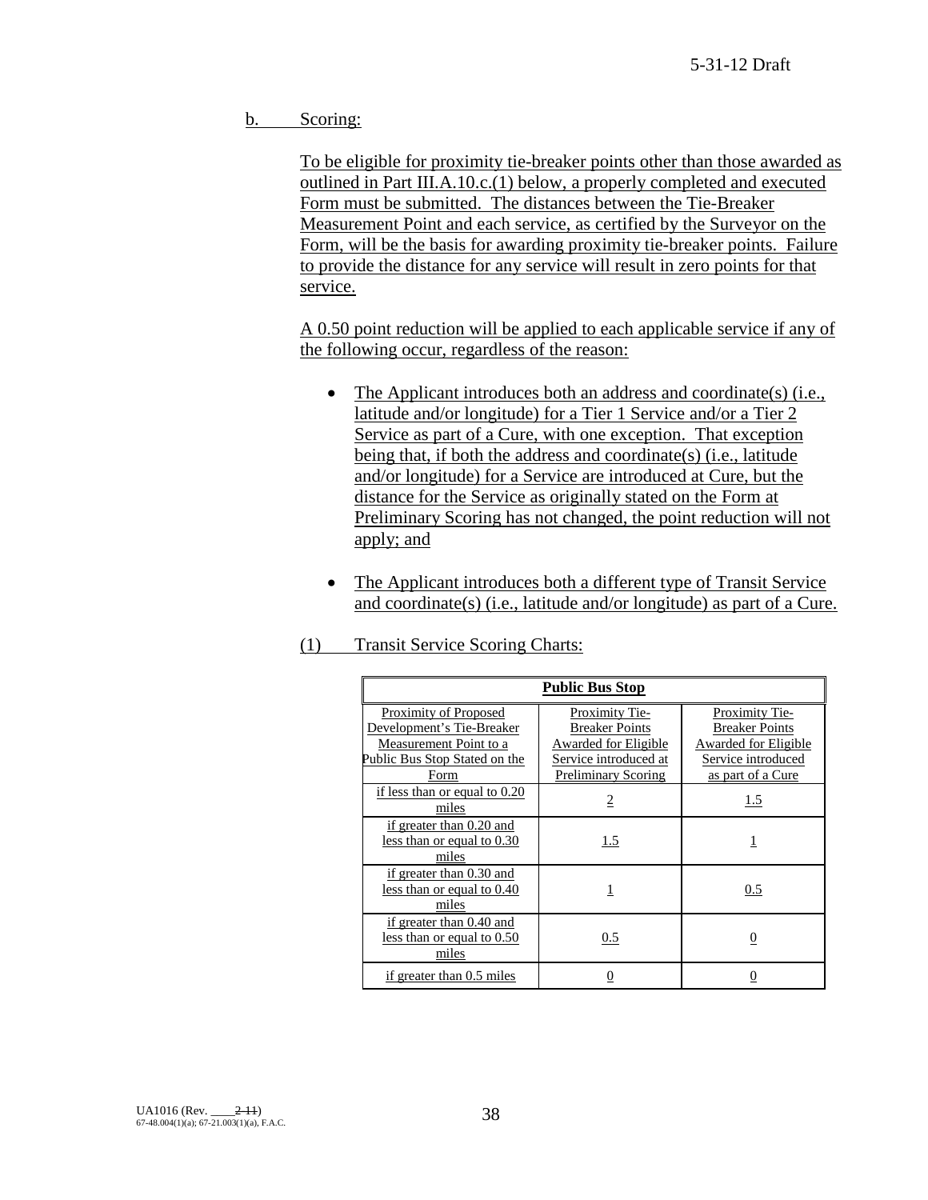b. Scoring:

To be eligible for proximity tie-breaker points other than those awarded as outlined in Part III.A.10.c.(1) below, a properly completed and executed Form must be submitted. The distances between the Tie-Breaker Measurement Point and each service, as certified by the Surveyor on the Form, will be the basis for awarding proximity tie-breaker points. Failure to provide the distance for any service will result in zero points for that service.

A 0.50 point reduction will be applied to each applicable service if any of the following occur, regardless of the reason:

- The Applicant introduces both an address and coordinate(s) (i.e., latitude and/or longitude) for a Tier 1 Service and/or a Tier 2 Service as part of a Cure, with one exception. That exception being that, if both the address and coordinate(s) (i.e., latitude and/or longitude) for a Service are introduced at Cure, but the distance for the Service as originally stated on the Form at Preliminary Scoring has not changed, the point reduction will not apply; and

- The Applicant introduces both a different type of Transit Service and coordinate(s) (i.e., latitude and/or longitude) as part of a Cure.

(1) Transit Service Scoring Charts:

| **Public Bus Stop** | | |
|---|---|---|
| Proximity of Proposed Development's Tie-Breaker Measurement Point to a Public Bus Stop Stated on the Form | Proximity Tie-Breaker Points Awarded for Eligible Service introduced at Preliminary Scoring | Proximity Tie-Breaker Points Awarded for Eligible Service introduced as part of a Cure |
| if less than or equal to 0.20 miles | 2 | 1.5 |
| if greater than 0.20 and less than or equal to 0.30 miles | 1.5 | 1 |
| if greater than 0.30 and less than or equal to 0.40 miles | 1 | 0.5 |
| if greater than 0.40 and less than or equal to 0.50 miles | 0.5 | 0 |
| if greater than 0.5 miles | 0 | 0 |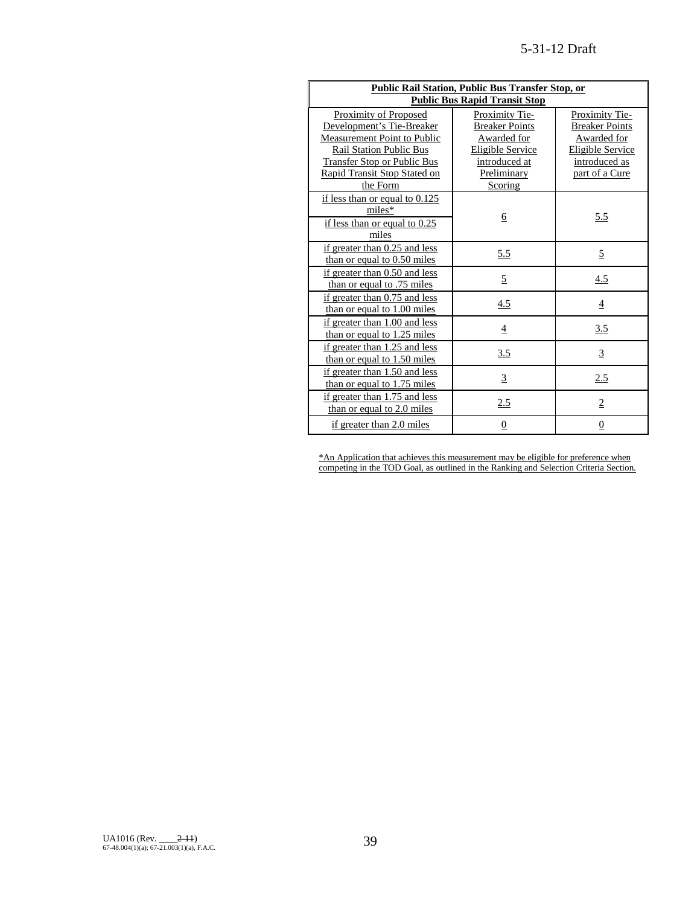| Public Rail Station, Public Bus Transfer Stop, or Public Bus Rapid Transit Stop | | |
|---|---|---|
| Proximity of Proposed Development's Tie-Breaker Measurement Point to Public Rail Station Public Bus Transfer Stop or Public Bus Rapid Transit Stop Stated on the Form | Proximity Tie-Breaker Points Awarded for Eligible Service introduced at Preliminary Scoring | Proximity Tie-Breaker Points Awarded for Eligible Service introduced as part of a Cure |
| if less than or equal to 0.125 miles* / if less than or equal to 0.25 miles | 6 | 5.5 |
| if greater than 0.25 and less than or equal to 0.50 miles | 5.5 | 5 |
| if greater than 0.50 and less than or equal to .75 miles | 5 | 4.5 |
| if greater than 0.75 and less than or equal to 1.00 miles | 4.5 | 4 |
| if greater than 1.00 and less than or equal to 1.25 miles | 4 | 3.5 |
| if greater than 1.25 and less than or equal to 1.50 miles | 3.5 | 3 |
| if greater than 1.50 and less than or equal to 1.75 miles | 3 | 2.5 |
| if greater than 1.75 and less than or equal to 2.0 miles | 2.5 | 2 |
| if greater than 2.0 miles | 0 | 0 |

*An Application that achieves this measurement may be eligible for preference when competing in the TOD Goal, as outlined in the Ranking and Selection Criteria Section.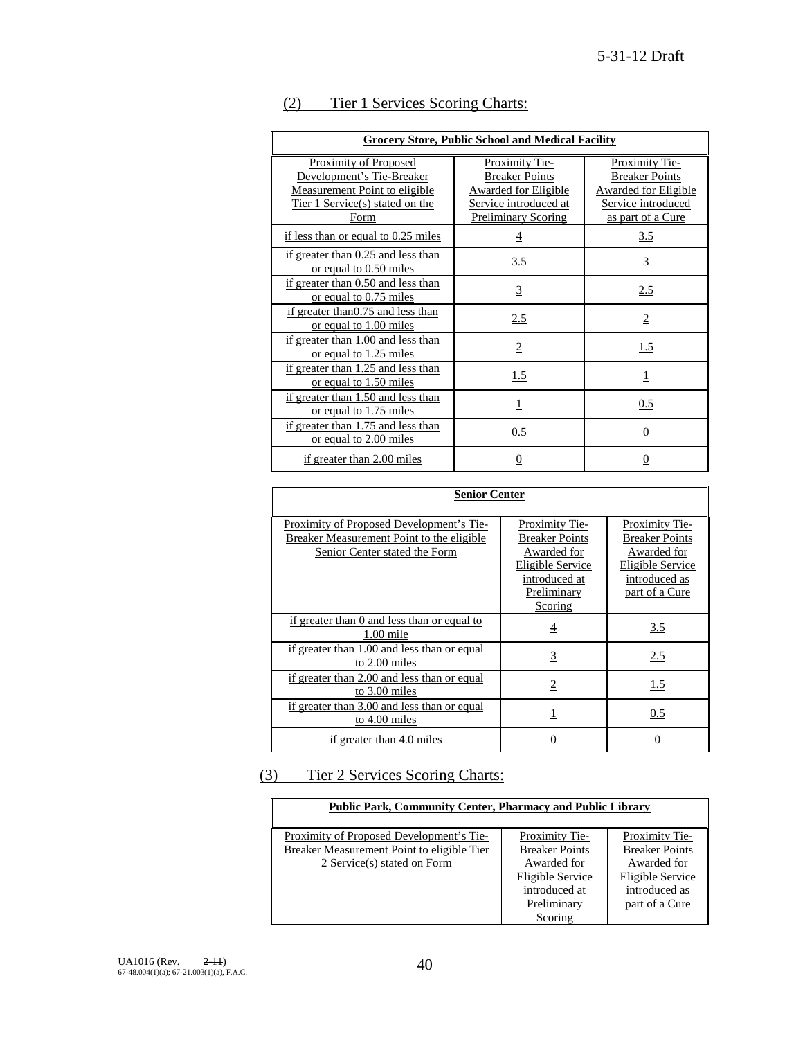(2) Tier 1 Services Scoring Charts:

| Grocery Store, Public School and Medical Facility | | |
|---|---|---|
| Proximity of Proposed Development's Tie-Breaker Measurement Point to eligible Tier 1 Service(s) stated on the Form | Proximity Tie-Breaker Points Awarded for Eligible Service introduced at Preliminary Scoring | Proximity Tie-Breaker Points Awarded for Eligible Service introduced as part of a Cure |
| if less than or equal to 0.25 miles | 4 | 3.5 |
| if greater than 0.25 and less than or equal to 0.50 miles | 3.5 | 3 |
| if greater than 0.50 and less than or equal to 0.75 miles | 3 | 2.5 |
| if greater than0.75 and less than or equal to 1.00 miles | 2.5 | 2 |
| if greater than 1.00 and less than or equal to 1.25 miles | 2 | 1.5 |
| if greater than 1.25 and less than or equal to 1.50 miles | 1.5 | 1 |
| if greater than 1.50 and less than or equal to 1.75 miles | 1 | 0.5 |
| if greater than 1.75 and less than or equal to 2.00 miles | 0.5 | 0 |
| if greater than 2.00 miles | 0 | 0 |

| Senior Center | | |
|---|---|---|
| Proximity of Proposed Development's Tie-Breaker Measurement Point to the eligible Senior Center stated the Form | Proximity Tie-Breaker Points Awarded for Eligible Service introduced at Preliminary Scoring | Proximity Tie-Breaker Points Awarded for Eligible Service introduced as part of a Cure |
| if greater than 0 and less than or equal to 1.00 mile | 4 | 3.5 |
| if greater than 1.00 and less than or equal to 2.00 miles | 3 | 2.5 |
| if greater than 2.00 and less than or equal to 3.00 miles | 2 | 1.5 |
| if greater than 3.00 and less than or equal to 4.00 miles | 1 | 0.5 |
| if greater than 4.0 miles | 0 | 0 |

(3) Tier 2 Services Scoring Charts:

| Public Park, Community Center, Pharmacy and Public Library | | |
|---|---|---|
| Proximity of Proposed Development's Tie-Breaker Measurement Point to eligible Tier 2 Service(s) stated on Form | Proximity Tie-Breaker Points Awarded for Eligible Service introduced at Preliminary Scoring | Proximity Tie-Breaker Points Awarded for Eligible Service introduced as part of a Cure |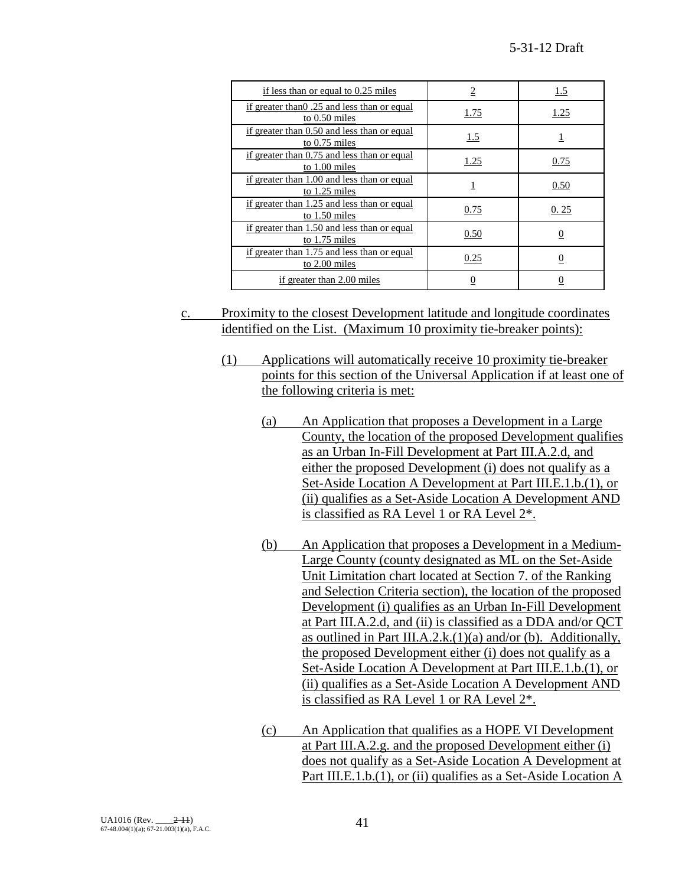| if less than or equal to 0.25 miles | 2 | 1.5 |
|---|---|---|
| if greater than0 .25 and less than or equal to 0.50 miles | 1.75 | 1.25 |
| if greater than 0.50 and less than or equal to 0.75 miles | 1.5 | 1 |
| if greater than 0.75 and less than or equal to 1.00 miles | 1.25 | 0.75 |
| if greater than 1.00 and less than or equal to 1.25 miles | 1 | 0.50 |
| if greater than 1.25 and less than or equal to 1.50 miles | 0.75 | 0. 25 |
| if greater than 1.50 and less than or equal to 1.75 miles | 0.50 | 0 |
| if greater than 1.75 and less than or equal to 2.00 miles | 0.25 | 0 |
| if greater than 2.00 miles | 0 | 0 |

c. Proximity to the closest Development latitude and longitude coordinates identified on the List. (Maximum 10 proximity tie-breaker points):

(1) Applications will automatically receive 10 proximity tie-breaker points for this section of the Universal Application if at least one of the following criteria is met:

(a) An Application that proposes a Development in a Large County, the location of the proposed Development qualifies as an Urban In-Fill Development at Part III.A.2.d, and either the proposed Development (i) does not qualify as a Set-Aside Location A Development at Part III.E.1.b.(1), or (ii) qualifies as a Set-Aside Location A Development AND is classified as RA Level 1 or RA Level 2*.

(b) An Application that proposes a Development in a Medium-Large County (county designated as ML on the Set-Aside Unit Limitation chart located at Section 7. of the Ranking and Selection Criteria section), the location of the proposed Development (i) qualifies as an Urban In-Fill Development at Part III.A.2.d, and (ii) is classified as a DDA and/or QCT as outlined in Part III.A.2.k.(1)(a) and/or (b). Additionally, the proposed Development either (i) does not qualify as a Set-Aside Location A Development at Part III.E.1.b.(1), or (ii) qualifies as a Set-Aside Location A Development AND is classified as RA Level 1 or RA Level 2*.

(c) An Application that qualifies as a HOPE VI Development at Part III.A.2.g. and the proposed Development either (i) does not qualify as a Set-Aside Location A Development at Part III.E.1.b.(1), or (ii) qualifies as a Set-Aside Location A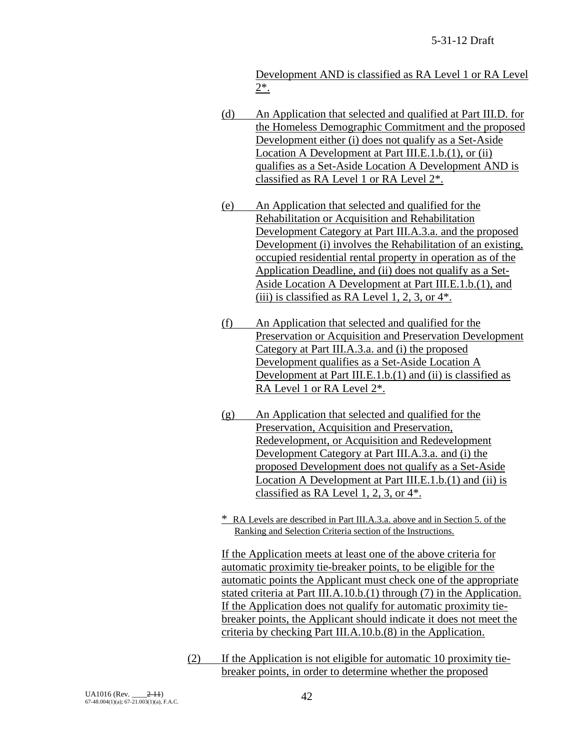Development AND is classified as RA Level 1 or RA Level 2*.

(d) An Application that selected and qualified at Part III.D. for the Homeless Demographic Commitment and the proposed Development either (i) does not qualify as a Set-Aside Location A Development at Part III.E.1.b.(1), or (ii) qualifies as a Set-Aside Location A Development AND is classified as RA Level 1 or RA Level 2*.

(e) An Application that selected and qualified for the Rehabilitation or Acquisition and Rehabilitation Development Category at Part III.A.3.a. and the proposed Development (i) involves the Rehabilitation of an existing, occupied residential rental property in operation as of the Application Deadline, and (ii) does not qualify as a Set-Aside Location A Development at Part III.E.1.b.(1), and (iii) is classified as RA Level 1, 2, 3, or 4*.

(f) An Application that selected and qualified for the Preservation or Acquisition and Preservation Development Category at Part III.A.3.a. and (i) the proposed Development qualifies as a Set-Aside Location A Development at Part III.E.1.b.(1) and (ii) is classified as RA Level 1 or RA Level 2*.

(g) An Application that selected and qualified for the Preservation, Acquisition and Preservation, Redevelopment, or Acquisition and Redevelopment Development Category at Part III.A.3.a. and (i) the proposed Development does not qualify as a Set-Aside Location A Development at Part III.E.1.b.(1) and (ii) is classified as RA Level 1, 2, 3, or 4*.

\* RA Levels are described in Part III.A.3.a. above and in Section 5. of the Ranking and Selection Criteria section of the Instructions.

If the Application meets at least one of the above criteria for automatic proximity tie-breaker points, to be eligible for the automatic points the Applicant must check one of the appropriate stated criteria at Part III.A.10.b.(1) through (7) in the Application. If the Application does not qualify for automatic proximity tie-breaker points, the Applicant should indicate it does not meet the criteria by checking Part III.A.10.b.(8) in the Application.

(2) If the Application is not eligible for automatic 10 proximity tie-breaker points, in order to determine whether the proposed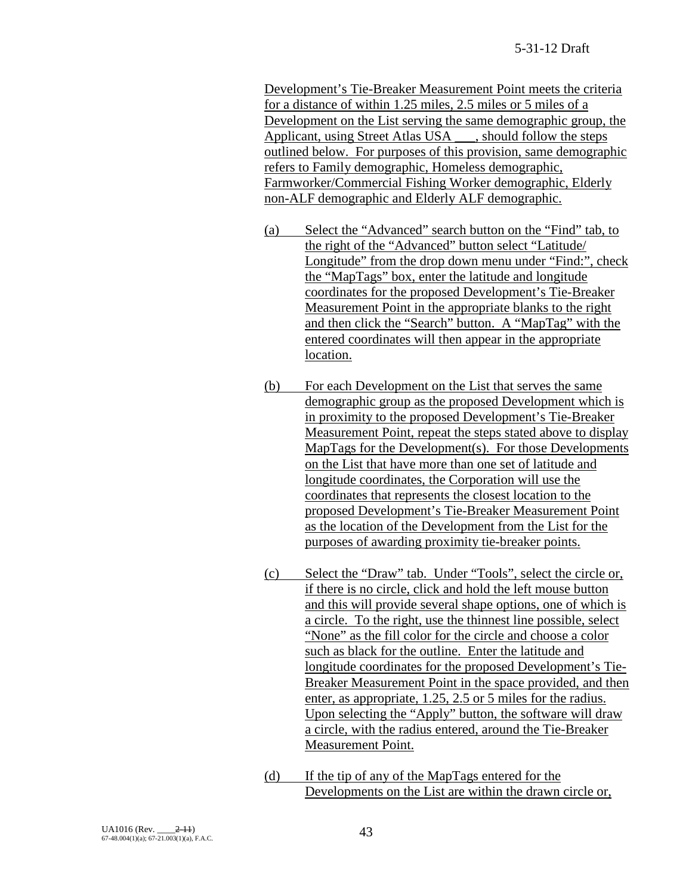Development's Tie-Breaker Measurement Point meets the criteria for a distance of within 1.25 miles, 2.5 miles or 5 miles of a Development on the List serving the same demographic group, the Applicant, using Street Atlas USA ___, should follow the steps outlined below. For purposes of this provision, same demographic refers to Family demographic, Homeless demographic, Farmworker/Commercial Fishing Worker demographic, Elderly non-ALF demographic and Elderly ALF demographic.

(a) Select the "Advanced" search button on the "Find" tab, to the right of the "Advanced" button select "Latitude/ Longitude" from the drop down menu under "Find:", check the "MapTags" box, enter the latitude and longitude coordinates for the proposed Development's Tie-Breaker Measurement Point in the appropriate blanks to the right and then click the "Search" button. A "MapTag" with the entered coordinates will then appear in the appropriate location.

(b) For each Development on the List that serves the same demographic group as the proposed Development which is in proximity to the proposed Development's Tie-Breaker Measurement Point, repeat the steps stated above to display MapTags for the Development(s). For those Developments on the List that have more than one set of latitude and longitude coordinates, the Corporation will use the coordinates that represents the closest location to the proposed Development's Tie-Breaker Measurement Point as the location of the Development from the List for the purposes of awarding proximity tie-breaker points.

(c) Select the "Draw" tab. Under "Tools", select the circle or, if there is no circle, click and hold the left mouse button and this will provide several shape options, one of which is a circle. To the right, use the thinnest line possible, select "None" as the fill color for the circle and choose a color such as black for the outline. Enter the latitude and longitude coordinates for the proposed Development's Tie-Breaker Measurement Point in the space provided, and then enter, as appropriate, 1.25, 2.5 or 5 miles for the radius. Upon selecting the "Apply" button, the software will draw a circle, with the radius entered, around the Tie-Breaker Measurement Point.

(d) If the tip of any of the MapTags entered for the Developments on the List are within the drawn circle or,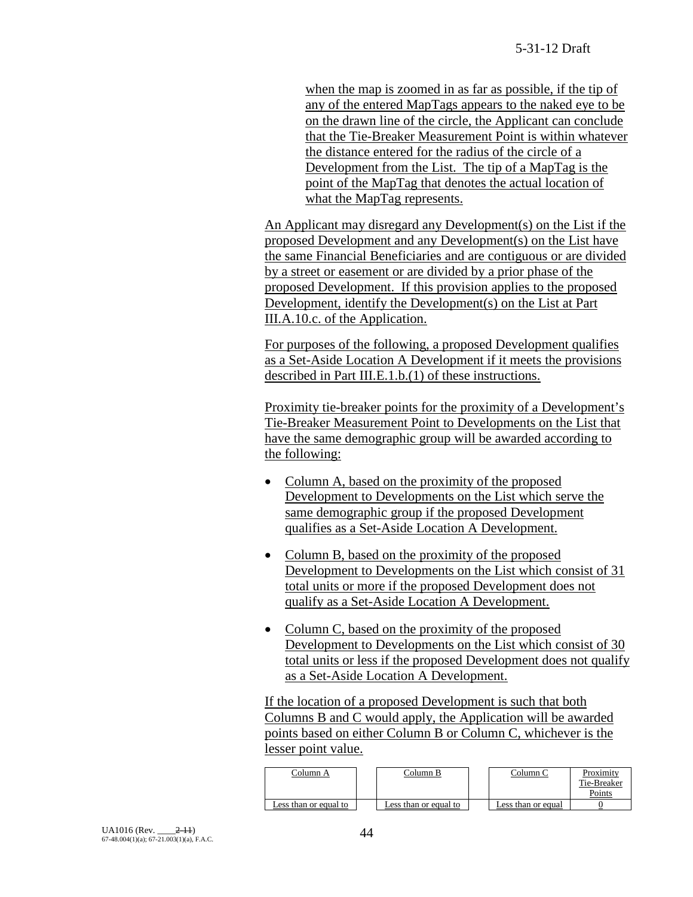when the map is zoomed in as far as possible, if the tip of any of the entered MapTags appears to the naked eye to be on the drawn line of the circle, the Applicant can conclude that the Tie-Breaker Measurement Point is within whatever the distance entered for the radius of the circle of a Development from the List. The tip of a MapTag is the point of the MapTag that denotes the actual location of what the MapTag represents.

An Applicant may disregard any Development(s) on the List if the proposed Development and any Development(s) on the List have the same Financial Beneficiaries and are contiguous or are divided by a street or easement or are divided by a prior phase of the proposed Development. If this provision applies to the proposed Development, identify the Development(s) on the List at Part III.A.10.c. of the Application.

For purposes of the following, a proposed Development qualifies as a Set-Aside Location A Development if it meets the provisions described in Part III.E.1.b.(1) of these instructions.

Proximity tie-breaker points for the proximity of a Development's Tie-Breaker Measurement Point to Developments on the List that have the same demographic group will be awarded according to the following:

- Column A, based on the proximity of the proposed Development to Developments on the List which serve the same demographic group if the proposed Development qualifies as a Set-Aside Location A Development.
- Column B, based on the proximity of the proposed Development to Developments on the List which consist of 31 total units or more if the proposed Development does not qualify as a Set-Aside Location A Development.
- Column C, based on the proximity of the proposed Development to Developments on the List which consist of 30 total units or less if the proposed Development does not qualify as a Set-Aside Location A Development.

If the location of a proposed Development is such that both Columns B and C would apply, the Application will be awarded points based on either Column B or Column C, whichever is the lesser point value.

| Column A | Column B | Column C | Proximity Tie-Breaker Points |
|---|---|---|---|
| Less than or equal to | Less than or equal to | Less than or equal | 0 |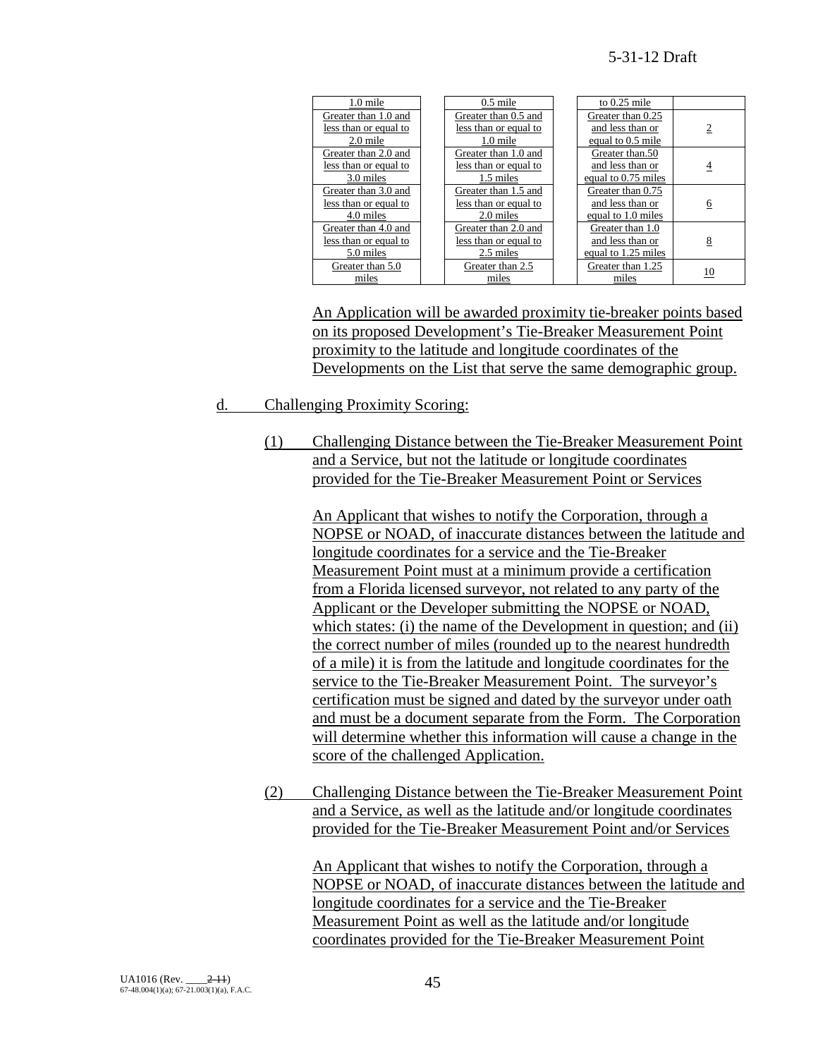| | | | | | |
|---|---|---|---|---|---|
| 1.0 mile | | 0.5 mile | | to 0.25 mile | |
| Greater than 1.0 and less than or equal to 2.0 mile | | Greater than 0.5 and less than or equal to 1.0 mile | | Greater than 0.25 and less than or equal to 0.5 mile | 2 |
| Greater than 2.0 and less than or equal to 3.0 miles | | Greater than 1.0 and less than or equal to 1.5 miles | | Greater than.50 and less than or equal to 0.75 miles | 4 |
| Greater than 3.0 and less than or equal to 4.0 miles | | Greater than 1.5 and less than or equal to 2.0 miles | | Greater than 0.75 and less than or equal to 1.0 miles | 6 |
| Greater than 4.0 and less than or equal to 5.0 miles | | Greater than 2.0 and less than or equal to 2.5 miles | | Greater than 1.0 and less than or equal to 1.25 miles | 8 |
| Greater than 5.0 miles | | Greater than 2.5 miles | | Greater than 1.25 miles | 10 |

An Application will be awarded proximity tie-breaker points based on its proposed Development's Tie-Breaker Measurement Point proximity to the latitude and longitude coordinates of the Developments on the List that serve the same demographic group.

d. Challenging Proximity Scoring:

(1) Challenging Distance between the Tie-Breaker Measurement Point and a Service, but not the latitude or longitude coordinates provided for the Tie-Breaker Measurement Point or Services

An Applicant that wishes to notify the Corporation, through a NOPSE or NOAD, of inaccurate distances between the latitude and longitude coordinates for a service and the Tie-Breaker Measurement Point must at a minimum provide a certification from a Florida licensed surveyor, not related to any party of the Applicant or the Developer submitting the NOPSE or NOAD, which states: (i) the name of the Development in question; and (ii) the correct number of miles (rounded up to the nearest hundredth of a mile) it is from the latitude and longitude coordinates for the service to the Tie-Breaker Measurement Point. The surveyor's certification must be signed and dated by the surveyor under oath and must be a document separate from the Form. The Corporation will determine whether this information will cause a change in the score of the challenged Application.

(2) Challenging Distance between the Tie-Breaker Measurement Point and a Service, as well as the latitude and/or longitude coordinates provided for the Tie-Breaker Measurement Point and/or Services

An Applicant that wishes to notify the Corporation, through a NOPSE or NOAD, of inaccurate distances between the latitude and longitude coordinates for a service and the Tie-Breaker Measurement Point as well as the latitude and/or longitude coordinates provided for the Tie-Breaker Measurement Point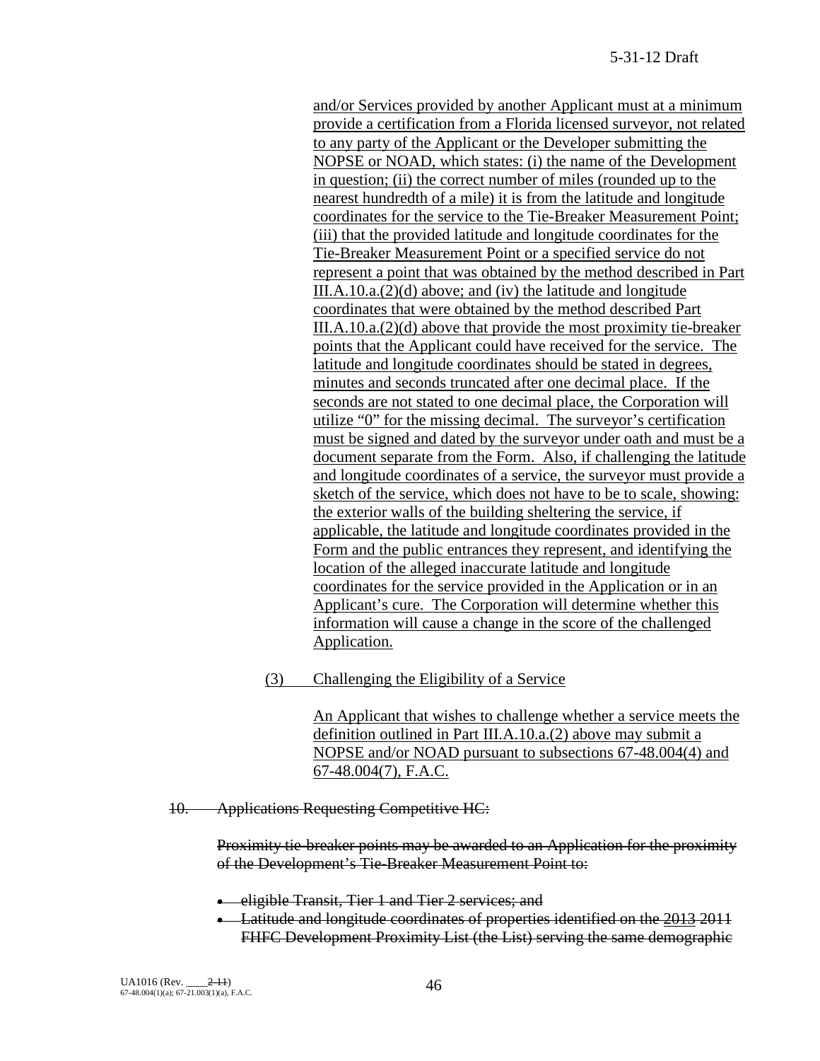and/or Services provided by another Applicant must at a minimum provide a certification from a Florida licensed surveyor, not related to any party of the Applicant or the Developer submitting the NOPSE or NOAD, which states: (i) the name of the Development in question; (ii) the correct number of miles (rounded up to the nearest hundredth of a mile) it is from the latitude and longitude coordinates for the service to the Tie-Breaker Measurement Point; (iii) that the provided latitude and longitude coordinates for the Tie-Breaker Measurement Point or a specified service do not represent a point that was obtained by the method described in Part III.A.10.a.(2)(d) above; and (iv) the latitude and longitude coordinates that were obtained by the method described Part III.A.10.a.(2)(d) above that provide the most proximity tie-breaker points that the Applicant could have received for the service. The latitude and longitude coordinates should be stated in degrees, minutes and seconds truncated after one decimal place. If the seconds are not stated to one decimal place, the Corporation will utilize "0" for the missing decimal. The surveyor's certification must be signed and dated by the surveyor under oath and must be a document separate from the Form. Also, if challenging the latitude and longitude coordinates of a service, the surveyor must provide a sketch of the service, which does not have to be to scale, showing: the exterior walls of the building sheltering the service, if applicable, the latitude and longitude coordinates provided in the Form and the public entrances they represent, and identifying the location of the alleged inaccurate latitude and longitude coordinates for the service provided in the Application or in an Applicant's cure. The Corporation will determine whether this information will cause a change in the score of the challenged Application.

(3) Challenging the Eligibility of a Service

An Applicant that wishes to challenge whether a service meets the definition outlined in Part III.A.10.a.(2) above may submit a NOPSE and/or NOAD pursuant to subsections 67-48.004(4) and 67-48.004(7), F.A.C.

~~10. Applications Requesting Competitive HC:~~

~~Proximity tie-breaker points may be awarded to an Application for the proximity of the Development's Tie-Breaker Measurement Point to:~~

- ~~eligible Transit, Tier 1 and Tier 2 services; and~~
- ~~Latitude and longitude coordinates of properties identified on the~~ 2013 ~~2011 FHFC Development Proximity List (the List) serving the same demographic~~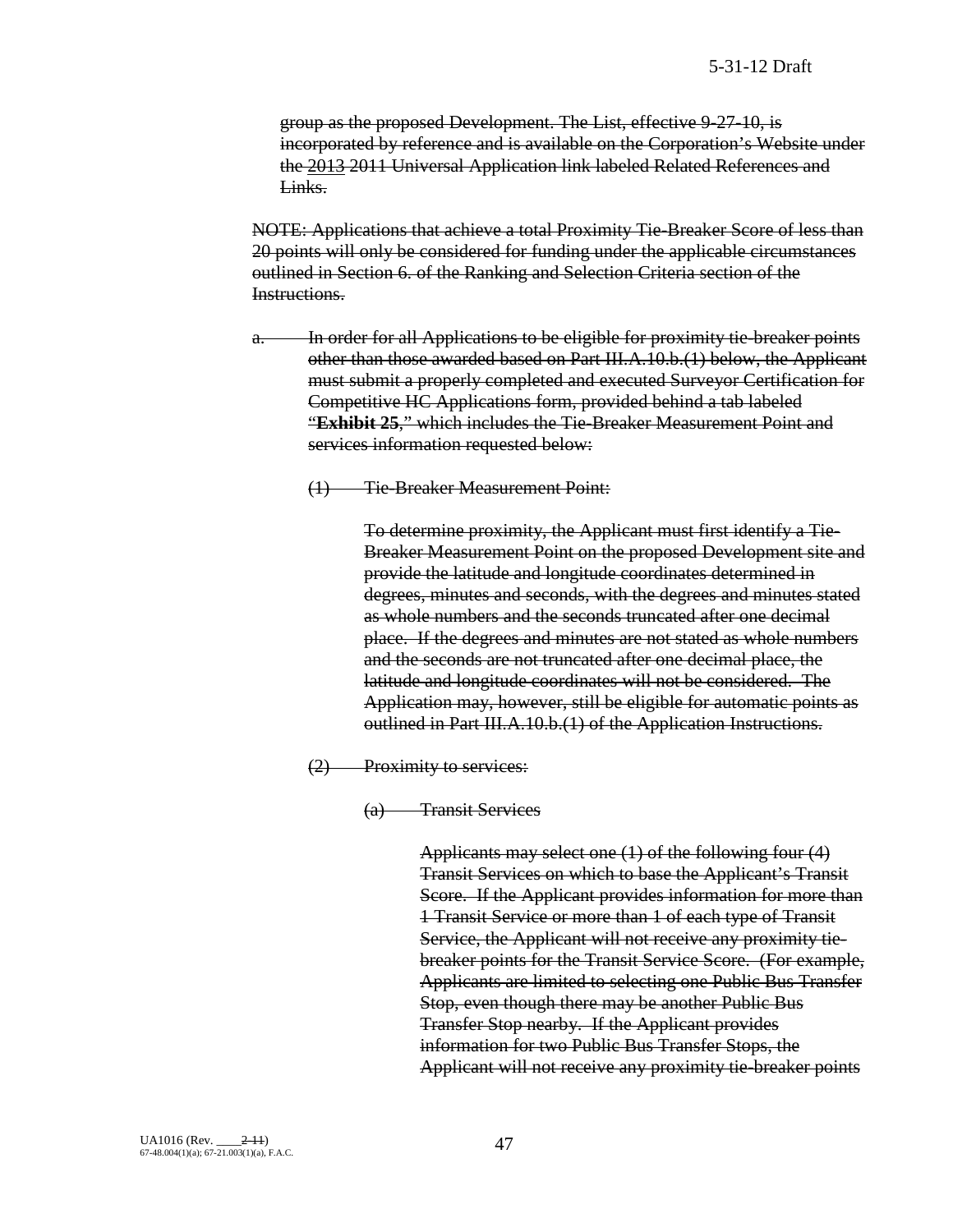~~group as the proposed Development. The List, effective 9-27-10, is incorporated by reference and is available on the Corporation's Website under the~~ <u>2013</u> ~~2011 Universal Application link labeled Related References and Links.~~

~~NOTE: Applications that achieve a total Proximity Tie-Breaker Score of less than 20 points will only be considered for funding under the applicable circumstances outlined in Section 6. of the Ranking and Selection Criteria section of the Instructions.~~

~~a. In order for all Applications to be eligible for proximity tie-breaker points other than those awarded based on Part III.A.10.b.(1) below, the Applicant must submit a properly completed and executed Surveyor Certification for Competitive HC Applications form, provided behind a tab labeled "**Exhibit 25**," which includes the Tie-Breaker Measurement Point and services information requested below:~~

~~(1) Tie-Breaker Measurement Point:~~

~~To determine proximity, the Applicant must first identify a Tie-Breaker Measurement Point on the proposed Development site and provide the latitude and longitude coordinates determined in degrees, minutes and seconds, with the degrees and minutes stated as whole numbers and the seconds truncated after one decimal place. If the degrees and minutes are not stated as whole numbers and the seconds are not truncated after one decimal place, the latitude and longitude coordinates will not be considered. The Application may, however, still be eligible for automatic points as outlined in Part III.A.10.b.(1) of the Application Instructions.~~

~~(2) Proximity to services:~~

~~(a) Transit Services~~

~~Applicants may select one (1) of the following four (4) Transit Services on which to base the Applicant's Transit Score. If the Applicant provides information for more than 1 Transit Service or more than 1 of each type of Transit Service, the Applicant will not receive any proximity tie-breaker points for the Transit Service Score. (For example, Applicants are limited to selecting one Public Bus Transfer Stop, even though there may be another Public Bus Transfer Stop nearby. If the Applicant provides information for two Public Bus Transfer Stops, the Applicant will not receive any proximity tie-breaker points~~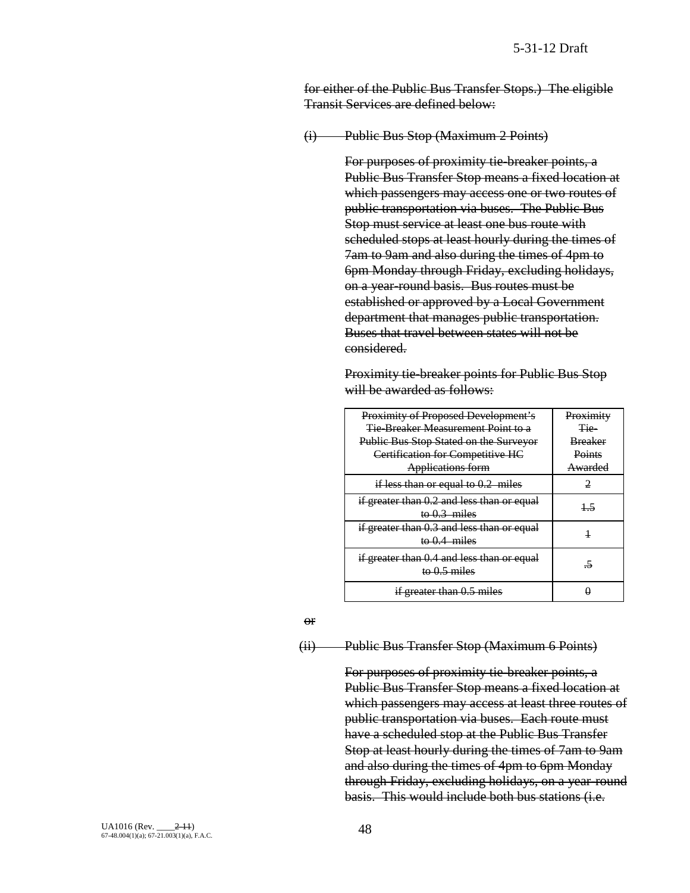for either of the Public Bus Transfer Stops.) The eligible Transit Services are defined below:

(i) Public Bus Stop (Maximum 2 Points)

For purposes of proximity tie-breaker points, a Public Bus Transfer Stop means a fixed location at which passengers may access one or two routes of public transportation via buses. The Public Bus Stop must service at least one bus route with scheduled stops at least hourly during the times of 7am to 9am and also during the times of 4pm to 6pm Monday through Friday, excluding holidays, on a year-round basis. Bus routes must be established or approved by a Local Government department that manages public transportation. Buses that travel between states will not be considered.

Proximity tie-breaker points for Public Bus Stop will be awarded as follows:

| Proximity of Proposed Development's Tie-Breaker Measurement Point to a Public Bus Stop Stated on the Surveyor Certification for Competitive HC Applications form | Proximity Tie-Breaker Points Awarded |
|---|---|
| if less than or equal to 0.2 miles | 2 |
| if greater than 0.2 and less than or equal to 0.3 miles | 1.5 |
| if greater than 0.3 and less than or equal to 0.4 miles | 1 |
| if greater than 0.4 and less than or equal to 0.5 miles | .5 |
| if greater than 0.5 miles | 0 |

or

(ii) Public Bus Transfer Stop (Maximum 6 Points)

For purposes of proximity tie-breaker points, a Public Bus Transfer Stop means a fixed location at which passengers may access at least three routes of public transportation via buses. Each route must have a scheduled stop at the Public Bus Transfer Stop at least hourly during the times of 7am to 9am and also during the times of 4pm to 6pm Monday through Friday, excluding holidays, on a year-round basis. This would include both bus stations (i.e.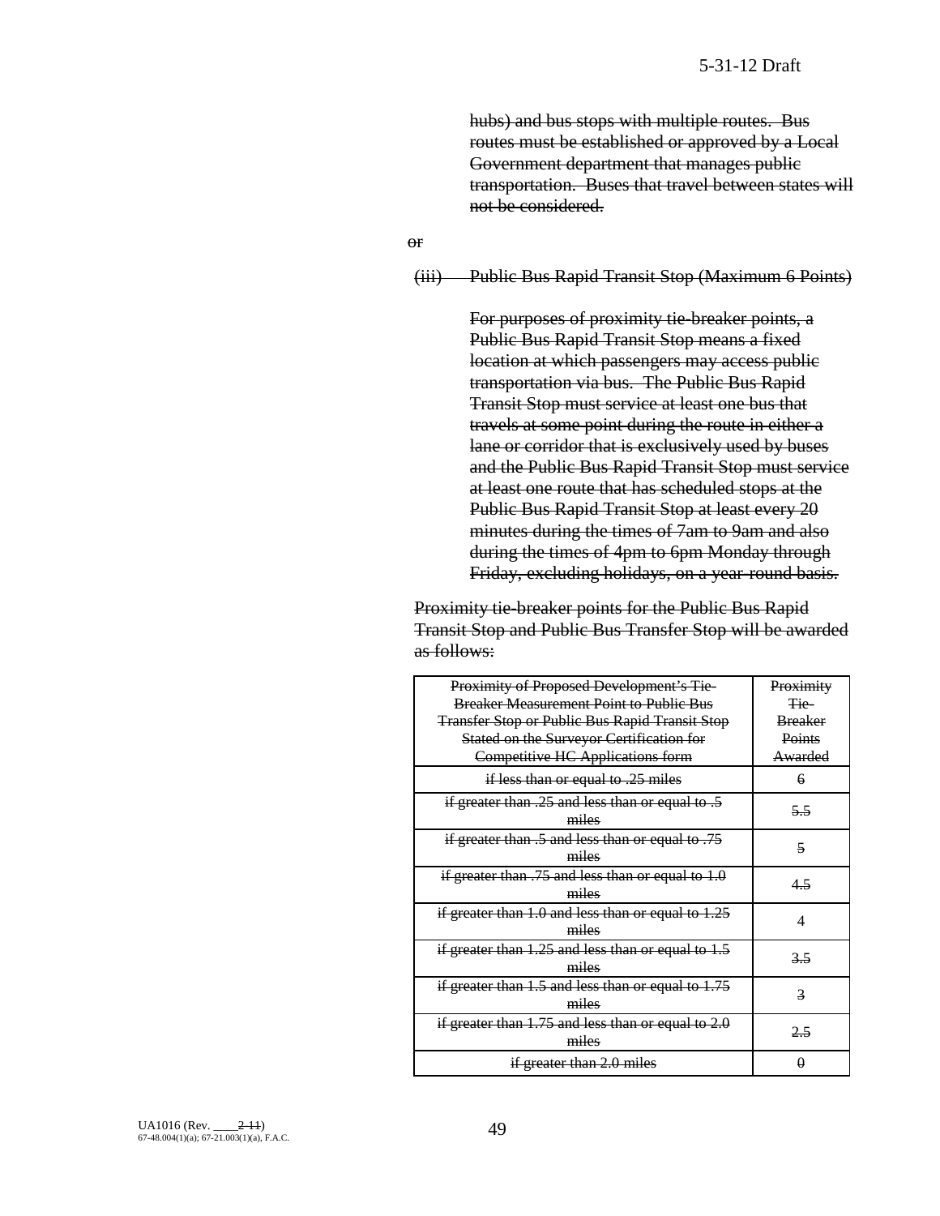~~hubs) and bus stops with multiple routes. Bus routes must be established or approved by a Local Government department that manages public transportation. Buses that travel between states will not be considered.~~

~~or~~

~~(iii) Public Bus Rapid Transit Stop (Maximum 6 Points)~~

~~For purposes of proximity tie-breaker points, a Public Bus Rapid Transit Stop means a fixed location at which passengers may access public transportation via bus. The Public Bus Rapid Transit Stop must service at least one bus that travels at some point during the route in either a lane or corridor that is exclusively used by buses and the Public Bus Rapid Transit Stop must service at least one route that has scheduled stops at the Public Bus Rapid Transit Stop at least every 20 minutes during the times of 7am to 9am and also during the times of 4pm to 6pm Monday through Friday, excluding holidays, on a year-round basis.~~

~~Proximity tie-breaker points for the Public Bus Rapid Transit Stop and Public Bus Transfer Stop will be awarded as follows:~~

| ~~Proximity of Proposed Development's Tie-Breaker Measurement Point to Public Bus Transfer Stop or Public Bus Rapid Transit Stop Stated on the Surveyor Certification for Competitive HC Applications form~~ | ~~Proximity Tie-Breaker Points Awarded~~ |
|---|---|
| ~~if less than or equal to .25 miles~~ | ~~6~~ |
| ~~if greater than .25 and less than or equal to .5 miles~~ | ~~5.5~~ |
| ~~if greater than .5 and less than or equal to .75 miles~~ | ~~5~~ |
| ~~if greater than .75 and less than or equal to 1.0 miles~~ | ~~4.5~~ |
| ~~if greater than 1.0 and less than or equal to 1.25 miles~~ | ~~4~~ |
| ~~if greater than 1.25 and less than or equal to 1.5 miles~~ | ~~3.5~~ |
| ~~if greater than 1.5 and less than or equal to 1.75 miles~~ | ~~3~~ |
| ~~if greater than 1.75 and less than or equal to 2.0 miles~~ | ~~2.5~~ |
| ~~if greater than 2.0 miles~~ | ~~0~~ |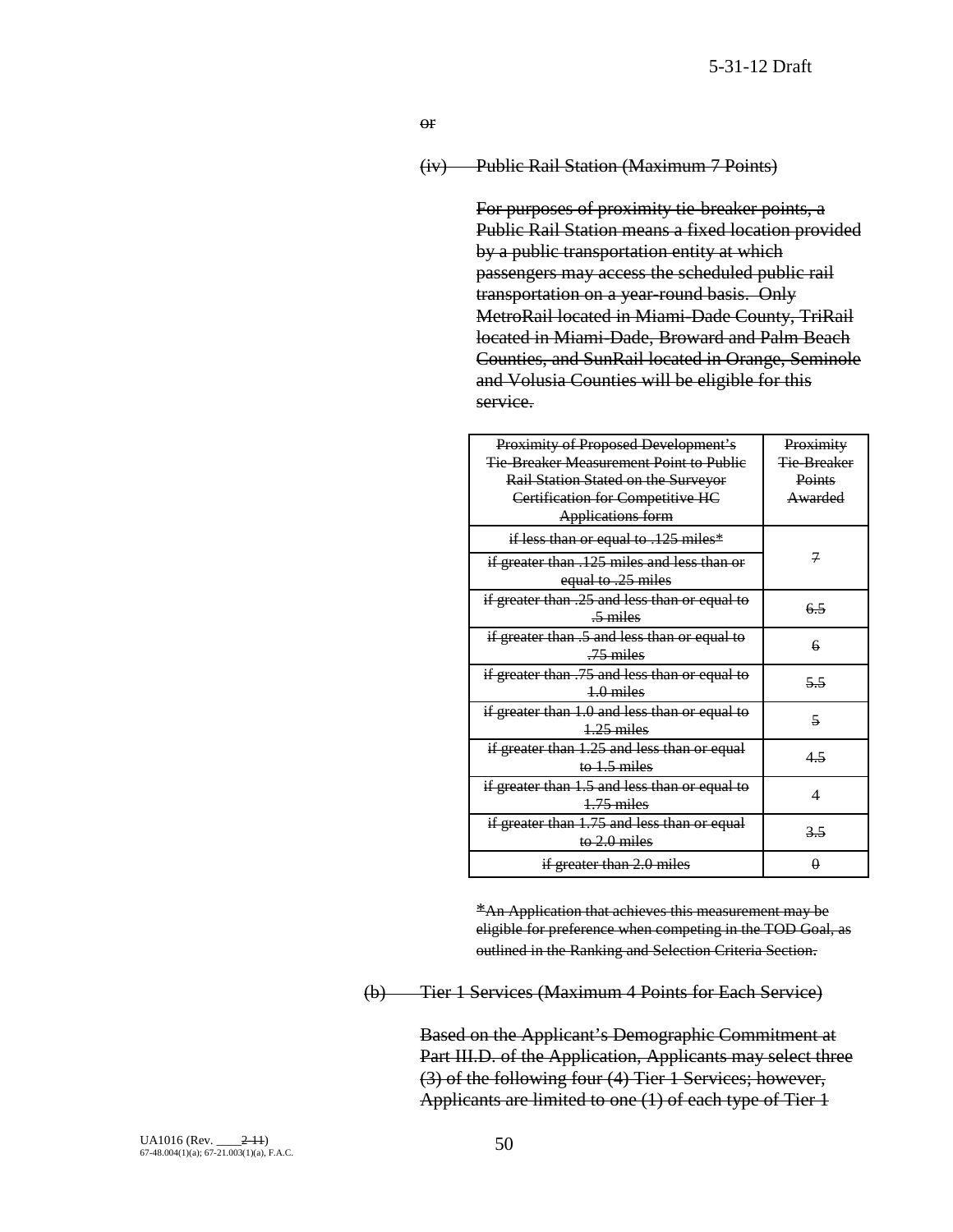or

(iv) Public Rail Station (Maximum 7 Points)

For purposes of proximity tie-breaker points, a Public Rail Station means a fixed location provided by a public transportation entity at which passengers may access the scheduled public rail transportation on a year-round basis. Only MetroRail located in Miami-Dade County, TriRail located in Miami-Dade, Broward and Palm Beach Counties, and SunRail located in Orange, Seminole and Volusia Counties will be eligible for this service.

| Proximity of Proposed Development's Tie-Breaker Measurement Point to Public Rail Station Stated on the Surveyor Certification for Competitive HC Applications form | Proximity Tie-Breaker Points Awarded |
|---|---|
| if less than or equal to .125 miles* | 7 |
| if greater than .125 miles and less than or equal to .25 miles | |
| if greater than .25 and less than or equal to .5 miles | 6.5 |
| if greater than .5 and less than or equal to .75 miles | 6 |
| if greater than .75 and less than or equal to 1.0 miles | 5.5 |
| if greater than 1.0 and less than or equal to 1.25 miles | 5 |
| if greater than 1.25 and less than or equal to 1.5 miles | 4.5 |
| if greater than 1.5 and less than or equal to 1.75 miles | 4 |
| if greater than 1.75 and less than or equal to 2.0 miles | 3.5 |
| if greater than 2.0 miles | 0 |

*An Application that achieves this measurement may be eligible for preference when competing in the TOD Goal, as outlined in the Ranking and Selection Criteria Section.

(b) Tier 1 Services (Maximum 4 Points for Each Service)

Based on the Applicant's Demographic Commitment at Part III.D. of the Application, Applicants may select three (3) of the following four (4) Tier 1 Services; however, Applicants are limited to one (1) of each type of Tier 1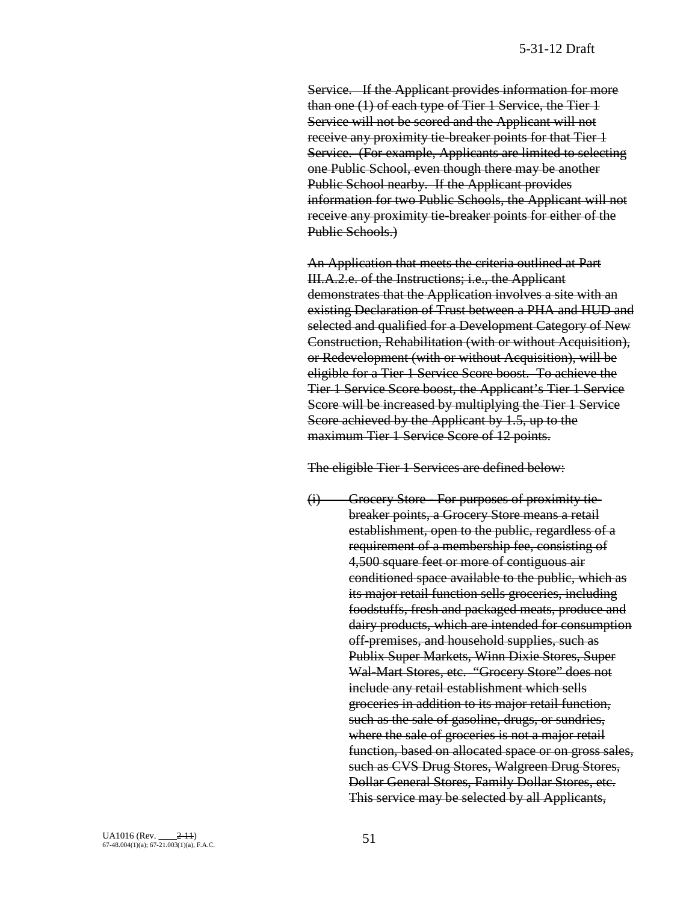Service. If the Applicant provides information for more than one (1) of each type of Tier 1 Service, the Tier 1 Service will not be scored and the Applicant will not receive any proximity tie-breaker points for that Tier 1 Service. (For example, Applicants are limited to selecting one Public School, even though there may be another Public School nearby. If the Applicant provides information for two Public Schools, the Applicant will not receive any proximity tie-breaker points for either of the Public Schools.)

An Application that meets the criteria outlined at Part III.A.2.e. of the Instructions; i.e., the Applicant demonstrates that the Application involves a site with an existing Declaration of Trust between a PHA and HUD and selected and qualified for a Development Category of New Construction, Rehabilitation (with or without Acquisition), or Redevelopment (with or without Acquisition), will be eligible for a Tier 1 Service Score boost. To achieve the Tier 1 Service Score boost, the Applicant's Tier 1 Service Score will be increased by multiplying the Tier 1 Service Score achieved by the Applicant by 1.5, up to the maximum Tier 1 Service Score of 12 points.

The eligible Tier 1 Services are defined below:

(i) Grocery Store - For purposes of proximity tie-breaker points, a Grocery Store means a retail establishment, open to the public, regardless of a requirement of a membership fee, consisting of 4,500 square feet or more of contiguous air conditioned space available to the public, which as its major retail function sells groceries, including foodstuffs, fresh and packaged meats, produce and dairy products, which are intended for consumption off-premises, and household supplies, such as Publix Super Markets, Winn Dixie Stores, Super Wal-Mart Stores, etc. "Grocery Store" does not include any retail establishment which sells groceries in addition to its major retail function, such as the sale of gasoline, drugs, or sundries, where the sale of groceries is not a major retail function, based on allocated space or on gross sales, such as CVS Drug Stores, Walgreen Drug Stores, Dollar General Stores, Family Dollar Stores, etc. This service may be selected by all Applicants,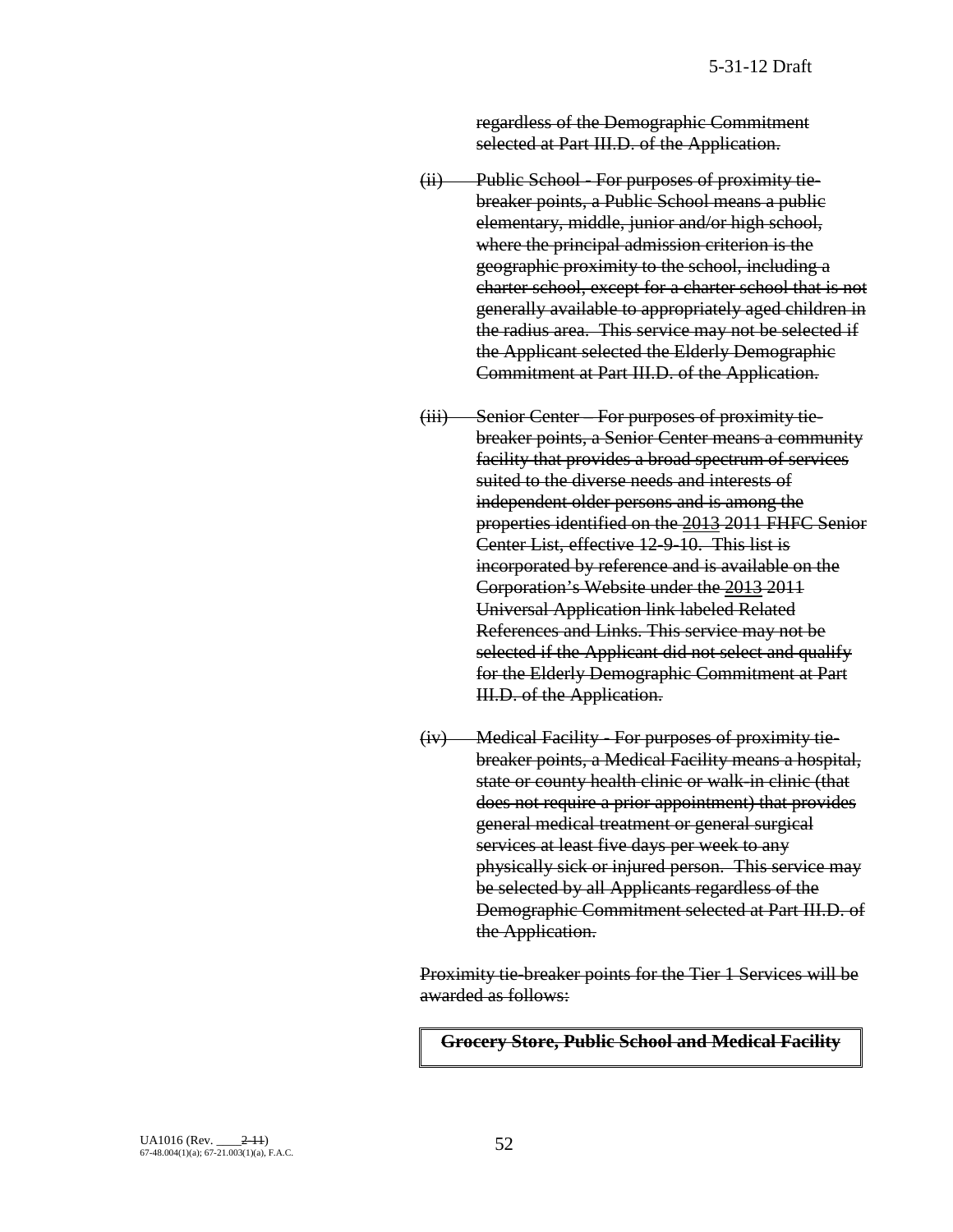regardless of the Demographic Commitment selected at Part III.D. of the Application.

(ii) Public School - For purposes of proximity tie-breaker points, a Public School means a public elementary, middle, junior and/or high school, where the principal admission criterion is the geographic proximity to the school, including a charter school, except for a charter school that is not generally available to appropriately aged children in the radius area. This service may not be selected if the Applicant selected the Elderly Demographic Commitment at Part III.D. of the Application.

(iii) Senior Center – For purposes of proximity tie-breaker points, a Senior Center means a community facility that provides a broad spectrum of services suited to the diverse needs and interests of independent older persons and is among the properties identified on the 2013 2011 FHFC Senior Center List, effective 12-9-10. This list is incorporated by reference and is available on the Corporation's Website under the 2013 2011 Universal Application link labeled Related References and Links. This service may not be selected if the Applicant did not select and qualify for the Elderly Demographic Commitment at Part III.D. of the Application.

(iv) Medical Facility - For purposes of proximity tie-breaker points, a Medical Facility means a hospital, state or county health clinic or walk-in clinic (that does not require a prior appointment) that provides general medical treatment or general surgical services at least five days per week to any physically sick or injured person. This service may be selected by all Applicants regardless of the Demographic Commitment selected at Part III.D. of the Application.

Proximity tie-breaker points for the Tier 1 Services will be awarded as follows:

| **Grocery Store, Public School and Medical Facility** |
|---|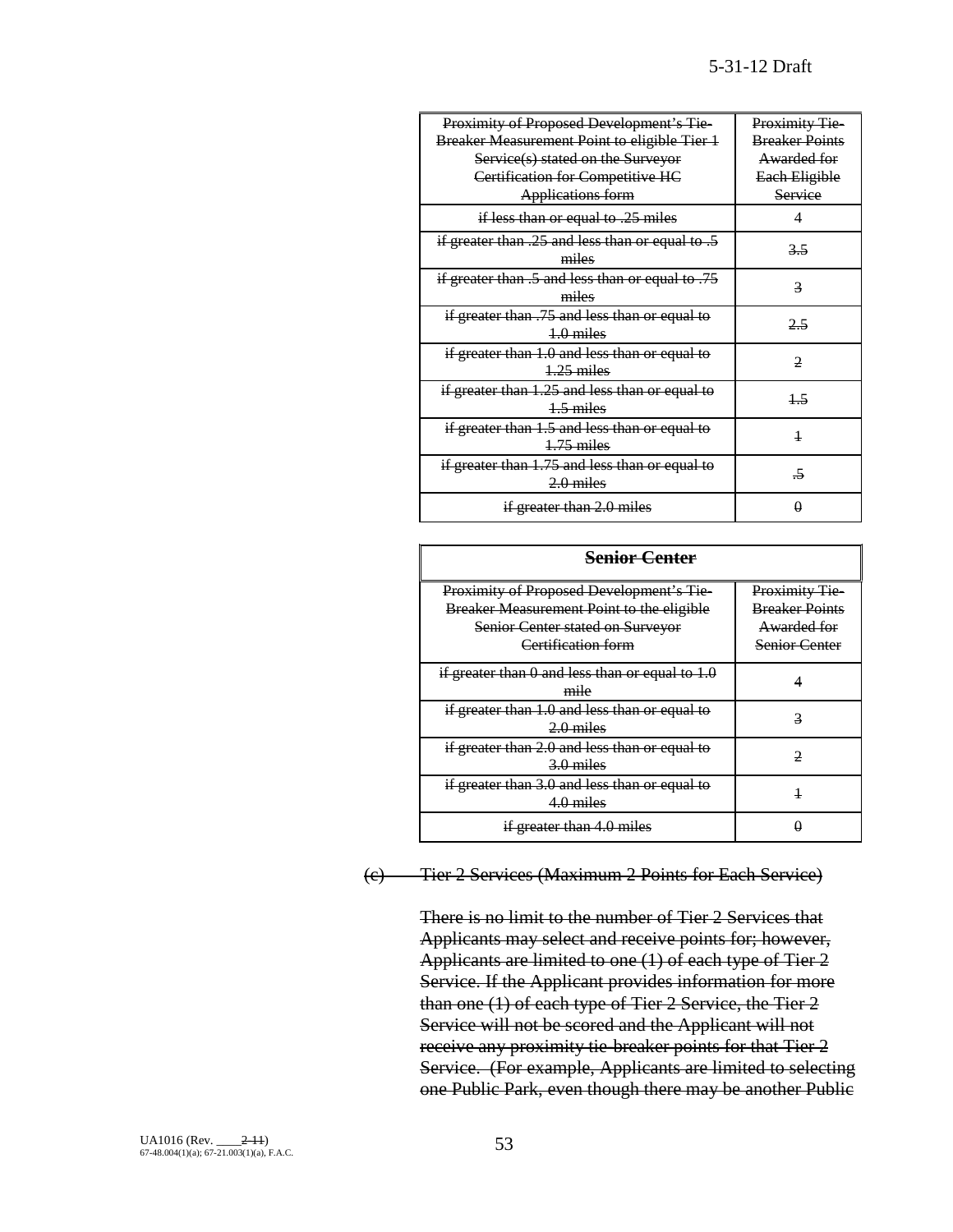| ~~Proximity of Proposed Development's Tie-Breaker Measurement Point to eligible Tier 1 Service(s) stated on the Surveyor Certification for Competitive HC Applications form~~ | ~~Proximity Tie-Breaker Points Awarded for Each Eligible Service~~ |
|---|---|
| ~~if less than or equal to .25 miles~~ | ~~4~~ |
| ~~if greater than .25 and less than or equal to .5 miles~~ | ~~3.5~~ |
| ~~if greater than .5 and less than or equal to .75 miles~~ | ~~3~~ |
| ~~if greater than .75 and less than or equal to 1.0 miles~~ | ~~2.5~~ |
| ~~if greater than 1.0 and less than or equal to 1.25 miles~~ | ~~2~~ |
| ~~if greater than 1.25 and less than or equal to 1.5 miles~~ | ~~1.5~~ |
| ~~if greater than 1.5 and less than or equal to 1.75 miles~~ | ~~1~~ |
| ~~if greater than 1.75 and less than or equal to 2.0 miles~~ | ~~.5~~ |
| ~~if greater than 2.0 miles~~ | ~~0~~ |

| **~~Senior Center~~** | |
|---|---|
| ~~Proximity of Proposed Development's Tie-Breaker Measurement Point to the eligible Senior Center stated on Surveyor Certification form~~ | ~~Proximity Tie-Breaker Points Awarded for Senior Center~~ |
| ~~if greater than 0 and less than or equal to 1.0 mile~~ | ~~4~~ |
| ~~if greater than 1.0 and less than or equal to 2.0 miles~~ | ~~3~~ |
| ~~if greater than 2.0 and less than or equal to 3.0 miles~~ | ~~2~~ |
| ~~if greater than 3.0 and less than or equal to 4.0 miles~~ | ~~1~~ |
| ~~if greater than 4.0 miles~~ | ~~0~~ |

~~(c) Tier 2 Services (Maximum 2 Points for Each Service)~~

~~There is no limit to the number of Tier 2 Services that Applicants may select and receive points for; however, Applicants are limited to one (1) of each type of Tier 2 Service. If the Applicant provides information for more than one (1) of each type of Tier 2 Service, the Tier 2 Service will not be scored and the Applicant will not receive any proximity tie-breaker points for that Tier 2 Service. (For example, Applicants are limited to selecting one Public Park, even though there may be another Public~~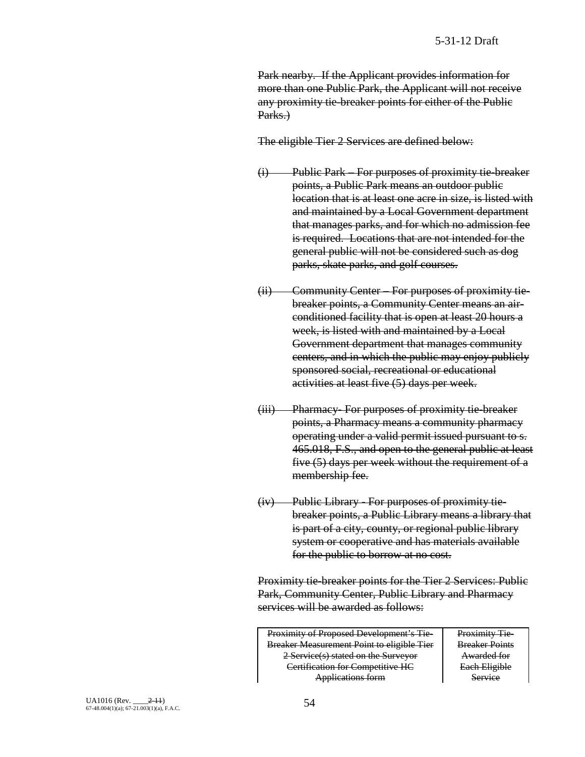~~Park nearby. If the Applicant provides information for more than one Public Park, the Applicant will not receive any proximity tie-breaker points for either of the Public Parks.)~~

~~The eligible Tier 2 Services are defined below:~~

~~(i) Public Park – For purposes of proximity tie-breaker points, a Public Park means an outdoor public location that is at least one acre in size, is listed with and maintained by a Local Government department that manages parks, and for which no admission fee is required. Locations that are not intended for the general public will not be considered such as dog parks, skate parks, and golf courses.~~

~~(ii) Community Center – For purposes of proximity tie-breaker points, a Community Center means an air-conditioned facility that is open at least 20 hours a week, is listed with and maintained by a Local Government department that manages community centers, and in which the public may enjoy publicly sponsored social, recreational or educational activities at least five (5) days per week.~~

~~(iii) Pharmacy- For purposes of proximity tie-breaker points, a Pharmacy means a community pharmacy operating under a valid permit issued pursuant to s. 465.018, F.S., and open to the general public at least five (5) days per week without the requirement of a membership fee.~~

~~(iv) Public Library - For purposes of proximity tie-breaker points, a Public Library means a library that is part of a city, county, or regional public library system or cooperative and has materials available for the public to borrow at no cost.~~

~~Proximity tie-breaker points for the Tier 2 Services: Public Park, Community Center, Public Library and Pharmacy services will be awarded as follows:~~

| ~~Proximity of Proposed Development's Tie-Breaker Measurement Point to eligible Tier 2 Service(s) stated on the Surveyor Certification for Competitive HC Applications form~~ | ~~Proximity Tie-Breaker Points Awarded for Each Eligible Service~~ |
|---|---|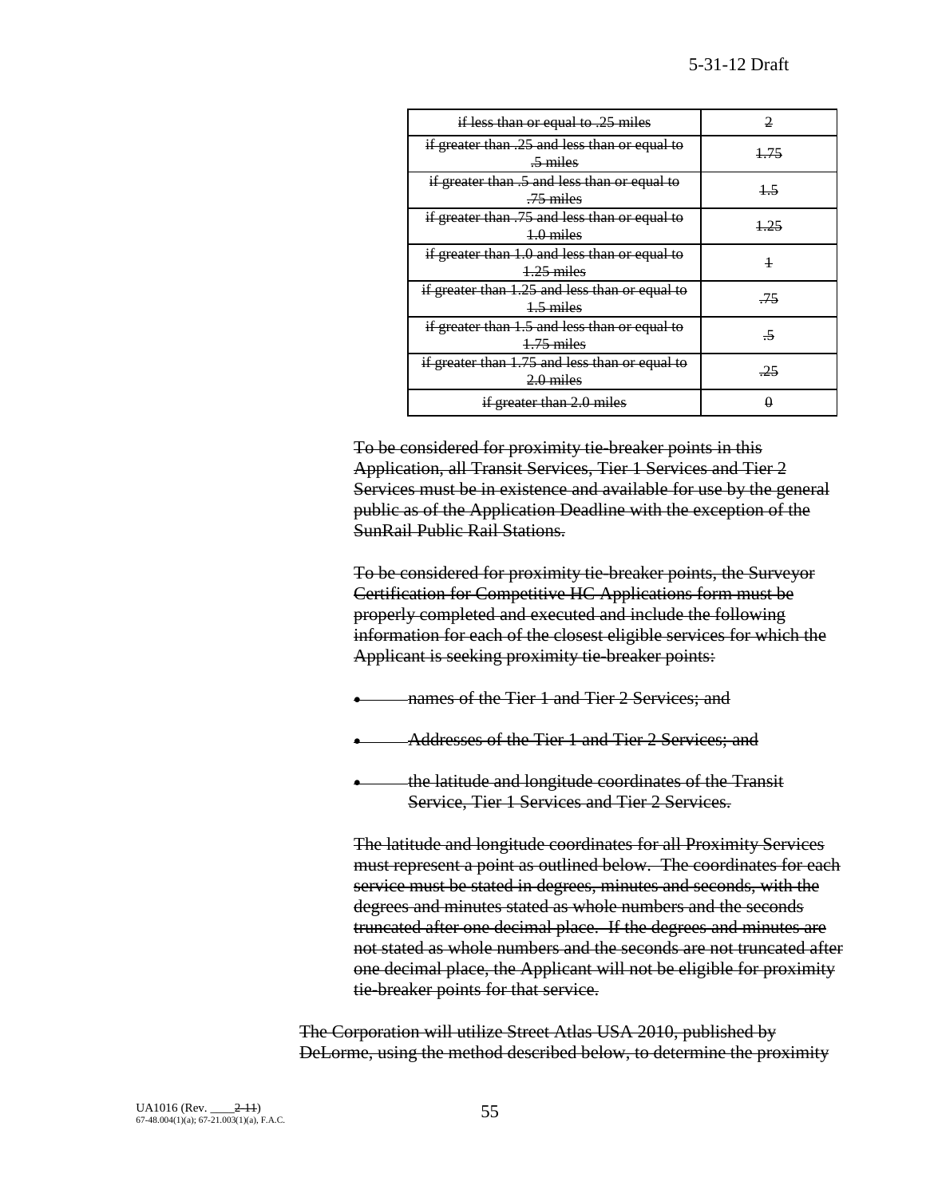| ~~if less than or equal to .25 miles~~ | ~~2~~ |
|---|---|
| ~~if greater than .25 and less than or equal to .5 miles~~ | ~~1.75~~ |
| ~~if greater than .5 and less than or equal to .75 miles~~ | ~~1.5~~ |
| ~~if greater than .75 and less than or equal to 1.0 miles~~ | ~~1.25~~ |
| ~~if greater than 1.0 and less than or equal to 1.25 miles~~ | ~~1~~ |
| ~~if greater than 1.25 and less than or equal to 1.5 miles~~ | ~~.75~~ |
| ~~if greater than 1.5 and less than or equal to 1.75 miles~~ | ~~.5~~ |
| ~~if greater than 1.75 and less than or equal to 2.0 miles~~ | ~~.25~~ |
| ~~if greater than 2.0 miles~~ | ~~0~~ |

~~To be considered for proximity tie-breaker points in this Application, all Transit Services, Tier 1 Services and Tier 2 Services must be in existence and available for use by the general public as of the Application Deadline with the exception of the SunRail Public Rail Stations.~~

~~To be considered for proximity tie-breaker points, the Surveyor Certification for Competitive HC Applications form must be properly completed and executed and include the following information for each of the closest eligible services for which the Applicant is seeking proximity tie-breaker points:~~

- ~~names of the Tier 1 and Tier 2 Services; and~~
- ~~Addresses of the Tier 1 and Tier 2 Services; and~~
- ~~the latitude and longitude coordinates of the Transit Service, Tier 1 Services and Tier 2 Services.~~

~~The latitude and longitude coordinates for all Proximity Services must represent a point as outlined below. The coordinates for each service must be stated in degrees, minutes and seconds, with the degrees and minutes stated as whole numbers and the seconds truncated after one decimal place. If the degrees and minutes are not stated as whole numbers and the seconds are not truncated after one decimal place, the Applicant will not be eligible for proximity tie-breaker points for that service.~~

~~The Corporation will utilize Street Atlas USA 2010, published by DeLorme, using the method described below, to determine the proximity~~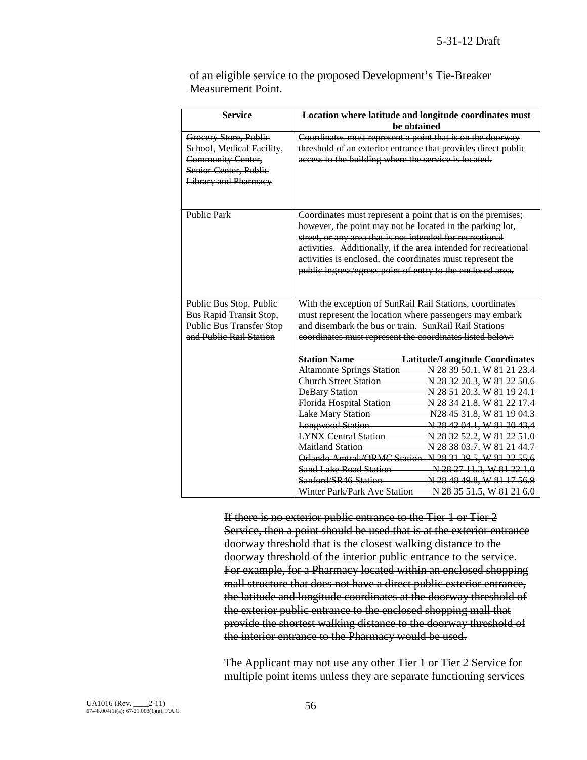~~of an eligible service to the proposed Development's Tie-Breaker Measurement Point.~~

| ~~**Service**~~ | ~~**Location where latitude and longitude coordinates must be obtained**~~ |
|---|---|
| ~~Grocery Store, Public School, Medical Facility, Community Center, Senior Center, Public Library and Pharmacy~~ | ~~Coordinates must represent a point that is on the doorway threshold of an exterior entrance that provides direct public access to the building where the service is located.~~ |
| ~~Public Park~~ | ~~Coordinates must represent a point that is on the premises; however, the point may not be located in the parking lot, street, or any area that is not intended for recreational activities. Additionally, if the area intended for recreational activities is enclosed, the coordinates must represent the public ingress/egress point of entry to the enclosed area.~~ |
| ~~Public Bus Stop, Public Bus Rapid Transit Stop, Public Bus Transfer Stop and Public Rail Station~~ | ~~With the exception of SunRail Rail Stations, coordinates must represent the location where passengers may embark and disembark the bus or train. SunRail Rail Stations coordinates must represent the coordinates listed below:~~<br><br>~~**Station Name** — **Latitude/Longitude Coordinates**~~<br>~~Altamonte Springs Station — N 28 39 50.1, W 81 21 23.4~~<br>~~Church Street Station — N 28 32 20.3, W 81 22 50.6~~<br>~~DeBary Station — N 28 51 20.3, W 81 19 24.1~~<br>~~Florida Hospital Station — N 28 34 21.8, W 81 22 17.4~~<br>~~Lake Mary Station — N28 45 31.8, W 81 19 04.3~~<br>~~Longwood Station — N 28 42 04.1, W 81 20 43.4~~<br>~~LYNX Central Station — N 28 32 52.2, W 81 22 51.0~~<br>~~Maitland Station — N 28 38 03.7, W 81 21 44.7~~<br>~~Orlando Amtrak/ORMC Station — N 28 31 39.5, W 81 22 55.6~~<br>~~Sand Lake Road Station — N 28 27 11.3, W 81 22 1.0~~<br>~~Sanford/SR46 Station — N 28 48 49.8, W 81 17 56.9~~<br>~~Winter Park/Park Ave Station — N 28 35 51.5, W 81 21 6.0~~ |

~~If there is no exterior public entrance to the Tier 1 or Tier 2 Service, then a point should be used that is at the exterior entrance doorway threshold that is the closest walking distance to the doorway threshold of the interior public entrance to the service. For example, for a Pharmacy located within an enclosed shopping mall structure that does not have a direct public exterior entrance, the latitude and longitude coordinates at the doorway threshold of the exterior public entrance to the enclosed shopping mall that provide the shortest walking distance to the doorway threshold of the interior entrance to the Pharmacy would be used.~~

~~The Applicant may not use any other Tier 1 or Tier 2 Service for multiple point items unless they are separate functioning services~~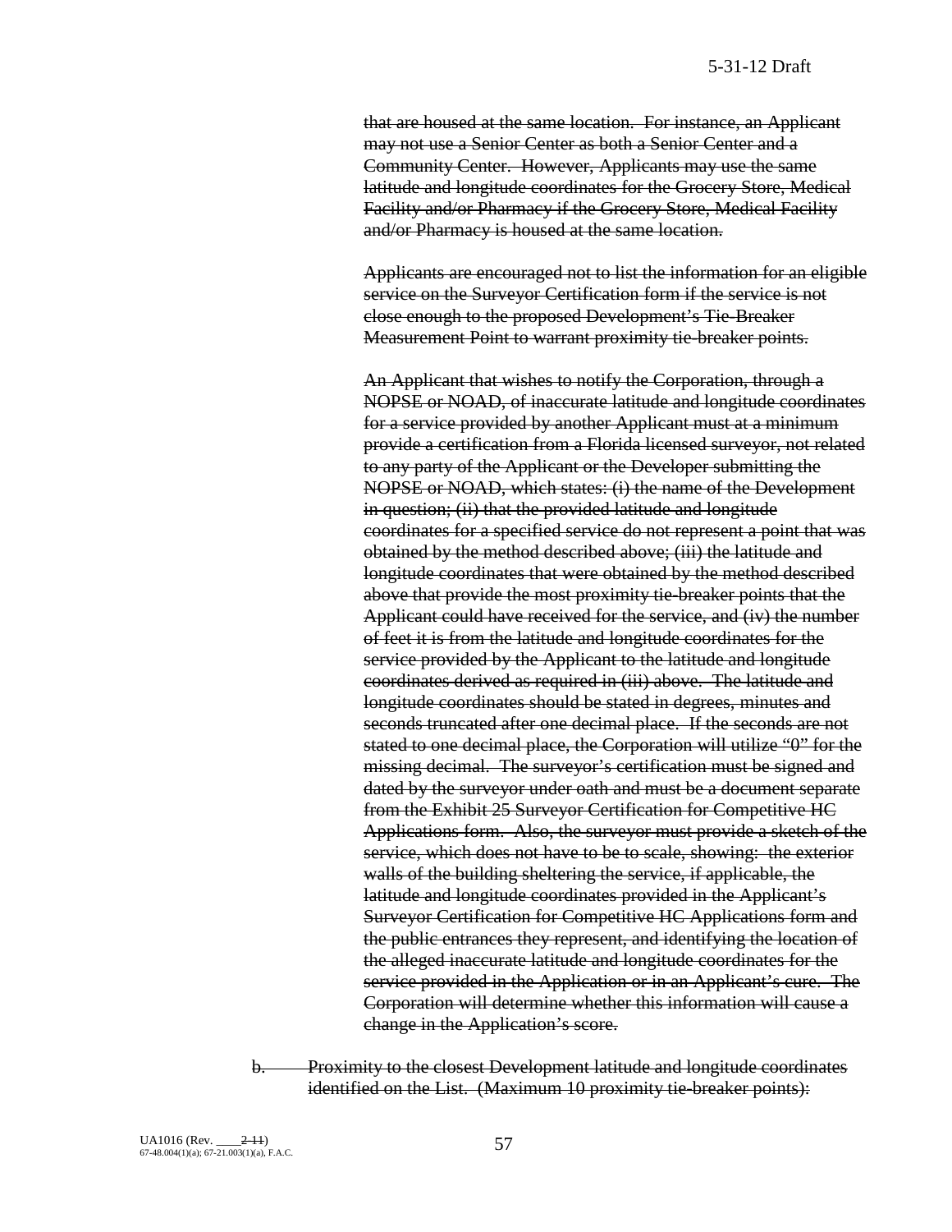~~that are housed at the same location. For instance, an Applicant may not use a Senior Center as both a Senior Center and a Community Center. However, Applicants may use the same latitude and longitude coordinates for the Grocery Store, Medical Facility and/or Pharmacy if the Grocery Store, Medical Facility and/or Pharmacy is housed at the same location.~~

~~Applicants are encouraged not to list the information for an eligible service on the Surveyor Certification form if the service is not close enough to the proposed Development's Tie-Breaker Measurement Point to warrant proximity tie-breaker points.~~

~~An Applicant that wishes to notify the Corporation, through a NOPSE or NOAD, of inaccurate latitude and longitude coordinates for a service provided by another Applicant must at a minimum provide a certification from a Florida licensed surveyor, not related to any party of the Applicant or the Developer submitting the NOPSE or NOAD, which states: (i) the name of the Development in question; (ii) that the provided latitude and longitude coordinates for a specified service do not represent a point that was obtained by the method described above; (iii) the latitude and longitude coordinates that were obtained by the method described above that provide the most proximity tie-breaker points that the Applicant could have received for the service, and (iv) the number of feet it is from the latitude and longitude coordinates for the service provided by the Applicant to the latitude and longitude coordinates derived as required in (iii) above. The latitude and longitude coordinates should be stated in degrees, minutes and seconds truncated after one decimal place. If the seconds are not stated to one decimal place, the Corporation will utilize "0" for the missing decimal. The surveyor's certification must be signed and dated by the surveyor under oath and must be a document separate from the Exhibit 25 Surveyor Certification for Competitive HC Applications form. Also, the surveyor must provide a sketch of the service, which does not have to be to scale, showing: the exterior walls of the building sheltering the service, if applicable, the latitude and longitude coordinates provided in the Applicant's Surveyor Certification for Competitive HC Applications form and the public entrances they represent, and identifying the location of the alleged inaccurate latitude and longitude coordinates for the service provided in the Application or in an Applicant's cure. The Corporation will determine whether this information will cause a change in the Application's score.~~

~~b. Proximity to the closest Development latitude and longitude coordinates identified on the List. (Maximum 10 proximity tie-breaker points):~~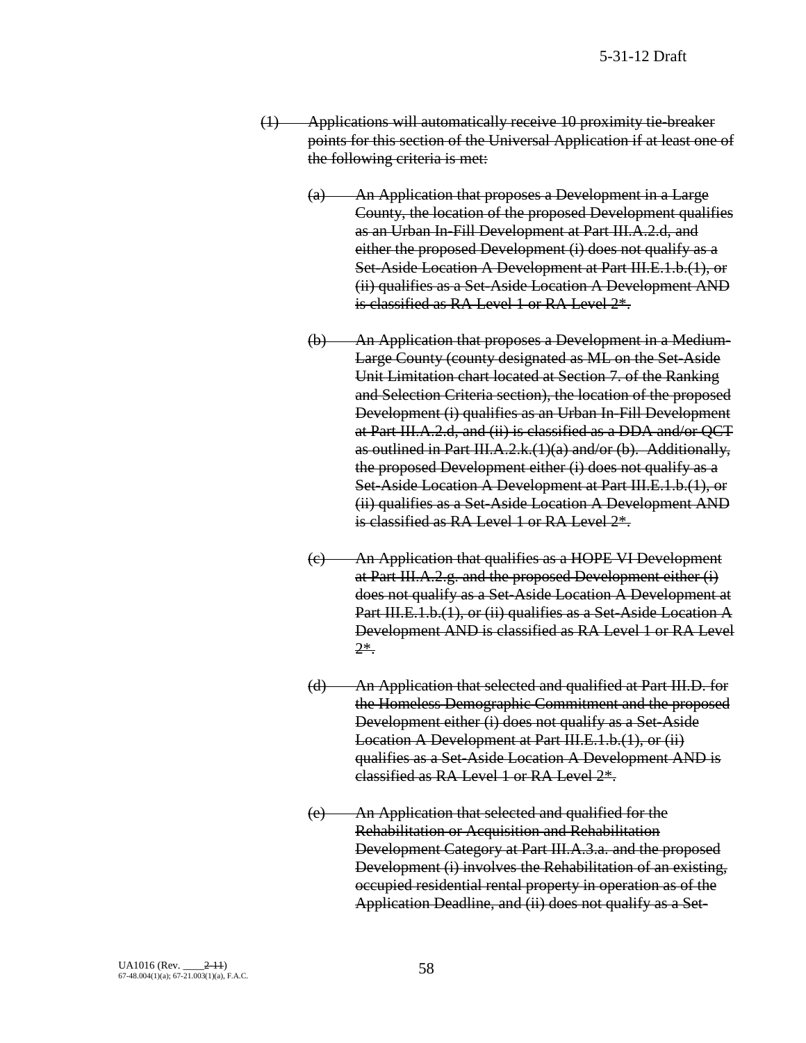~~(1) Applications will automatically receive 10 proximity tie-breaker points for this section of the Universal Application if at least one of the following criteria is met:~~

~~(a) An Application that proposes a Development in a Large County, the location of the proposed Development qualifies as an Urban In-Fill Development at Part III.A.2.d, and either the proposed Development (i) does not qualify as a Set-Aside Location A Development at Part III.E.1.b.(1), or (ii) qualifies as a Set-Aside Location A Development AND is classified as RA Level 1 or RA Level 2*.~~

~~(b) An Application that proposes a Development in a Medium-Large County (county designated as ML on the Set-Aside Unit Limitation chart located at Section 7. of the Ranking and Selection Criteria section), the location of the proposed Development (i) qualifies as an Urban In-Fill Development at Part III.A.2.d, and (ii) is classified as a DDA and/or QCT as outlined in Part III.A.2.k.(1)(a) and/or (b). Additionally, the proposed Development either (i) does not qualify as a Set-Aside Location A Development at Part III.E.1.b.(1), or (ii) qualifies as a Set-Aside Location A Development AND is classified as RA Level 1 or RA Level 2*.~~

~~(c) An Application that qualifies as a HOPE VI Development at Part III.A.2.g. and the proposed Development either (i) does not qualify as a Set-Aside Location A Development at Part III.E.1.b.(1), or (ii) qualifies as a Set-Aside Location A Development AND is classified as RA Level 1 or RA Level 2*.~~

~~(d) An Application that selected and qualified at Part III.D. for the Homeless Demographic Commitment and the proposed Development either (i) does not qualify as a Set-Aside Location A Development at Part III.E.1.b.(1), or (ii) qualifies as a Set-Aside Location A Development AND is classified as RA Level 1 or RA Level 2*.~~

~~(e) An Application that selected and qualified for the Rehabilitation or Acquisition and Rehabilitation Development Category at Part III.A.3.a. and the proposed Development (i) involves the Rehabilitation of an existing, occupied residential rental property in operation as of the Application Deadline, and (ii) does not qualify as a Set-~~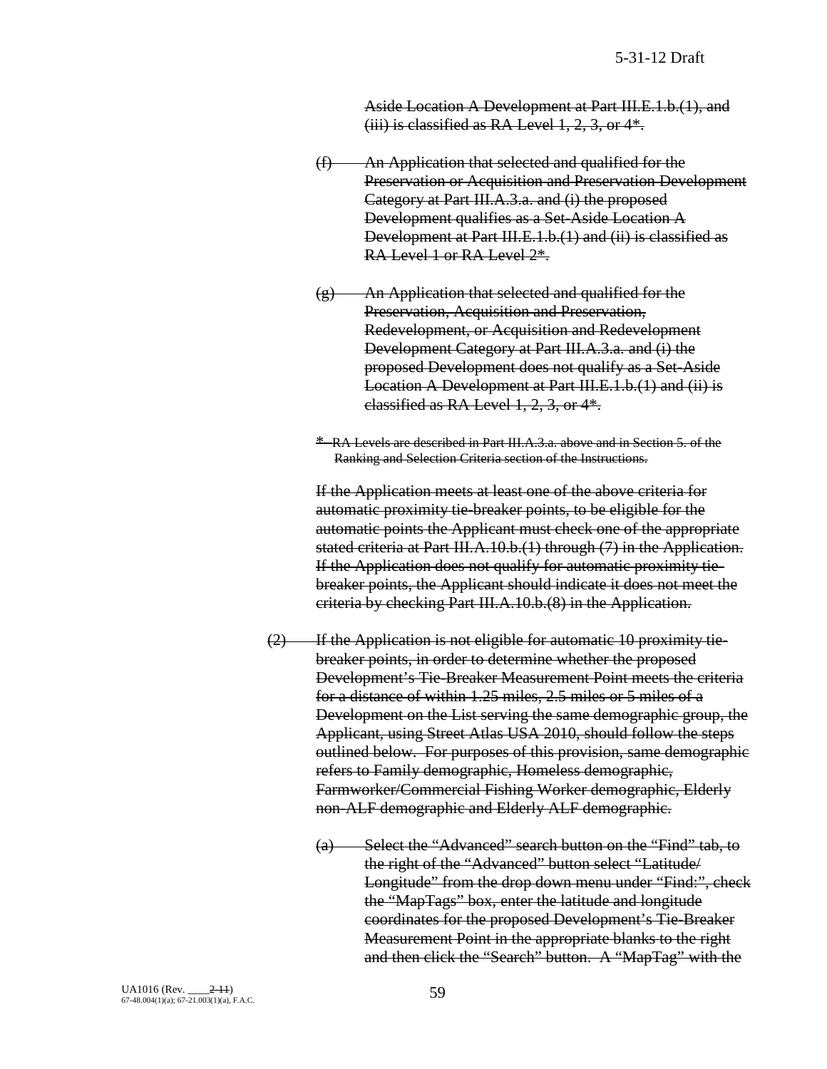Aside Location A Development at Part III.E.1.b.(1), and (iii) is classified as RA Level 1, 2, 3, or 4*.

(f) An Application that selected and qualified for the Preservation or Acquisition and Preservation Development Category at Part III.A.3.a. and (i) the proposed Development qualifies as a Set-Aside Location A Development at Part III.E.1.b.(1) and (ii) is classified as RA Level 1 or RA Level 2*.

(g) An Application that selected and qualified for the Preservation, Acquisition and Preservation, Redevelopment, or Acquisition and Redevelopment Development Category at Part III.A.3.a. and (i) the proposed Development does not qualify as a Set-Aside Location A Development at Part III.E.1.b.(1) and (ii) is classified as RA Level 1, 2, 3, or 4*.

\* RA Levels are described in Part III.A.3.a. above and in Section 5. of the Ranking and Selection Criteria section of the Instructions.

If the Application meets at least one of the above criteria for automatic proximity tie-breaker points, to be eligible for the automatic points the Applicant must check one of the appropriate stated criteria at Part III.A.10.b.(1) through (7) in the Application. If the Application does not qualify for automatic proximity tie-breaker points, the Applicant should indicate it does not meet the criteria by checking Part III.A.10.b.(8) in the Application.

(2) If the Application is not eligible for automatic 10 proximity tie-breaker points, in order to determine whether the proposed Development's Tie-Breaker Measurement Point meets the criteria for a distance of within 1.25 miles, 2.5 miles or 5 miles of a Development on the List serving the same demographic group, the Applicant, using Street Atlas USA 2010, should follow the steps outlined below. For purposes of this provision, same demographic refers to Family demographic, Homeless demographic, Farmworker/Commercial Fishing Worker demographic, Elderly non-ALF demographic and Elderly ALF demographic.

(a) Select the "Advanced" search button on the "Find" tab, to the right of the "Advanced" button select "Latitude/ Longitude" from the drop down menu under "Find:", check the "MapTags" box, enter the latitude and longitude coordinates for the proposed Development's Tie-Breaker Measurement Point in the appropriate blanks to the right and then click the "Search" button. A "MapTag" with the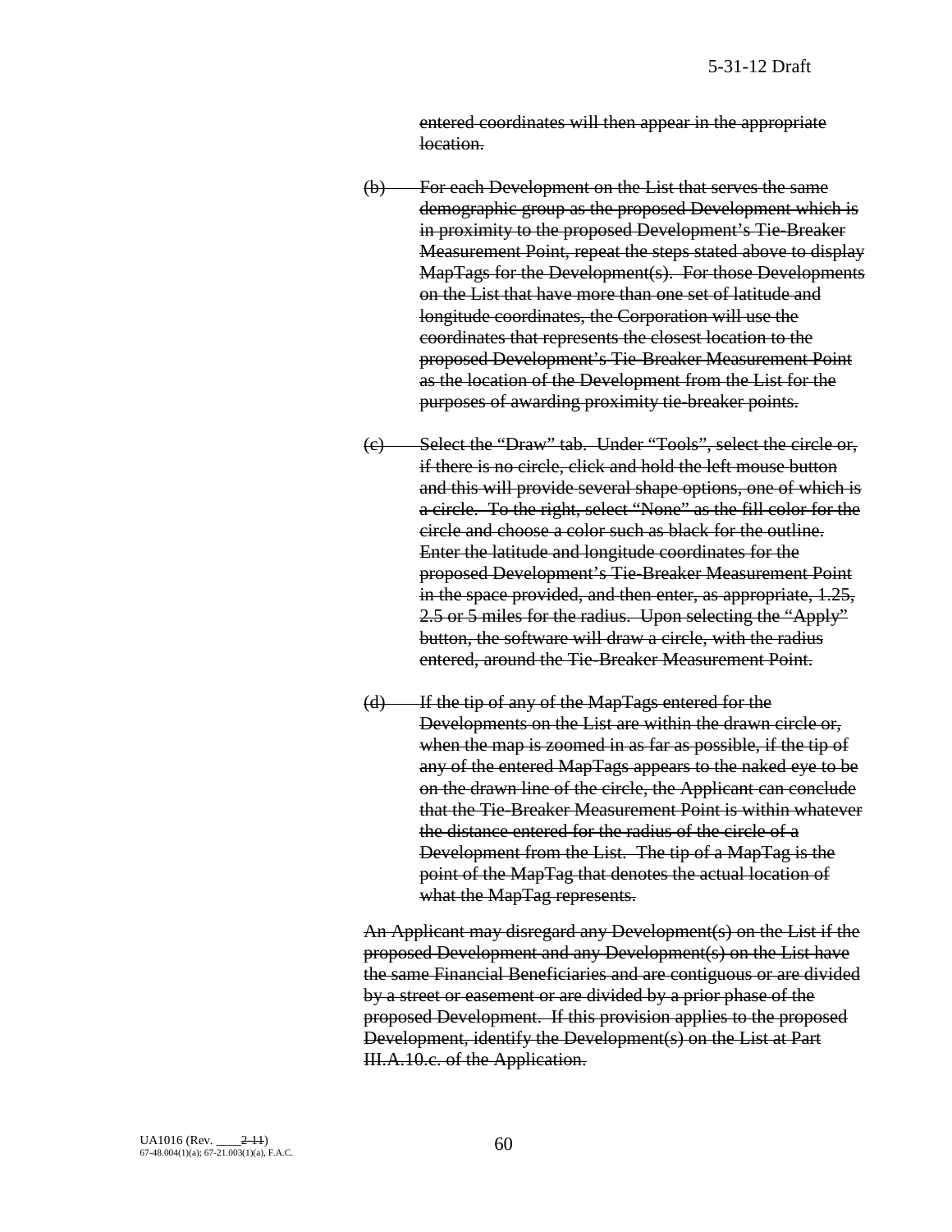~~entered coordinates will then appear in the appropriate location.~~

~~(b) For each Development on the List that serves the same demographic group as the proposed Development which is in proximity to the proposed Development's Tie-Breaker Measurement Point, repeat the steps stated above to display MapTags for the Development(s). For those Developments on the List that have more than one set of latitude and longitude coordinates, the Corporation will use the coordinates that represents the closest location to the proposed Development's Tie-Breaker Measurement Point as the location of the Development from the List for the purposes of awarding proximity tie-breaker points.~~

~~(c) Select the "Draw" tab. Under "Tools", select the circle or, if there is no circle, click and hold the left mouse button and this will provide several shape options, one of which is a circle. To the right, select "None" as the fill color for the circle and choose a color such as black for the outline. Enter the latitude and longitude coordinates for the proposed Development's Tie-Breaker Measurement Point in the space provided, and then enter, as appropriate, 1.25, 2.5 or 5 miles for the radius. Upon selecting the "Apply" button, the software will draw a circle, with the radius entered, around the Tie-Breaker Measurement Point.~~

~~(d) If the tip of any of the MapTags entered for the Developments on the List are within the drawn circle or, when the map is zoomed in as far as possible, if the tip of any of the entered MapTags appears to the naked eye to be on the drawn line of the circle, the Applicant can conclude that the Tie-Breaker Measurement Point is within whatever the distance entered for the radius of the circle of a Development from the List. The tip of a MapTag is the point of the MapTag that denotes the actual location of what the MapTag represents.~~

~~An Applicant may disregard any Development(s) on the List if the proposed Development and any Development(s) on the List have the same Financial Beneficiaries and are contiguous or are divided by a street or easement or are divided by a prior phase of the proposed Development. If this provision applies to the proposed Development, identify the Development(s) on the List at Part III.A.10.c. of the Application.~~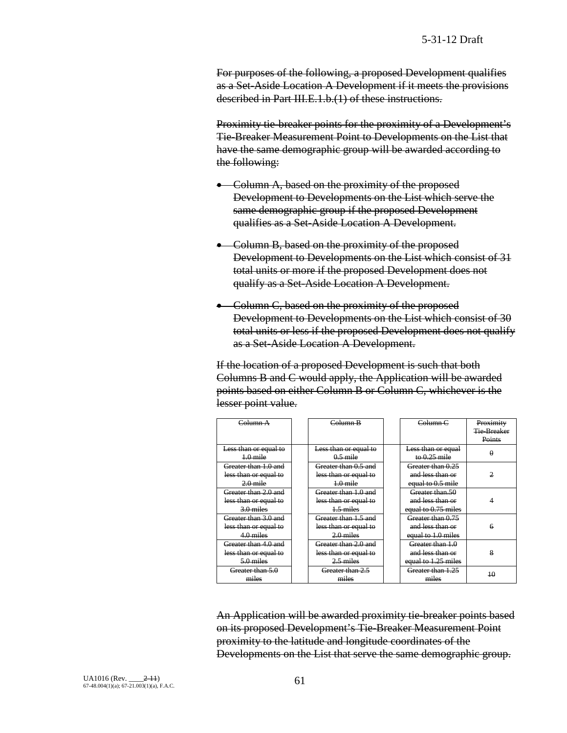~~For purposes of the following, a proposed Development qualifies as a Set-Aside Location A Development if it meets the provisions described in Part III.E.1.b.(1) of these instructions.~~

~~Proximity tie-breaker points for the proximity of a Development's Tie-Breaker Measurement Point to Developments on the List that have the same demographic group will be awarded according to the following:~~

- ~~Column A, based on the proximity of the proposed Development to Developments on the List which serve the same demographic group if the proposed Development qualifies as a Set-Aside Location A Development.~~
- ~~Column B, based on the proximity of the proposed Development to Developments on the List which consist of 31 total units or more if the proposed Development does not qualify as a Set-Aside Location A Development.~~
- ~~Column C, based on the proximity of the proposed Development to Developments on the List which consist of 30 total units or less if the proposed Development does not qualify as a Set-Aside Location A Development.~~

~~If the location of a proposed Development is such that both Columns B and C would apply, the Application will be awarded points based on either Column B or Column C, whichever is the lesser point value.~~

| ~~Column A~~ | | ~~Column B~~ | | ~~Column C~~ | ~~Proximity Tie-Breaker Points~~ |
|---|---|---|---|---|---|
| ~~Less than or equal to 1.0 mile~~ | | ~~Less than or equal to 0.5 mile~~ | | ~~Less than or equal to 0.25 mile~~ | ~~0~~ |
| ~~Greater than 1.0 and less than or equal to 2.0 mile~~ | | ~~Greater than 0.5 and less than or equal to 1.0 mile~~ | | ~~Greater than 0.25 and less than or equal to 0.5 mile~~ | ~~2~~ |
| ~~Greater than 2.0 and less than or equal to 3.0 miles~~ | | ~~Greater than 1.0 and less than or equal to 1.5 miles~~ | | ~~Greater than.50 and less than or equal to 0.75 miles~~ | ~~4~~ |
| ~~Greater than 3.0 and less than or equal to 4.0 miles~~ | | ~~Greater than 1.5 and less than or equal to 2.0 miles~~ | | ~~Greater than 0.75 and less than or equal to 1.0 miles~~ | ~~6~~ |
| ~~Greater than 4.0 and less than or equal to 5.0 miles~~ | | ~~Greater than 2.0 and less than or equal to 2.5 miles~~ | | ~~Greater than 1.0 and less than or equal to 1.25 miles~~ | ~~8~~ |
| ~~Greater than 5.0 miles~~ | | ~~Greater than 2.5 miles~~ | | ~~Greater than 1.25 miles~~ | ~~10~~ |

~~An Application will be awarded proximity tie-breaker points based on its proposed Development's Tie-Breaker Measurement Point proximity to the latitude and longitude coordinates of the Developments on the List that serve the same demographic group.~~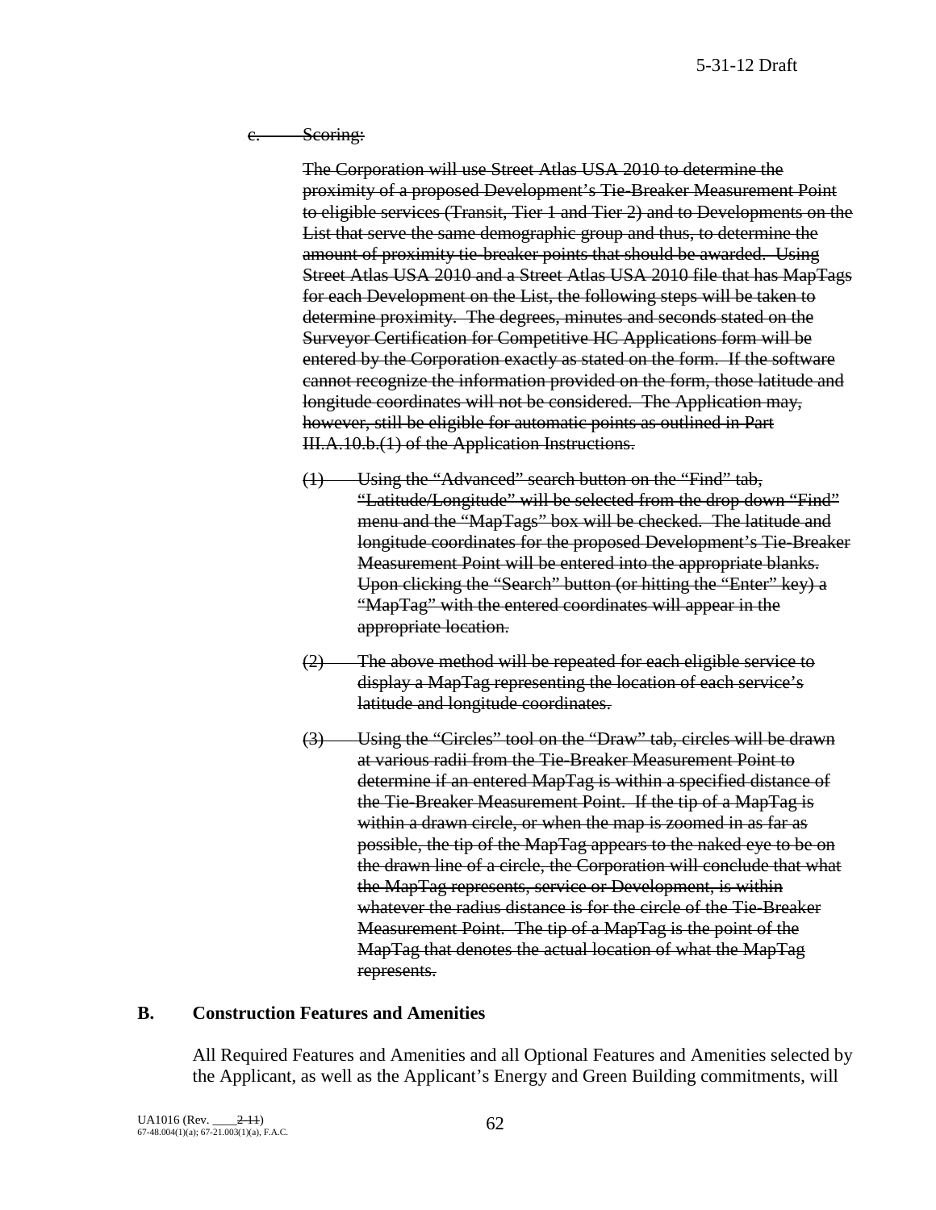~~c. Scoring:~~

~~The Corporation will use Street Atlas USA 2010 to determine the proximity of a proposed Development's Tie-Breaker Measurement Point to eligible services (Transit, Tier 1 and Tier 2) and to Developments on the List that serve the same demographic group and thus, to determine the amount of proximity tie-breaker points that should be awarded. Using Street Atlas USA 2010 and a Street Atlas USA 2010 file that has MapTags for each Development on the List, the following steps will be taken to determine proximity. The degrees, minutes and seconds stated on the Surveyor Certification for Competitive HC Applications form will be entered by the Corporation exactly as stated on the form. If the software cannot recognize the information provided on the form, those latitude and longitude coordinates will not be considered. The Application may, however, still be eligible for automatic points as outlined in Part III.A.10.b.(1) of the Application Instructions.~~

~~(1) Using the "Advanced" search button on the "Find" tab, "Latitude/Longitude" will be selected from the drop down "Find" menu and the "MapTags" box will be checked. The latitude and longitude coordinates for the proposed Development's Tie-Breaker Measurement Point will be entered into the appropriate blanks. Upon clicking the "Search" button (or hitting the "Enter" key) a "MapTag" with the entered coordinates will appear in the appropriate location.~~

~~(2) The above method will be repeated for each eligible service to display a MapTag representing the location of each service's latitude and longitude coordinates.~~

~~(3) Using the "Circles" tool on the "Draw" tab, circles will be drawn at various radii from the Tie-Breaker Measurement Point to determine if an entered MapTag is within a specified distance of the Tie-Breaker Measurement Point. If the tip of a MapTag is within a drawn circle, or when the map is zoomed in as far as possible, the tip of the MapTag appears to the naked eye to be on the drawn line of a circle, the Corporation will conclude that what the MapTag represents, service or Development, is within whatever the radius distance is for the circle of the Tie-Breaker Measurement Point. The tip of a MapTag is the point of the MapTag that denotes the actual location of what the MapTag represents.~~

### B. Construction Features and Amenities

All Required Features and Amenities and all Optional Features and Amenities selected by the Applicant, as well as the Applicant's Energy and Green Building commitments, will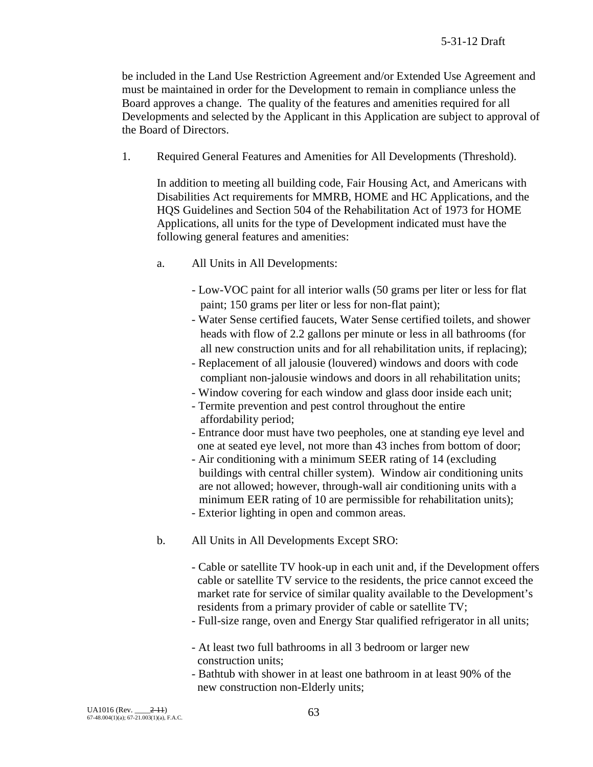be included in the Land Use Restriction Agreement and/or Extended Use Agreement and must be maintained in order for the Development to remain in compliance unless the Board approves a change. The quality of the features and amenities required for all Developments and selected by the Applicant in this Application are subject to approval of the Board of Directors.

1. Required General Features and Amenities for All Developments (Threshold).

   In addition to meeting all building code, Fair Housing Act, and Americans with Disabilities Act requirements for MMRB, HOME and HC Applications, and the HQS Guidelines and Section 504 of the Rehabilitation Act of 1973 for HOME Applications, all units for the type of Development indicated must have the following general features and amenities:

   a. All Units in All Developments:

      - Low-VOC paint for all interior walls (50 grams per liter or less for flat paint; 150 grams per liter or less for non-flat paint);
      - Water Sense certified faucets, Water Sense certified toilets, and shower heads with flow of 2.2 gallons per minute or less in all bathrooms (for all new construction units and for all rehabilitation units, if replacing);
      - Replacement of all jalousie (louvered) windows and doors with code compliant non-jalousie windows and doors in all rehabilitation units;
      - Window covering for each window and glass door inside each unit;
      - Termite prevention and pest control throughout the entire affordability period;
      - Entrance door must have two peepholes, one at standing eye level and one at seated eye level, not more than 43 inches from bottom of door;
      - Air conditioning with a minimum SEER rating of 14 (excluding buildings with central chiller system). Window air conditioning units are not allowed; however, through-wall air conditioning units with a minimum EER rating of 10 are permissible for rehabilitation units);
      - Exterior lighting in open and common areas.

   b. All Units in All Developments Except SRO:

      - Cable or satellite TV hook-up in each unit and, if the Development offers cable or satellite TV service to the residents, the price cannot exceed the market rate for service of similar quality available to the Development's residents from a primary provider of cable or satellite TV;
      - Full-size range, oven and Energy Star qualified refrigerator in all units;
      - At least two full bathrooms in all 3 bedroom or larger new construction units;
      - Bathtub with shower in at least one bathroom in at least 90% of the new construction non-Elderly units;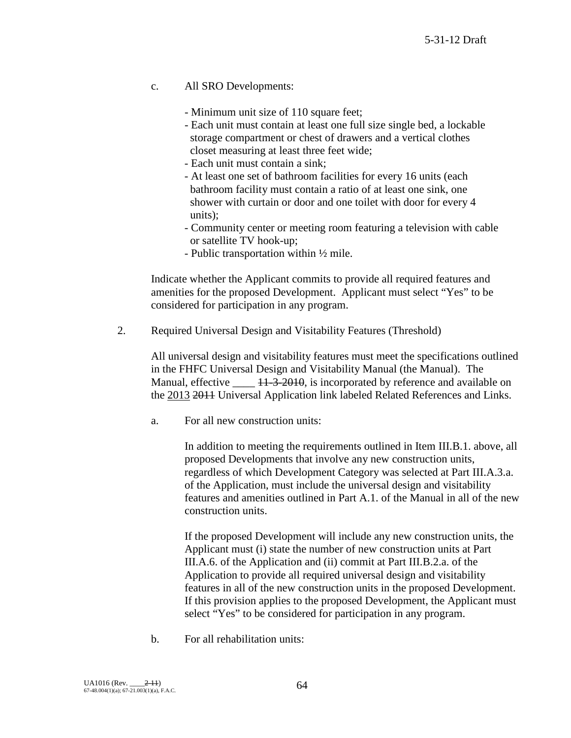c. All SRO Developments:

- Minimum unit size of 110 square feet;
- Each unit must contain at least one full size single bed, a lockable storage compartment or chest of drawers and a vertical clothes closet measuring at least three feet wide;
- Each unit must contain a sink;
- At least one set of bathroom facilities for every 16 units (each bathroom facility must contain a ratio of at least one sink, one shower with curtain or door and one toilet with door for every 4 units);
- Community center or meeting room featuring a television with cable or satellite TV hook-up;
- Public transportation within ½ mile.

Indicate whether the Applicant commits to provide all required features and amenities for the proposed Development. Applicant must select "Yes" to be considered for participation in any program.

2. Required Universal Design and Visitability Features (Threshold)

All universal design and visitability features must meet the specifications outlined in the FHFC Universal Design and Visitability Manual (the Manual). The Manual, effective ____ ~~11-3-2010~~, is incorporated by reference and available on the <u>2013</u> ~~2011~~ Universal Application link labeled Related References and Links.

a. For all new construction units:

In addition to meeting the requirements outlined in Item III.B.1. above, all proposed Developments that involve any new construction units, regardless of which Development Category was selected at Part III.A.3.a. of the Application, must include the universal design and visitability features and amenities outlined in Part A.1. of the Manual in all of the new construction units.

If the proposed Development will include any new construction units, the Applicant must (i) state the number of new construction units at Part III.A.6. of the Application and (ii) commit at Part III.B.2.a. of the Application to provide all required universal design and visitability features in all of the new construction units in the proposed Development. If this provision applies to the proposed Development, the Applicant must select "Yes" to be considered for participation in any program.

b. For all rehabilitation units: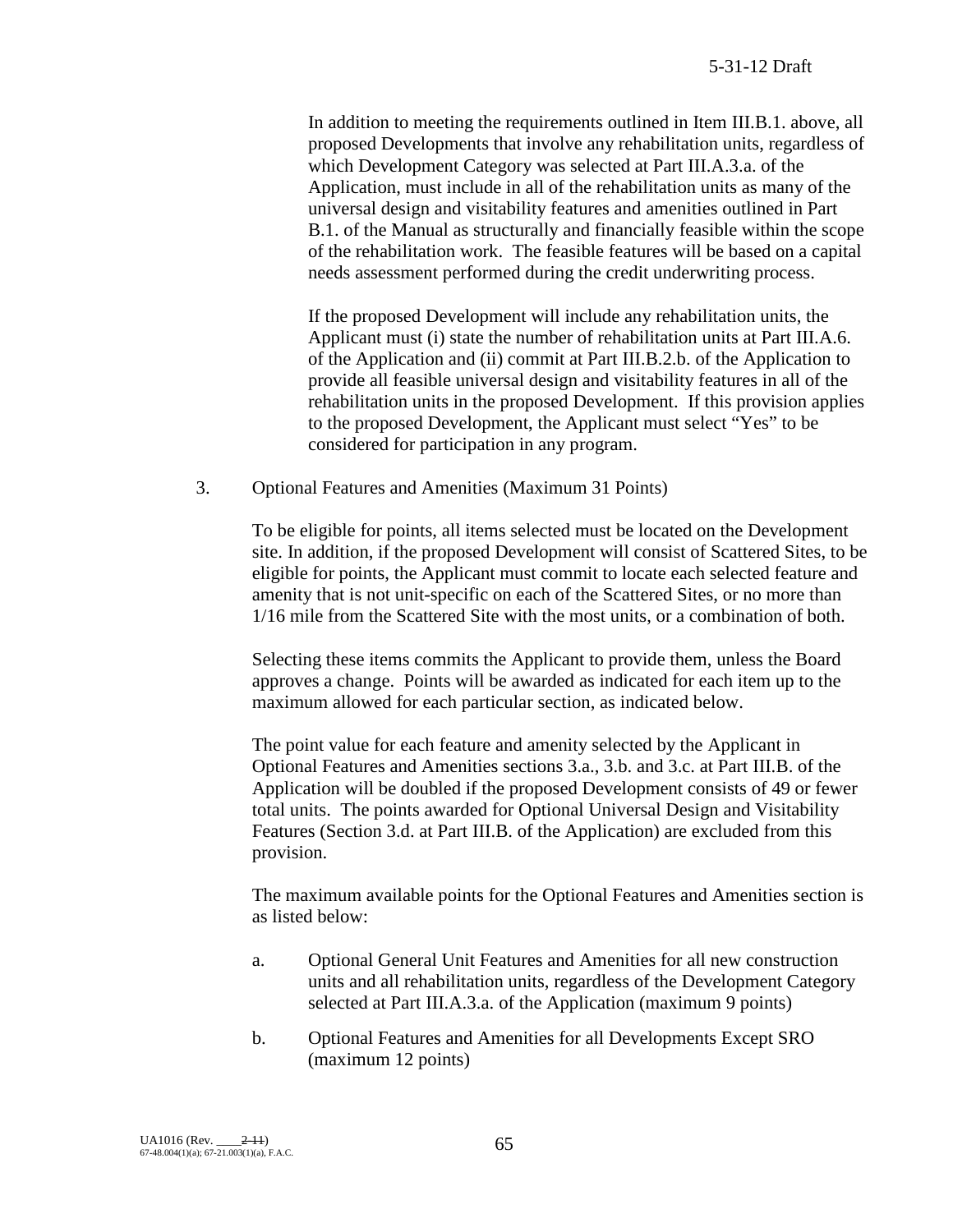In addition to meeting the requirements outlined in Item III.B.1. above, all proposed Developments that involve any rehabilitation units, regardless of which Development Category was selected at Part III.A.3.a. of the Application, must include in all of the rehabilitation units as many of the universal design and visitability features and amenities outlined in Part B.1. of the Manual as structurally and financially feasible within the scope of the rehabilitation work. The feasible features will be based on a capital needs assessment performed during the credit underwriting process.

If the proposed Development will include any rehabilitation units, the Applicant must (i) state the number of rehabilitation units at Part III.A.6. of the Application and (ii) commit at Part III.B.2.b. of the Application to provide all feasible universal design and visitability features in all of the rehabilitation units in the proposed Development. If this provision applies to the proposed Development, the Applicant must select "Yes" to be considered for participation in any program.

3. Optional Features and Amenities (Maximum 31 Points)

   To be eligible for points, all items selected must be located on the Development site. In addition, if the proposed Development will consist of Scattered Sites, to be eligible for points, the Applicant must commit to locate each selected feature and amenity that is not unit-specific on each of the Scattered Sites, or no more than 1/16 mile from the Scattered Site with the most units, or a combination of both.

   Selecting these items commits the Applicant to provide them, unless the Board approves a change. Points will be awarded as indicated for each item up to the maximum allowed for each particular section, as indicated below.

   The point value for each feature and amenity selected by the Applicant in Optional Features and Amenities sections 3.a., 3.b. and 3.c. at Part III.B. of the Application will be doubled if the proposed Development consists of 49 or fewer total units. The points awarded for Optional Universal Design and Visitability Features (Section 3.d. at Part III.B. of the Application) are excluded from this provision.

   The maximum available points for the Optional Features and Amenities section is as listed below:

   a. Optional General Unit Features and Amenities for all new construction units and all rehabilitation units, regardless of the Development Category selected at Part III.A.3.a. of the Application (maximum 9 points)

   b. Optional Features and Amenities for all Developments Except SRO (maximum 12 points)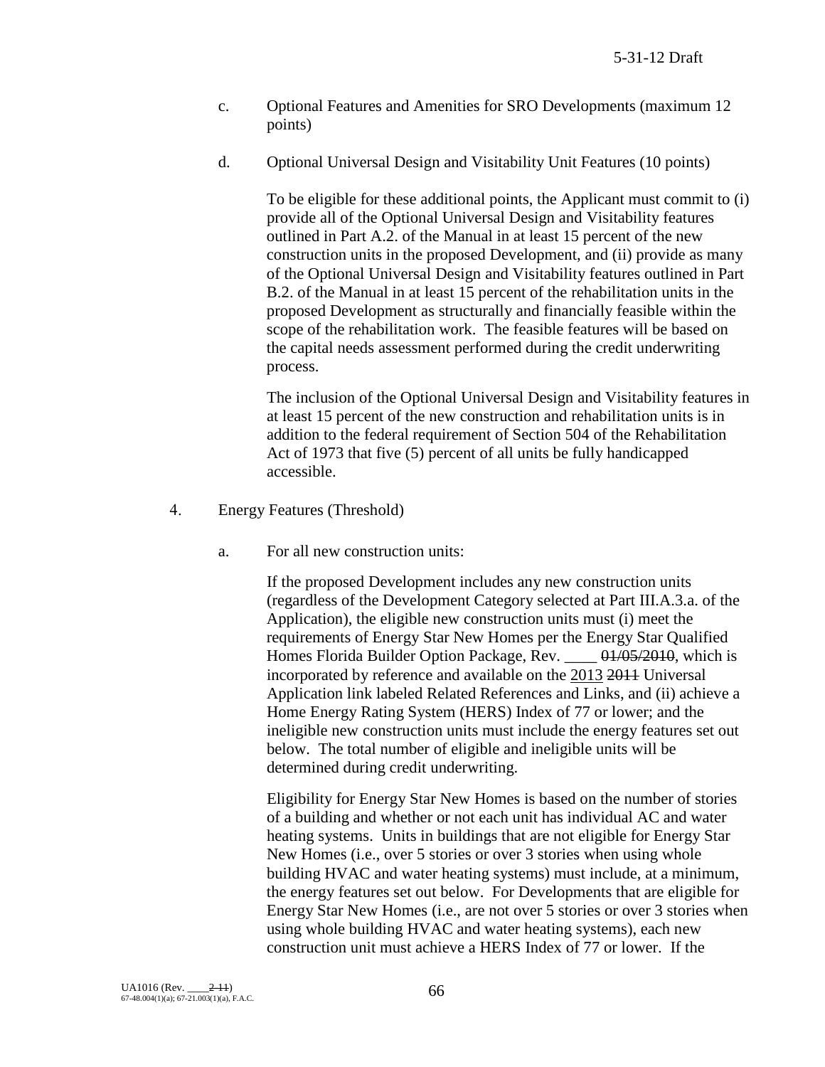c. Optional Features and Amenities for SRO Developments (maximum 12 points)

d. Optional Universal Design and Visitability Unit Features (10 points)

To be eligible for these additional points, the Applicant must commit to (i) provide all of the Optional Universal Design and Visitability features outlined in Part A.2. of the Manual in at least 15 percent of the new construction units in the proposed Development, and (ii) provide as many of the Optional Universal Design and Visitability features outlined in Part B.2. of the Manual in at least 15 percent of the rehabilitation units in the proposed Development as structurally and financially feasible within the scope of the rehabilitation work. The feasible features will be based on the capital needs assessment performed during the credit underwriting process.

The inclusion of the Optional Universal Design and Visitability features in at least 15 percent of the new construction and rehabilitation units is in addition to the federal requirement of Section 504 of the Rehabilitation Act of 1973 that five (5) percent of all units be fully handicapped accessible.

4. Energy Features (Threshold)

a. For all new construction units:

If the proposed Development includes any new construction units (regardless of the Development Category selected at Part III.A.3.a. of the Application), the eligible new construction units must (i) meet the requirements of Energy Star New Homes per the Energy Star Qualified Homes Florida Builder Option Package, Rev. ____ ~~01/05/2010~~, which is incorporated by reference and available on the 2013 ~~2011~~ Universal Application link labeled Related References and Links, and (ii) achieve a Home Energy Rating System (HERS) Index of 77 or lower; and the ineligible new construction units must include the energy features set out below. The total number of eligible and ineligible units will be determined during credit underwriting.

Eligibility for Energy Star New Homes is based on the number of stories of a building and whether or not each unit has individual AC and water heating systems. Units in buildings that are not eligible for Energy Star New Homes (i.e., over 5 stories or over 3 stories when using whole building HVAC and water heating systems) must include, at a minimum, the energy features set out below. For Developments that are eligible for Energy Star New Homes (i.e., are not over 5 stories or over 3 stories when using whole building HVAC and water heating systems), each new construction unit must achieve a HERS Index of 77 or lower. If the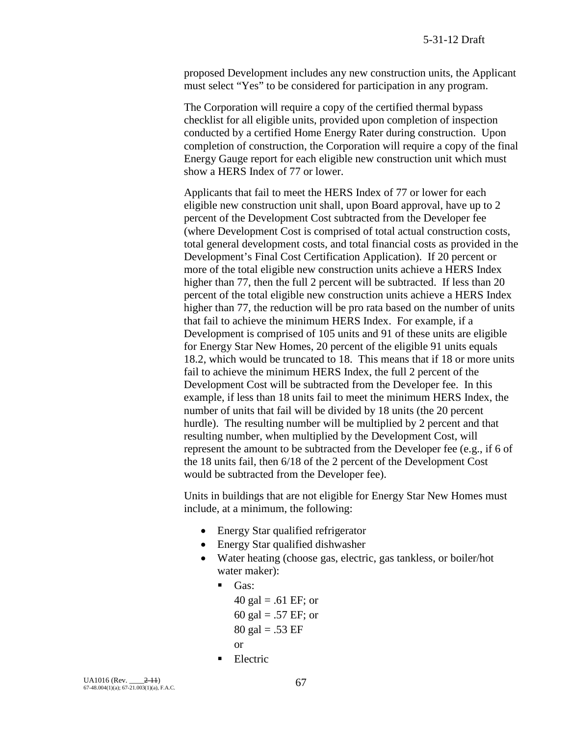proposed Development includes any new construction units, the Applicant must select "Yes" to be considered for participation in any program.

The Corporation will require a copy of the certified thermal bypass checklist for all eligible units, provided upon completion of inspection conducted by a certified Home Energy Rater during construction. Upon completion of construction, the Corporation will require a copy of the final Energy Gauge report for each eligible new construction unit which must show a HERS Index of 77 or lower.

Applicants that fail to meet the HERS Index of 77 or lower for each eligible new construction unit shall, upon Board approval, have up to 2 percent of the Development Cost subtracted from the Developer fee (where Development Cost is comprised of total actual construction costs, total general development costs, and total financial costs as provided in the Development's Final Cost Certification Application). If 20 percent or more of the total eligible new construction units achieve a HERS Index higher than 77, then the full 2 percent will be subtracted. If less than 20 percent of the total eligible new construction units achieve a HERS Index higher than 77, the reduction will be pro rata based on the number of units that fail to achieve the minimum HERS Index. For example, if a Development is comprised of 105 units and 91 of these units are eligible for Energy Star New Homes, 20 percent of the eligible 91 units equals 18.2, which would be truncated to 18. This means that if 18 or more units fail to achieve the minimum HERS Index, the full 2 percent of the Development Cost will be subtracted from the Developer fee. In this example, if less than 18 units fail to meet the minimum HERS Index, the number of units that fail will be divided by 18 units (the 20 percent hurdle). The resulting number will be multiplied by 2 percent and that resulting number, when multiplied by the Development Cost, will represent the amount to be subtracted from the Developer fee (e.g., if 6 of the 18 units fail, then 6/18 of the 2 percent of the Development Cost would be subtracted from the Developer fee).

Units in buildings that are not eligible for Energy Star New Homes must include, at a minimum, the following:

- Energy Star qualified refrigerator
- Energy Star qualified dishwasher
- Water heating (choose gas, electric, gas tankless, or boiler/hot water maker):
  - Gas:
    40 gal = .61 EF; or
    60 gal = .57 EF; or
    80 gal = .53 EF
    or
  - Electric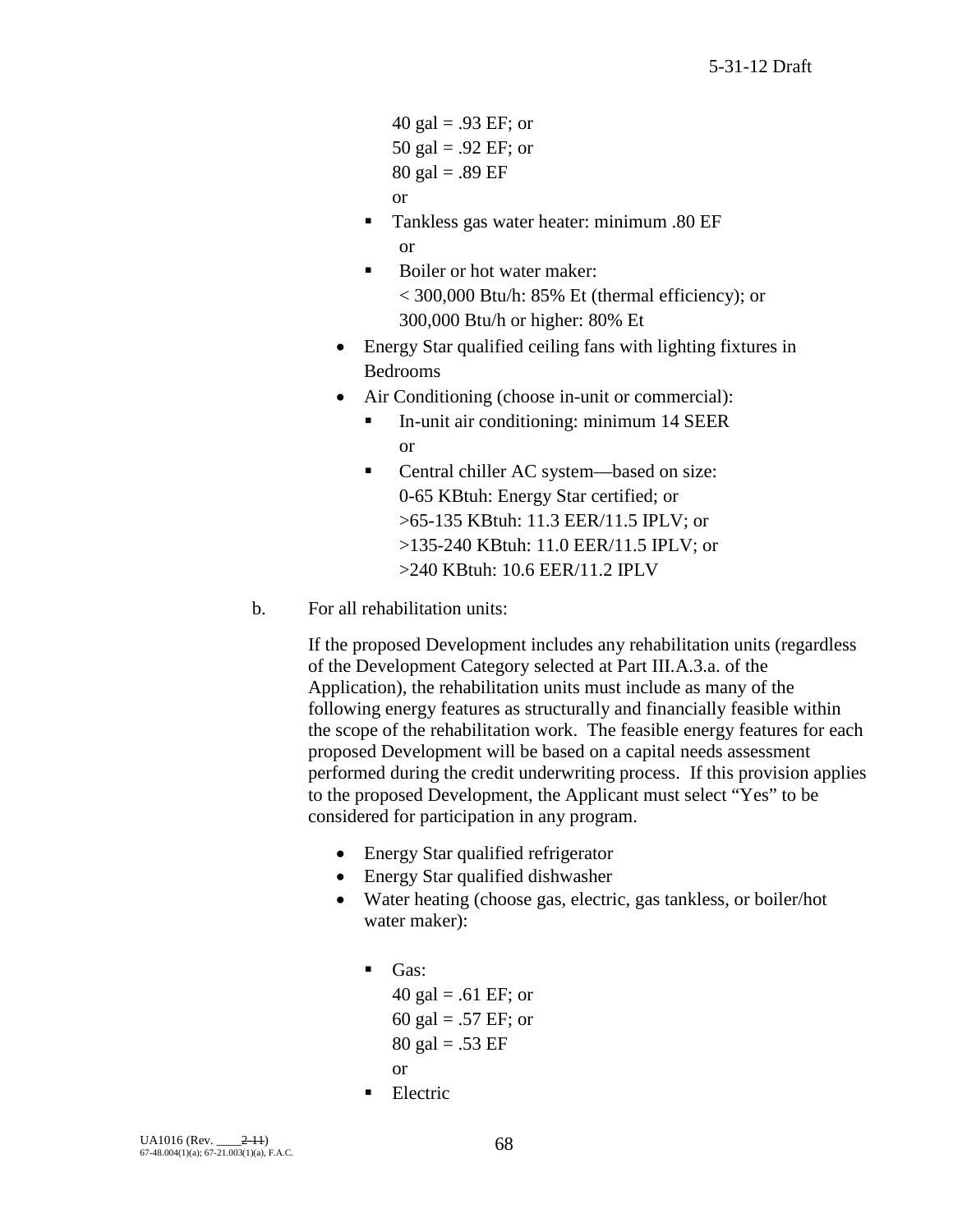40 gal = .93 EF; or
50 gal = .92 EF; or
80 gal = .89 EF
or

- Tankless gas water heater: minimum .80 EF
  or
- Boiler or hot water maker:
  < 300,000 Btu/h: 85% Et (thermal efficiency); or
  300,000 Btu/h or higher: 80% Et

- Energy Star qualified ceiling fans with lighting fixtures in Bedrooms
- Air Conditioning (choose in-unit or commercial):
  - In-unit air conditioning: minimum 14 SEER
    or
  - Central chiller AC system—based on size:
    0-65 KBtuh: Energy Star certified; or
    >65-135 KBtuh: 11.3 EER/11.5 IPLV; or
    >135-240 KBtuh: 11.0 EER/11.5 IPLV; or
    >240 KBtuh: 10.6 EER/11.2 IPLV

b. For all rehabilitation units:

If the proposed Development includes any rehabilitation units (regardless of the Development Category selected at Part III.A.3.a. of the Application), the rehabilitation units must include as many of the following energy features as structurally and financially feasible within the scope of the rehabilitation work. The feasible energy features for each proposed Development will be based on a capital needs assessment performed during the credit underwriting process. If this provision applies to the proposed Development, the Applicant must select "Yes" to be considered for participation in any program.

- Energy Star qualified refrigerator
- Energy Star qualified dishwasher
- Water heating (choose gas, electric, gas tankless, or boiler/hot water maker):
  - Gas:
    40 gal = .61 EF; or
    60 gal = .57 EF; or
    80 gal = .53 EF
    or
  - Electric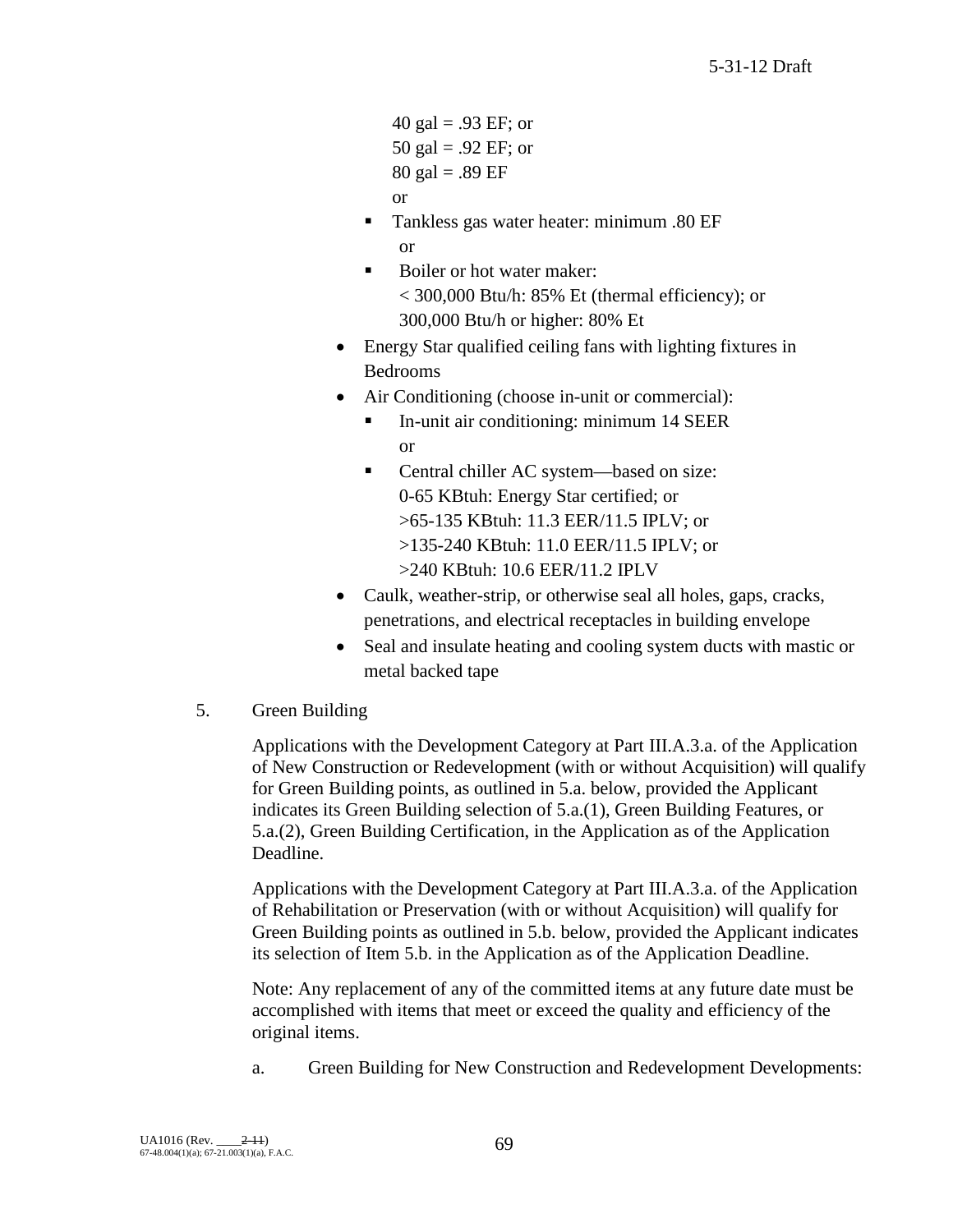40 gal = .93 EF; or
50 gal = .92 EF; or
80 gal = .89 EF
or

- Tankless gas water heater: minimum .80 EF
  or
- Boiler or hot water maker:
  < 300,000 Btu/h: 85% Et (thermal efficiency); or
  300,000 Btu/h or higher: 80% Et

- Energy Star qualified ceiling fans with lighting fixtures in Bedrooms
- Air Conditioning (choose in-unit or commercial):
  - In-unit air conditioning: minimum 14 SEER
    or
  - Central chiller AC system—based on size:
    0-65 KBtuh: Energy Star certified; or
    >65-135 KBtuh: 11.3 EER/11.5 IPLV; or
    >135-240 KBtuh: 11.0 EER/11.5 IPLV; or
    >240 KBtuh: 10.6 EER/11.2 IPLV
- Caulk, weather-strip, or otherwise seal all holes, gaps, cracks, penetrations, and electrical receptacles in building envelope
- Seal and insulate heating and cooling system ducts with mastic or metal backed tape

5. Green Building

Applications with the Development Category at Part III.A.3.a. of the Application of New Construction or Redevelopment (with or without Acquisition) will qualify for Green Building points, as outlined in 5.a. below, provided the Applicant indicates its Green Building selection of 5.a.(1), Green Building Features, or 5.a.(2), Green Building Certification, in the Application as of the Application Deadline.

Applications with the Development Category at Part III.A.3.a. of the Application of Rehabilitation or Preservation (with or without Acquisition) will qualify for Green Building points as outlined in 5.b. below, provided the Applicant indicates its selection of Item 5.b. in the Application as of the Application Deadline.

Note: Any replacement of any of the committed items at any future date must be accomplished with items that meet or exceed the quality and efficiency of the original items.

a. Green Building for New Construction and Redevelopment Developments: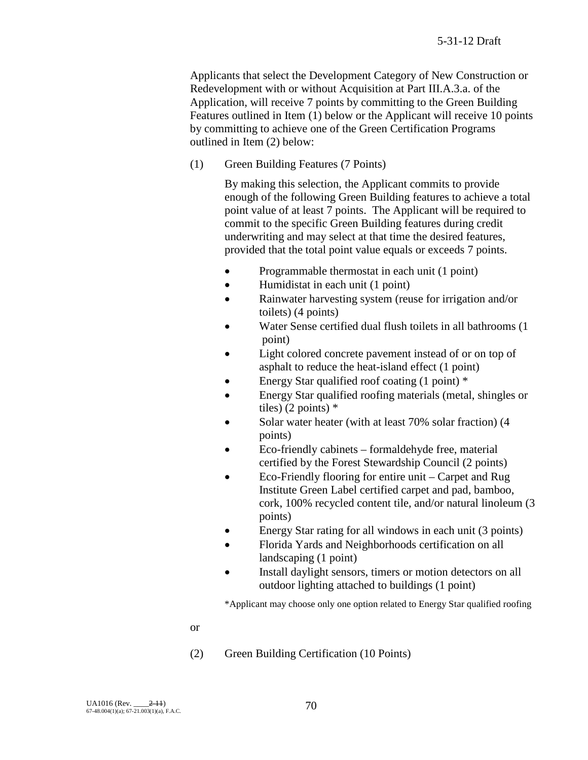Applicants that select the Development Category of New Construction or Redevelopment with or without Acquisition at Part III.A.3.a. of the Application, will receive 7 points by committing to the Green Building Features outlined in Item (1) below or the Applicant will receive 10 points by committing to achieve one of the Green Certification Programs outlined in Item (2) below:

(1) Green Building Features (7 Points)

By making this selection, the Applicant commits to provide enough of the following Green Building features to achieve a total point value of at least 7 points. The Applicant will be required to commit to the specific Green Building features during credit underwriting and may select at that time the desired features, provided that the total point value equals or exceeds 7 points.

- Programmable thermostat in each unit (1 point)
- Humidistat in each unit (1 point)
- Rainwater harvesting system (reuse for irrigation and/or toilets) (4 points)
- Water Sense certified dual flush toilets in all bathrooms (1 point)
- Light colored concrete pavement instead of or on top of asphalt to reduce the heat-island effect (1 point)
- Energy Star qualified roof coating (1 point) *
- Energy Star qualified roofing materials (metal, shingles or tiles) (2 points) *
- Solar water heater (with at least 70% solar fraction) (4 points)
- Eco-friendly cabinets – formaldehyde free, material certified by the Forest Stewardship Council (2 points)
- Eco-Friendly flooring for entire unit – Carpet and Rug Institute Green Label certified carpet and pad, bamboo, cork, 100% recycled content tile, and/or natural linoleum (3 points)
- Energy Star rating for all windows in each unit (3 points)
- Florida Yards and Neighborhoods certification on all landscaping (1 point)
- Install daylight sensors, timers or motion detectors on all outdoor lighting attached to buildings (1 point)

*Applicant may choose only one option related to Energy Star qualified roofing

or

(2) Green Building Certification (10 Points)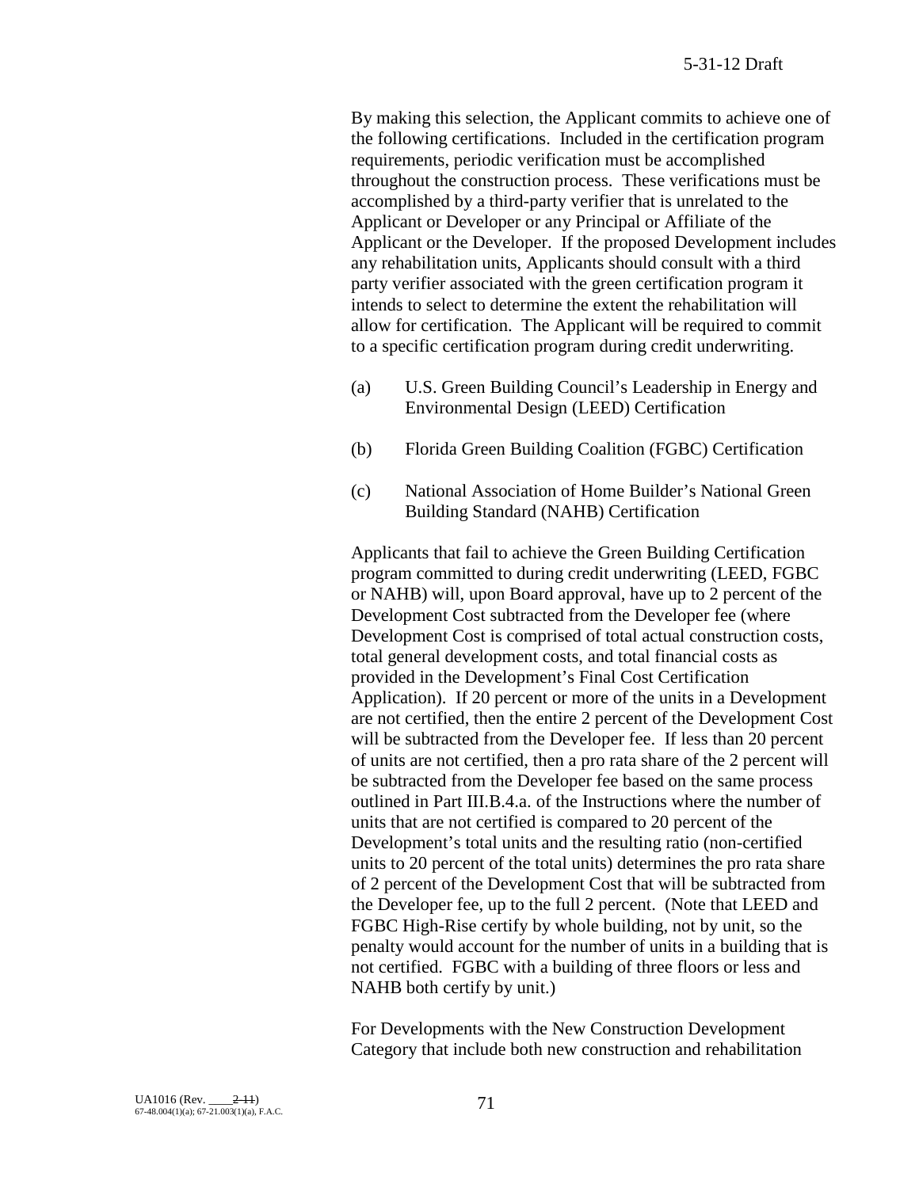By making this selection, the Applicant commits to achieve one of the following certifications. Included in the certification program requirements, periodic verification must be accomplished throughout the construction process. These verifications must be accomplished by a third-party verifier that is unrelated to the Applicant or Developer or any Principal or Affiliate of the Applicant or the Developer. If the proposed Development includes any rehabilitation units, Applicants should consult with a third party verifier associated with the green certification program it intends to select to determine the extent the rehabilitation will allow for certification. The Applicant will be required to commit to a specific certification program during credit underwriting.

(a) U.S. Green Building Council's Leadership in Energy and Environmental Design (LEED) Certification

(b) Florida Green Building Coalition (FGBC) Certification

(c) National Association of Home Builder's National Green Building Standard (NAHB) Certification

Applicants that fail to achieve the Green Building Certification program committed to during credit underwriting (LEED, FGBC or NAHB) will, upon Board approval, have up to 2 percent of the Development Cost subtracted from the Developer fee (where Development Cost is comprised of total actual construction costs, total general development costs, and total financial costs as provided in the Development's Final Cost Certification Application). If 20 percent or more of the units in a Development are not certified, then the entire 2 percent of the Development Cost will be subtracted from the Developer fee. If less than 20 percent of units are not certified, then a pro rata share of the 2 percent will be subtracted from the Developer fee based on the same process outlined in Part III.B.4.a. of the Instructions where the number of units that are not certified is compared to 20 percent of the Development's total units and the resulting ratio (non-certified units to 20 percent of the total units) determines the pro rata share of 2 percent of the Development Cost that will be subtracted from the Developer fee, up to the full 2 percent. (Note that LEED and FGBC High-Rise certify by whole building, not by unit, so the penalty would account for the number of units in a building that is not certified. FGBC with a building of three floors or less and NAHB both certify by unit.)

For Developments with the New Construction Development Category that include both new construction and rehabilitation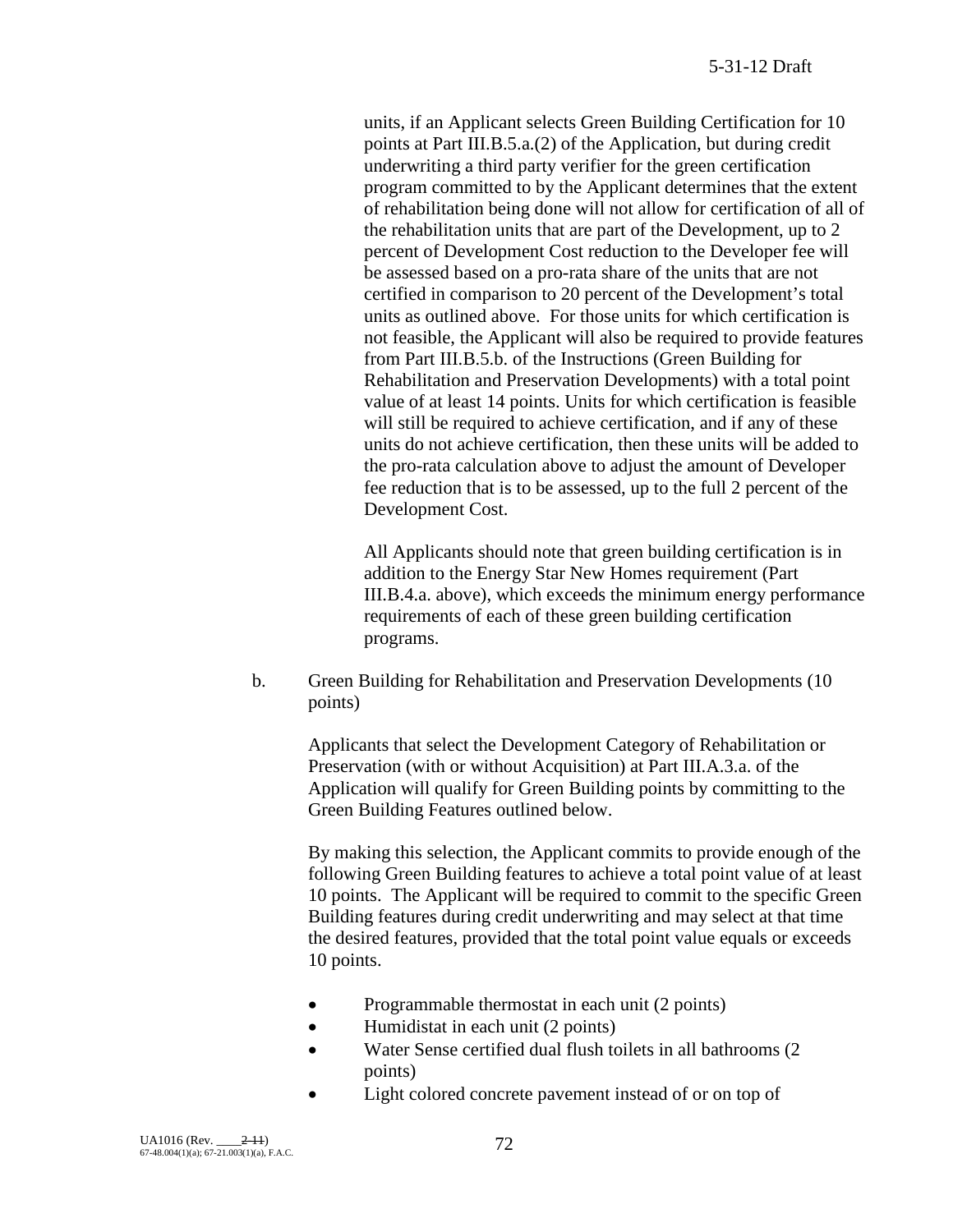units, if an Applicant selects Green Building Certification for 10 points at Part III.B.5.a.(2) of the Application, but during credit underwriting a third party verifier for the green certification program committed to by the Applicant determines that the extent of rehabilitation being done will not allow for certification of all of the rehabilitation units that are part of the Development, up to 2 percent of Development Cost reduction to the Developer fee will be assessed based on a pro-rata share of the units that are not certified in comparison to 20 percent of the Development's total units as outlined above. For those units for which certification is not feasible, the Applicant will also be required to provide features from Part III.B.5.b. of the Instructions (Green Building for Rehabilitation and Preservation Developments) with a total point value of at least 14 points. Units for which certification is feasible will still be required to achieve certification, and if any of these units do not achieve certification, then these units will be added to the pro-rata calculation above to adjust the amount of Developer fee reduction that is to be assessed, up to the full 2 percent of the Development Cost.

All Applicants should note that green building certification is in addition to the Energy Star New Homes requirement (Part III.B.4.a. above), which exceeds the minimum energy performance requirements of each of these green building certification programs.

b. Green Building for Rehabilitation and Preservation Developments (10 points)

Applicants that select the Development Category of Rehabilitation or Preservation (with or without Acquisition) at Part III.A.3.a. of the Application will qualify for Green Building points by committing to the Green Building Features outlined below.

By making this selection, the Applicant commits to provide enough of the following Green Building features to achieve a total point value of at least 10 points. The Applicant will be required to commit to the specific Green Building features during credit underwriting and may select at that time the desired features, provided that the total point value equals or exceeds 10 points.

- Programmable thermostat in each unit (2 points)
- Humidistat in each unit (2 points)
- Water Sense certified dual flush toilets in all bathrooms (2 points)
- Light colored concrete pavement instead of or on top of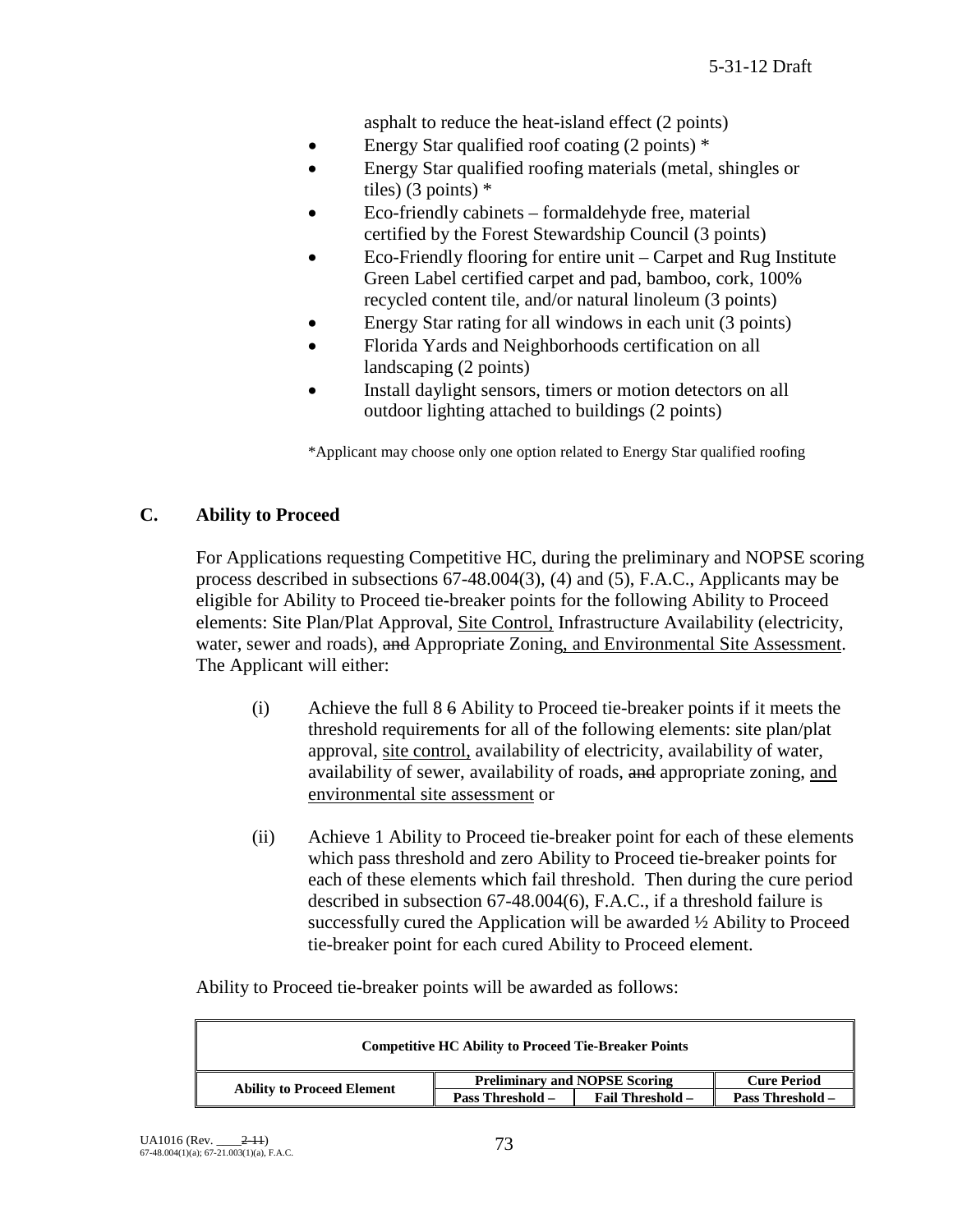asphalt to reduce the heat-island effect (2 points)

- Energy Star qualified roof coating (2 points) *
- Energy Star qualified roofing materials (metal, shingles or tiles) (3 points) *
- Eco-friendly cabinets – formaldehyde free, material certified by the Forest Stewardship Council (3 points)
- Eco-Friendly flooring for entire unit – Carpet and Rug Institute Green Label certified carpet and pad, bamboo, cork, 100% recycled content tile, and/or natural linoleum (3 points)
- Energy Star rating for all windows in each unit (3 points)
- Florida Yards and Neighborhoods certification on all landscaping (2 points)
- Install daylight sensors, timers or motion detectors on all outdoor lighting attached to buildings (2 points)

*Applicant may choose only one option related to Energy Star qualified roofing

## C. Ability to Proceed

For Applications requesting Competitive HC, during the preliminary and NOPSE scoring process described in subsections 67-48.004(3), (4) and (5), F.A.C., Applicants may be eligible for Ability to Proceed tie-breaker points for the following Ability to Proceed elements: Site Plan/Plat Approval, Site Control, Infrastructure Availability (electricity, water, sewer and roads), ~~and~~ Appropriate Zoning, and Environmental Site Assessment. The Applicant will either:

(i) Achieve the full 8 ~~6~~ Ability to Proceed tie-breaker points if it meets the threshold requirements for all of the following elements: site plan/plat approval, site control, availability of electricity, availability of water, availability of sewer, availability of roads, ~~and~~ appropriate zoning, and environmental site assessment or

(ii) Achieve 1 Ability to Proceed tie-breaker point for each of these elements which pass threshold and zero Ability to Proceed tie-breaker points for each of these elements which fail threshold. Then during the cure period described in subsection 67-48.004(6), F.A.C., if a threshold failure is successfully cured the Application will be awarded ½ Ability to Proceed tie-breaker point for each cured Ability to Proceed element.

Ability to Proceed tie-breaker points will be awarded as follows:

| Competitive HC Ability to Proceed Tie-Breaker Points | | | |
|---|---|---|---|
| Ability to Proceed Element | Preliminary and NOPSE Scoring | | Cure Period |
| | Pass Threshold – | Fail Threshold – | Pass Threshold – |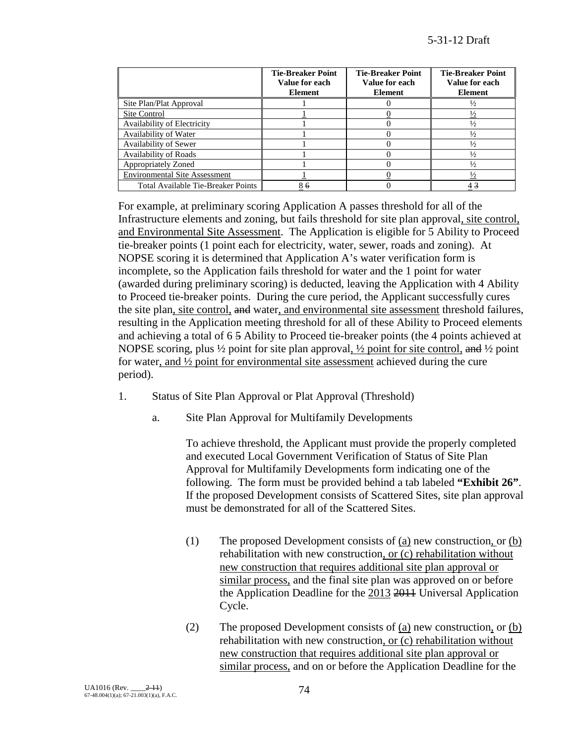| | Tie-Breaker Point Value for each Element | Tie-Breaker Point Value for each Element | Tie-Breaker Point Value for each Element |
|---|---|---|---|
| Site Plan/Plat Approval | 1 | 0 | ½ |
| Site Control | 1 | 0 | ½ |
| Availability of Electricity | 1 | 0 | ½ |
| Availability of Water | 1 | 0 | ½ |
| Availability of Sewer | 1 | 0 | ½ |
| Availability of Roads | 1 | 0 | ½ |
| Appropriately Zoned | 1 | 0 | ½ |
| Environmental Site Assessment | 1 | 0 | ½ |
| Total Available Tie-Breaker Points | 8 ~~6~~ | 0 | 4 ~~3~~ |

For example, at preliminary scoring Application A passes threshold for all of the Infrastructure elements and zoning, but fails threshold for site plan approval, site control, and Environmental Site Assessment. The Application is eligible for 5 Ability to Proceed tie-breaker points (1 point each for electricity, water, sewer, roads and zoning). At NOPSE scoring it is determined that Application A's water verification form is incomplete, so the Application fails threshold for water and the 1 point for water (awarded during preliminary scoring) is deducted, leaving the Application with 4 Ability to Proceed tie-breaker points. During the cure period, the Applicant successfully cures the site plan, site control, ~~and~~ water, and environmental site assessment threshold failures, resulting in the Application meeting threshold for all of these Ability to Proceed elements and achieving a total of 6 ~~5~~ Ability to Proceed tie-breaker points (the 4 points achieved at NOPSE scoring, plus ½ point for site plan approval, ½ point for site control, ~~and~~ ½ point for water, and ½ point for environmental site assessment achieved during the cure period).

1. Status of Site Plan Approval or Plat Approval (Threshold)

   a. Site Plan Approval for Multifamily Developments

      To achieve threshold, the Applicant must provide the properly completed and executed Local Government Verification of Status of Site Plan Approval for Multifamily Developments form indicating one of the following. The form must be provided behind a tab labeled **"Exhibit 26"**. If the proposed Development consists of Scattered Sites, site plan approval must be demonstrated for all of the Scattered Sites.

      (1) The proposed Development consists of (a) new construction, or (b) rehabilitation with new construction, or (c) rehabilitation without new construction that requires additional site plan approval or similar process, and the final site plan was approved on or before the Application Deadline for the 2013 ~~2011~~ Universal Application Cycle.

      (2) The proposed Development consists of (a) new construction, or (b) rehabilitation with new construction, or (c) rehabilitation without new construction that requires additional site plan approval or similar process, and on or before the Application Deadline for the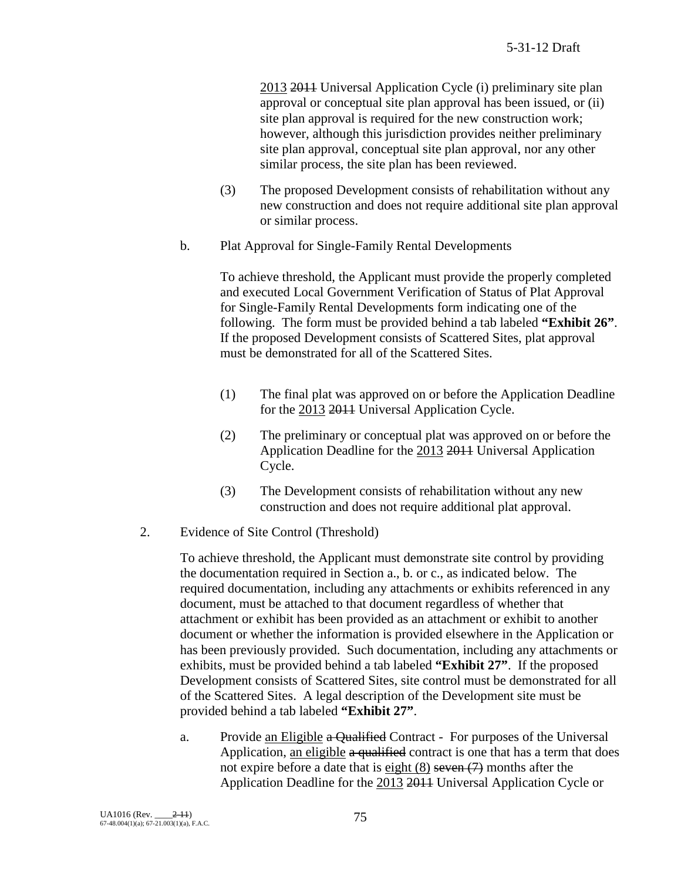2013 ~~2011~~ Universal Application Cycle (i) preliminary site plan approval or conceptual site plan approval has been issued, or (ii) site plan approval is required for the new construction work; however, although this jurisdiction provides neither preliminary site plan approval, conceptual site plan approval, nor any other similar process, the site plan has been reviewed.

(3) The proposed Development consists of rehabilitation without any new construction and does not require additional site plan approval or similar process.

b. Plat Approval for Single-Family Rental Developments

To achieve threshold, the Applicant must provide the properly completed and executed Local Government Verification of Status of Plat Approval for Single-Family Rental Developments form indicating one of the following. The form must be provided behind a tab labeled **"Exhibit 26"**. If the proposed Development consists of Scattered Sites, plat approval must be demonstrated for all of the Scattered Sites.

(1) The final plat was approved on or before the Application Deadline for the 2013 ~~2011~~ Universal Application Cycle.

(2) The preliminary or conceptual plat was approved on or before the Application Deadline for the 2013 ~~2011~~ Universal Application Cycle.

(3) The Development consists of rehabilitation without any new construction and does not require additional plat approval.

2. Evidence of Site Control (Threshold)

To achieve threshold, the Applicant must demonstrate site control by providing the documentation required in Section a., b. or c., as indicated below. The required documentation, including any attachments or exhibits referenced in any document, must be attached to that document regardless of whether that attachment or exhibit has been provided as an attachment or exhibit to another document or whether the information is provided elsewhere in the Application or has been previously provided. Such documentation, including any attachments or exhibits, must be provided behind a tab labeled **"Exhibit 27"**. If the proposed Development consists of Scattered Sites, site control must be demonstrated for all of the Scattered Sites. A legal description of the Development site must be provided behind a tab labeled **"Exhibit 27"**.

a. Provide an Eligible ~~a Qualified~~ Contract - For purposes of the Universal Application, an eligible ~~a qualified~~ contract is one that has a term that does not expire before a date that is eight (8) ~~seven (7)~~ months after the Application Deadline for the 2013 ~~2011~~ Universal Application Cycle or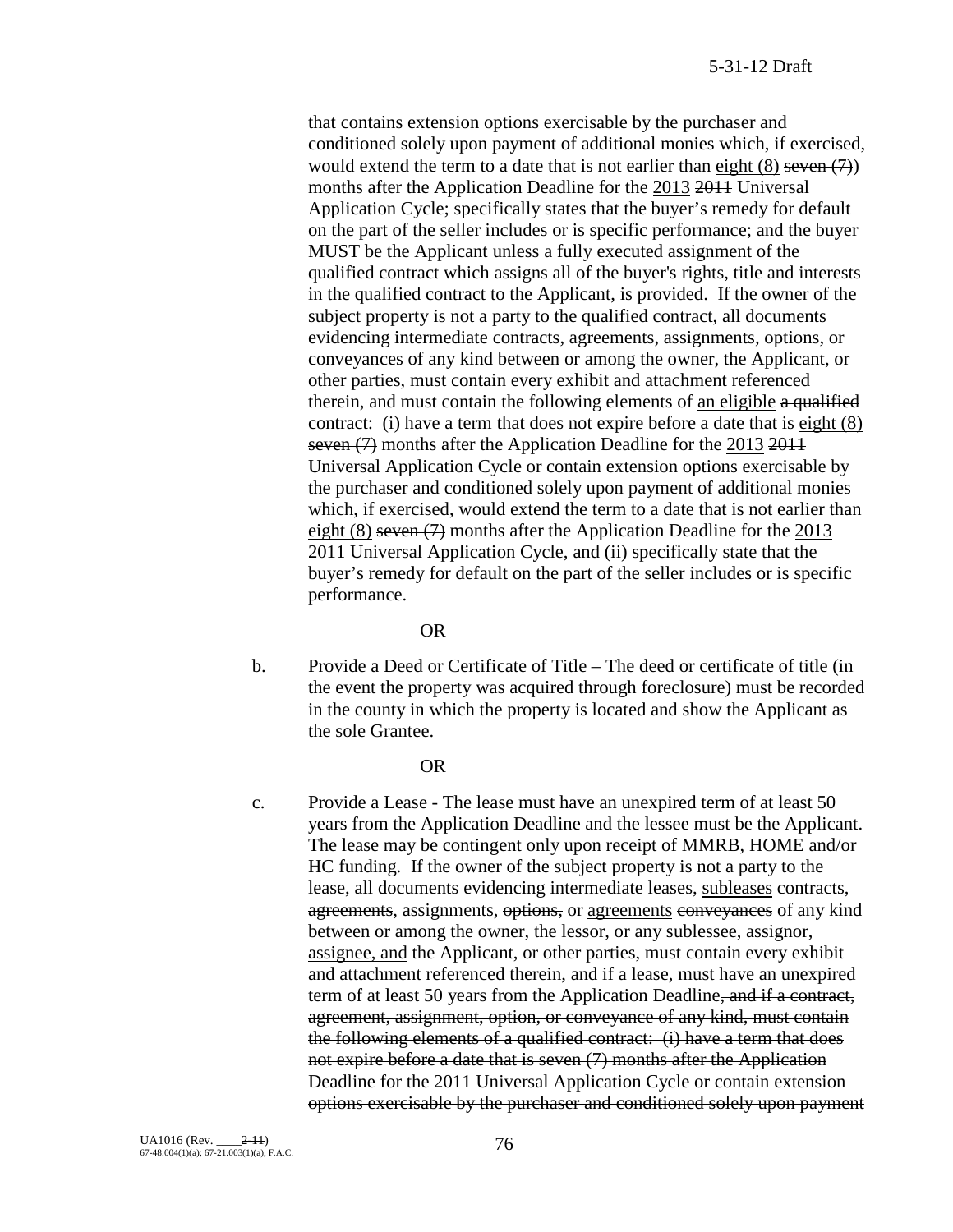that contains extension options exercisable by the purchaser and conditioned solely upon payment of additional monies which, if exercised, would extend the term to a date that is not earlier than <u>eight (8)</u> ~~seven (7)~~) months after the Application Deadline for the <u>2013</u> ~~2011~~ Universal Application Cycle; specifically states that the buyer's remedy for default on the part of the seller includes or is specific performance; and the buyer MUST be the Applicant unless a fully executed assignment of the qualified contract which assigns all of the buyer's rights, title and interests in the qualified contract to the Applicant, is provided. If the owner of the subject property is not a party to the qualified contract, all documents evidencing intermediate contracts, agreements, assignments, options, or conveyances of any kind between or among the owner, the Applicant, or other parties, must contain every exhibit and attachment referenced therein, and must contain the following elements of <u>an eligible</u> ~~a qualified~~ contract: (i) have a term that does not expire before a date that is <u>eight (8)</u> ~~seven (7)~~ months after the Application Deadline for the <u>2013</u> ~~2011~~ Universal Application Cycle or contain extension options exercisable by the purchaser and conditioned solely upon payment of additional monies which, if exercised, would extend the term to a date that is not earlier than <u>eight (8)</u> ~~seven (7)~~ months after the Application Deadline for the <u>2013</u> ~~2011~~ Universal Application Cycle, and (ii) specifically state that the buyer's remedy for default on the part of the seller includes or is specific performance.

OR

b. Provide a Deed or Certificate of Title – The deed or certificate of title (in the event the property was acquired through foreclosure) must be recorded in the county in which the property is located and show the Applicant as the sole Grantee.

OR

c. Provide a Lease - The lease must have an unexpired term of at least 50 years from the Application Deadline and the lessee must be the Applicant. The lease may be contingent only upon receipt of MMRB, HOME and/or HC funding. If the owner of the subject property is not a party to the lease, all documents evidencing intermediate leases, <u>subleases</u> ~~contracts, agreements~~, assignments, ~~options,~~ or <u>agreements</u> ~~conveyances~~ of any kind between or among the owner, the lessor, <u>or any sublessee, assignor, assignee, and</u> the Applicant, or other parties, must contain every exhibit and attachment referenced therein, and if a lease, must have an unexpired term of at least 50 years from the Application Deadline~~, and if a contract, agreement, assignment, option, or conveyance of any kind, must contain the following elements of a qualified contract: (i) have a term that does not expire before a date that is seven (7) months after the Application Deadline for the 2011 Universal Application Cycle or contain extension options exercisable by the purchaser and conditioned solely upon payment~~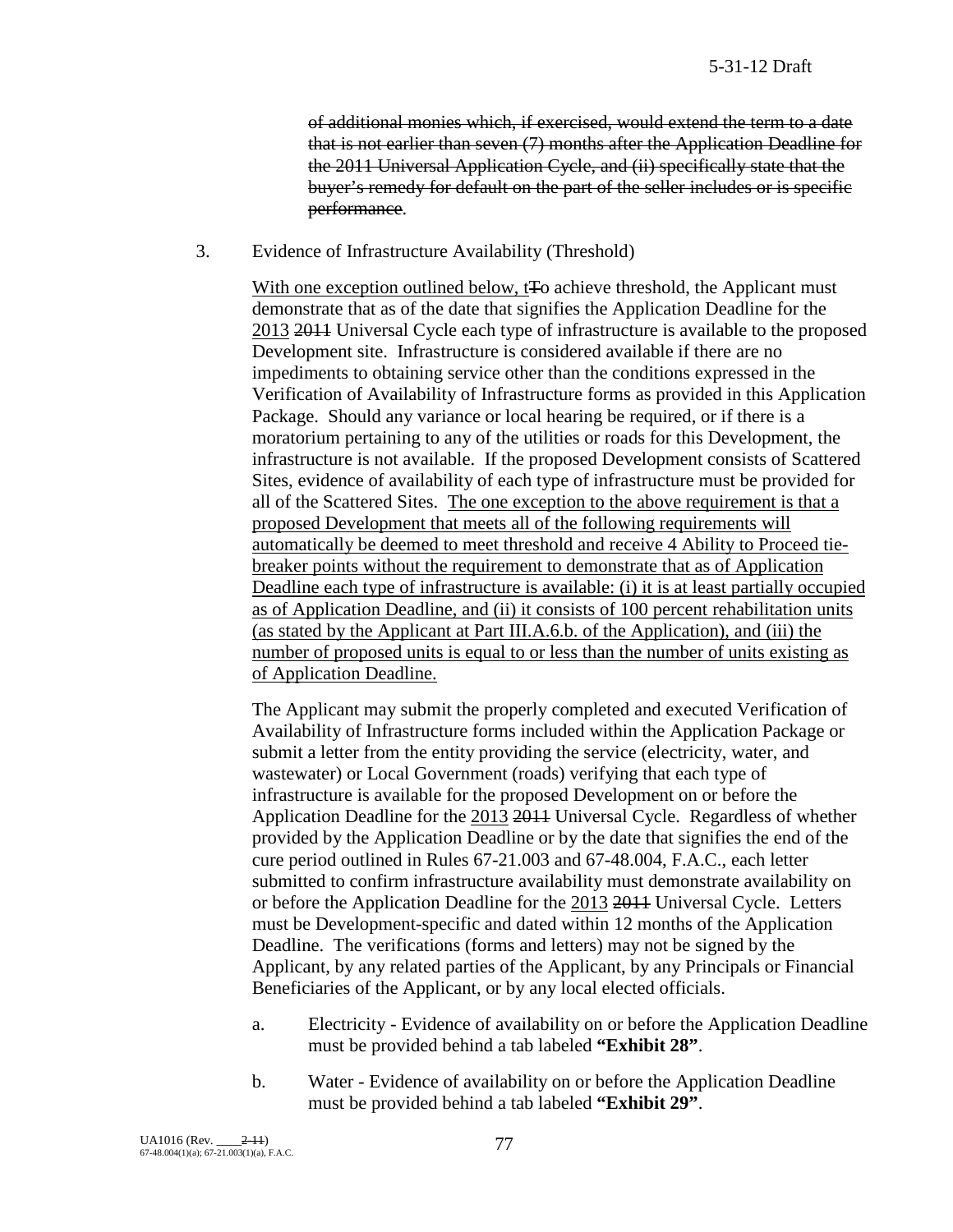~~of additional monies which, if exercised, would extend the term to a date that is not earlier than seven (7) months after the Application Deadline for the 2011 Universal Application Cycle, and (ii) specifically state that the buyer's remedy for default on the part of the seller includes or is specific performance~~.

3. Evidence of Infrastructure Availability (Threshold)

   <u>With one exception outlined below, t</u>~~T~~o achieve threshold, the Applicant must demonstrate that as of the date that signifies the Application Deadline for the <u>2013</u> ~~2011~~ Universal Cycle each type of infrastructure is available to the proposed Development site. Infrastructure is considered available if there are no impediments to obtaining service other than the conditions expressed in the Verification of Availability of Infrastructure forms as provided in this Application Package. Should any variance or local hearing be required, or if there is a moratorium pertaining to any of the utilities or roads for this Development, the infrastructure is not available. If the proposed Development consists of Scattered Sites, evidence of availability of each type of infrastructure must be provided for all of the Scattered Sites. <u>The one exception to the above requirement is that a proposed Development that meets all of the following requirements will automatically be deemed to meet threshold and receive 4 Ability to Proceed tie-breaker points without the requirement to demonstrate that as of Application Deadline each type of infrastructure is available: (i) it is at least partially occupied as of Application Deadline, and (ii) it consists of 100 percent rehabilitation units (as stated by the Applicant at Part III.A.6.b. of the Application), and (iii) the number of proposed units is equal to or less than the number of units existing as of Application Deadline.</u>

   The Applicant may submit the properly completed and executed Verification of Availability of Infrastructure forms included within the Application Package or submit a letter from the entity providing the service (electricity, water, and wastewater) or Local Government (roads) verifying that each type of infrastructure is available for the proposed Development on or before the Application Deadline for the <u>2013</u> ~~2011~~ Universal Cycle. Regardless of whether provided by the Application Deadline or by the date that signifies the end of the cure period outlined in Rules 67-21.003 and 67-48.004, F.A.C., each letter submitted to confirm infrastructure availability must demonstrate availability on or before the Application Deadline for the <u>2013</u> ~~2011~~ Universal Cycle. Letters must be Development-specific and dated within 12 months of the Application Deadline. The verifications (forms and letters) may not be signed by the Applicant, by any related parties of the Applicant, by any Principals or Financial Beneficiaries of the Applicant, or by any local elected officials.

   a. Electricity - Evidence of availability on or before the Application Deadline must be provided behind a tab labeled **"Exhibit 28"**.

   b. Water - Evidence of availability on or before the Application Deadline must be provided behind a tab labeled **"Exhibit 29"**.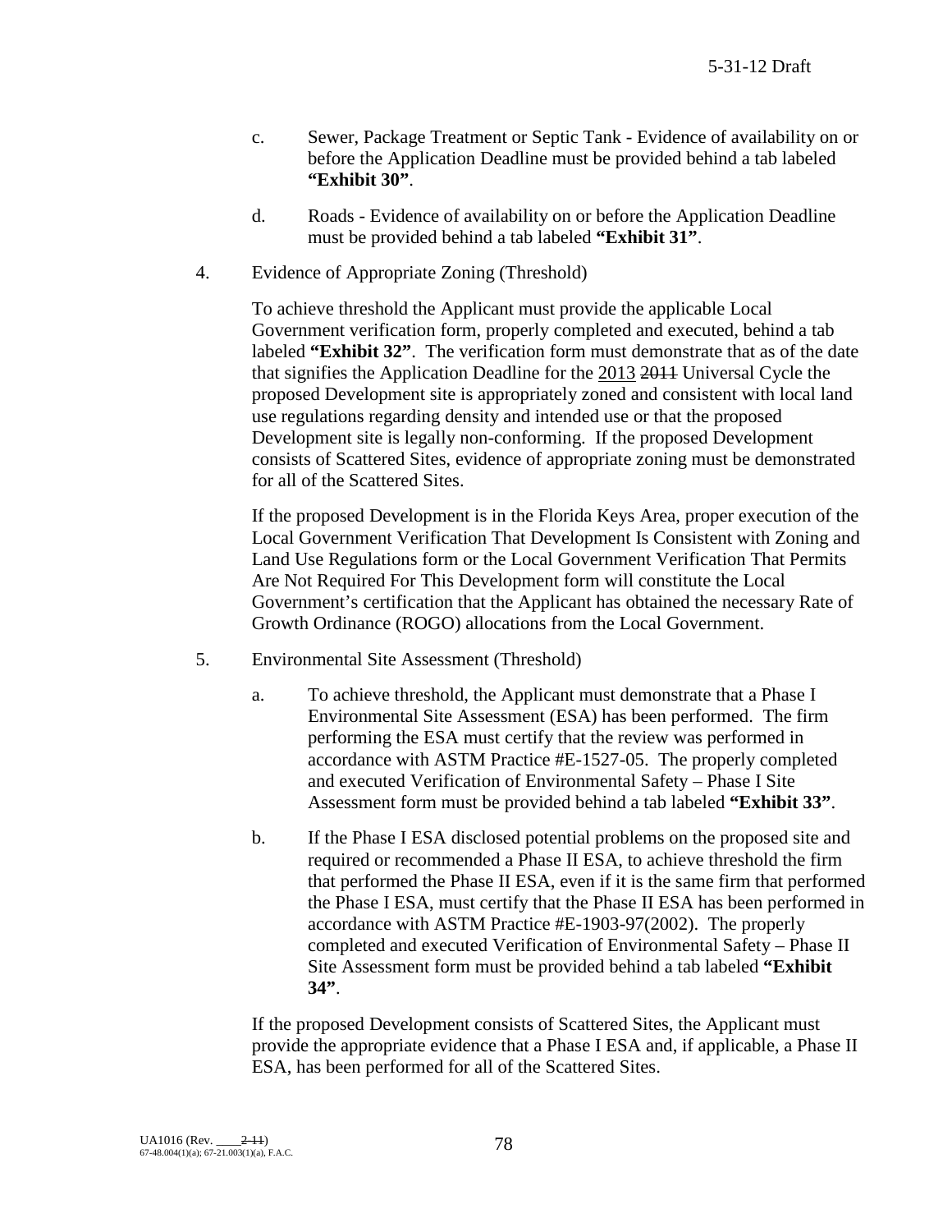c. Sewer, Package Treatment or Septic Tank - Evidence of availability on or before the Application Deadline must be provided behind a tab labeled **"Exhibit 30"**.

d. Roads - Evidence of availability on or before the Application Deadline must be provided behind a tab labeled **"Exhibit 31"**.

4. Evidence of Appropriate Zoning (Threshold)

To achieve threshold the Applicant must provide the applicable Local Government verification form, properly completed and executed, behind a tab labeled **"Exhibit 32"**. The verification form must demonstrate that as of the date that signifies the Application Deadline for the 2013 ~~2011~~ Universal Cycle the proposed Development site is appropriately zoned and consistent with local land use regulations regarding density and intended use or that the proposed Development site is legally non-conforming. If the proposed Development consists of Scattered Sites, evidence of appropriate zoning must be demonstrated for all of the Scattered Sites.

If the proposed Development is in the Florida Keys Area, proper execution of the Local Government Verification That Development Is Consistent with Zoning and Land Use Regulations form or the Local Government Verification That Permits Are Not Required For This Development form will constitute the Local Government's certification that the Applicant has obtained the necessary Rate of Growth Ordinance (ROGO) allocations from the Local Government.

5. Environmental Site Assessment (Threshold)

a. To achieve threshold, the Applicant must demonstrate that a Phase I Environmental Site Assessment (ESA) has been performed. The firm performing the ESA must certify that the review was performed in accordance with ASTM Practice #E-1527-05. The properly completed and executed Verification of Environmental Safety – Phase I Site Assessment form must be provided behind a tab labeled **"Exhibit 33"**.

b. If the Phase I ESA disclosed potential problems on the proposed site and required or recommended a Phase II ESA, to achieve threshold the firm that performed the Phase II ESA, even if it is the same firm that performed the Phase I ESA, must certify that the Phase II ESA has been performed in accordance with ASTM Practice #E-1903-97(2002). The properly completed and executed Verification of Environmental Safety – Phase II Site Assessment form must be provided behind a tab labeled **"Exhibit 34"**.

If the proposed Development consists of Scattered Sites, the Applicant must provide the appropriate evidence that a Phase I ESA and, if applicable, a Phase II ESA, has been performed for all of the Scattered Sites.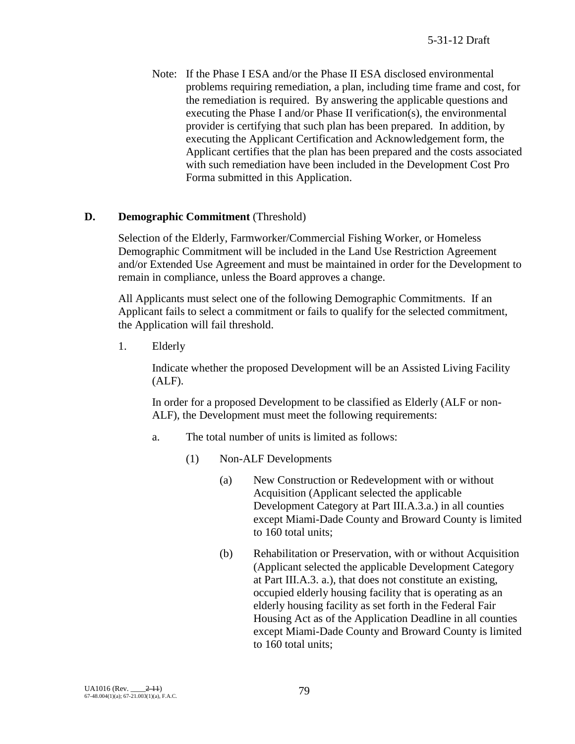Note: If the Phase I ESA and/or the Phase II ESA disclosed environmental problems requiring remediation, a plan, including time frame and cost, for the remediation is required. By answering the applicable questions and executing the Phase I and/or Phase II verification(s), the environmental provider is certifying that such plan has been prepared. In addition, by executing the Applicant Certification and Acknowledgement form, the Applicant certifies that the plan has been prepared and the costs associated with such remediation have been included in the Development Cost Pro Forma submitted in this Application.

**D. Demographic Commitment** (Threshold)

Selection of the Elderly, Farmworker/Commercial Fishing Worker, or Homeless Demographic Commitment will be included in the Land Use Restriction Agreement and/or Extended Use Agreement and must be maintained in order for the Development to remain in compliance, unless the Board approves a change.

All Applicants must select one of the following Demographic Commitments. If an Applicant fails to select a commitment or fails to qualify for the selected commitment, the Application will fail threshold.

1. Elderly

   Indicate whether the proposed Development will be an Assisted Living Facility (ALF).

   In order for a proposed Development to be classified as Elderly (ALF or non-ALF), the Development must meet the following requirements:

   a. The total number of units is limited as follows:

      (1) Non-ALF Developments

         (a) New Construction or Redevelopment with or without Acquisition (Applicant selected the applicable Development Category at Part III.A.3.a.) in all counties except Miami-Dade County and Broward County is limited to 160 total units;

         (b) Rehabilitation or Preservation, with or without Acquisition (Applicant selected the applicable Development Category at Part III.A.3. a.), that does not constitute an existing, occupied elderly housing facility that is operating as an elderly housing facility as set forth in the Federal Fair Housing Act as of the Application Deadline in all counties except Miami-Dade County and Broward County is limited to 160 total units;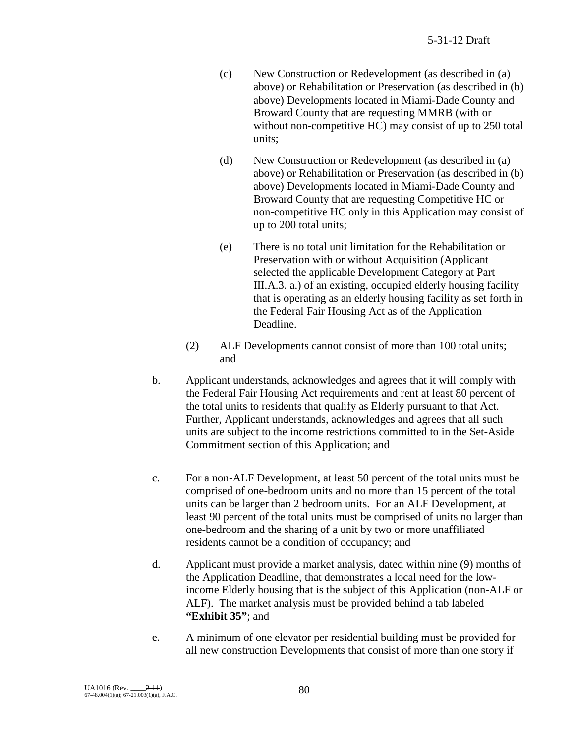(c) New Construction or Redevelopment (as described in (a) above) or Rehabilitation or Preservation (as described in (b) above) Developments located in Miami-Dade County and Broward County that are requesting MMRB (with or without non-competitive HC) may consist of up to 250 total units;

(d) New Construction or Redevelopment (as described in (a) above) or Rehabilitation or Preservation (as described in (b) above) Developments located in Miami-Dade County and Broward County that are requesting Competitive HC or non-competitive HC only in this Application may consist of up to 200 total units;

(e) There is no total unit limitation for the Rehabilitation or Preservation with or without Acquisition (Applicant selected the applicable Development Category at Part III.A.3. a.) of an existing, occupied elderly housing facility that is operating as an elderly housing facility as set forth in the Federal Fair Housing Act as of the Application Deadline.

(2) ALF Developments cannot consist of more than 100 total units; and

b. Applicant understands, acknowledges and agrees that it will comply with the Federal Fair Housing Act requirements and rent at least 80 percent of the total units to residents that qualify as Elderly pursuant to that Act. Further, Applicant understands, acknowledges and agrees that all such units are subject to the income restrictions committed to in the Set-Aside Commitment section of this Application; and

c. For a non-ALF Development, at least 50 percent of the total units must be comprised of one-bedroom units and no more than 15 percent of the total units can be larger than 2 bedroom units. For an ALF Development, at least 90 percent of the total units must be comprised of units no larger than one-bedroom and the sharing of a unit by two or more unaffiliated residents cannot be a condition of occupancy; and

d. Applicant must provide a market analysis, dated within nine (9) months of the Application Deadline, that demonstrates a local need for the low-income Elderly housing that is the subject of this Application (non-ALF or ALF). The market analysis must be provided behind a tab labeled **"Exhibit 35"**; and

e. A minimum of one elevator per residential building must be provided for all new construction Developments that consist of more than one story if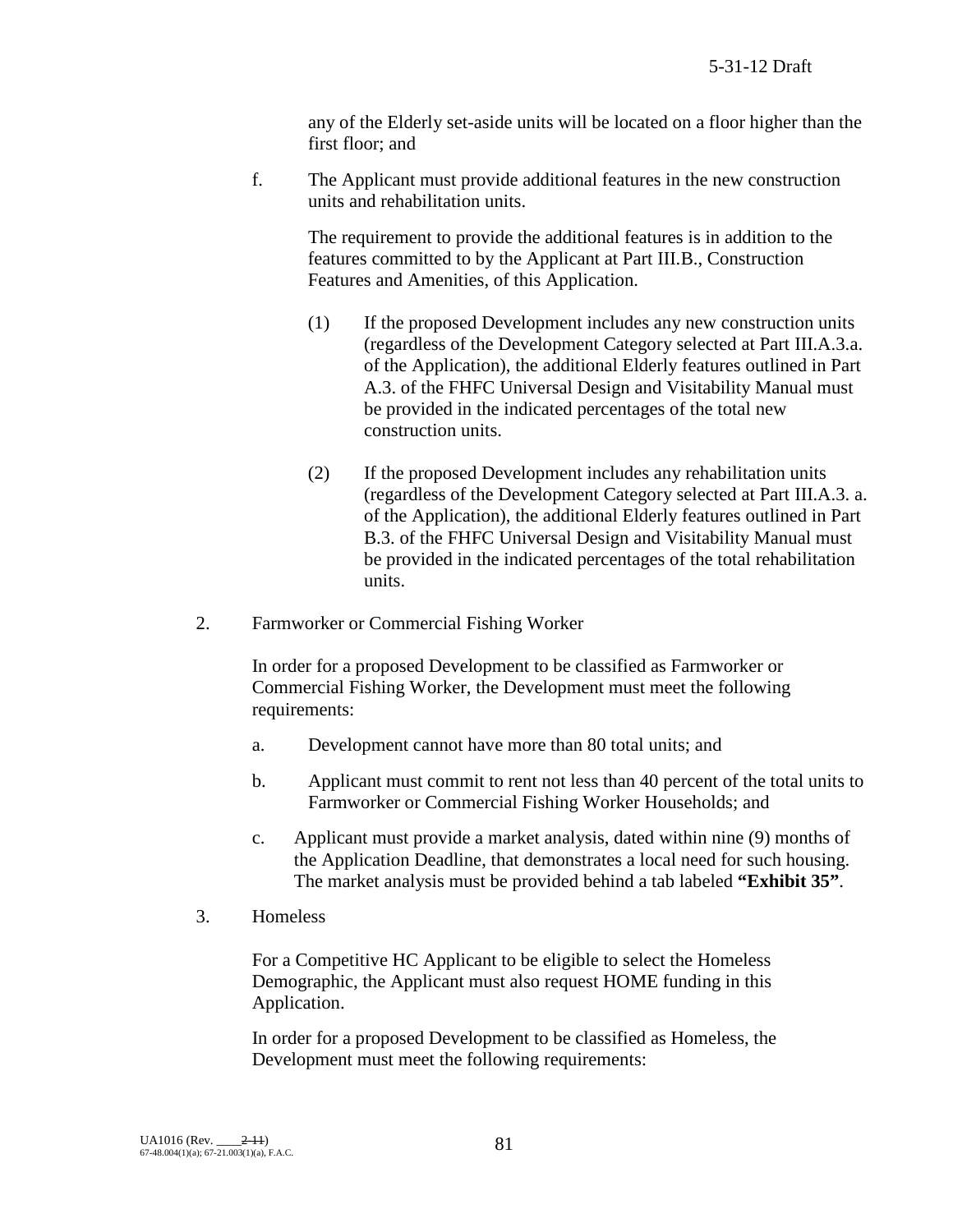any of the Elderly set-aside units will be located on a floor higher than the first floor; and

f. The Applicant must provide additional features in the new construction units and rehabilitation units.

The requirement to provide the additional features is in addition to the features committed to by the Applicant at Part III.B., Construction Features and Amenities, of this Application.

(1) If the proposed Development includes any new construction units (regardless of the Development Category selected at Part III.A.3.a. of the Application), the additional Elderly features outlined in Part A.3. of the FHFC Universal Design and Visitability Manual must be provided in the indicated percentages of the total new construction units.

(2) If the proposed Development includes any rehabilitation units (regardless of the Development Category selected at Part III.A.3. a. of the Application), the additional Elderly features outlined in Part B.3. of the FHFC Universal Design and Visitability Manual must be provided in the indicated percentages of the total rehabilitation units.

2. Farmworker or Commercial Fishing Worker

In order for a proposed Development to be classified as Farmworker or Commercial Fishing Worker, the Development must meet the following requirements:

a. Development cannot have more than 80 total units; and

b. Applicant must commit to rent not less than 40 percent of the total units to Farmworker or Commercial Fishing Worker Households; and

c. Applicant must provide a market analysis, dated within nine (9) months of the Application Deadline, that demonstrates a local need for such housing. The market analysis must be provided behind a tab labeled **"Exhibit 35"**.

3. Homeless

For a Competitive HC Applicant to be eligible to select the Homeless Demographic, the Applicant must also request HOME funding in this Application.

In order for a proposed Development to be classified as Homeless, the Development must meet the following requirements: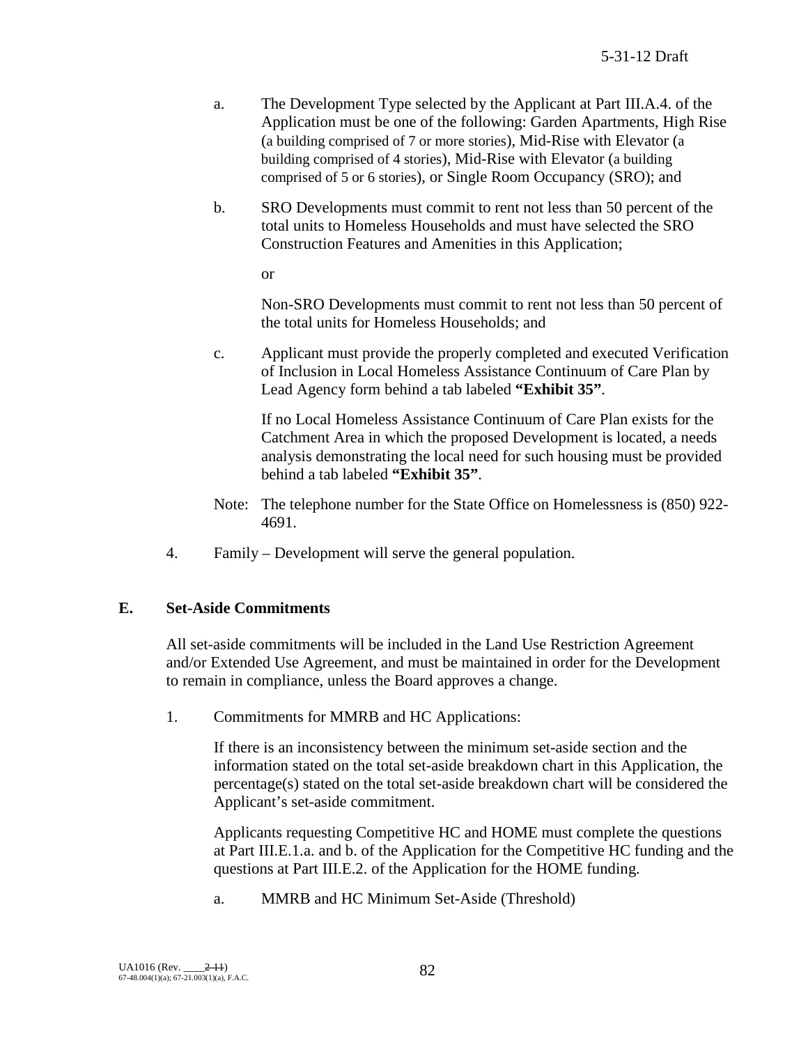a. The Development Type selected by the Applicant at Part III.A.4. of the Application must be one of the following: Garden Apartments, High Rise (a building comprised of 7 or more stories), Mid-Rise with Elevator (a building comprised of 4 stories), Mid-Rise with Elevator (a building comprised of 5 or 6 stories), or Single Room Occupancy (SRO); and

b. SRO Developments must commit to rent not less than 50 percent of the total units to Homeless Households and must have selected the SRO Construction Features and Amenities in this Application;

   or

   Non-SRO Developments must commit to rent not less than 50 percent of the total units for Homeless Households; and

c. Applicant must provide the properly completed and executed Verification of Inclusion in Local Homeless Assistance Continuum of Care Plan by Lead Agency form behind a tab labeled **"Exhibit 35"**.

   If no Local Homeless Assistance Continuum of Care Plan exists for the Catchment Area in which the proposed Development is located, a needs analysis demonstrating the local need for such housing must be provided behind a tab labeled **"Exhibit 35"**.

Note: The telephone number for the State Office on Homelessness is (850) 922-4691.

4. Family – Development will serve the general population.

## E. Set-Aside Commitments

All set-aside commitments will be included in the Land Use Restriction Agreement and/or Extended Use Agreement, and must be maintained in order for the Development to remain in compliance, unless the Board approves a change.

1. Commitments for MMRB and HC Applications:

   If there is an inconsistency between the minimum set-aside section and the information stated on the total set-aside breakdown chart in this Application, the percentage(s) stated on the total set-aside breakdown chart will be considered the Applicant's set-aside commitment.

   Applicants requesting Competitive HC and HOME must complete the questions at Part III.E.1.a. and b. of the Application for the Competitive HC funding and the questions at Part III.E.2. of the Application for the HOME funding.

   a. MMRB and HC Minimum Set-Aside (Threshold)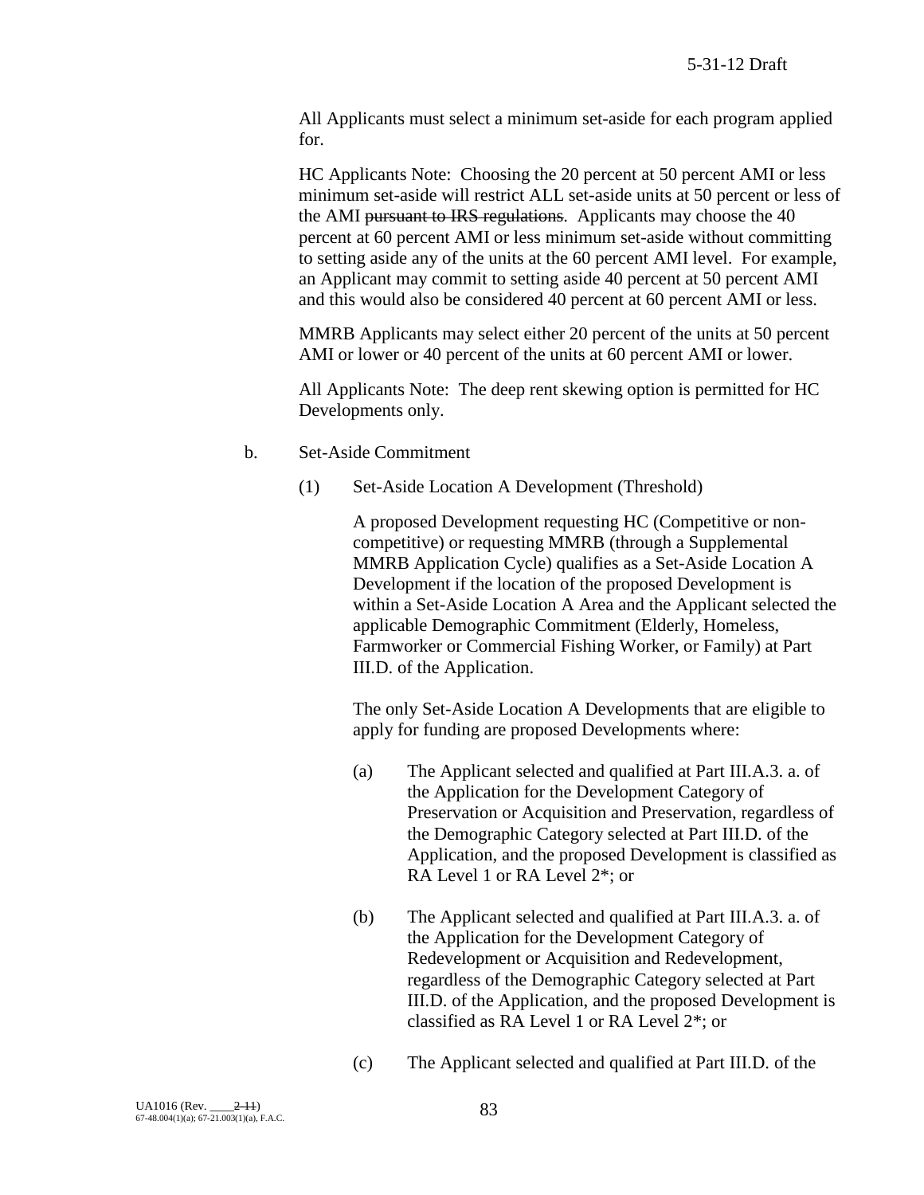All Applicants must select a minimum set-aside for each program applied for.

HC Applicants Note: Choosing the 20 percent at 50 percent AMI or less minimum set-aside will restrict ALL set-aside units at 50 percent or less of the AMI ~~pursuant to IRS regulations~~. Applicants may choose the 40 percent at 60 percent AMI or less minimum set-aside without committing to setting aside any of the units at the 60 percent AMI level. For example, an Applicant may commit to setting aside 40 percent at 50 percent AMI and this would also be considered 40 percent at 60 percent AMI or less.

MMRB Applicants may select either 20 percent of the units at 50 percent AMI or lower or 40 percent of the units at 60 percent AMI or lower.

All Applicants Note: The deep rent skewing option is permitted for HC Developments only.

b. Set-Aside Commitment

(1) Set-Aside Location A Development (Threshold)

A proposed Development requesting HC (Competitive or non-competitive) or requesting MMRB (through a Supplemental MMRB Application Cycle) qualifies as a Set-Aside Location A Development if the location of the proposed Development is within a Set-Aside Location A Area and the Applicant selected the applicable Demographic Commitment (Elderly, Homeless, Farmworker or Commercial Fishing Worker, or Family) at Part III.D. of the Application.

The only Set-Aside Location A Developments that are eligible to apply for funding are proposed Developments where:

(a) The Applicant selected and qualified at Part III.A.3. a. of the Application for the Development Category of Preservation or Acquisition and Preservation, regardless of the Demographic Category selected at Part III.D. of the Application, and the proposed Development is classified as RA Level 1 or RA Level 2*; or

(b) The Applicant selected and qualified at Part III.A.3. a. of the Application for the Development Category of Redevelopment or Acquisition and Redevelopment, regardless of the Demographic Category selected at Part III.D. of the Application, and the proposed Development is classified as RA Level 1 or RA Level 2*; or

(c) The Applicant selected and qualified at Part III.D. of the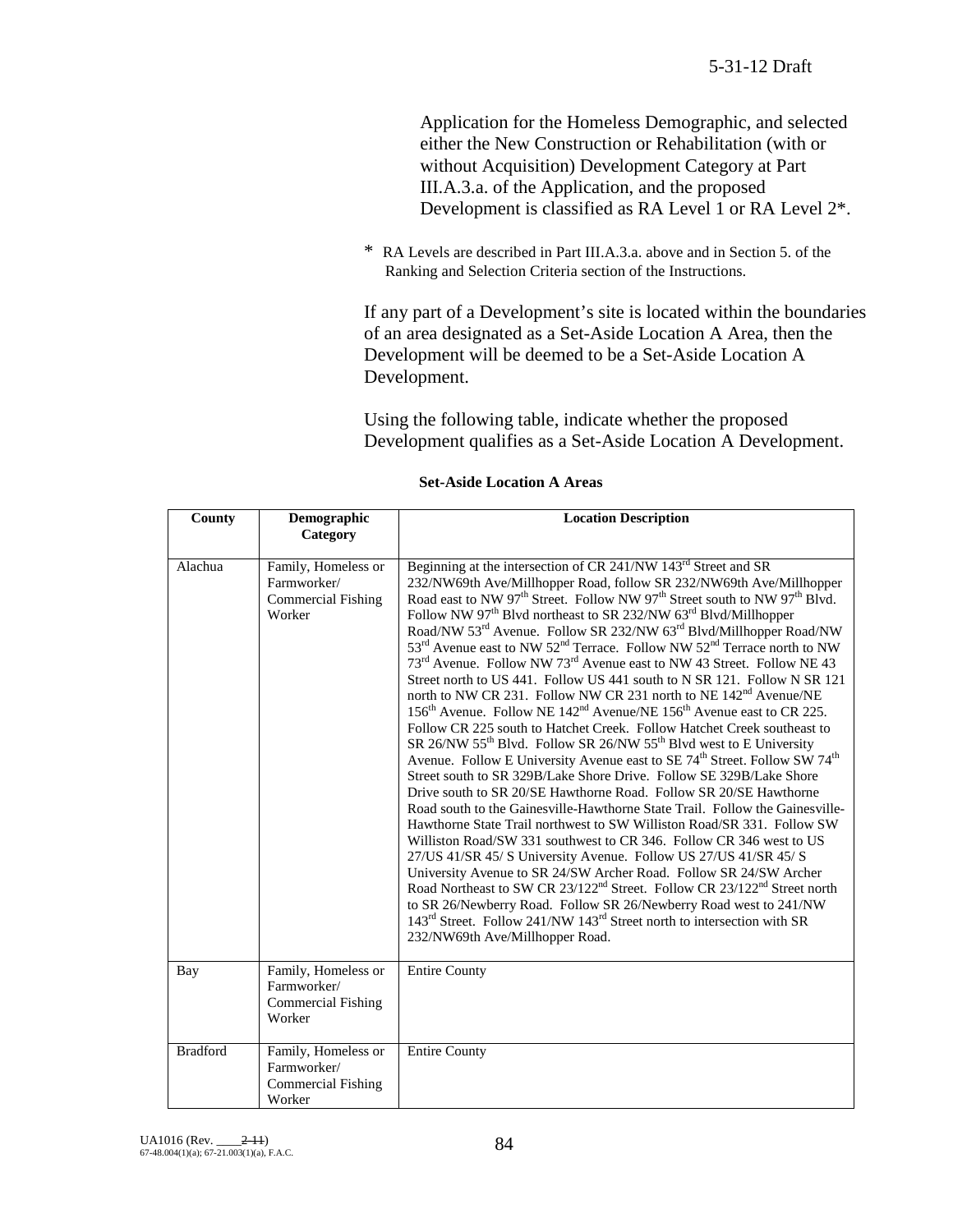Application for the Homeless Demographic, and selected either the New Construction or Rehabilitation (with or without Acquisition) Development Category at Part III.A.3.a. of the Application, and the proposed Development is classified as RA Level 1 or RA Level 2*.

\* RA Levels are described in Part III.A.3.a. above and in Section 5. of the Ranking and Selection Criteria section of the Instructions.

If any part of a Development's site is located within the boundaries of an area designated as a Set-Aside Location A Area, then the Development will be deemed to be a Set-Aside Location A Development.

Using the following table, indicate whether the proposed Development qualifies as a Set-Aside Location A Development.

**Set-Aside Location A Areas**

| County | Demographic Category | Location Description |
|---|---|---|
| Alachua | Family, Homeless or Farmworker/ Commercial Fishing Worker | Beginning at the intersection of CR 241/NW 143rd Street and SR 232/NW69th Ave/Millhopper Road, follow SR 232/NW69th Ave/Millhopper Road east to NW 97th Street. Follow NW 97th Street south to NW 97th Blvd. Follow NW 97th Blvd northeast to SR 232/NW 63rd Blvd/Millhopper Road/NW 53rd Avenue. Follow SR 232/NW 63rd Blvd/Millhopper Road/NW 53rd Avenue east to NW 52nd Terrace. Follow NW 52nd Terrace north to NW 73rd Avenue. Follow NW 73rd Avenue east to NW 43 Street. Follow NE 43 Street north to US 441. Follow US 441 south to N SR 121. Follow N SR 121 north to NW CR 231. Follow NW CR 231 north to NE 142nd Avenue/NE 156th Avenue. Follow NE 142nd Avenue/NE 156th Avenue east to CR 225. Follow CR 225 south to Hatchet Creek. Follow Hatchet Creek southeast to SR 26/NW 55th Blvd. Follow SR 26/NW 55th Blvd west to E University Avenue. Follow E University Avenue east to SE 74th Street. Follow SW 74th Street south to SR 329B/Lake Shore Drive. Follow SE 329B/Lake Shore Drive south to SR 20/SE Hawthorne Road. Follow SR 20/SE Hawthorne Road south to the Gainesville-Hawthorne State Trail. Follow the Gainesville-Hawthorne State Trail northwest to SW Williston Road/SR 331. Follow SW Williston Road/SW 331 southwest to CR 346. Follow CR 346 west to US 27/US 41/SR 45/ S University Avenue. Follow US 27/US 41/SR 45/ S University Avenue to SR 24/SW Archer Road. Follow SR 24/SW Archer Road Northeast to SW CR 23/122nd Street. Follow CR 23/122nd Street north to SR 26/Newberry Road. Follow SR 26/Newberry Road west to 241/NW 143rd Street. Follow 241/NW 143rd Street north to intersection with SR 232/NW69th Ave/Millhopper Road. |
| Bay | Family, Homeless or Farmworker/ Commercial Fishing Worker | Entire County |
| Bradford | Family, Homeless or Farmworker/ Commercial Fishing Worker | Entire County |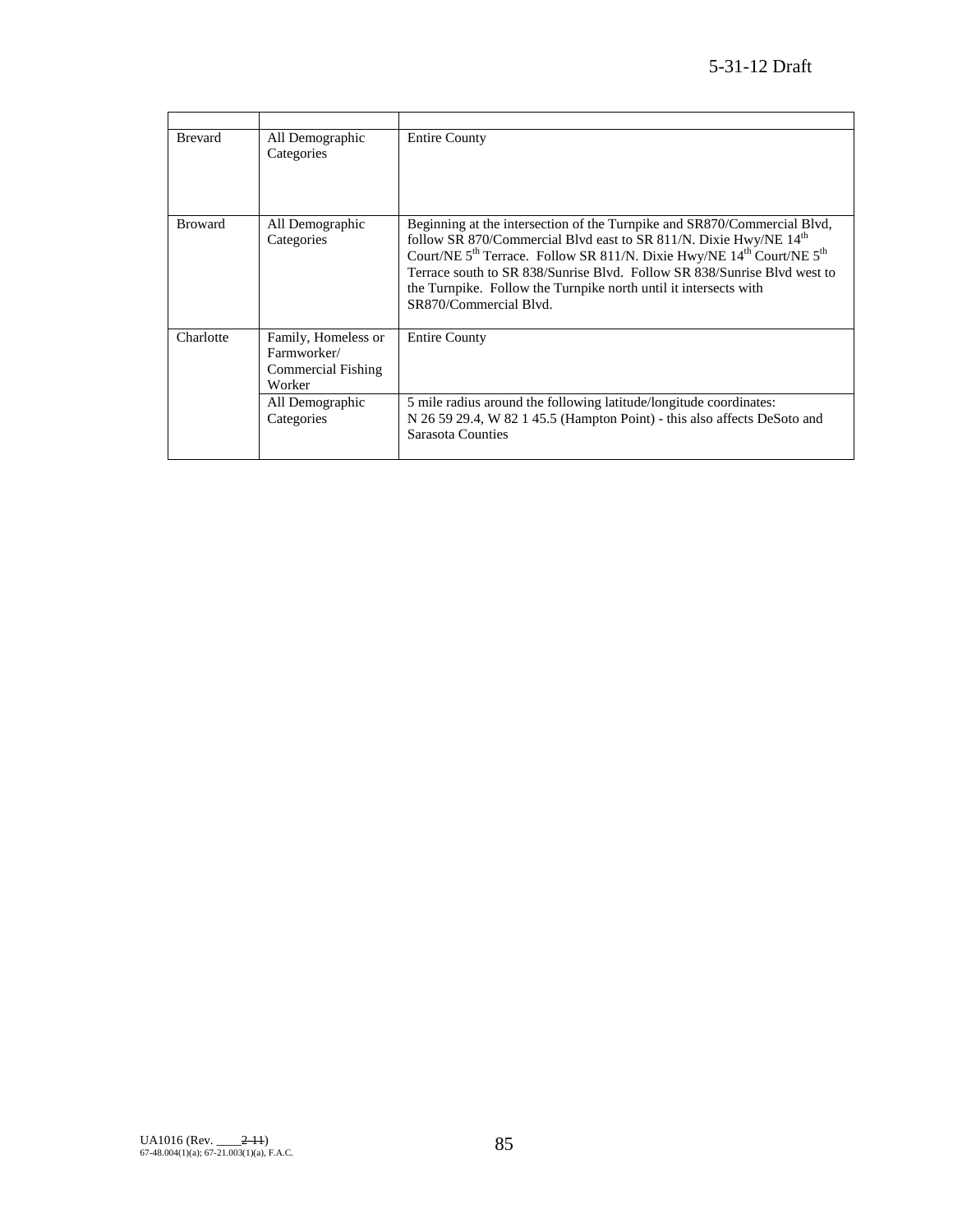| | | |
|---|---|---|
| Brevard | All Demographic Categories | Entire County |
| Broward | All Demographic Categories | Beginning at the intersection of the Turnpike and SR870/Commercial Blvd, follow SR 870/Commercial Blvd east to SR 811/N. Dixie Hwy/NE 14th Court/NE 5th Terrace. Follow SR 811/N. Dixie Hwy/NE 14th Court/NE 5th Terrace south to SR 838/Sunrise Blvd. Follow SR 838/Sunrise Blvd west to the Turnpike. Follow the Turnpike north until it intersects with SR870/Commercial Blvd. |
| Charlotte | Family, Homeless or Farmworker/ Commercial Fishing Worker | Entire County |
| | All Demographic Categories | 5 mile radius around the following latitude/longitude coordinates: N 26 59 29.4, W 82 1 45.5 (Hampton Point) - this also affects DeSoto and Sarasota Counties |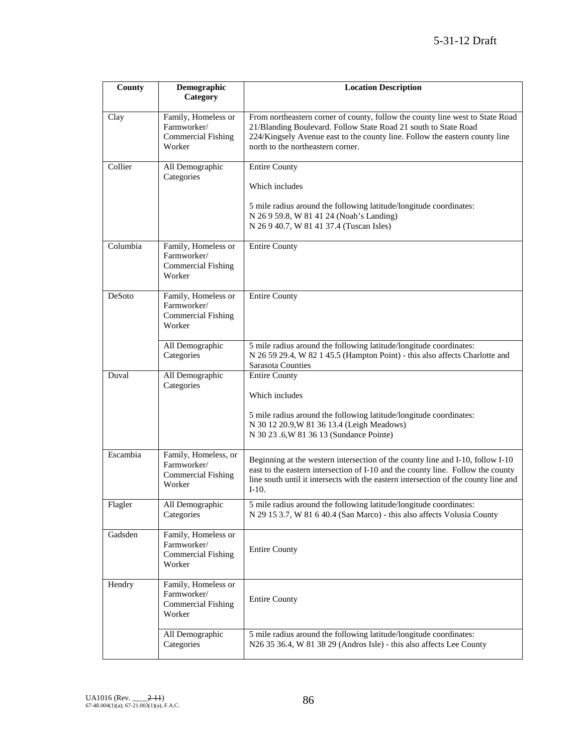| County | Demographic Category | Location Description |
|---|---|---|
| Clay | Family, Homeless or Farmworker/ Commercial Fishing Worker | From northeastern corner of county, follow the county line west to State Road 21/Blanding Boulevard. Follow State Road 21 south to State Road 224/Kingsely Avenue east to the county line. Follow the eastern county line north to the northeastern corner. |
| Collier | All Demographic Categories | Entire County<br><br>Which includes<br><br>5 mile radius around the following latitude/longitude coordinates:<br>N 26 9 59.8, W 81 41 24 (Noah's Landing)<br>N 26 9 40.7, W 81 41 37.4 (Tuscan Isles) |
| Columbia | Family, Homeless or Farmworker/ Commercial Fishing Worker | Entire County |
| DeSoto | Family, Homeless or Farmworker/ Commercial Fishing Worker | Entire County |
| | All Demographic Categories | 5 mile radius around the following latitude/longitude coordinates:<br>N 26 59 29.4, W 82 1 45.5 (Hampton Point) - this also affects Charlotte and Sarasota Counties |
| Duval | All Demographic Categories | Entire County<br><br>Which includes<br><br>5 mile radius around the following latitude/longitude coordinates:<br>N 30 12 20.9,W 81 36 13.4 (Leigh Meadows)<br>N 30 23 .6,W 81 36 13 (Sundance Pointe) |
| Escambia | Family, Homeless, or Farmworker/ Commercial Fishing Worker | Beginning at the western intersection of the county line and I-10, follow I-10 east to the eastern intersection of I-10 and the county line. Follow the county line south until it intersects with the eastern intersection of the county line and I-10. |
| Flagler | All Demographic Categories | 5 mile radius around the following latitude/longitude coordinates:<br>N 29 15 3.7, W 81 6 40.4 (San Marco) - this also affects Volusia County |
| Gadsden | Family, Homeless or Farmworker/ Commercial Fishing Worker | Entire County |
| Hendry | Family, Homeless or Farmworker/ Commercial Fishing Worker | Entire County |
| | All Demographic Categories | 5 mile radius around the following latitude/longitude coordinates:<br>N26 35 36.4, W 81 38 29 (Andros Isle) - this also affects Lee County |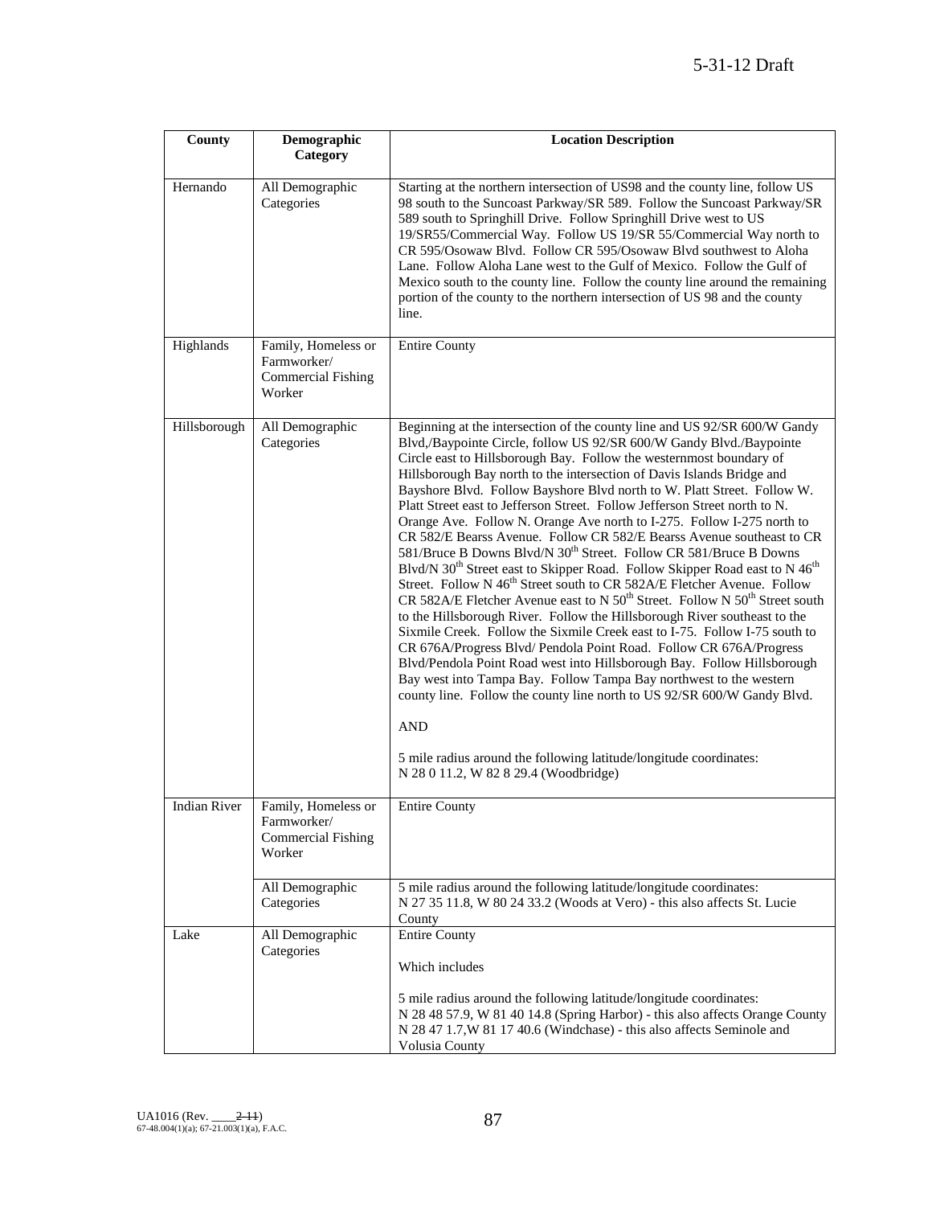| County | Demographic Category | Location Description |
|---|---|---|
| Hernando | All Demographic Categories | Starting at the northern intersection of US98 and the county line, follow US 98 south to the Suncoast Parkway/SR 589. Follow the Suncoast Parkway/SR 589 south to Springhill Drive. Follow Springhill Drive west to US 19/SR55/Commercial Way. Follow US 19/SR 55/Commercial Way north to CR 595/Osowaw Blvd. Follow CR 595/Osowaw Blvd southwest to Aloha Lane. Follow Aloha Lane west to the Gulf of Mexico. Follow the Gulf of Mexico south to the county line. Follow the county line around the remaining portion of the county to the northern intersection of US 98 and the county line. |
| Highlands | Family, Homeless or Farmworker/ Commercial Fishing Worker | Entire County |
| Hillsborough | All Demographic Categories | Beginning at the intersection of the county line and US 92/SR 600/W Gandy Blvd,/Baypointe Circle, follow US 92/SR 600/W Gandy Blvd./Baypointe Circle east to Hillsborough Bay. Follow the westernmost boundary of Hillsborough Bay north to the intersection of Davis Islands Bridge and Bayshore Blvd. Follow Bayshore Blvd north to W. Platt Street. Follow W. Platt Street east to Jefferson Street. Follow Jefferson Street north to N. Orange Ave. Follow N. Orange Ave north to I-275. Follow I-275 north to CR 582/E Bearss Avenue. Follow CR 582/E Bearss Avenue southeast to CR 581/Bruce B Downs Blvd/N 30th Street. Follow CR 581/Bruce B Downs Blvd/N 30th Street east to Skipper Road. Follow Skipper Road east to N 46th Street. Follow N 46th Street south to CR 582A/E Fletcher Avenue. Follow CR 582A/E Fletcher Avenue east to N 50th Street. Follow N 50th Street south to the Hillsborough River. Follow the Hillsborough River southeast to the Sixmile Creek. Follow the Sixmile Creek east to I-75. Follow I-75 south to CR 676A/Progress Blvd/ Pendola Point Road. Follow CR 676A/Progress Blvd/Pendola Point Road west into Hillsborough Bay. Follow Hillsborough Bay west into Tampa Bay. Follow Tampa Bay northwest to the western county line. Follow the county line north to US 92/SR 600/W Gandy Blvd.<br><br>AND<br><br>5 mile radius around the following latitude/longitude coordinates:<br>N 28 0 11.2, W 82 8 29.4 (Woodbridge) |
| Indian River | Family, Homeless or Farmworker/ Commercial Fishing Worker | Entire County |
| | All Demographic Categories | 5 mile radius around the following latitude/longitude coordinates:<br>N 27 35 11.8, W 80 24 33.2 (Woods at Vero) - this also affects St. Lucie County |
| Lake | All Demographic Categories | Entire County<br><br>Which includes<br><br>5 mile radius around the following latitude/longitude coordinates:<br>N 28 48 57.9, W 81 40 14.8 (Spring Harbor) - this also affects Orange County<br>N 28 47 1.7,W 81 17 40.6 (Windchase) - this also affects Seminole and Volusia County |

UA1016 (Rev. ____2-11)
67-48.004(1)(a); 67-21.003(1)(a), F.A.C.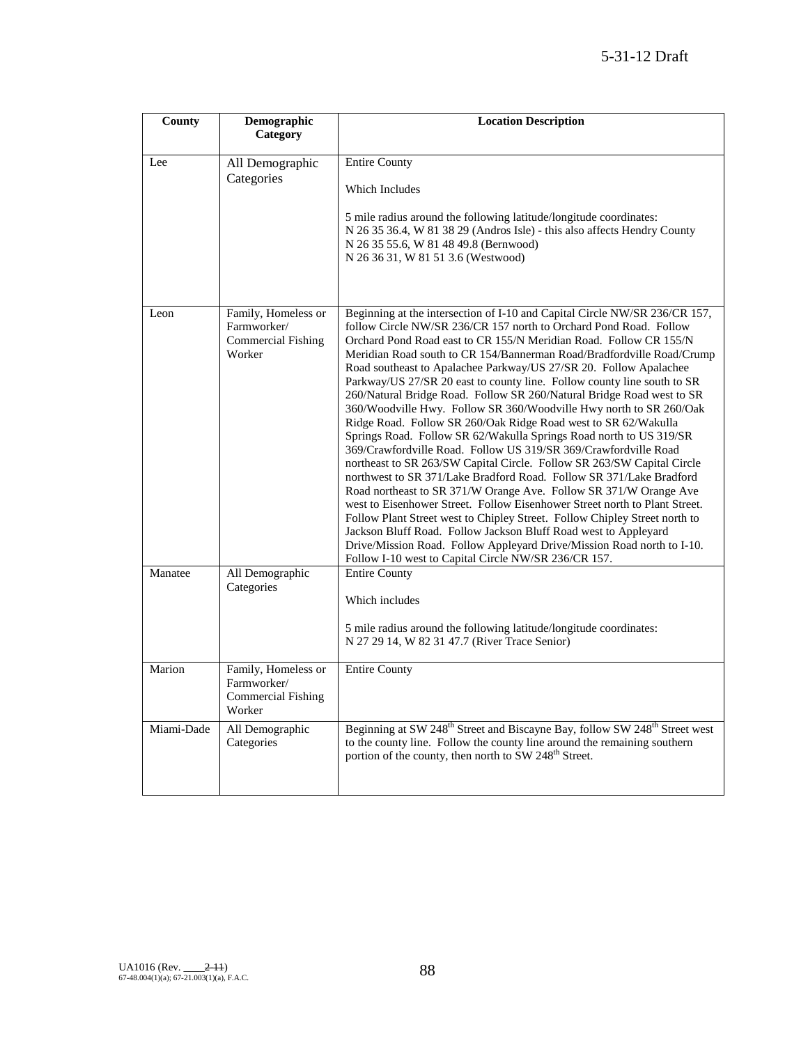| County | Demographic Category | Location Description |
| --- | --- | --- |
| Lee | All Demographic Categories | Entire County<br><br>Which Includes<br><br>5 mile radius around the following latitude/longitude coordinates:<br>N 26 35 36.4, W 81 38 29 (Andros Isle) - this also affects Hendry County<br>N 26 35 55.6, W 81 48 49.8 (Bernwood)<br>N 26 36 31, W 81 51 3.6 (Westwood) |
| Leon | Family, Homeless or Farmworker/ Commercial Fishing Worker | Beginning at the intersection of I-10 and Capital Circle NW/SR 236/CR 157, follow Circle NW/SR 236/CR 157 north to Orchard Pond Road. Follow Orchard Pond Road east to CR 155/N Meridian Road. Follow CR 155/N Meridian Road south to CR 154/Bannerman Road/Bradfordville Road/Crump Road southeast to Apalachee Parkway/US 27/SR 20. Follow Apalachee Parkway/US 27/SR 20 east to county line. Follow county line south to SR 260/Natural Bridge Road. Follow SR 260/Natural Bridge Road west to SR 360/Woodville Hwy. Follow SR 360/Woodville Hwy north to SR 260/Oak Ridge Road. Follow SR 260/Oak Ridge Road west to SR 62/Wakulla Springs Road. Follow SR 62/Wakulla Springs Road north to US 319/SR 369/Crawfordville Road. Follow US 319/SR 369/Crawfordville Road northeast to SR 263/SW Capital Circle. Follow SR 263/SW Capital Circle northwest to SR 371/Lake Bradford Road. Follow SR 371/Lake Bradford Road northeast to SR 371/W Orange Ave. Follow SR 371/W Orange Ave west to Eisenhower Street. Follow Eisenhower Street north to Plant Street. Follow Plant Street west to Chipley Street. Follow Chipley Street north to Jackson Bluff Road. Follow Jackson Bluff Road west to Appleyard Drive/Mission Road. Follow Appleyard Drive/Mission Road north to I-10. Follow I-10 west to Capital Circle NW/SR 236/CR 157. |
| Manatee | All Demographic Categories | Entire County<br><br>Which includes<br><br>5 mile radius around the following latitude/longitude coordinates:<br>N 27 29 14, W 82 31 47.7 (River Trace Senior) |
| Marion | Family, Homeless or Farmworker/ Commercial Fishing Worker | Entire County |
| Miami-Dade | All Demographic Categories | Beginning at SW 248th Street and Biscayne Bay, follow SW 248th Street west to the county line. Follow the county line around the remaining southern portion of the county, then north to SW 248th Street. |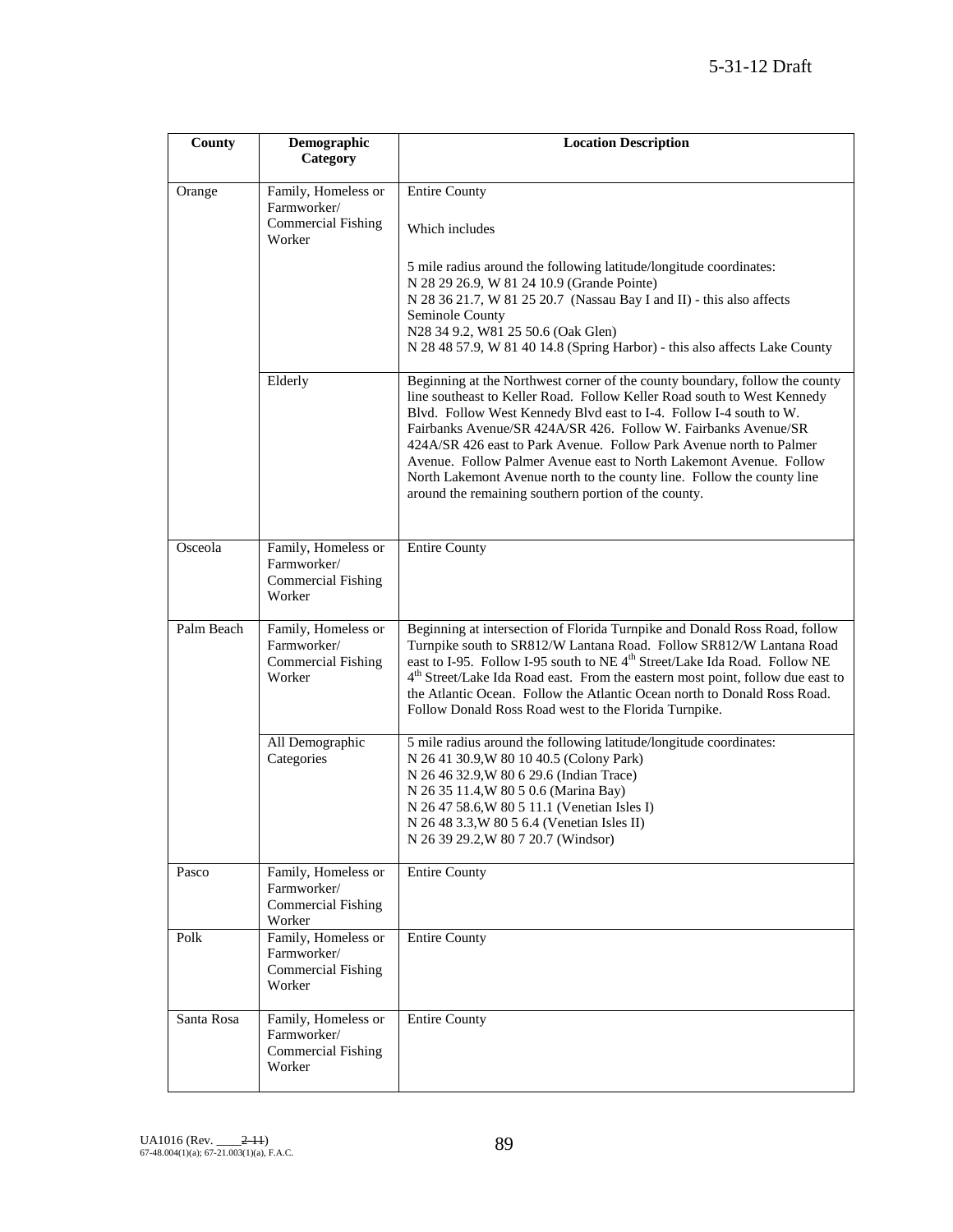| County | Demographic Category | Location Description |
|---|---|---|
| Orange | Family, Homeless or Farmworker/ Commercial Fishing Worker | Entire County<br><br>Which includes<br><br>5 mile radius around the following latitude/longitude coordinates:<br>N 28 29 26.9, W 81 24 10.9 (Grande Pointe)<br>N 28 36 21.7, W 81 25 20.7 (Nassau Bay I and II) - this also affects Seminole County<br>N28 34 9.2, W81 25 50.6 (Oak Glen)<br>N 28 48 57.9, W 81 40 14.8 (Spring Harbor) - this also affects Lake County |
| | Elderly | Beginning at the Northwest corner of the county boundary, follow the county line southeast to Keller Road. Follow Keller Road south to West Kennedy Blvd. Follow West Kennedy Blvd east to I-4. Follow I-4 south to W. Fairbanks Avenue/SR 424A/SR 426. Follow W. Fairbanks Avenue/SR 424A/SR 426 east to Park Avenue. Follow Park Avenue north to Palmer Avenue. Follow Palmer Avenue east to North Lakemont Avenue. Follow North Lakemont Avenue north to the county line. Follow the county line around the remaining southern portion of the county. |
| Osceola | Family, Homeless or Farmworker/ Commercial Fishing Worker | Entire County |
| Palm Beach | Family, Homeless or Farmworker/ Commercial Fishing Worker | Beginning at intersection of Florida Turnpike and Donald Ross Road, follow Turnpike south to SR812/W Lantana Road. Follow SR812/W Lantana Road east to I-95. Follow I-95 south to NE 4th Street/Lake Ida Road. Follow NE 4th Street/Lake Ida Road east. From the eastern most point, follow due east to the Atlantic Ocean. Follow the Atlantic Ocean north to Donald Ross Road. Follow Donald Ross Road west to the Florida Turnpike. |
| | All Demographic Categories | 5 mile radius around the following latitude/longitude coordinates:<br>N 26 41 30.9,W 80 10 40.5 (Colony Park)<br>N 26 46 32.9,W 80 6 29.6 (Indian Trace)<br>N 26 35 11.4,W 80 5 0.6 (Marina Bay)<br>N 26 47 58.6,W 80 5 11.1 (Venetian Isles I)<br>N 26 48 3.3,W 80 5 6.4 (Venetian Isles II)<br>N 26 39 29.2,W 80 7 20.7 (Windsor) |
| Pasco | Family, Homeless or Farmworker/ Commercial Fishing Worker | Entire County |
| Polk | Family, Homeless or Farmworker/ Commercial Fishing Worker | Entire County |
| Santa Rosa | Family, Homeless or Farmworker/ Commercial Fishing Worker | Entire County |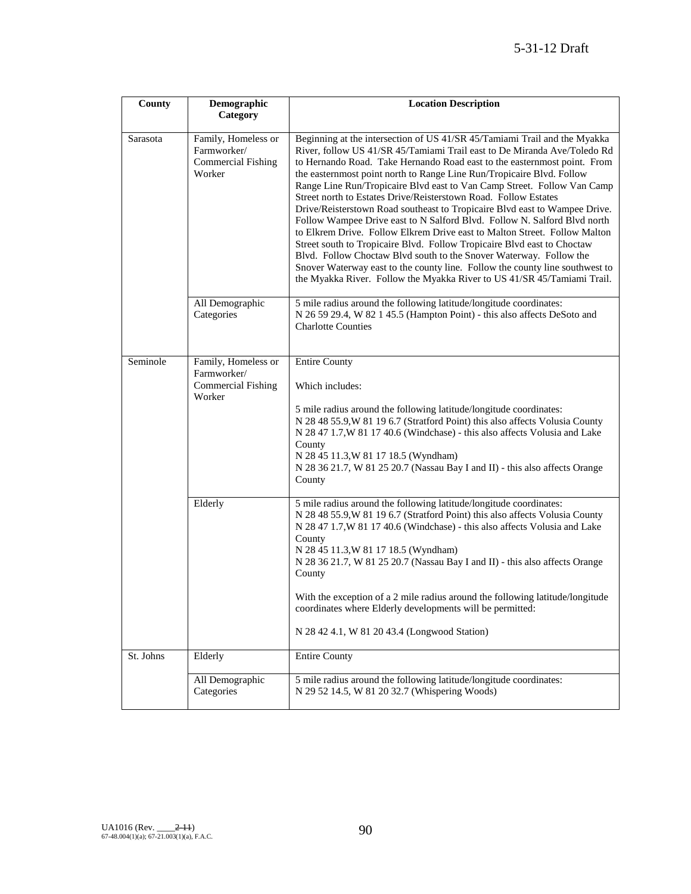| County | Demographic Category | Location Description |
|---|---|---|
| Sarasota | Family, Homeless or Farmworker/ Commercial Fishing Worker | Beginning at the intersection of US 41/SR 45/Tamiami Trail and the Myakka River, follow US 41/SR 45/Tamiami Trail east to De Miranda Ave/Toledo Rd to Hernando Road. Take Hernando Road east to the easternmost point. From the easternmost point north to Range Line Run/Tropicaire Blvd. Follow Range Line Run/Tropicaire Blvd east to Van Camp Street. Follow Van Camp Street north to Estates Drive/Reisterstown Road. Follow Estates Drive/Reisterstown Road southeast to Tropicaire Blvd east to Wampee Drive. Follow Wampee Drive east to N Salford Blvd. Follow N. Salford Blvd north to Elkrem Drive. Follow Elkrem Drive east to Malton Street. Follow Malton Street south to Tropicaire Blvd. Follow Tropicaire Blvd east to Choctaw Blvd. Follow Choctaw Blvd south to the Snover Waterway. Follow the Snover Waterway east to the county line. Follow the county line southwest to the Myakka River. Follow the Myakka River to US 41/SR 45/Tamiami Trail. |
| | All Demographic Categories | 5 mile radius around the following latitude/longitude coordinates:<br>N 26 59 29.4, W 82 1 45.5 (Hampton Point) - this also affects DeSoto and Charlotte Counties |
| Seminole | Family, Homeless or Farmworker/ Commercial Fishing Worker | Entire County<br><br>Which includes:<br><br>5 mile radius around the following latitude/longitude coordinates:<br>N 28 48 55.9,W 81 19 6.7 (Stratford Point) this also affects Volusia County<br>N 28 47 1.7,W 81 17 40.6 (Windchase) - this also affects Volusia and Lake County<br>N 28 45 11.3,W 81 17 18.5 (Wyndham)<br>N 28 36 21.7, W 81 25 20.7 (Nassau Bay I and II) - this also affects Orange County |
| | Elderly | 5 mile radius around the following latitude/longitude coordinates:<br>N 28 48 55.9,W 81 19 6.7 (Stratford Point) this also affects Volusia County<br>N 28 47 1.7,W 81 17 40.6 (Windchase) - this also affects Volusia and Lake County<br>N 28 45 11.3,W 81 17 18.5 (Wyndham)<br>N 28 36 21.7, W 81 25 20.7 (Nassau Bay I and II) - this also affects Orange County<br><br>With the exception of a 2 mile radius around the following latitude/longitude coordinates where Elderly developments will be permitted:<br><br>N 28 42 4.1, W 81 20 43.4 (Longwood Station) |
| St. Johns | Elderly | Entire County |
| | All Demographic Categories | 5 mile radius around the following latitude/longitude coordinates:<br>N 29 52 14.5, W 81 20 32.7 (Whispering Woods) |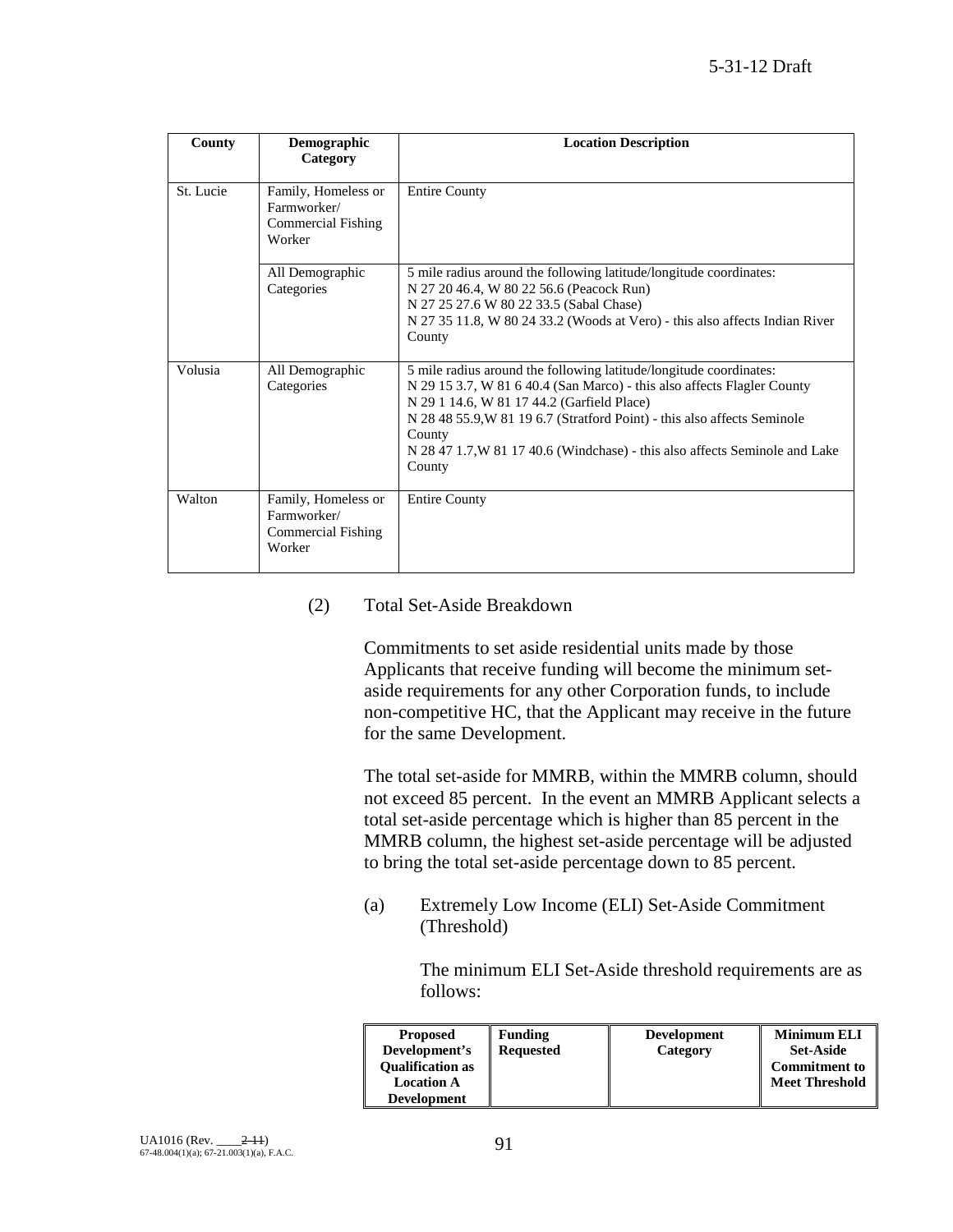| County | Demographic Category | Location Description |
|---|---|---|
| St. Lucie | Family, Homeless or Farmworker/ Commercial Fishing Worker | Entire County |
| | All Demographic Categories | 5 mile radius around the following latitude/longitude coordinates:<br>N 27 20 46.4, W 80 22 56.6 (Peacock Run)<br>N 27 25 27.6 W 80 22 33.5 (Sabal Chase)<br>N 27 35 11.8, W 80 24 33.2 (Woods at Vero) - this also affects Indian River County |
| Volusia | All Demographic Categories | 5 mile radius around the following latitude/longitude coordinates:<br>N 29 15 3.7, W 81 6 40.4 (San Marco) - this also affects Flagler County<br>N 29 1 14.6, W 81 17 44.2 (Garfield Place)<br>N 28 48 55.9,W 81 19 6.7 (Stratford Point) - this also affects Seminole County<br>N 28 47 1.7,W 81 17 40.6 (Windchase) - this also affects Seminole and Lake County |
| Walton | Family, Homeless or Farmworker/ Commercial Fishing Worker | Entire County |

(2) Total Set-Aside Breakdown

Commitments to set aside residential units made by those Applicants that receive funding will become the minimum set-aside requirements for any other Corporation funds, to include non-competitive HC, that the Applicant may receive in the future for the same Development.

The total set-aside for MMRB, within the MMRB column, should not exceed 85 percent. In the event an MMRB Applicant selects a total set-aside percentage which is higher than 85 percent in the MMRB column, the highest set-aside percentage will be adjusted to bring the total set-aside percentage down to 85 percent.

(a) Extremely Low Income (ELI) Set-Aside Commitment (Threshold)

The minimum ELI Set-Aside threshold requirements are as follows:

| Proposed Development's Qualification as Location A Development | Funding Requested | Development Category | Minimum ELI Set-Aside Commitment to Meet Threshold |
|---|---|---|---|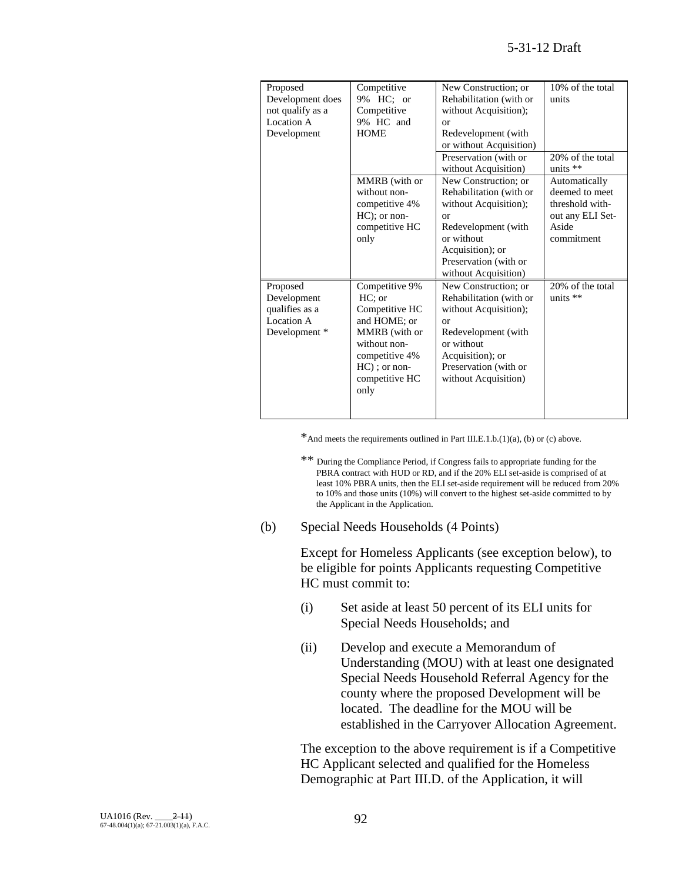| Proposed Development does not qualify as a Location A Development | Competitive 9% HC; or Competitive 9% HC and HOME | New Construction; or Rehabilitation (with or without Acquisition); or Redevelopment (with or without Acquisition) | 10% of the total units |
|---|---|---|---|
| | | Preservation (with or without Acquisition) | 20% of the total units ** |
| | MMRB (with or without non-competitive 4% HC); or non-competitive HC only | New Construction; or Rehabilitation (with or without Acquisition); or Redevelopment (with or without Acquisition); or Preservation (with or without Acquisition) | Automatically deemed to meet threshold with-out any ELI Set-Aside commitment |
| Proposed Development qualifies as a Location A Development * | Competitive 9% HC; or Competitive HC and HOME; or MMRB (with or without non-competitive 4% HC) ; or non-competitive HC only | New Construction; or Rehabilitation (with or without Acquisition); or Redevelopment (with or without Acquisition); or Preservation (with or without Acquisition) | 20% of the total units ** |

*And meets the requirements outlined in Part III.E.1.b.(1)(a), (b) or (c) above.

** During the Compliance Period, if Congress fails to appropriate funding for the PBRA contract with HUD or RD, and if the 20% ELI set-aside is comprised of at least 10% PBRA units, then the ELI set-aside requirement will be reduced from 20% to 10% and those units (10%) will convert to the highest set-aside committed to by the Applicant in the Application.

(b) Special Needs Households (4 Points)

Except for Homeless Applicants (see exception below), to be eligible for points Applicants requesting Competitive HC must commit to:

(i) Set aside at least 50 percent of its ELI units for Special Needs Households; and

(ii) Develop and execute a Memorandum of Understanding (MOU) with at least one designated Special Needs Household Referral Agency for the county where the proposed Development will be located. The deadline for the MOU will be established in the Carryover Allocation Agreement.

The exception to the above requirement is if a Competitive HC Applicant selected and qualified for the Homeless Demographic at Part III.D. of the Application, it will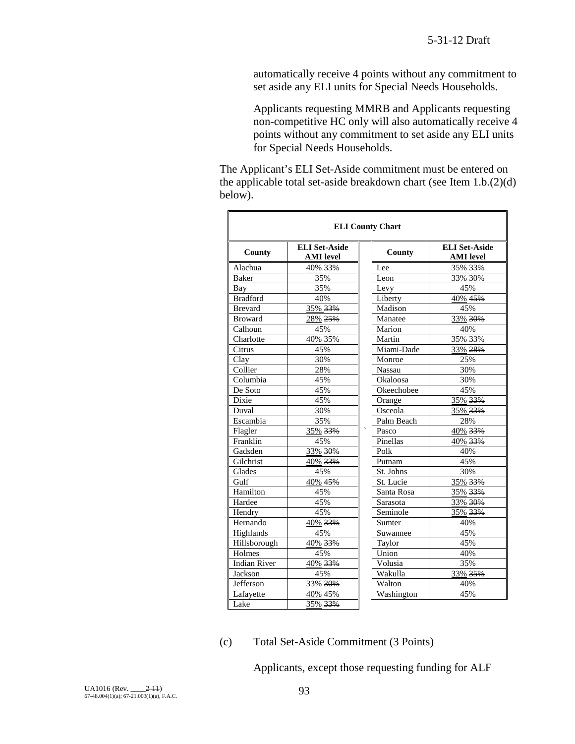automatically receive 4 points without any commitment to set aside any ELI units for Special Needs Households.

Applicants requesting MMRB and Applicants requesting non-competitive HC only will also automatically receive 4 points without any commitment to set aside any ELI units for Special Needs Households.

The Applicant's ELI Set-Aside commitment must be entered on the applicable total set-aside breakdown chart (see Item 1.b.(2)(d) below).

**ELI County Chart**

| County | ELI Set-Aside AMI level | County | ELI Set-Aside AMI level |
|---|---|---|---|
| Alachua | 40% ~~33%~~ | Lee | 35% ~~33%~~ |
| Baker | 35% | Leon | 33% ~~30%~~ |
| Bay | 35% | Levy | 45% |
| Bradford | 40% | Liberty | 40% ~~45%~~ |
| Brevard | 35% ~~33%~~ | Madison | 45% |
| Broward | 28% ~~25%~~ | Manatee | 33% ~~30%~~ |
| Calhoun | 45% | Marion | 40% |
| Charlotte | 40% ~~35%~~ | Martin | 35% ~~33%~~ |
| Citrus | 45% | Miami-Dade | 33% ~~28%~~ |
| Clay | 30% | Monroe | 25% |
| Collier | 28% | Nassau | 30% |
| Columbia | 45% | Okaloosa | 30% |
| De Soto | 45% | Okeechobee | 45% |
| Dixie | 45% | Orange | 35% ~~33%~~ |
| Duval | 30% | Osceola | 35% ~~33%~~ |
| Escambia | 35% | Palm Beach | 28% |
| Flagler | 35% ~~33%~~ | Pasco | 40% ~~33%~~ |
| Franklin | 45% | Pinellas | 40% ~~33%~~ |
| Gadsden | 33% ~~30%~~ | Polk | 40% |
| Gilchrist | 40% ~~33%~~ | Putnam | 45% |
| Glades | 45% | St. Johns | 30% |
| Gulf | 40% ~~45%~~ | St. Lucie | 35% ~~33%~~ |
| Hamilton | 45% | Santa Rosa | 35% ~~33%~~ |
| Hardee | 45% | Sarasota | 33% ~~30%~~ |
| Hendry | 45% | Seminole | 35% ~~33%~~ |
| Hernando | 40% ~~33%~~ | Sumter | 40% |
| Highlands | 45% | Suwannee | 45% |
| Hillsborough | 40% ~~33%~~ | Taylor | 45% |
| Holmes | 45% | Union | 40% |
| Indian River | 40% ~~33%~~ | Volusia | 35% |
| Jackson | 45% | Wakulla | 33% ~~35%~~ |
| Jefferson | 33% ~~30%~~ | Walton | 40% |
| Lafayette | 40% ~~45%~~ | Washington | 45% |
| Lake | 35% ~~33%~~ | | |

(c) Total Set-Aside Commitment (3 Points)

Applicants, except those requesting funding for ALF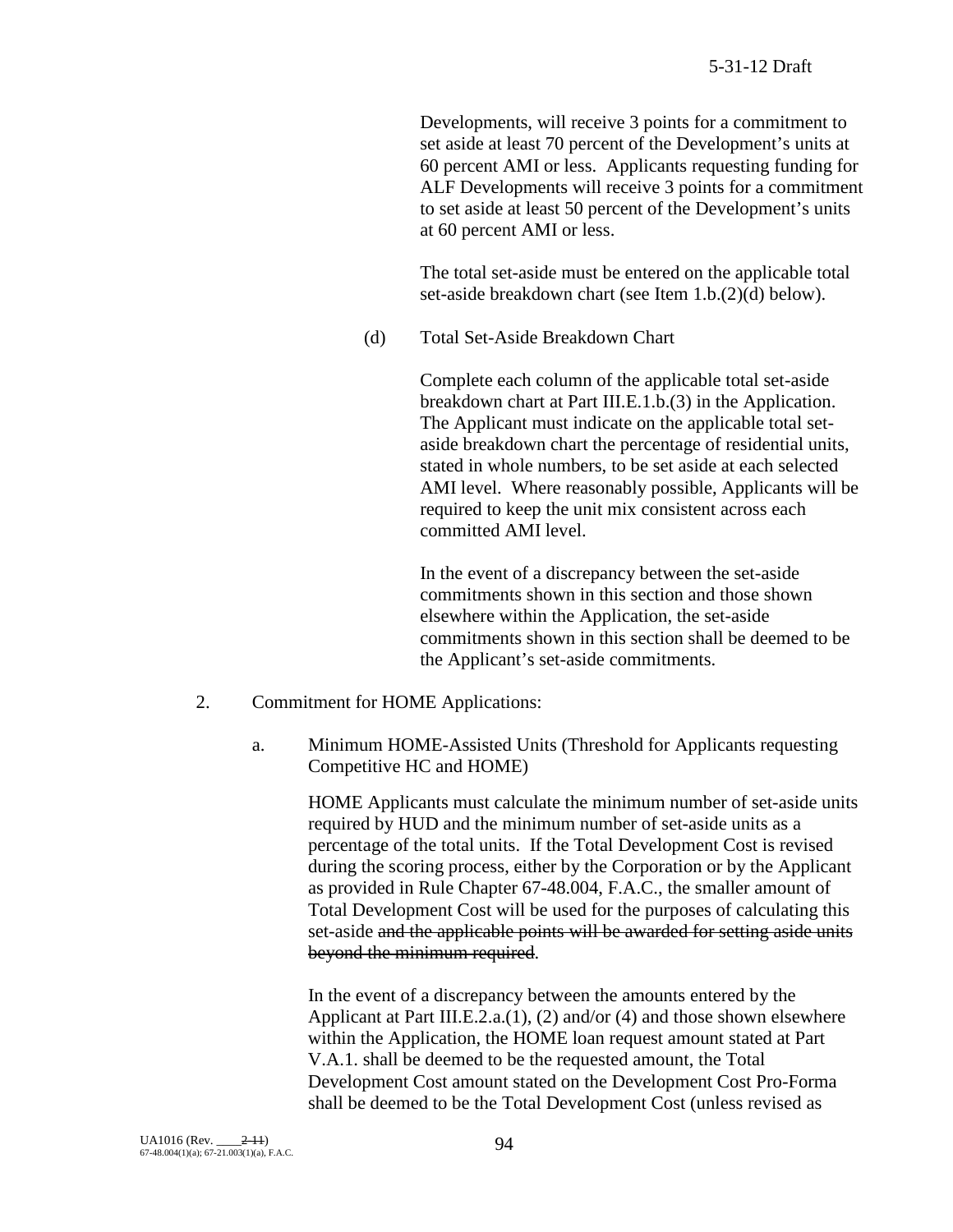Developments, will receive 3 points for a commitment to set aside at least 70 percent of the Development's units at 60 percent AMI or less. Applicants requesting funding for ALF Developments will receive 3 points for a commitment to set aside at least 50 percent of the Development's units at 60 percent AMI or less.

The total set-aside must be entered on the applicable total set-aside breakdown chart (see Item 1.b.(2)(d) below).

(d) Total Set-Aside Breakdown Chart

Complete each column of the applicable total set-aside breakdown chart at Part III.E.1.b.(3) in the Application. The Applicant must indicate on the applicable total set-aside breakdown chart the percentage of residential units, stated in whole numbers, to be set aside at each selected AMI level. Where reasonably possible, Applicants will be required to keep the unit mix consistent across each committed AMI level.

In the event of a discrepancy between the set-aside commitments shown in this section and those shown elsewhere within the Application, the set-aside commitments shown in this section shall be deemed to be the Applicant's set-aside commitments.

2. Commitment for HOME Applications:

a. Minimum HOME-Assisted Units (Threshold for Applicants requesting Competitive HC and HOME)

HOME Applicants must calculate the minimum number of set-aside units required by HUD and the minimum number of set-aside units as a percentage of the total units. If the Total Development Cost is revised during the scoring process, either by the Corporation or by the Applicant as provided in Rule Chapter 67-48.004, F.A.C., the smaller amount of Total Development Cost will be used for the purposes of calculating this set-aside ~~and the applicable points will be awarded for setting aside units beyond the minimum required~~.

In the event of a discrepancy between the amounts entered by the Applicant at Part III.E.2.a.(1), (2) and/or (4) and those shown elsewhere within the Application, the HOME loan request amount stated at Part V.A.1. shall be deemed to be the requested amount, the Total Development Cost amount stated on the Development Cost Pro-Forma shall be deemed to be the Total Development Cost (unless revised as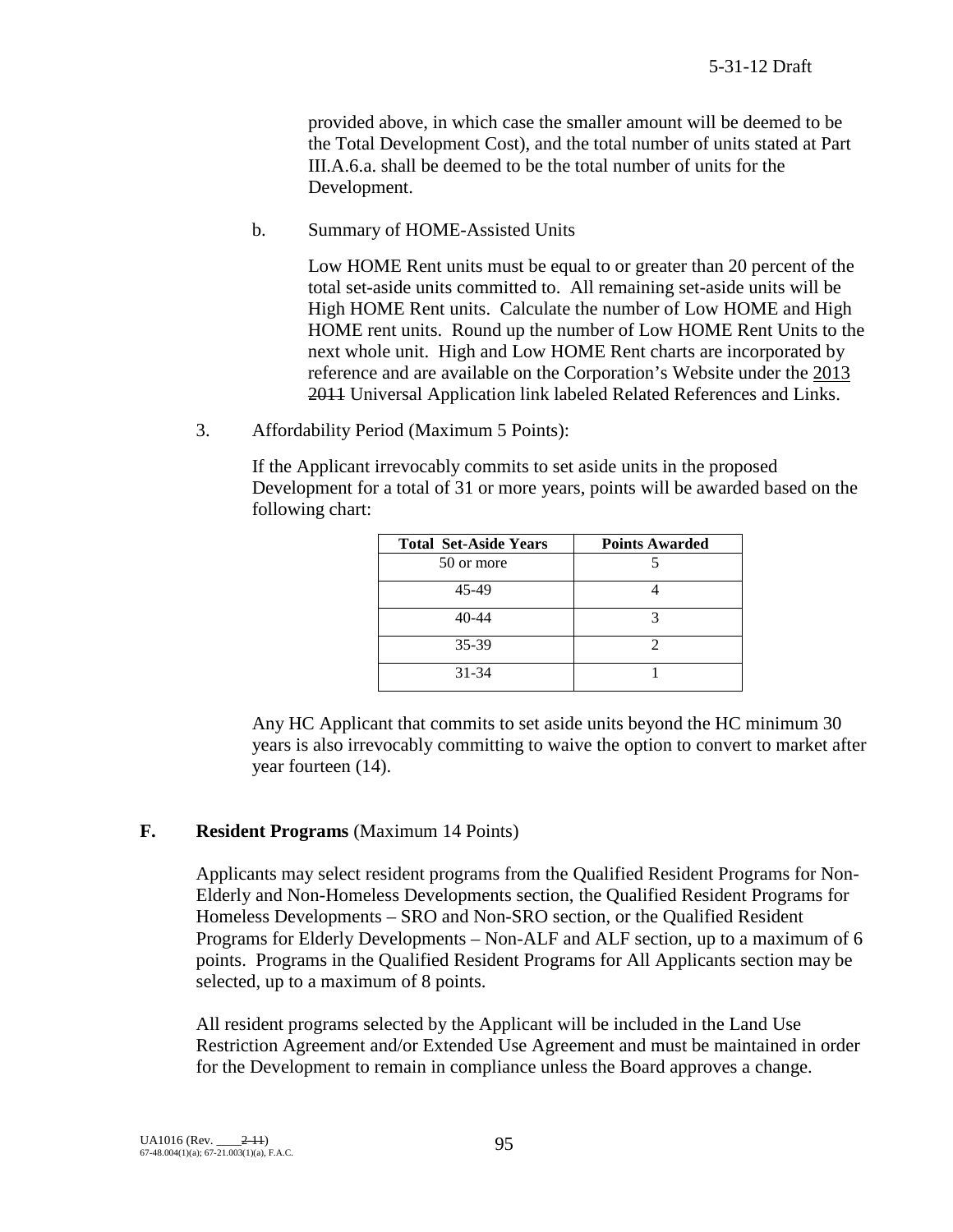provided above, in which case the smaller amount will be deemed to be the Total Development Cost), and the total number of units stated at Part III.A.6.a. shall be deemed to be the total number of units for the Development.

b. Summary of HOME-Assisted Units

Low HOME Rent units must be equal to or greater than 20 percent of the total set-aside units committed to. All remaining set-aside units will be High HOME Rent units. Calculate the number of Low HOME and High HOME rent units. Round up the number of Low HOME Rent Units to the next whole unit. High and Low HOME Rent charts are incorporated by reference and are available on the Corporation's Website under the 2013 ~~2011~~ Universal Application link labeled Related References and Links.

3. Affordability Period (Maximum 5 Points):

If the Applicant irrevocably commits to set aside units in the proposed Development for a total of 31 or more years, points will be awarded based on the following chart:

| Total Set-Aside Years | Points Awarded |
|---|---|
| 50 or more | 5 |
| 45-49 | 4 |
| 40-44 | 3 |
| 35-39 | 2 |
| 31-34 | 1 |

Any HC Applicant that commits to set aside units beyond the HC minimum 30 years is also irrevocably committing to waive the option to convert to market after year fourteen (14).

**F. Resident Programs** (Maximum 14 Points)

Applicants may select resident programs from the Qualified Resident Programs for Non-Elderly and Non-Homeless Developments section, the Qualified Resident Programs for Homeless Developments – SRO and Non-SRO section, or the Qualified Resident Programs for Elderly Developments – Non-ALF and ALF section, up to a maximum of 6 points. Programs in the Qualified Resident Programs for All Applicants section may be selected, up to a maximum of 8 points.

All resident programs selected by the Applicant will be included in the Land Use Restriction Agreement and/or Extended Use Agreement and must be maintained in order for the Development to remain in compliance unless the Board approves a change.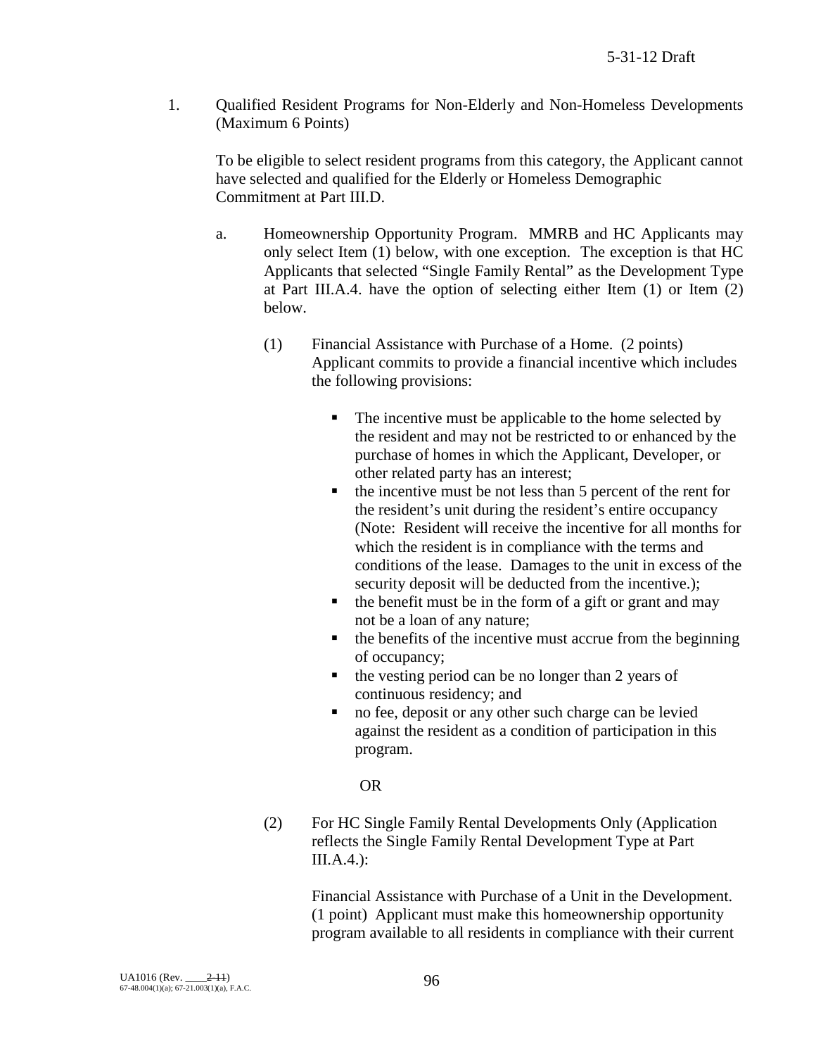1. Qualified Resident Programs for Non-Elderly and Non-Homeless Developments (Maximum 6 Points)

   To be eligible to select resident programs from this category, the Applicant cannot have selected and qualified for the Elderly or Homeless Demographic Commitment at Part III.D.

   a. Homeownership Opportunity Program. MMRB and HC Applicants may only select Item (1) below, with one exception. The exception is that HC Applicants that selected "Single Family Rental" as the Development Type at Part III.A.4. have the option of selecting either Item (1) or Item (2) below.

      (1) Financial Assistance with Purchase of a Home. (2 points) Applicant commits to provide a financial incentive which includes the following provisions:

         - The incentive must be applicable to the home selected by the resident and may not be restricted to or enhanced by the purchase of homes in which the Applicant, Developer, or other related party has an interest;
         - the incentive must be not less than 5 percent of the rent for the resident's unit during the resident's entire occupancy (Note: Resident will receive the incentive for all months for which the resident is in compliance with the terms and conditions of the lease. Damages to the unit in excess of the security deposit will be deducted from the incentive.);
         - the benefit must be in the form of a gift or grant and may not be a loan of any nature;
         - the benefits of the incentive must accrue from the beginning of occupancy;
         - the vesting period can be no longer than 2 years of continuous residency; and
         - no fee, deposit or any other such charge can be levied against the resident as a condition of participation in this program.

         OR

      (2) For HC Single Family Rental Developments Only (Application reflects the Single Family Rental Development Type at Part III.A.4.):

         Financial Assistance with Purchase of a Unit in the Development. (1 point) Applicant must make this homeownership opportunity program available to all residents in compliance with their current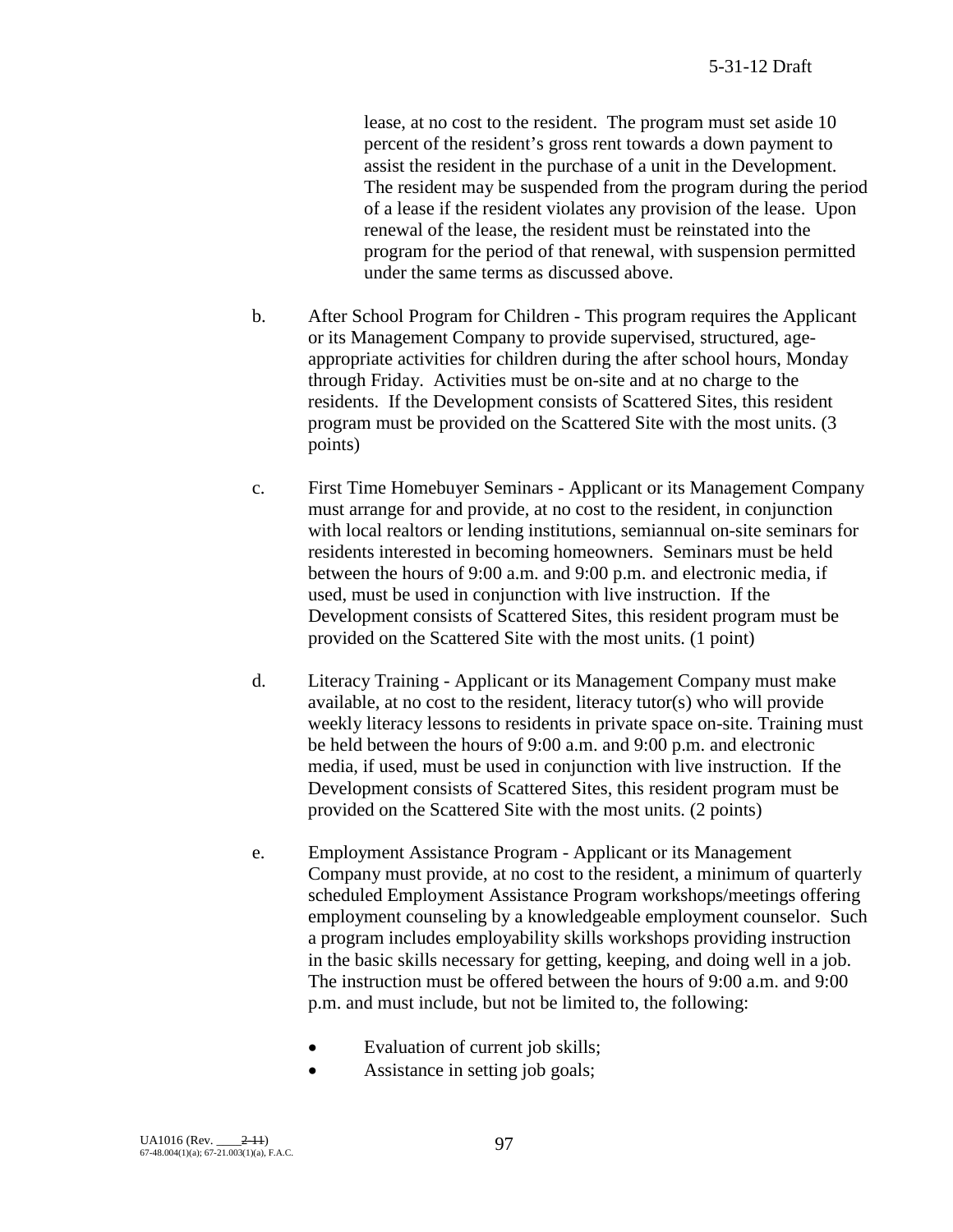lease, at no cost to the resident. The program must set aside 10 percent of the resident's gross rent towards a down payment to assist the resident in the purchase of a unit in the Development. The resident may be suspended from the program during the period of a lease if the resident violates any provision of the lease. Upon renewal of the lease, the resident must be reinstated into the program for the period of that renewal, with suspension permitted under the same terms as discussed above.

b. After School Program for Children - This program requires the Applicant or its Management Company to provide supervised, structured, age-appropriate activities for children during the after school hours, Monday through Friday. Activities must be on-site and at no charge to the residents. If the Development consists of Scattered Sites, this resident program must be provided on the Scattered Site with the most units. (3 points)

c. First Time Homebuyer Seminars - Applicant or its Management Company must arrange for and provide, at no cost to the resident, in conjunction with local realtors or lending institutions, semiannual on-site seminars for residents interested in becoming homeowners. Seminars must be held between the hours of 9:00 a.m. and 9:00 p.m. and electronic media, if used, must be used in conjunction with live instruction. If the Development consists of Scattered Sites, this resident program must be provided on the Scattered Site with the most units. (1 point)

d. Literacy Training - Applicant or its Management Company must make available, at no cost to the resident, literacy tutor(s) who will provide weekly literacy lessons to residents in private space on-site. Training must be held between the hours of 9:00 a.m. and 9:00 p.m. and electronic media, if used, must be used in conjunction with live instruction. If the Development consists of Scattered Sites, this resident program must be provided on the Scattered Site with the most units. (2 points)

e. Employment Assistance Program - Applicant or its Management Company must provide, at no cost to the resident, a minimum of quarterly scheduled Employment Assistance Program workshops/meetings offering employment counseling by a knowledgeable employment counselor. Such a program includes employability skills workshops providing instruction in the basic skills necessary for getting, keeping, and doing well in a job. The instruction must be offered between the hours of 9:00 a.m. and 9:00 p.m. and must include, but not be limited to, the following:

- Evaluation of current job skills;
- Assistance in setting job goals;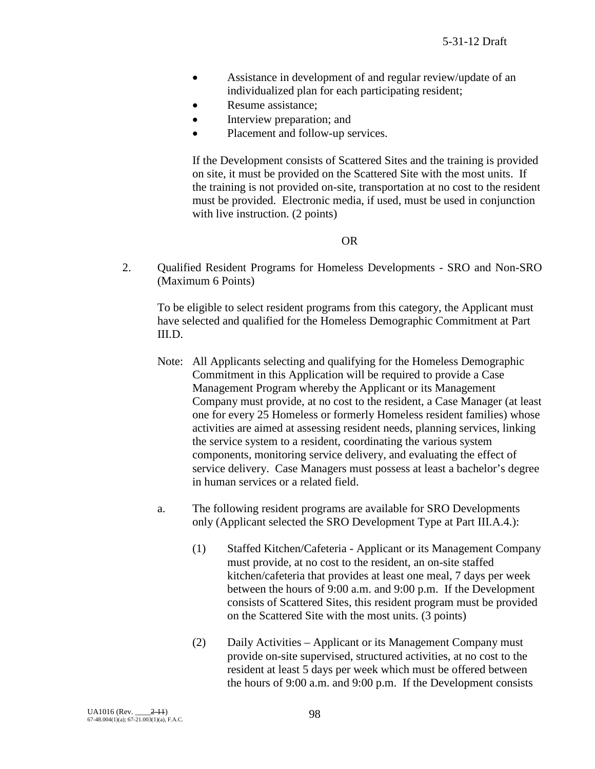- Assistance in development of and regular review/update of an individualized plan for each participating resident;
- Resume assistance;
- Interview preparation; and
- Placement and follow-up services.

If the Development consists of Scattered Sites and the training is provided on site, it must be provided on the Scattered Site with the most units. If the training is not provided on-site, transportation at no cost to the resident must be provided. Electronic media, if used, must be used in conjunction with live instruction. (2 points)

OR

2. Qualified Resident Programs for Homeless Developments - SRO and Non-SRO (Maximum 6 Points)

To be eligible to select resident programs from this category, the Applicant must have selected and qualified for the Homeless Demographic Commitment at Part III.D.

Note: All Applicants selecting and qualifying for the Homeless Demographic Commitment in this Application will be required to provide a Case Management Program whereby the Applicant or its Management Company must provide, at no cost to the resident, a Case Manager (at least one for every 25 Homeless or formerly Homeless resident families) whose activities are aimed at assessing resident needs, planning services, linking the service system to a resident, coordinating the various system components, monitoring service delivery, and evaluating the effect of service delivery. Case Managers must possess at least a bachelor's degree in human services or a related field.

a. The following resident programs are available for SRO Developments only (Applicant selected the SRO Development Type at Part III.A.4.):

(1) Staffed Kitchen/Cafeteria - Applicant or its Management Company must provide, at no cost to the resident, an on-site staffed kitchen/cafeteria that provides at least one meal, 7 days per week between the hours of 9:00 a.m. and 9:00 p.m. If the Development consists of Scattered Sites, this resident program must be provided on the Scattered Site with the most units. (3 points)

(2) Daily Activities – Applicant or its Management Company must provide on-site supervised, structured activities, at no cost to the resident at least 5 days per week which must be offered between the hours of 9:00 a.m. and 9:00 p.m. If the Development consists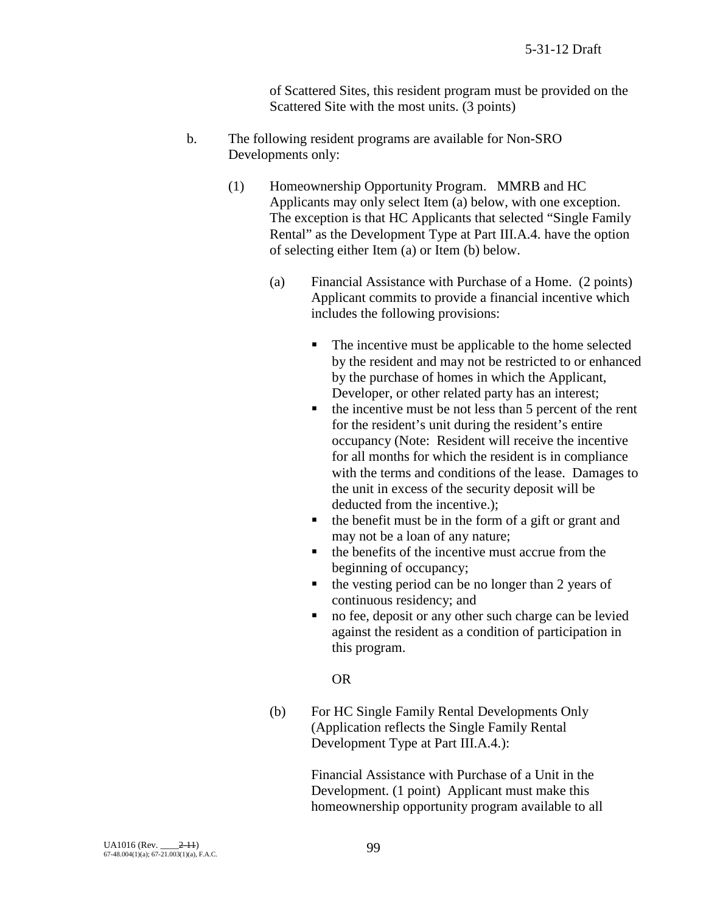of Scattered Sites, this resident program must be provided on the Scattered Site with the most units. (3 points)

b. The following resident programs are available for Non-SRO Developments only:

(1) Homeownership Opportunity Program. MMRB and HC Applicants may only select Item (a) below, with one exception. The exception is that HC Applicants that selected "Single Family Rental" as the Development Type at Part III.A.4. have the option of selecting either Item (a) or Item (b) below.

(a) Financial Assistance with Purchase of a Home. (2 points) Applicant commits to provide a financial incentive which includes the following provisions:

- The incentive must be applicable to the home selected by the resident and may not be restricted to or enhanced by the purchase of homes in which the Applicant, Developer, or other related party has an interest;
- the incentive must be not less than 5 percent of the rent for the resident's unit during the resident's entire occupancy (Note: Resident will receive the incentive for all months for which the resident is in compliance with the terms and conditions of the lease. Damages to the unit in excess of the security deposit will be deducted from the incentive.);
- the benefit must be in the form of a gift or grant and may not be a loan of any nature;
- the benefits of the incentive must accrue from the beginning of occupancy;
- the vesting period can be no longer than 2 years of continuous residency; and
- no fee, deposit or any other such charge can be levied against the resident as a condition of participation in this program.

OR

(b) For HC Single Family Rental Developments Only (Application reflects the Single Family Rental Development Type at Part III.A.4.):

Financial Assistance with Purchase of a Unit in the Development. (1 point) Applicant must make this homeownership opportunity program available to all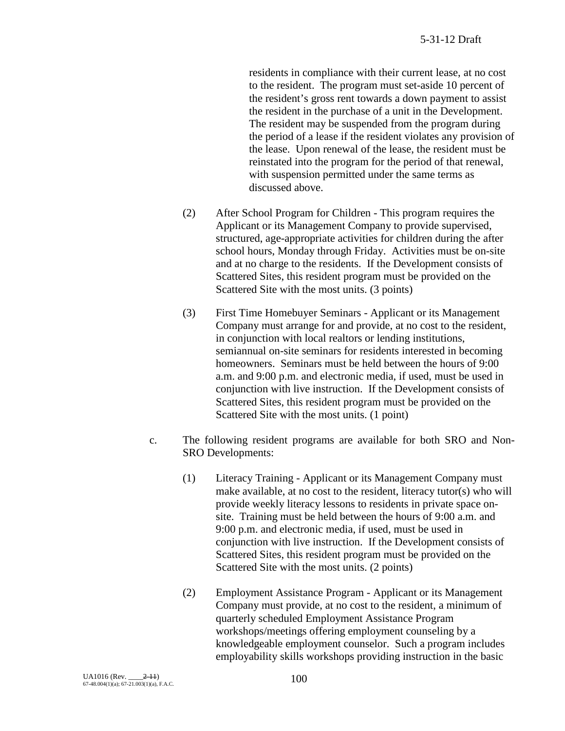residents in compliance with their current lease, at no cost to the resident. The program must set-aside 10 percent of the resident's gross rent towards a down payment to assist the resident in the purchase of a unit in the Development. The resident may be suspended from the program during the period of a lease if the resident violates any provision of the lease. Upon renewal of the lease, the resident must be reinstated into the program for the period of that renewal, with suspension permitted under the same terms as discussed above.

(2) After School Program for Children - This program requires the Applicant or its Management Company to provide supervised, structured, age-appropriate activities for children during the after school hours, Monday through Friday. Activities must be on-site and at no charge to the residents. If the Development consists of Scattered Sites, this resident program must be provided on the Scattered Site with the most units. (3 points)

(3) First Time Homebuyer Seminars - Applicant or its Management Company must arrange for and provide, at no cost to the resident, in conjunction with local realtors or lending institutions, semiannual on-site seminars for residents interested in becoming homeowners. Seminars must be held between the hours of 9:00 a.m. and 9:00 p.m. and electronic media, if used, must be used in conjunction with live instruction. If the Development consists of Scattered Sites, this resident program must be provided on the Scattered Site with the most units. (1 point)

c. The following resident programs are available for both SRO and Non-SRO Developments:

(1) Literacy Training - Applicant or its Management Company must make available, at no cost to the resident, literacy tutor(s) who will provide weekly literacy lessons to residents in private space on-site. Training must be held between the hours of 9:00 a.m. and 9:00 p.m. and electronic media, if used, must be used in conjunction with live instruction. If the Development consists of Scattered Sites, this resident program must be provided on the Scattered Site with the most units. (2 points)

(2) Employment Assistance Program - Applicant or its Management Company must provide, at no cost to the resident, a minimum of quarterly scheduled Employment Assistance Program workshops/meetings offering employment counseling by a knowledgeable employment counselor. Such a program includes employability skills workshops providing instruction in the basic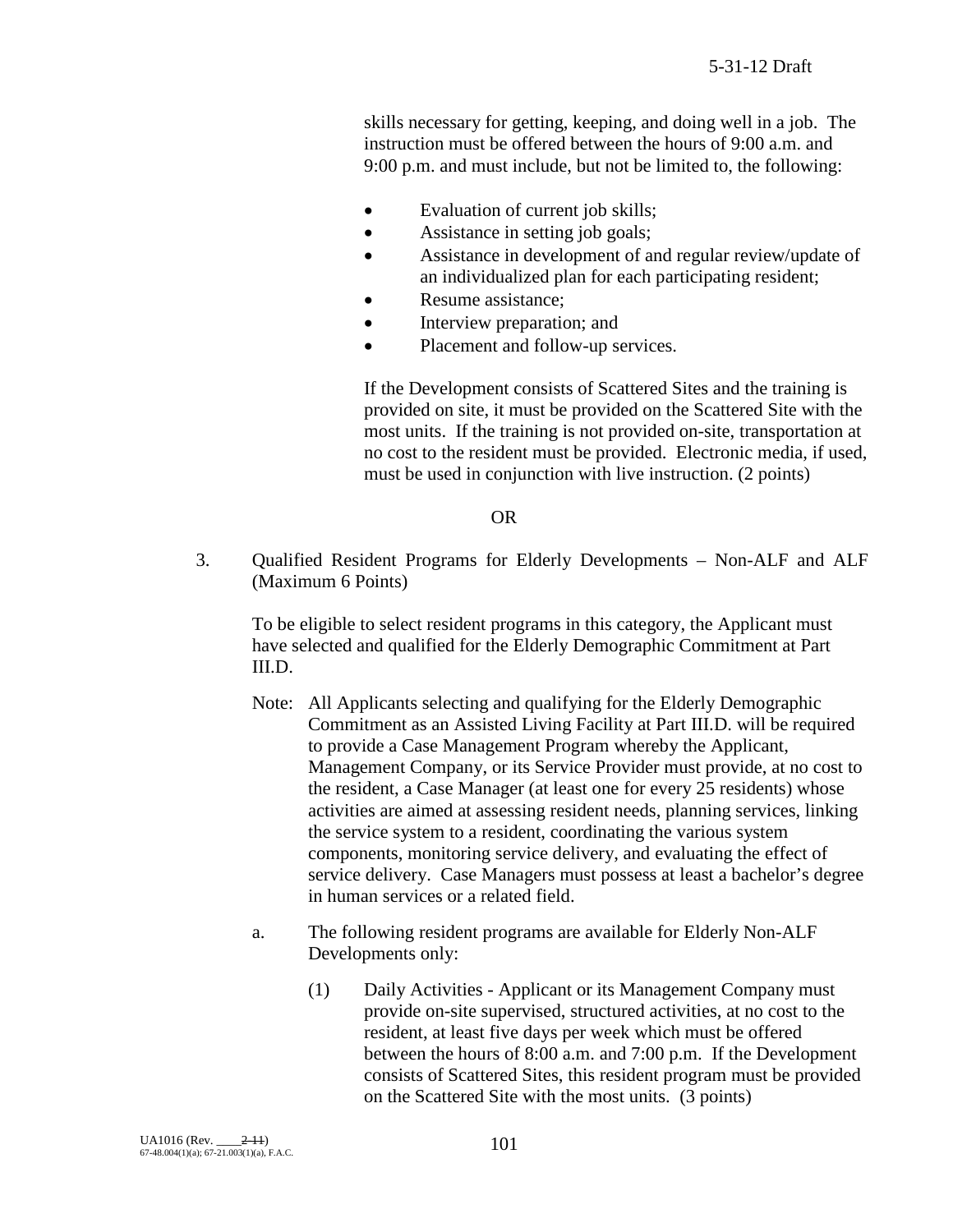skills necessary for getting, keeping, and doing well in a job. The instruction must be offered between the hours of 9:00 a.m. and 9:00 p.m. and must include, but not be limited to, the following:

- Evaluation of current job skills;
- Assistance in setting job goals;
- Assistance in development of and regular review/update of an individualized plan for each participating resident;
- Resume assistance;
- Interview preparation; and
- Placement and follow-up services.

If the Development consists of Scattered Sites and the training is provided on site, it must be provided on the Scattered Site with the most units. If the training is not provided on-site, transportation at no cost to the resident must be provided. Electronic media, if used, must be used in conjunction with live instruction. (2 points)

OR

3. Qualified Resident Programs for Elderly Developments – Non-ALF and ALF (Maximum 6 Points)

   To be eligible to select resident programs in this category, the Applicant must have selected and qualified for the Elderly Demographic Commitment at Part III.D.

   Note: All Applicants selecting and qualifying for the Elderly Demographic Commitment as an Assisted Living Facility at Part III.D. will be required to provide a Case Management Program whereby the Applicant, Management Company, or its Service Provider must provide, at no cost to the resident, a Case Manager (at least one for every 25 residents) whose activities are aimed at assessing resident needs, planning services, linking the service system to a resident, coordinating the various system components, monitoring service delivery, and evaluating the effect of service delivery. Case Managers must possess at least a bachelor's degree in human services or a related field.

   a. The following resident programs are available for Elderly Non-ALF Developments only:

      (1) Daily Activities - Applicant or its Management Company must provide on-site supervised, structured activities, at no cost to the resident, at least five days per week which must be offered between the hours of 8:00 a.m. and 7:00 p.m. If the Development consists of Scattered Sites, this resident program must be provided on the Scattered Site with the most units. (3 points)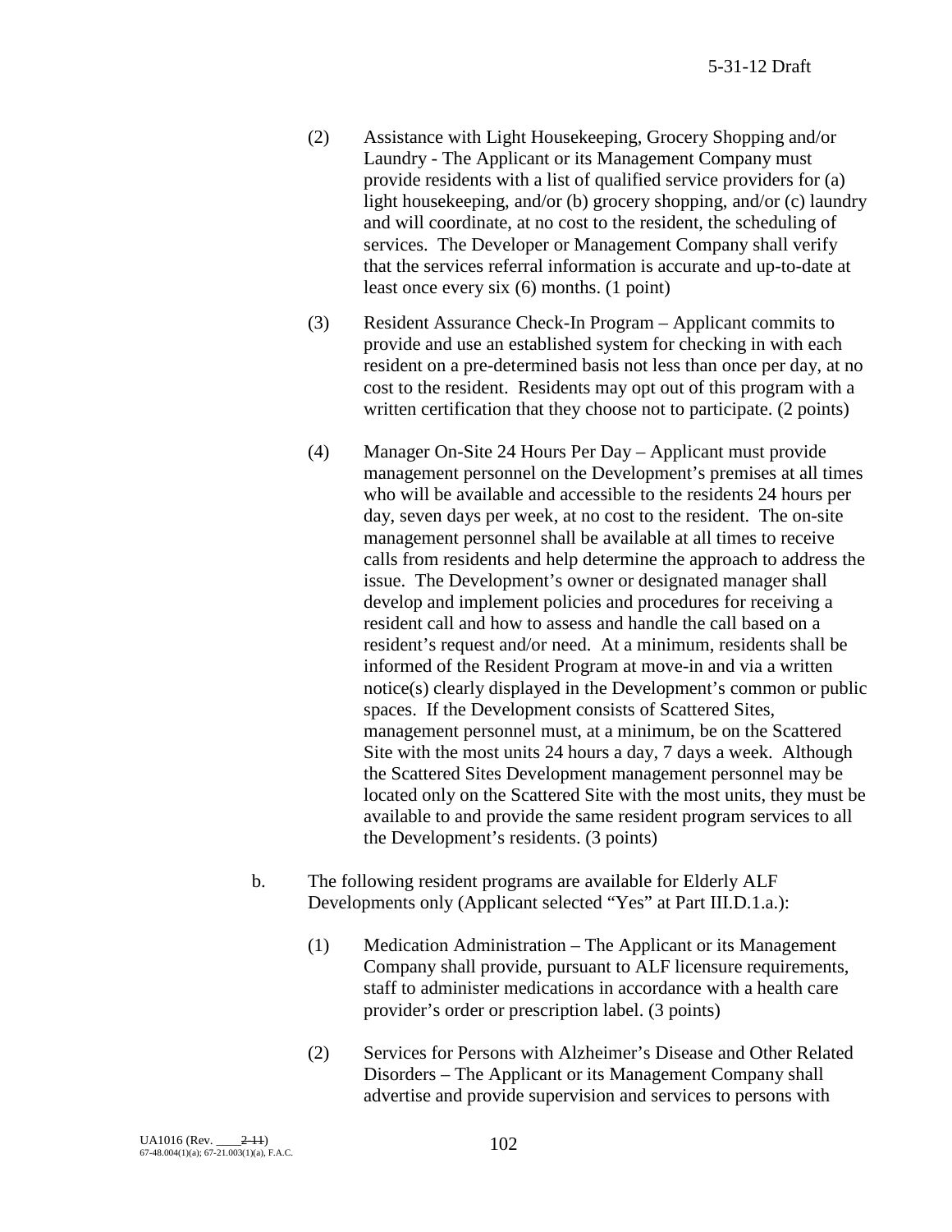(2) Assistance with Light Housekeeping, Grocery Shopping and/or Laundry - The Applicant or its Management Company must provide residents with a list of qualified service providers for (a) light housekeeping, and/or (b) grocery shopping, and/or (c) laundry and will coordinate, at no cost to the resident, the scheduling of services. The Developer or Management Company shall verify that the services referral information is accurate and up-to-date at least once every six (6) months. (1 point)

(3) Resident Assurance Check-In Program – Applicant commits to provide and use an established system for checking in with each resident on a pre-determined basis not less than once per day, at no cost to the resident. Residents may opt out of this program with a written certification that they choose not to participate. (2 points)

(4) Manager On-Site 24 Hours Per Day – Applicant must provide management personnel on the Development's premises at all times who will be available and accessible to the residents 24 hours per day, seven days per week, at no cost to the resident. The on-site management personnel shall be available at all times to receive calls from residents and help determine the approach to address the issue. The Development's owner or designated manager shall develop and implement policies and procedures for receiving a resident call and how to assess and handle the call based on a resident's request and/or need. At a minimum, residents shall be informed of the Resident Program at move-in and via a written notice(s) clearly displayed in the Development's common or public spaces. If the Development consists of Scattered Sites, management personnel must, at a minimum, be on the Scattered Site with the most units 24 hours a day, 7 days a week. Although the Scattered Sites Development management personnel may be located only on the Scattered Site with the most units, they must be available to and provide the same resident program services to all the Development's residents. (3 points)

b. The following resident programs are available for Elderly ALF Developments only (Applicant selected "Yes" at Part III.D.1.a.):

(1) Medication Administration – The Applicant or its Management Company shall provide, pursuant to ALF licensure requirements, staff to administer medications in accordance with a health care provider's order or prescription label. (3 points)

(2) Services for Persons with Alzheimer's Disease and Other Related Disorders – The Applicant or its Management Company shall advertise and provide supervision and services to persons with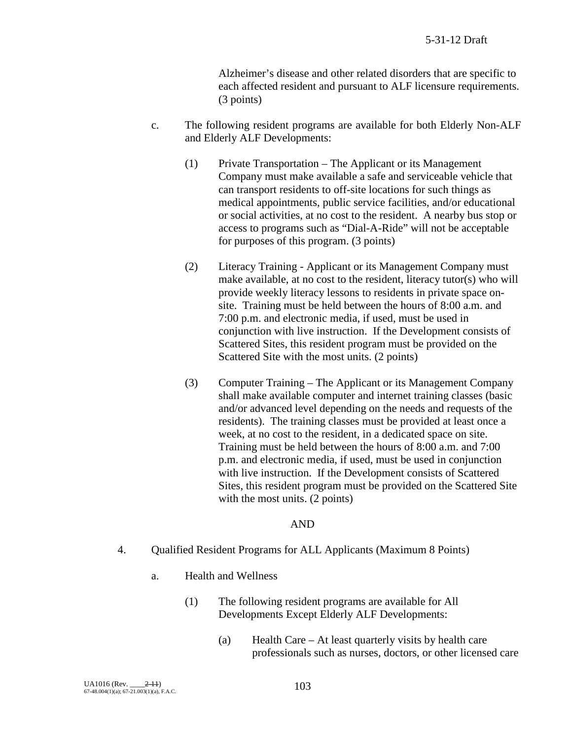Alzheimer's disease and other related disorders that are specific to each affected resident and pursuant to ALF licensure requirements. (3 points)

c. The following resident programs are available for both Elderly Non-ALF and Elderly ALF Developments:

(1) Private Transportation – The Applicant or its Management Company must make available a safe and serviceable vehicle that can transport residents to off-site locations for such things as medical appointments, public service facilities, and/or educational or social activities, at no cost to the resident. A nearby bus stop or access to programs such as "Dial-A-Ride" will not be acceptable for purposes of this program. (3 points)

(2) Literacy Training - Applicant or its Management Company must make available, at no cost to the resident, literacy tutor(s) who will provide weekly literacy lessons to residents in private space on-site. Training must be held between the hours of 8:00 a.m. and 7:00 p.m. and electronic media, if used, must be used in conjunction with live instruction. If the Development consists of Scattered Sites, this resident program must be provided on the Scattered Site with the most units. (2 points)

(3) Computer Training – The Applicant or its Management Company shall make available computer and internet training classes (basic and/or advanced level depending on the needs and requests of the residents). The training classes must be provided at least once a week, at no cost to the resident, in a dedicated space on site. Training must be held between the hours of 8:00 a.m. and 7:00 p.m. and electronic media, if used, must be used in conjunction with live instruction. If the Development consists of Scattered Sites, this resident program must be provided on the Scattered Site with the most units. (2 points)

AND

4. Qualified Resident Programs for ALL Applicants (Maximum 8 Points)

a. Health and Wellness

(1) The following resident programs are available for All Developments Except Elderly ALF Developments:

(a) Health Care – At least quarterly visits by health care professionals such as nurses, doctors, or other licensed care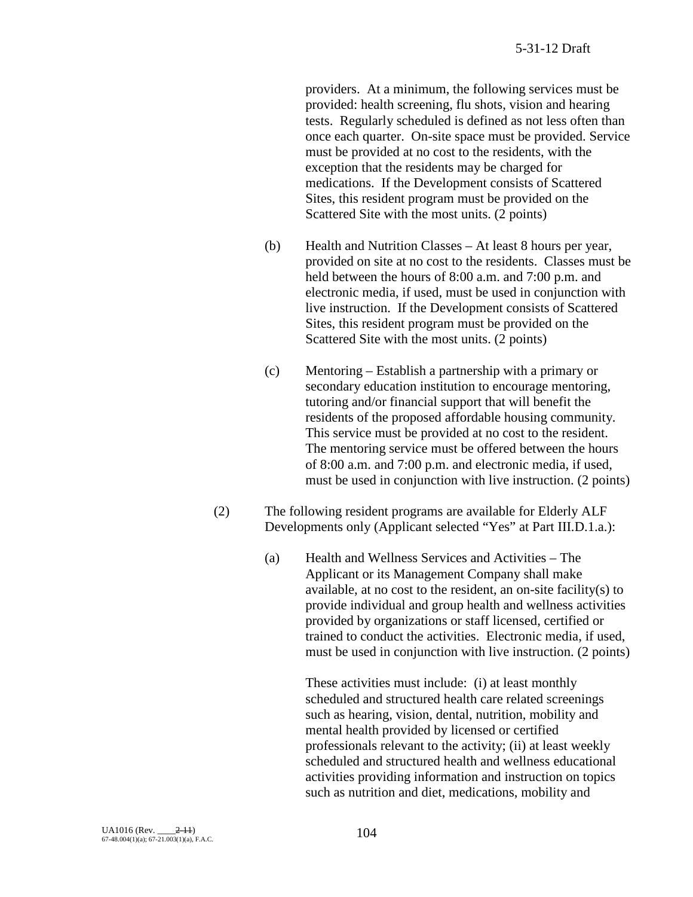providers. At a minimum, the following services must be provided: health screening, flu shots, vision and hearing tests. Regularly scheduled is defined as not less often than once each quarter. On-site space must be provided. Service must be provided at no cost to the residents, with the exception that the residents may be charged for medications. If the Development consists of Scattered Sites, this resident program must be provided on the Scattered Site with the most units. (2 points)

(b) Health and Nutrition Classes – At least 8 hours per year, provided on site at no cost to the residents. Classes must be held between the hours of 8:00 a.m. and 7:00 p.m. and electronic media, if used, must be used in conjunction with live instruction. If the Development consists of Scattered Sites, this resident program must be provided on the Scattered Site with the most units. (2 points)

(c) Mentoring – Establish a partnership with a primary or secondary education institution to encourage mentoring, tutoring and/or financial support that will benefit the residents of the proposed affordable housing community. This service must be provided at no cost to the resident. The mentoring service must be offered between the hours of 8:00 a.m. and 7:00 p.m. and electronic media, if used, must be used in conjunction with live instruction. (2 points)

(2) The following resident programs are available for Elderly ALF Developments only (Applicant selected "Yes" at Part III.D.1.a.):

(a) Health and Wellness Services and Activities – The Applicant or its Management Company shall make available, at no cost to the resident, an on-site facility(s) to provide individual and group health and wellness activities provided by organizations or staff licensed, certified or trained to conduct the activities. Electronic media, if used, must be used in conjunction with live instruction. (2 points)

These activities must include: (i) at least monthly scheduled and structured health care related screenings such as hearing, vision, dental, nutrition, mobility and mental health provided by licensed or certified professionals relevant to the activity; (ii) at least weekly scheduled and structured health and wellness educational activities providing information and instruction on topics such as nutrition and diet, medications, mobility and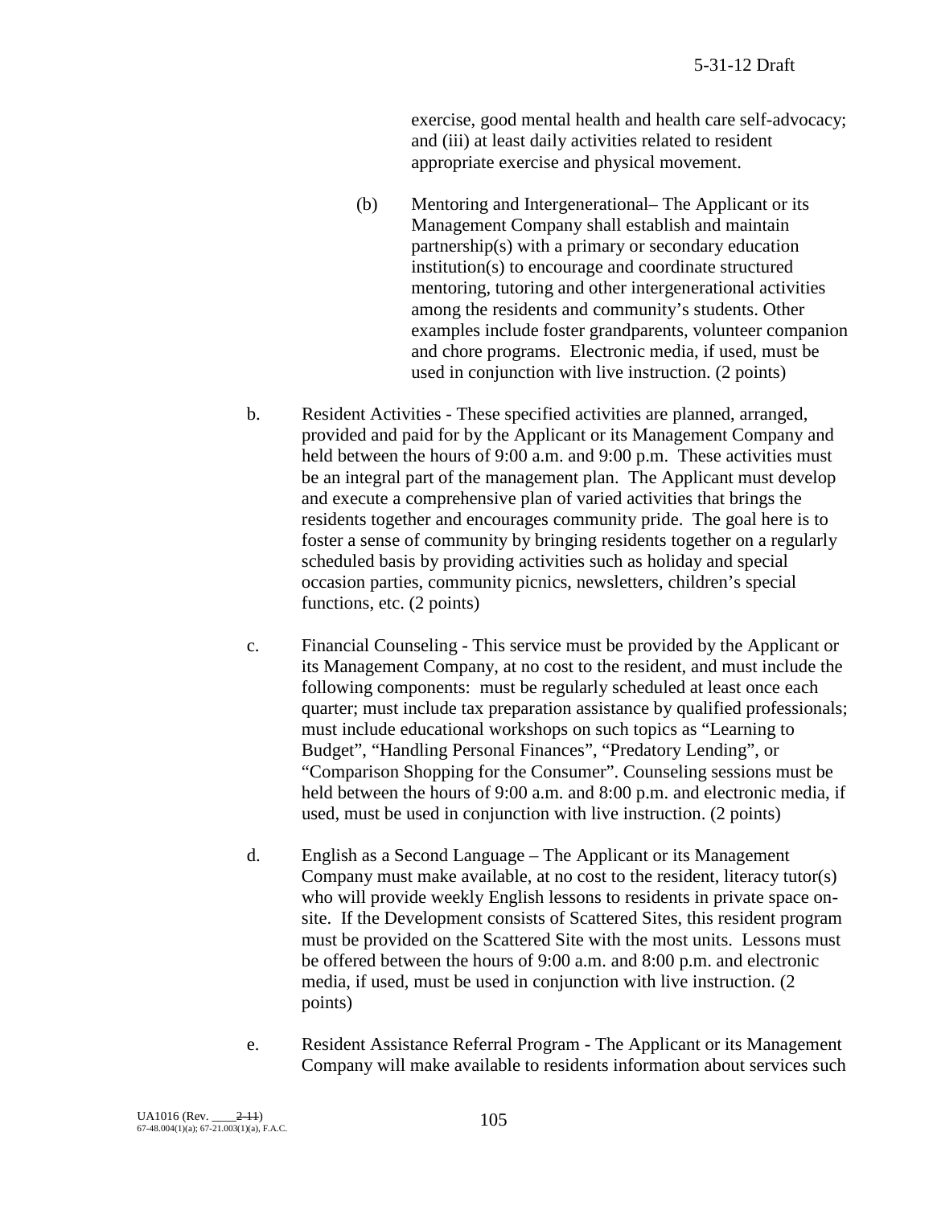exercise, good mental health and health care self-advocacy; and (iii) at least daily activities related to resident appropriate exercise and physical movement.

(b) Mentoring and Intergenerational– The Applicant or its Management Company shall establish and maintain partnership(s) with a primary or secondary education institution(s) to encourage and coordinate structured mentoring, tutoring and other intergenerational activities among the residents and community's students. Other examples include foster grandparents, volunteer companion and chore programs. Electronic media, if used, must be used in conjunction with live instruction. (2 points)

b. Resident Activities - These specified activities are planned, arranged, provided and paid for by the Applicant or its Management Company and held between the hours of 9:00 a.m. and 9:00 p.m. These activities must be an integral part of the management plan. The Applicant must develop and execute a comprehensive plan of varied activities that brings the residents together and encourages community pride. The goal here is to foster a sense of community by bringing residents together on a regularly scheduled basis by providing activities such as holiday and special occasion parties, community picnics, newsletters, children's special functions, etc. (2 points)

c. Financial Counseling - This service must be provided by the Applicant or its Management Company, at no cost to the resident, and must include the following components: must be regularly scheduled at least once each quarter; must include tax preparation assistance by qualified professionals; must include educational workshops on such topics as "Learning to Budget", "Handling Personal Finances", "Predatory Lending", or "Comparison Shopping for the Consumer". Counseling sessions must be held between the hours of 9:00 a.m. and 8:00 p.m. and electronic media, if used, must be used in conjunction with live instruction. (2 points)

d. English as a Second Language – The Applicant or its Management Company must make available, at no cost to the resident, literacy tutor(s) who will provide weekly English lessons to residents in private space on-site. If the Development consists of Scattered Sites, this resident program must be provided on the Scattered Site with the most units. Lessons must be offered between the hours of 9:00 a.m. and 8:00 p.m. and electronic media, if used, must be used in conjunction with live instruction. (2 points)

e. Resident Assistance Referral Program - The Applicant or its Management Company will make available to residents information about services such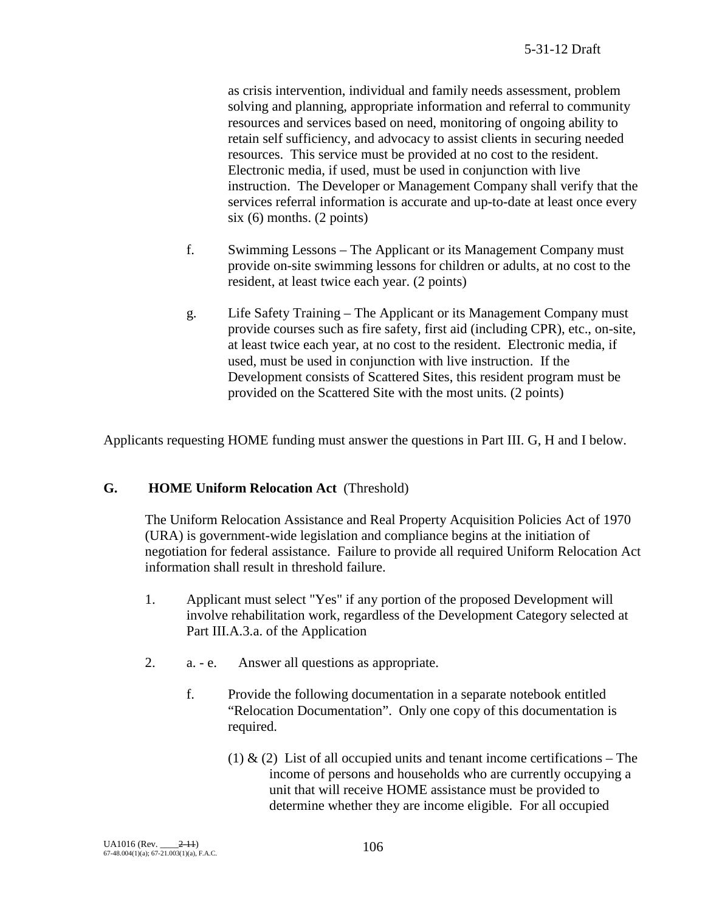as crisis intervention, individual and family needs assessment, problem solving and planning, appropriate information and referral to community resources and services based on need, monitoring of ongoing ability to retain self sufficiency, and advocacy to assist clients in securing needed resources. This service must be provided at no cost to the resident. Electronic media, if used, must be used in conjunction with live instruction. The Developer or Management Company shall verify that the services referral information is accurate and up-to-date at least once every six (6) months. (2 points)

f. Swimming Lessons – The Applicant or its Management Company must provide on-site swimming lessons for children or adults, at no cost to the resident, at least twice each year. (2 points)

g. Life Safety Training – The Applicant or its Management Company must provide courses such as fire safety, first aid (including CPR), etc., on-site, at least twice each year, at no cost to the resident. Electronic media, if used, must be used in conjunction with live instruction. If the Development consists of Scattered Sites, this resident program must be provided on the Scattered Site with the most units. (2 points)

Applicants requesting HOME funding must answer the questions in Part III. G, H and I below.

**G. HOME Uniform Relocation Act** (Threshold)

The Uniform Relocation Assistance and Real Property Acquisition Policies Act of 1970 (URA) is government-wide legislation and compliance begins at the initiation of negotiation for federal assistance. Failure to provide all required Uniform Relocation Act information shall result in threshold failure.

1. Applicant must select "Yes" if any portion of the proposed Development will involve rehabilitation work, regardless of the Development Category selected at Part III.A.3.a. of the Application

2. a. - e. Answer all questions as appropriate.

   f. Provide the following documentation in a separate notebook entitled "Relocation Documentation". Only one copy of this documentation is required.

      (1) & (2) List of all occupied units and tenant income certifications – The income of persons and households who are currently occupying a unit that will receive HOME assistance must be provided to determine whether they are income eligible. For all occupied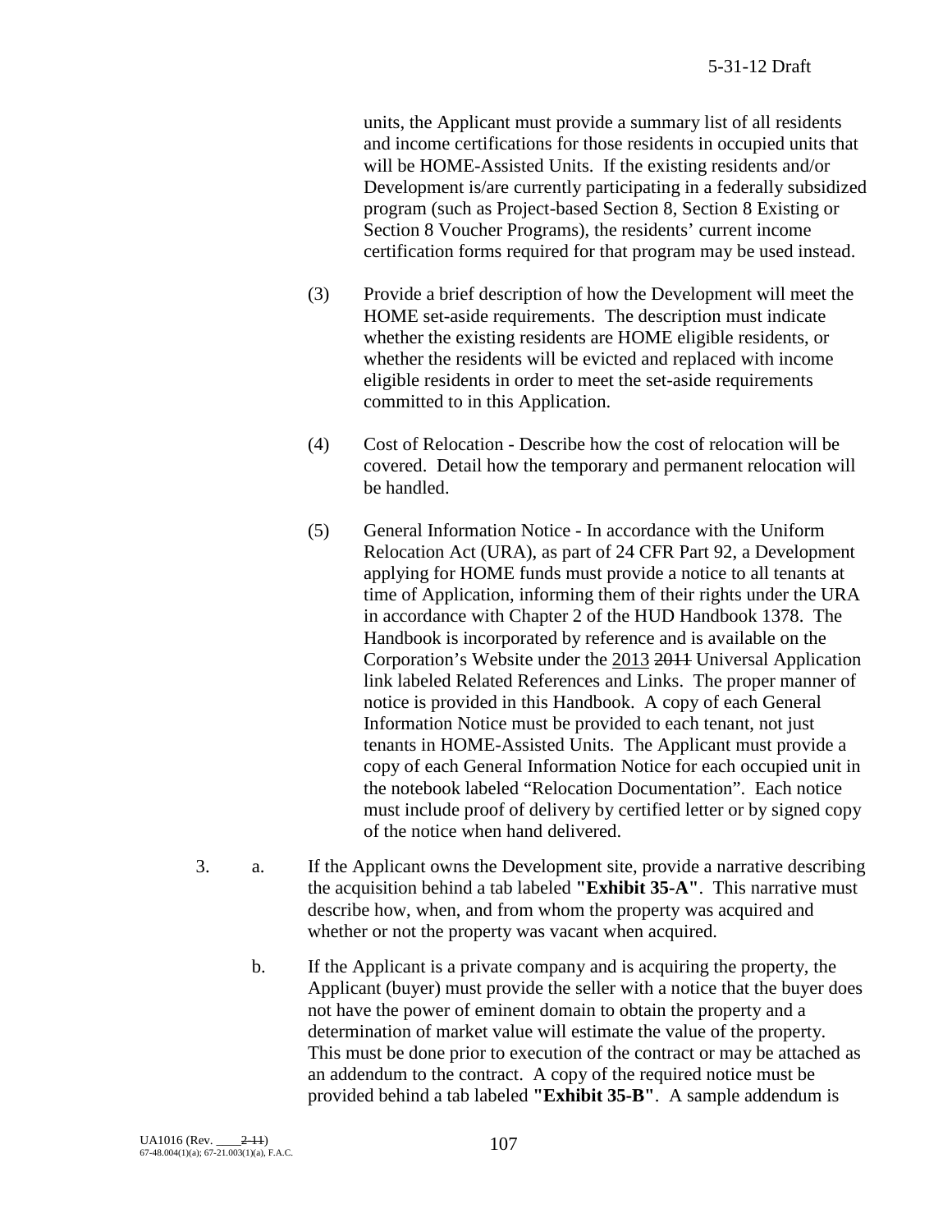units, the Applicant must provide a summary list of all residents and income certifications for those residents in occupied units that will be HOME-Assisted Units. If the existing residents and/or Development is/are currently participating in a federally subsidized program (such as Project-based Section 8, Section 8 Existing or Section 8 Voucher Programs), the residents' current income certification forms required for that program may be used instead.

(3) Provide a brief description of how the Development will meet the HOME set-aside requirements. The description must indicate whether the existing residents are HOME eligible residents, or whether the residents will be evicted and replaced with income eligible residents in order to meet the set-aside requirements committed to in this Application.

(4) Cost of Relocation - Describe how the cost of relocation will be covered. Detail how the temporary and permanent relocation will be handled.

(5) General Information Notice - In accordance with the Uniform Relocation Act (URA), as part of 24 CFR Part 92, a Development applying for HOME funds must provide a notice to all tenants at time of Application, informing them of their rights under the URA in accordance with Chapter 2 of the HUD Handbook 1378. The Handbook is incorporated by reference and is available on the Corporation's Website under the <u>2013</u> ~~2011~~ Universal Application link labeled Related References and Links. The proper manner of notice is provided in this Handbook. A copy of each General Information Notice must be provided to each tenant, not just tenants in HOME-Assisted Units. The Applicant must provide a copy of each General Information Notice for each occupied unit in the notebook labeled "Relocation Documentation". Each notice must include proof of delivery by certified letter or by signed copy of the notice when hand delivered.

3. a. If the Applicant owns the Development site, provide a narrative describing the acquisition behind a tab labeled **"Exhibit 35-A"**. This narrative must describe how, when, and from whom the property was acquired and whether or not the property was vacant when acquired.

   b. If the Applicant is a private company and is acquiring the property, the Applicant (buyer) must provide the seller with a notice that the buyer does not have the power of eminent domain to obtain the property and a determination of market value will estimate the value of the property. This must be done prior to execution of the contract or may be attached as an addendum to the contract. A copy of the required notice must be provided behind a tab labeled **"Exhibit 35-B"**. A sample addendum is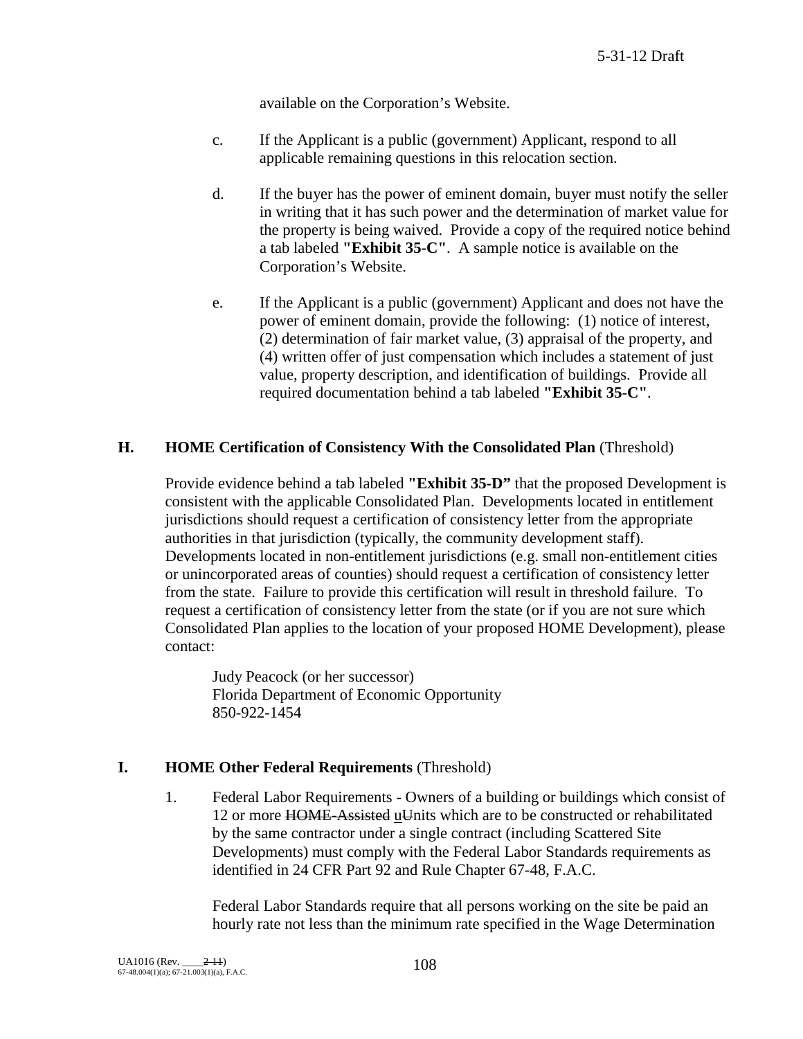available on the Corporation's Website.

c. If the Applicant is a public (government) Applicant, respond to all applicable remaining questions in this relocation section.

d. If the buyer has the power of eminent domain, buyer must notify the seller in writing that it has such power and the determination of market value for the property is being waived. Provide a copy of the required notice behind a tab labeled **"Exhibit 35-C"**. A sample notice is available on the Corporation's Website.

e. If the Applicant is a public (government) Applicant and does not have the power of eminent domain, provide the following: (1) notice of interest, (2) determination of fair market value, (3) appraisal of the property, and (4) written offer of just compensation which includes a statement of just value, property description, and identification of buildings. Provide all required documentation behind a tab labeled **"Exhibit 35-C"**.

## H. HOME Certification of Consistency With the Consolidated Plan (Threshold)

Provide evidence behind a tab labeled **"Exhibit 35-D"** that the proposed Development is consistent with the applicable Consolidated Plan. Developments located in entitlement jurisdictions should request a certification of consistency letter from the appropriate authorities in that jurisdiction (typically, the community development staff). Developments located in non-entitlement jurisdictions (e.g. small non-entitlement cities or unincorporated areas of counties) should request a certification of consistency letter from the state. Failure to provide this certification will result in threshold failure. To request a certification of consistency letter from the state (or if you are not sure which Consolidated Plan applies to the location of your proposed HOME Development), please contact:

Judy Peacock (or her successor)
Florida Department of Economic Opportunity
850-922-1454

## I. HOME Other Federal Requirements (Threshold)

1. Federal Labor Requirements - Owners of a building or buildings which consist of 12 or more ~~HOME-Assisted~~ uUnits which are to be constructed or rehabilitated by the same contractor under a single contract (including Scattered Site Developments) must comply with the Federal Labor Standards requirements as identified in 24 CFR Part 92 and Rule Chapter 67-48, F.A.C.

   Federal Labor Standards require that all persons working on the site be paid an hourly rate not less than the minimum rate specified in the Wage Determination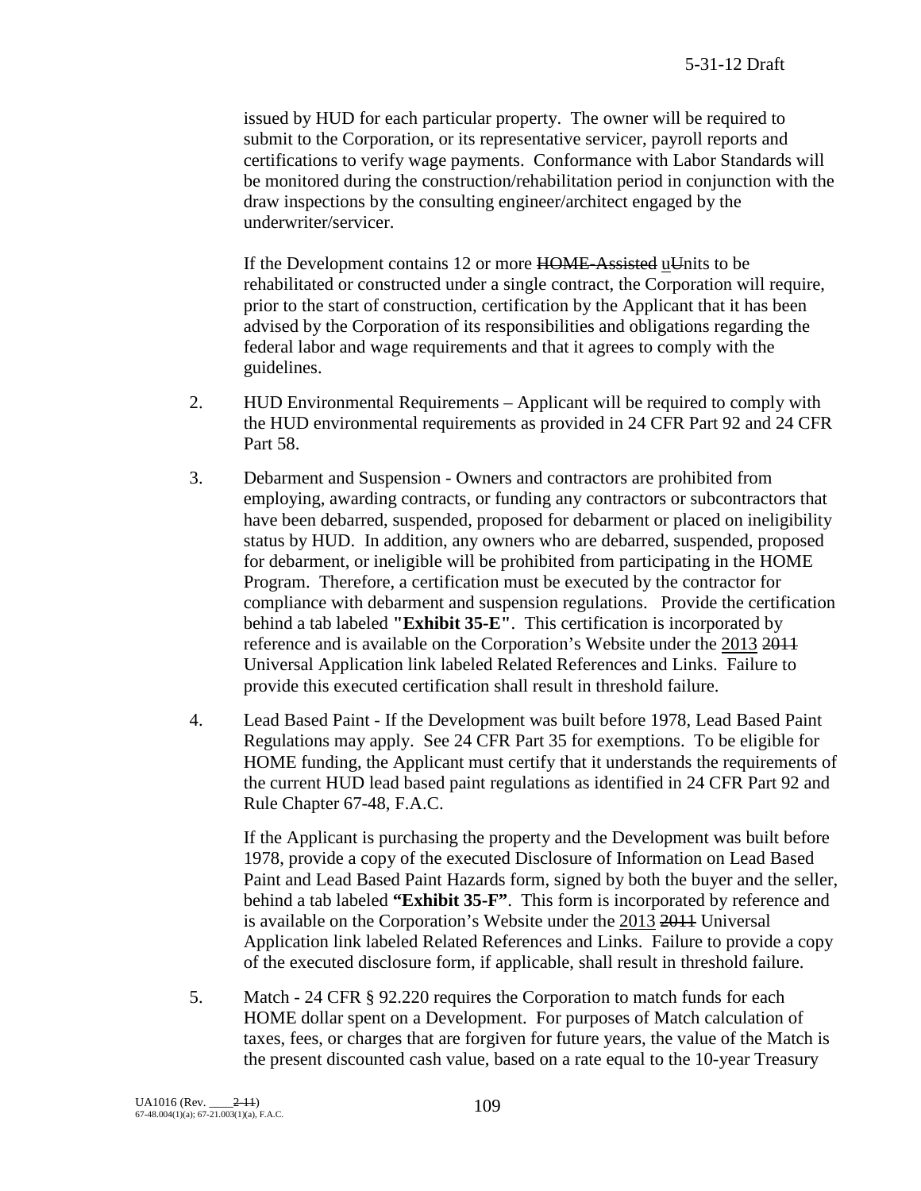issued by HUD for each particular property. The owner will be required to submit to the Corporation, or its representative servicer, payroll reports and certifications to verify wage payments. Conformance with Labor Standards will be monitored during the construction/rehabilitation period in conjunction with the draw inspections by the consulting engineer/architect engaged by the underwriter/servicer.

If the Development contains 12 or more ~~HOME-Assisted~~ u~~U~~nits to be rehabilitated or constructed under a single contract, the Corporation will require, prior to the start of construction, certification by the Applicant that it has been advised by the Corporation of its responsibilities and obligations regarding the federal labor and wage requirements and that it agrees to comply with the guidelines.

2. HUD Environmental Requirements – Applicant will be required to comply with the HUD environmental requirements as provided in 24 CFR Part 92 and 24 CFR Part 58.

3. Debarment and Suspension - Owners and contractors are prohibited from employing, awarding contracts, or funding any contractors or subcontractors that have been debarred, suspended, proposed for debarment or placed on ineligibility status by HUD. In addition, any owners who are debarred, suspended, proposed for debarment, or ineligible will be prohibited from participating in the HOME Program. Therefore, a certification must be executed by the contractor for compliance with debarment and suspension regulations. Provide the certification behind a tab labeled **"Exhibit 35-E"**. This certification is incorporated by reference and is available on the Corporation's Website under the 2013 ~~2011~~ Universal Application link labeled Related References and Links. Failure to provide this executed certification shall result in threshold failure.

4. Lead Based Paint - If the Development was built before 1978, Lead Based Paint Regulations may apply. See 24 CFR Part 35 for exemptions. To be eligible for HOME funding, the Applicant must certify that it understands the requirements of the current HUD lead based paint regulations as identified in 24 CFR Part 92 and Rule Chapter 67-48, F.A.C.

   If the Applicant is purchasing the property and the Development was built before 1978, provide a copy of the executed Disclosure of Information on Lead Based Paint and Lead Based Paint Hazards form, signed by both the buyer and the seller, behind a tab labeled **"Exhibit 35-F"**. This form is incorporated by reference and is available on the Corporation's Website under the 2013 ~~2011~~ Universal Application link labeled Related References and Links. Failure to provide a copy of the executed disclosure form, if applicable, shall result in threshold failure.

5. Match - 24 CFR § 92.220 requires the Corporation to match funds for each HOME dollar spent on a Development. For purposes of Match calculation of taxes, fees, or charges that are forgiven for future years, the value of the Match is the present discounted cash value, based on a rate equal to the 10-year Treasury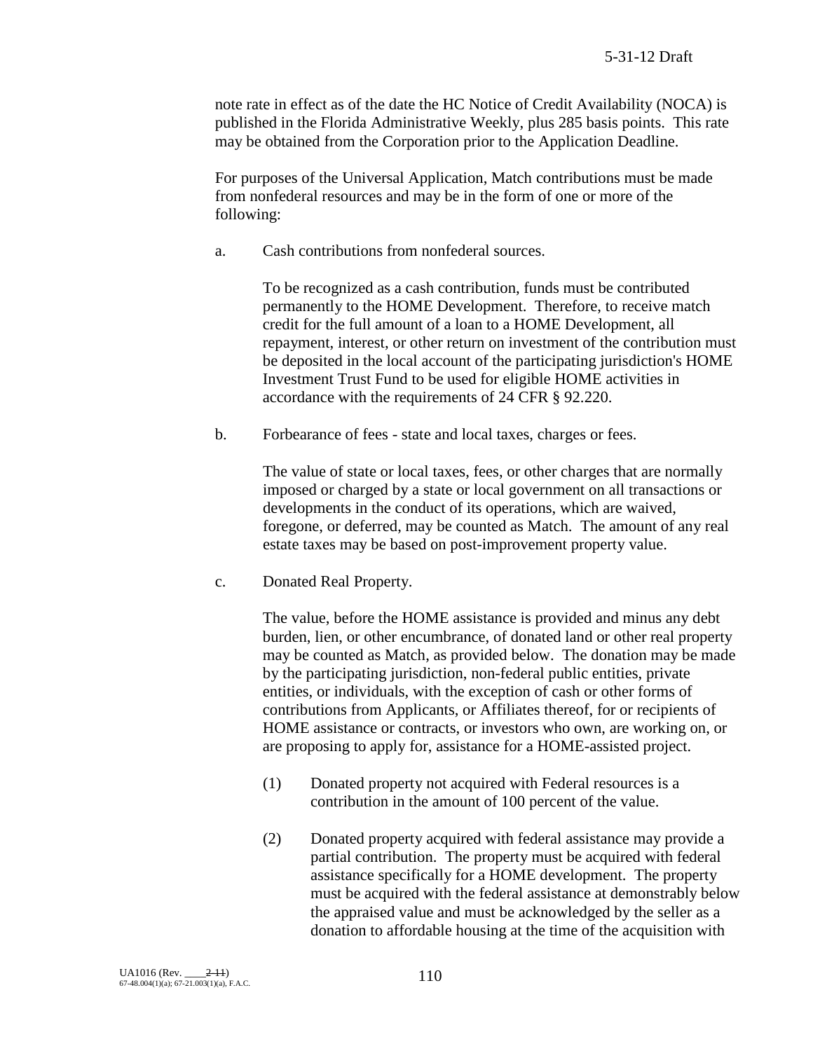note rate in effect as of the date the HC Notice of Credit Availability (NOCA) is published in the Florida Administrative Weekly, plus 285 basis points. This rate may be obtained from the Corporation prior to the Application Deadline.

For purposes of the Universal Application, Match contributions must be made from nonfederal resources and may be in the form of one or more of the following:

a. Cash contributions from nonfederal sources.

   To be recognized as a cash contribution, funds must be contributed permanently to the HOME Development. Therefore, to receive match credit for the full amount of a loan to a HOME Development, all repayment, interest, or other return on investment of the contribution must be deposited in the local account of the participating jurisdiction's HOME Investment Trust Fund to be used for eligible HOME activities in accordance with the requirements of 24 CFR § 92.220.

b. Forbearance of fees - state and local taxes, charges or fees.

   The value of state or local taxes, fees, or other charges that are normally imposed or charged by a state or local government on all transactions or developments in the conduct of its operations, which are waived, foregone, or deferred, may be counted as Match. The amount of any real estate taxes may be based on post-improvement property value.

c. Donated Real Property.

   The value, before the HOME assistance is provided and minus any debt burden, lien, or other encumbrance, of donated land or other real property may be counted as Match, as provided below. The donation may be made by the participating jurisdiction, non-federal public entities, private entities, or individuals, with the exception of cash or other forms of contributions from Applicants, or Affiliates thereof, for or recipients of HOME assistance or contracts, or investors who own, are working on, or are proposing to apply for, assistance for a HOME-assisted project.

   (1) Donated property not acquired with Federal resources is a contribution in the amount of 100 percent of the value.

   (2) Donated property acquired with federal assistance may provide a partial contribution. The property must be acquired with federal assistance specifically for a HOME development. The property must be acquired with the federal assistance at demonstrably below the appraised value and must be acknowledged by the seller as a donation to affordable housing at the time of the acquisition with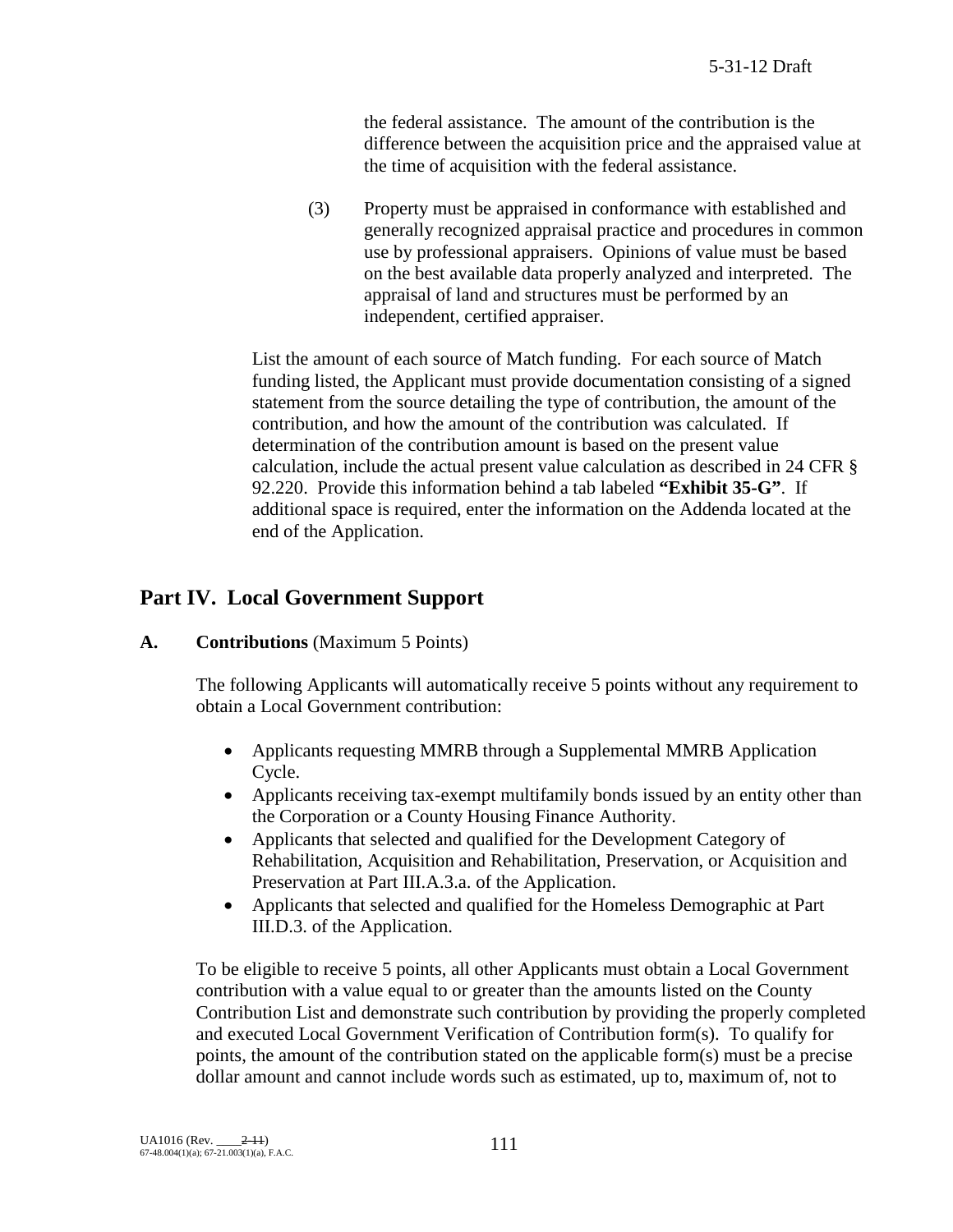the federal assistance. The amount of the contribution is the difference between the acquisition price and the appraised value at the time of acquisition with the federal assistance.

(3) Property must be appraised in conformance with established and generally recognized appraisal practice and procedures in common use by professional appraisers. Opinions of value must be based on the best available data properly analyzed and interpreted. The appraisal of land and structures must be performed by an independent, certified appraiser.

List the amount of each source of Match funding. For each source of Match funding listed, the Applicant must provide documentation consisting of a signed statement from the source detailing the type of contribution, the amount of the contribution, and how the amount of the contribution was calculated. If determination of the contribution amount is based on the present value calculation, include the actual present value calculation as described in 24 CFR § 92.220. Provide this information behind a tab labeled **"Exhibit 35-G"**. If additional space is required, enter the information on the Addenda located at the end of the Application.

## Part IV. Local Government Support

**A. Contributions** (Maximum 5 Points)

The following Applicants will automatically receive 5 points without any requirement to obtain a Local Government contribution:

- Applicants requesting MMRB through a Supplemental MMRB Application Cycle.
- Applicants receiving tax-exempt multifamily bonds issued by an entity other than the Corporation or a County Housing Finance Authority.
- Applicants that selected and qualified for the Development Category of Rehabilitation, Acquisition and Rehabilitation, Preservation, or Acquisition and Preservation at Part III.A.3.a. of the Application.
- Applicants that selected and qualified for the Homeless Demographic at Part III.D.3. of the Application.

To be eligible to receive 5 points, all other Applicants must obtain a Local Government contribution with a value equal to or greater than the amounts listed on the County Contribution List and demonstrate such contribution by providing the properly completed and executed Local Government Verification of Contribution form(s). To qualify for points, the amount of the contribution stated on the applicable form(s) must be a precise dollar amount and cannot include words such as estimated, up to, maximum of, not to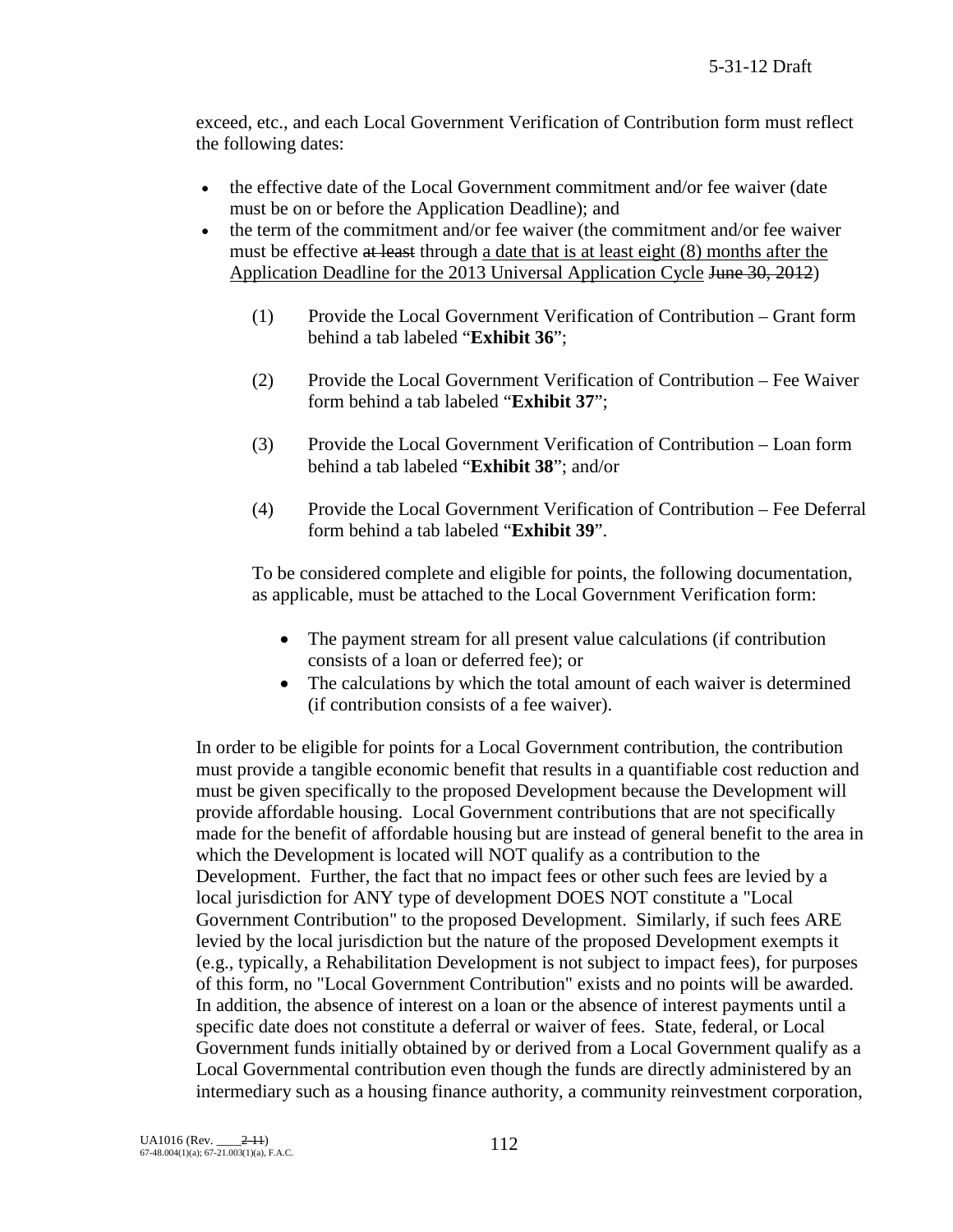exceed, etc., and each Local Government Verification of Contribution form must reflect the following dates:

- the effective date of the Local Government commitment and/or fee waiver (date must be on or before the Application Deadline); and
- the term of the commitment and/or fee waiver (the commitment and/or fee waiver must be effective ~~at least~~ through <u>a date that is at least eight (8) months after the Application Deadline for the 2013 Universal Application Cycle</u> ~~June 30, 2012~~)

(1) Provide the Local Government Verification of Contribution – Grant form behind a tab labeled "**Exhibit 36**";

(2) Provide the Local Government Verification of Contribution – Fee Waiver form behind a tab labeled "**Exhibit 37**";

(3) Provide the Local Government Verification of Contribution – Loan form behind a tab labeled "**Exhibit 38**"; and/or

(4) Provide the Local Government Verification of Contribution – Fee Deferral form behind a tab labeled "**Exhibit 39**".

To be considered complete and eligible for points, the following documentation, as applicable, must be attached to the Local Government Verification form:

- The payment stream for all present value calculations (if contribution consists of a loan or deferred fee); or
- The calculations by which the total amount of each waiver is determined (if contribution consists of a fee waiver).

In order to be eligible for points for a Local Government contribution, the contribution must provide a tangible economic benefit that results in a quantifiable cost reduction and must be given specifically to the proposed Development because the Development will provide affordable housing. Local Government contributions that are not specifically made for the benefit of affordable housing but are instead of general benefit to the area in which the Development is located will NOT qualify as a contribution to the Development. Further, the fact that no impact fees or other such fees are levied by a local jurisdiction for ANY type of development DOES NOT constitute a "Local Government Contribution" to the proposed Development. Similarly, if such fees ARE levied by the local jurisdiction but the nature of the proposed Development exempts it (e.g., typically, a Rehabilitation Development is not subject to impact fees), for purposes of this form, no "Local Government Contribution" exists and no points will be awarded. In addition, the absence of interest on a loan or the absence of interest payments until a specific date does not constitute a deferral or waiver of fees. State, federal, or Local Government funds initially obtained by or derived from a Local Government qualify as a Local Governmental contribution even though the funds are directly administered by an intermediary such as a housing finance authority, a community reinvestment corporation,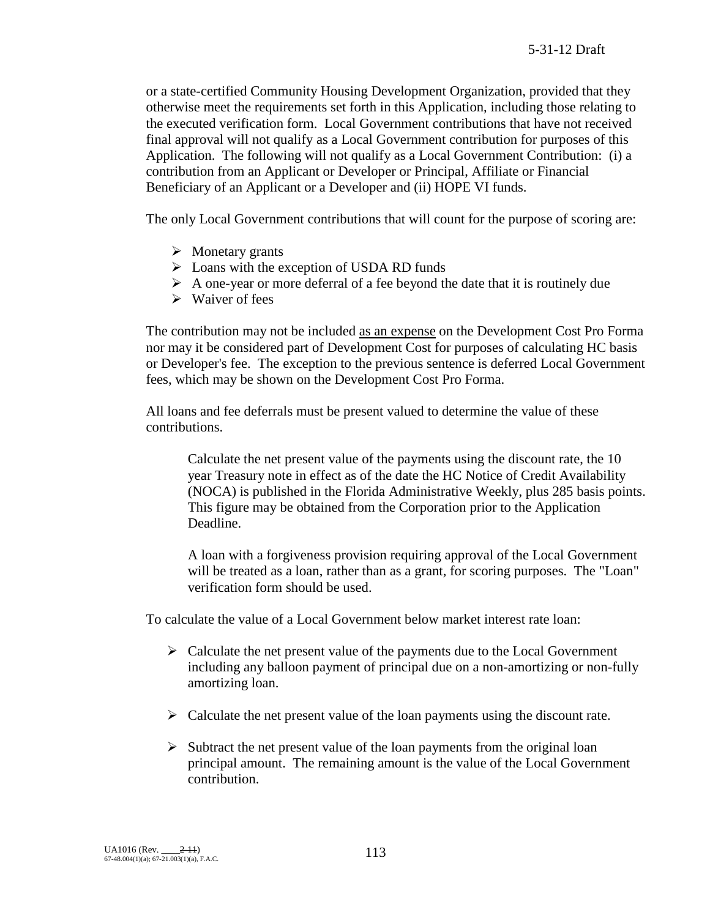or a state-certified Community Housing Development Organization, provided that they otherwise meet the requirements set forth in this Application, including those relating to the executed verification form. Local Government contributions that have not received final approval will not qualify as a Local Government contribution for purposes of this Application. The following will not qualify as a Local Government Contribution: (i) a contribution from an Applicant or Developer or Principal, Affiliate or Financial Beneficiary of an Applicant or a Developer and (ii) HOPE VI funds.

The only Local Government contributions that will count for the purpose of scoring are:

- Monetary grants
- Loans with the exception of USDA RD funds
- A one-year or more deferral of a fee beyond the date that it is routinely due
- Waiver of fees

The contribution may not be included as an expense on the Development Cost Pro Forma nor may it be considered part of Development Cost for purposes of calculating HC basis or Developer's fee. The exception to the previous sentence is deferred Local Government fees, which may be shown on the Development Cost Pro Forma.

All loans and fee deferrals must be present valued to determine the value of these contributions.

> Calculate the net present value of the payments using the discount rate, the 10 year Treasury note in effect as of the date the HC Notice of Credit Availability (NOCA) is published in the Florida Administrative Weekly, plus 285 basis points. This figure may be obtained from the Corporation prior to the Application Deadline.
>
> A loan with a forgiveness provision requiring approval of the Local Government will be treated as a loan, rather than as a grant, for scoring purposes. The "Loan" verification form should be used.

To calculate the value of a Local Government below market interest rate loan:

- Calculate the net present value of the payments due to the Local Government including any balloon payment of principal due on a non-amortizing or non-fully amortizing loan.
- Calculate the net present value of the loan payments using the discount rate.
- Subtract the net present value of the loan payments from the original loan principal amount. The remaining amount is the value of the Local Government contribution.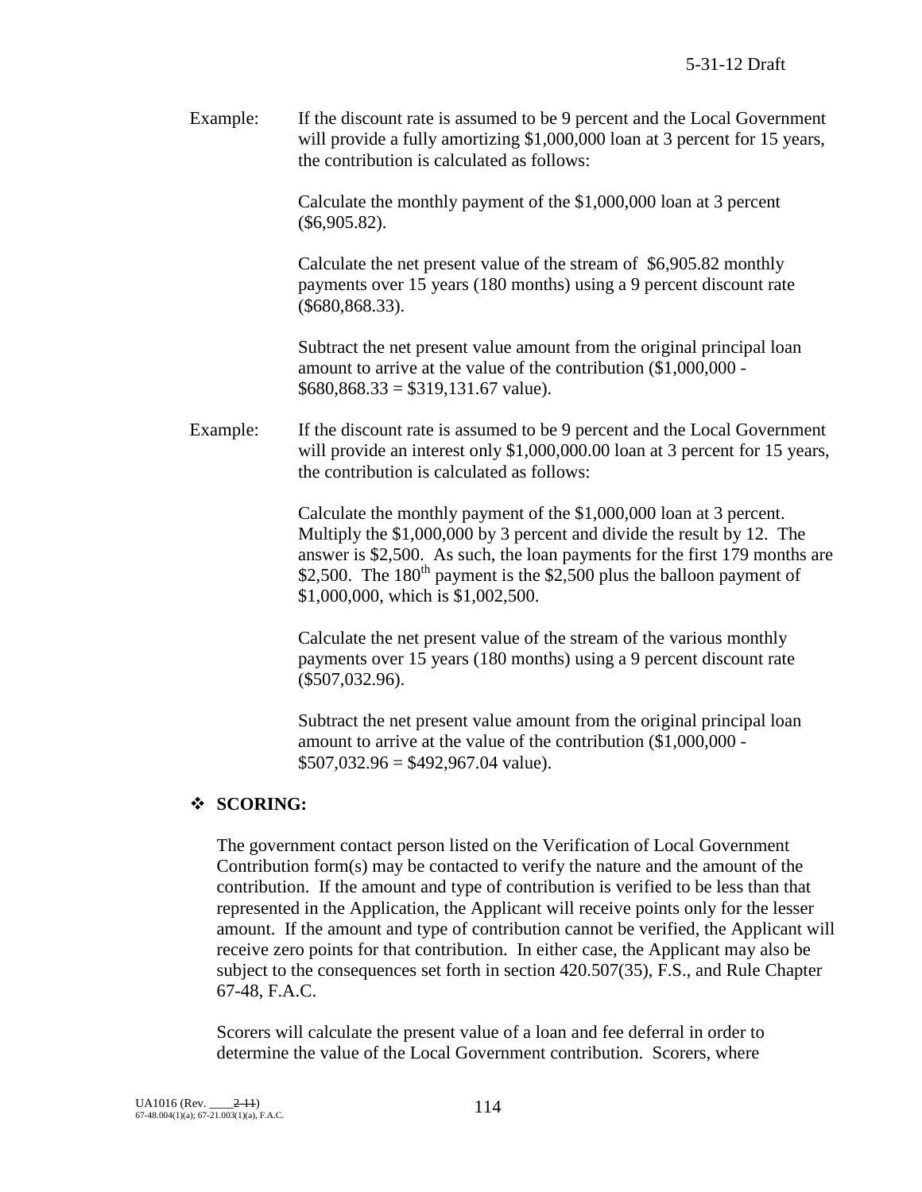Example: If the discount rate is assumed to be 9 percent and the Local Government will provide a fully amortizing $1,000,000 loan at 3 percent for 15 years, the contribution is calculated as follows:

Calculate the monthly payment of the $1,000,000 loan at 3 percent ($6,905.82).

Calculate the net present value of the stream of $6,905.82 monthly payments over 15 years (180 months) using a 9 percent discount rate ($680,868.33).

Subtract the net present value amount from the original principal loan amount to arrive at the value of the contribution ($1,000,000 - $680,868.33 = $319,131.67 value).

Example: If the discount rate is assumed to be 9 percent and the Local Government will provide an interest only $1,000,000.00 loan at 3 percent for 15 years, the contribution is calculated as follows:

Calculate the monthly payment of the $1,000,000 loan at 3 percent. Multiply the $1,000,000 by 3 percent and divide the result by 12. The answer is $2,500. As such, the loan payments for the first 179 months are $2,500. The 180th payment is the $2,500 plus the balloon payment of $1,000,000, which is $1,002,500.

Calculate the net present value of the stream of the various monthly payments over 15 years (180 months) using a 9 percent discount rate ($507,032.96).

Subtract the net present value amount from the original principal loan amount to arrive at the value of the contribution ($1,000,000 - $507,032.96 = $492,967.04 value).

- **SCORING:**

The government contact person listed on the Verification of Local Government Contribution form(s) may be contacted to verify the nature and the amount of the contribution. If the amount and type of contribution is verified to be less than that represented in the Application, the Applicant will receive points only for the lesser amount. If the amount and type of contribution cannot be verified, the Applicant will receive zero points for that contribution. In either case, the Applicant may also be subject to the consequences set forth in section 420.507(35), F.S., and Rule Chapter 67-48, F.A.C.

Scorers will calculate the present value of a loan and fee deferral in order to determine the value of the Local Government contribution. Scorers, where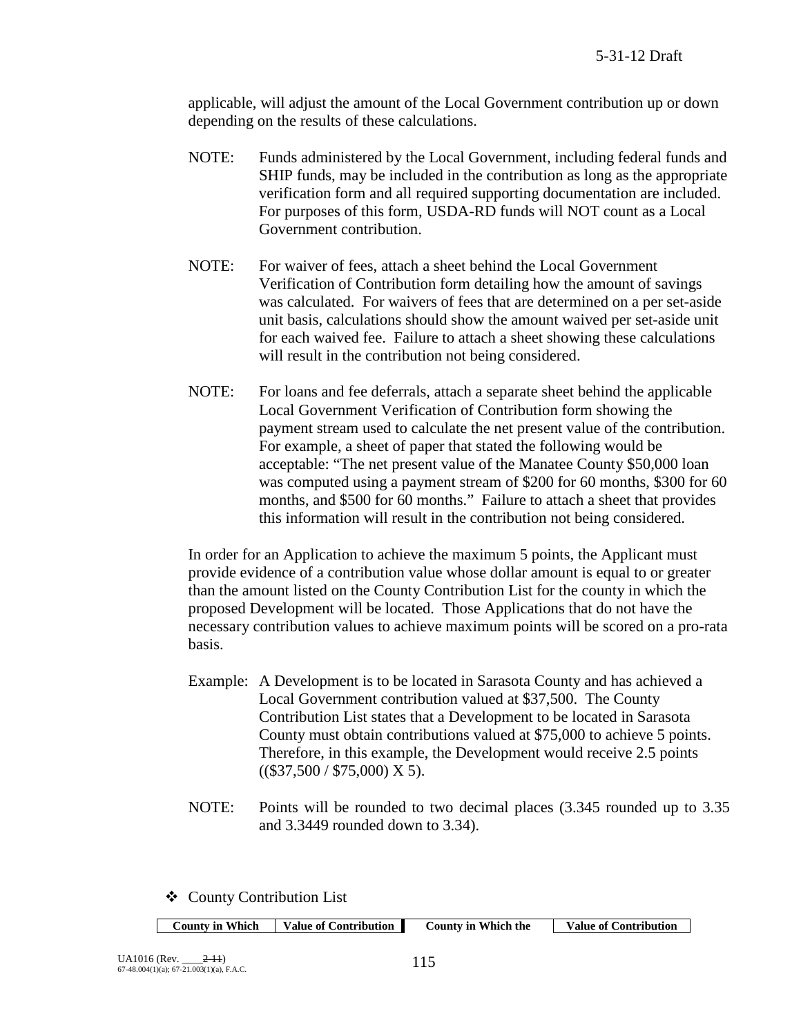applicable, will adjust the amount of the Local Government contribution up or down depending on the results of these calculations.

NOTE: Funds administered by the Local Government, including federal funds and SHIP funds, may be included in the contribution as long as the appropriate verification form and all required supporting documentation are included. For purposes of this form, USDA-RD funds will NOT count as a Local Government contribution.

NOTE: For waiver of fees, attach a sheet behind the Local Government Verification of Contribution form detailing how the amount of savings was calculated. For waivers of fees that are determined on a per set-aside unit basis, calculations should show the amount waived per set-aside unit for each waived fee. Failure to attach a sheet showing these calculations will result in the contribution not being considered.

NOTE: For loans and fee deferrals, attach a separate sheet behind the applicable Local Government Verification of Contribution form showing the payment stream used to calculate the net present value of the contribution. For example, a sheet of paper that stated the following would be acceptable: "The net present value of the Manatee County $50,000 loan was computed using a payment stream of $200 for 60 months, $300 for 60 months, and $500 for 60 months." Failure to attach a sheet that provides this information will result in the contribution not being considered.

In order for an Application to achieve the maximum 5 points, the Applicant must provide evidence of a contribution value whose dollar amount is equal to or greater than the amount listed on the County Contribution List for the county in which the proposed Development will be located. Those Applications that do not have the necessary contribution values to achieve maximum points will be scored on a pro-rata basis.

Example: A Development is to be located in Sarasota County and has achieved a Local Government contribution valued at $37,500. The County Contribution List states that a Development to be located in Sarasota County must obtain contributions valued at $75,000 to achieve 5 points. Therefore, in this example, the Development would receive 2.5 points (($37,500 / $75,000) X 5).

NOTE: Points will be rounded to two decimal places (3.345 rounded up to 3.35 and 3.3449 rounded down to 3.34).

❖ County Contribution List

| County in Which | Value of Contribution | County in Which the | Value of Contribution |
|---|---|---|---|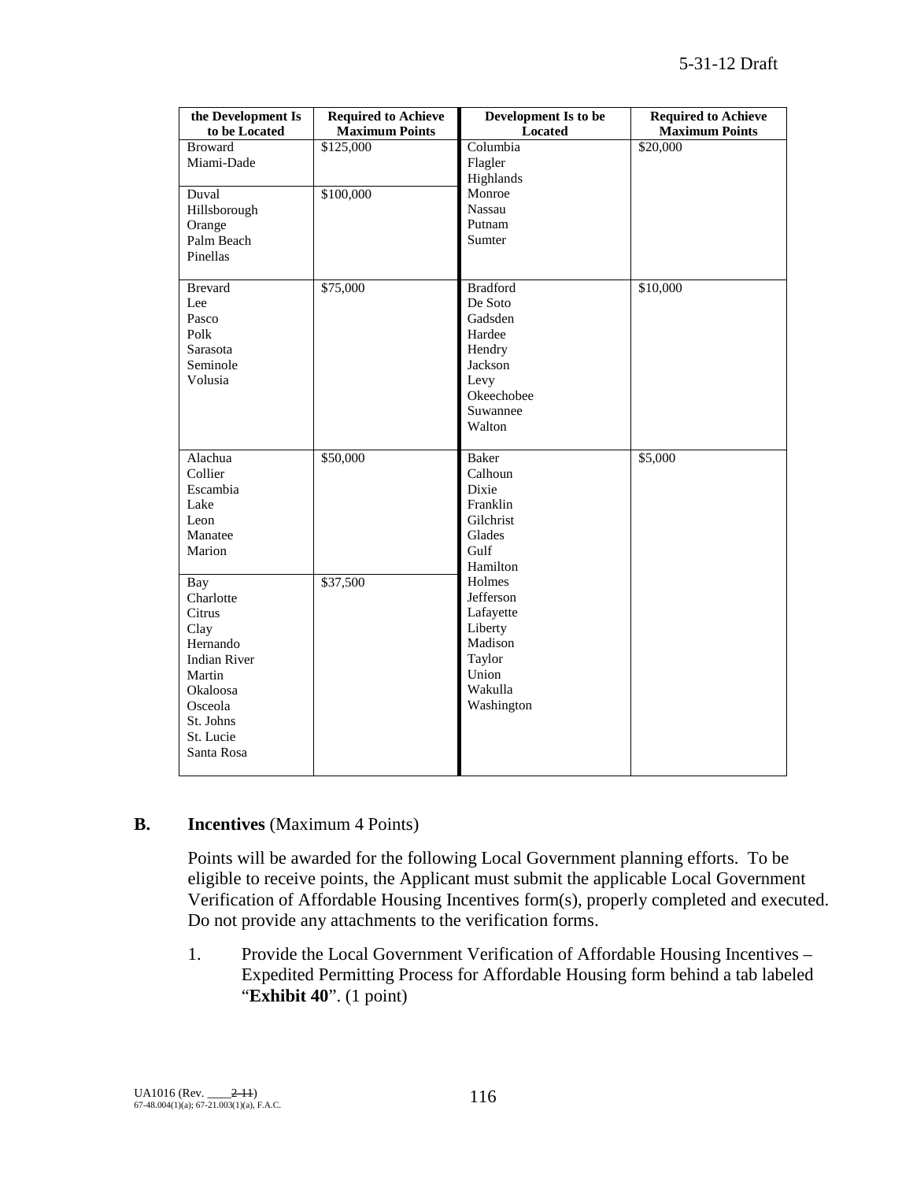| the Development Is to be Located | Required to Achieve Maximum Points | Development Is to be Located | Required to Achieve Maximum Points |
|---|---|---|---|
| Broward<br>Miami-Dade | $125,000 | Columbia<br>Flagler<br>Highlands<br>Monroe<br>Nassau<br>Putnam<br>Sumter | $20,000 |
| Duval<br>Hillsborough<br>Orange<br>Palm Beach<br>Pinellas | $100,000 | | |
| Brevard<br>Lee<br>Pasco<br>Polk<br>Sarasota<br>Seminole<br>Volusia | $75,000 | Bradford<br>De Soto<br>Gadsden<br>Hardee<br>Hendry<br>Jackson<br>Levy<br>Okeechobee<br>Suwannee<br>Walton | $10,000 |
| Alachua<br>Collier<br>Escambia<br>Lake<br>Leon<br>Manatee<br>Marion | $50,000 | Baker<br>Calhoun<br>Dixie<br>Franklin<br>Gilchrist<br>Glades<br>Gulf<br>Hamilton<br>Holmes<br>Jefferson<br>Lafayette<br>Liberty<br>Madison<br>Taylor<br>Union<br>Wakulla<br>Washington | $5,000 |
| Bay<br>Charlotte<br>Citrus<br>Clay<br>Hernando<br>Indian River<br>Martin<br>Okaloosa<br>Osceola<br>St. Johns<br>St. Lucie<br>Santa Rosa | $37,500 | | |

**B. Incentives** (Maximum 4 Points)

Points will be awarded for the following Local Government planning efforts. To be eligible to receive points, the Applicant must submit the applicable Local Government Verification of Affordable Housing Incentives form(s), properly completed and executed. Do not provide any attachments to the verification forms.

1. Provide the Local Government Verification of Affordable Housing Incentives – Expedited Permitting Process for Affordable Housing form behind a tab labeled "**Exhibit 40**". (1 point)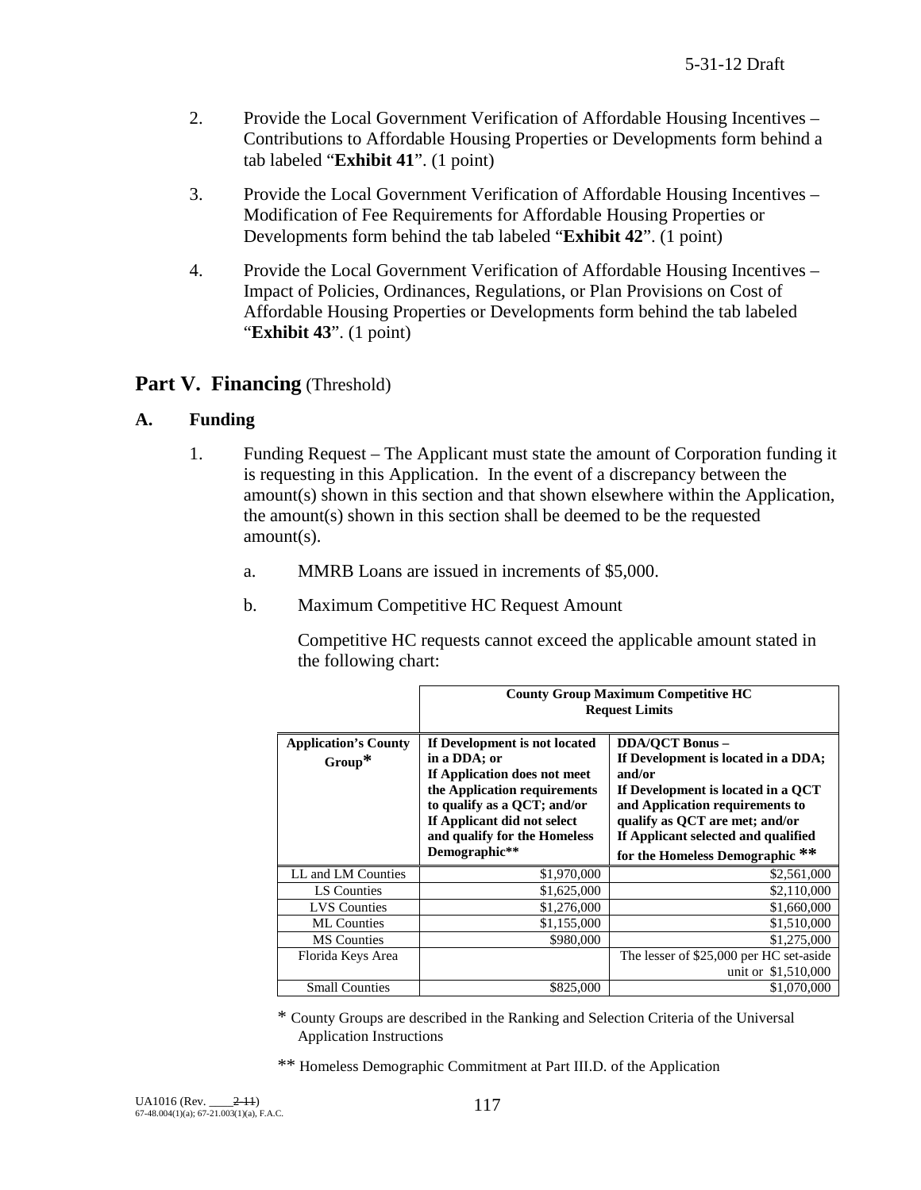2. Provide the Local Government Verification of Affordable Housing Incentives – Contributions to Affordable Housing Properties or Developments form behind a tab labeled "**Exhibit 41**". (1 point)

3. Provide the Local Government Verification of Affordable Housing Incentives – Modification of Fee Requirements for Affordable Housing Properties or Developments form behind the tab labeled "**Exhibit 42**". (1 point)

4. Provide the Local Government Verification of Affordable Housing Incentives – Impact of Policies, Ordinances, Regulations, or Plan Provisions on Cost of Affordable Housing Properties or Developments form behind the tab labeled "**Exhibit 43**". (1 point)

## Part V. Financing (Threshold)

### A. Funding

1. Funding Request – The Applicant must state the amount of Corporation funding it is requesting in this Application. In the event of a discrepancy between the amount(s) shown in this section and that shown elsewhere within the Application, the amount(s) shown in this section shall be deemed to be the requested amount(s).

   a. MMRB Loans are issued in increments of $5,000.

   b. Maximum Competitive HC Request Amount

      Competitive HC requests cannot exceed the applicable amount stated in the following chart:

| | **County Group Maximum Competitive HC Request Limits** | |
|---|---|---|
| **Application's County Group*** | **If Development is not located in a DDA; or If Application does not meet the Application requirements to qualify as a QCT; and/or If Applicant did not select and qualify for the Homeless Demographic**** | **DDA/QCT Bonus – If Development is located in a DDA; and/or If Development is located in a QCT and Application requirements to qualify as QCT are met; and/or If Applicant selected and qualified for the Homeless Demographic **** |
| LL and LM Counties | $1,970,000 | $2,561,000 |
| LS Counties | $1,625,000 | $2,110,000 |
| LVS Counties | $1,276,000 | $1,660,000 |
| ML Counties | $1,155,000 | $1,510,000 |
| MS Counties | $980,000 | $1,275,000 |
| Florida Keys Area | | The lesser of $25,000 per HC set-aside unit or $1,510,000 |
| Small Counties | $825,000 | $1,070,000 |

\* County Groups are described in the Ranking and Selection Criteria of the Universal Application Instructions

** Homeless Demographic Commitment at Part III.D. of the Application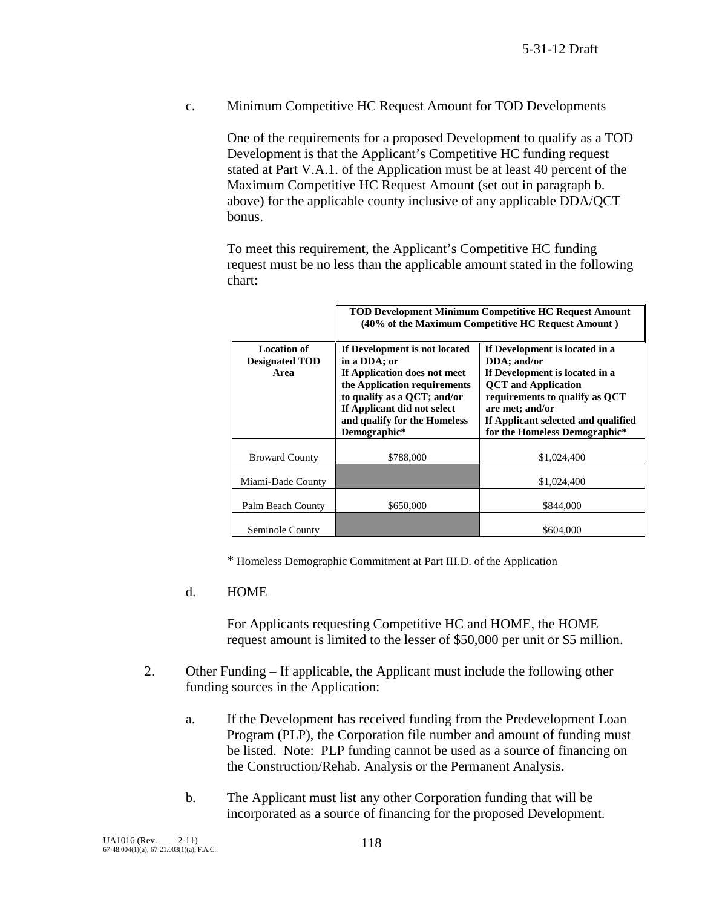c. Minimum Competitive HC Request Amount for TOD Developments

One of the requirements for a proposed Development to qualify as a TOD Development is that the Applicant's Competitive HC funding request stated at Part V.A.1. of the Application must be at least 40 percent of the Maximum Competitive HC Request Amount (set out in paragraph b. above) for the applicable county inclusive of any applicable DDA/QCT bonus.

To meet this requirement, the Applicant's Competitive HC funding request must be no less than the applicable amount stated in the following chart:

| | **TOD Development Minimum Competitive HC Request Amount (40% of the Maximum Competitive HC Request Amount )** | |
|---|---|---|
| **Location of Designated TOD Area** | **If Development is not located in a DDA; or If Application does not meet the Application requirements to qualify as a QCT; and/or If Applicant did not select and qualify for the Homeless Demographic*** | **If Development is located in a DDA; and/or If Development is located in a QCT and Application requirements to qualify as QCT are met; and/or If Applicant selected and qualified for the Homeless Demographic*** |
| Broward County | $788,000 | $1,024,400 |
| Miami-Dade County | | $1,024,400 |
| Palm Beach County | $650,000 | $844,000 |
| Seminole County | | $604,000 |

\* Homeless Demographic Commitment at Part III.D. of the Application

d. HOME

For Applicants requesting Competitive HC and HOME, the HOME request amount is limited to the lesser of $50,000 per unit or $5 million.

2. Other Funding – If applicable, the Applicant must include the following other funding sources in the Application:

   a. If the Development has received funding from the Predevelopment Loan Program (PLP), the Corporation file number and amount of funding must be listed. Note: PLP funding cannot be used as a source of financing on the Construction/Rehab. Analysis or the Permanent Analysis.

   b. The Applicant must list any other Corporation funding that will be incorporated as a source of financing for the proposed Development.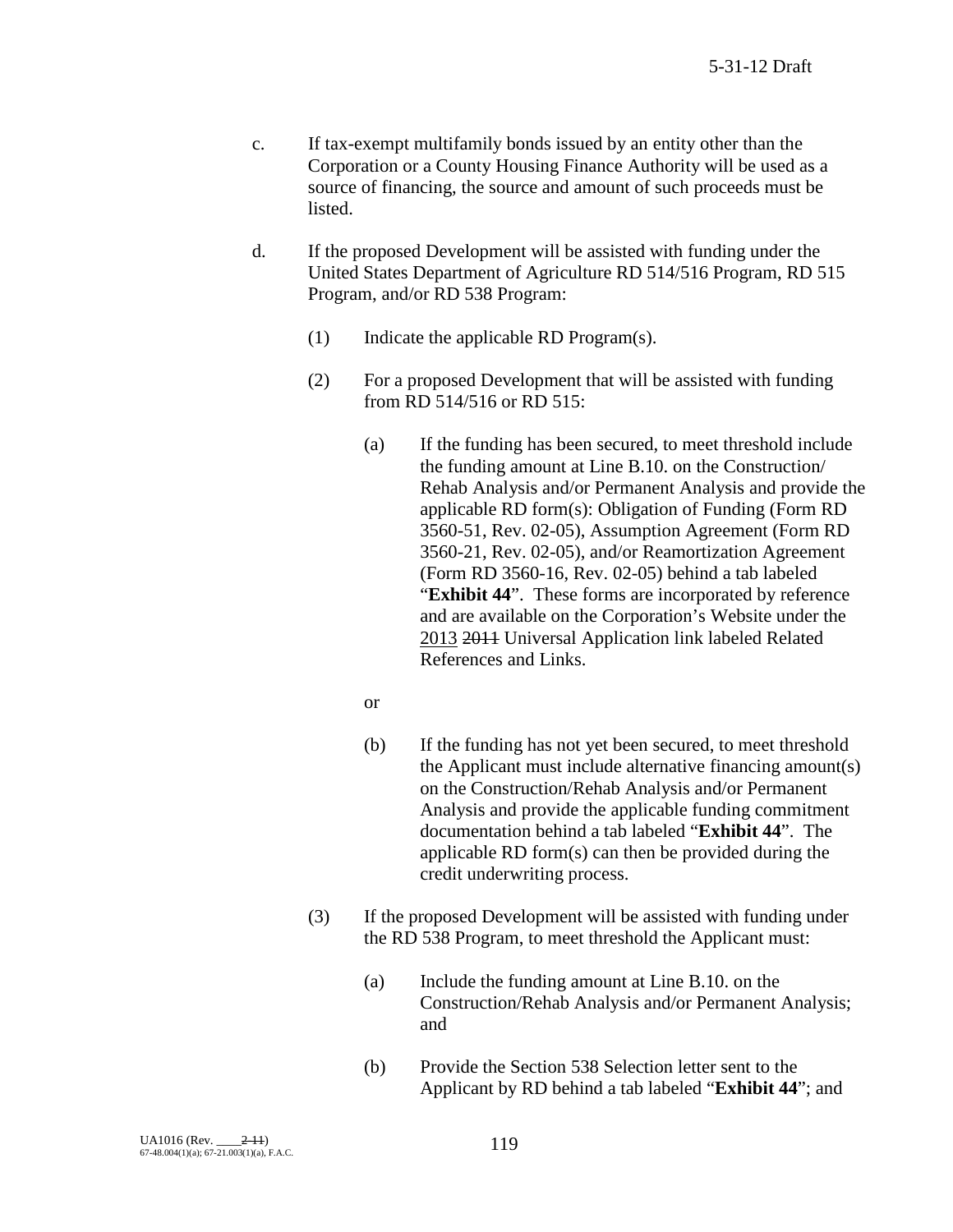c. If tax-exempt multifamily bonds issued by an entity other than the Corporation or a County Housing Finance Authority will be used as a source of financing, the source and amount of such proceeds must be listed.

d. If the proposed Development will be assisted with funding under the United States Department of Agriculture RD 514/516 Program, RD 515 Program, and/or RD 538 Program:

(1) Indicate the applicable RD Program(s).

(2) For a proposed Development that will be assisted with funding from RD 514/516 or RD 515:

(a) If the funding has been secured, to meet threshold include the funding amount at Line B.10. on the Construction/ Rehab Analysis and/or Permanent Analysis and provide the applicable RD form(s): Obligation of Funding (Form RD 3560-51, Rev. 02-05), Assumption Agreement (Form RD 3560-21, Rev. 02-05), and/or Reamortization Agreement (Form RD 3560-16, Rev. 02-05) behind a tab labeled "**Exhibit 44**". These forms are incorporated by reference and are available on the Corporation's Website under the 2013 ~~2011~~ Universal Application link labeled Related References and Links.

or

(b) If the funding has not yet been secured, to meet threshold the Applicant must include alternative financing amount(s) on the Construction/Rehab Analysis and/or Permanent Analysis and provide the applicable funding commitment documentation behind a tab labeled "**Exhibit 44**". The applicable RD form(s) can then be provided during the credit underwriting process.

(3) If the proposed Development will be assisted with funding under the RD 538 Program, to meet threshold the Applicant must:

(a) Include the funding amount at Line B.10. on the Construction/Rehab Analysis and/or Permanent Analysis; and

(b) Provide the Section 538 Selection letter sent to the Applicant by RD behind a tab labeled "**Exhibit 44**"; and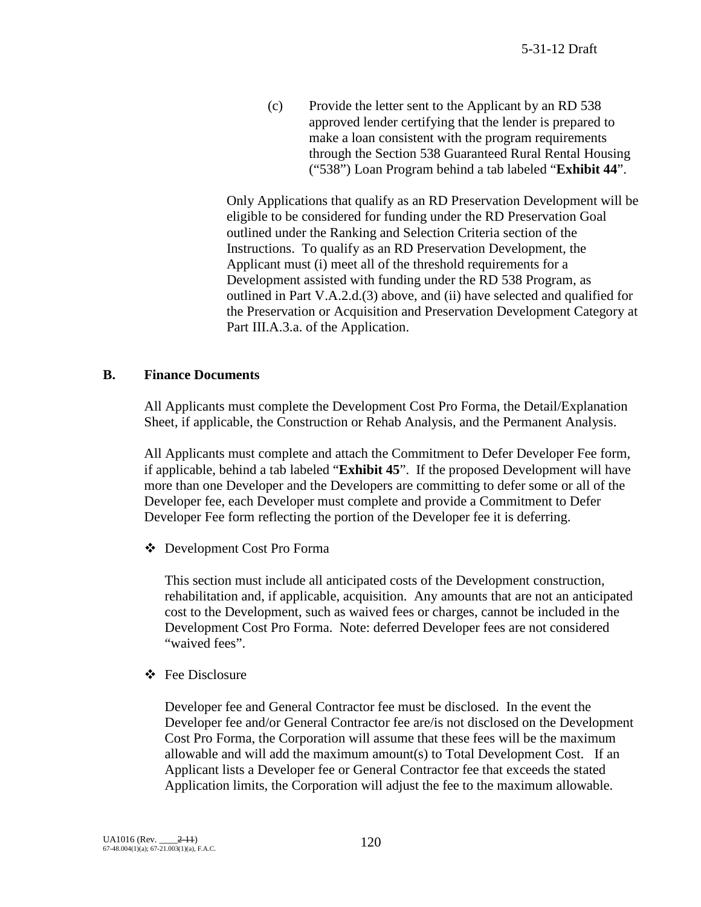(c) Provide the letter sent to the Applicant by an RD 538 approved lender certifying that the lender is prepared to make a loan consistent with the program requirements through the Section 538 Guaranteed Rural Rental Housing ("538") Loan Program behind a tab labeled "**Exhibit 44**".

Only Applications that qualify as an RD Preservation Development will be eligible to be considered for funding under the RD Preservation Goal outlined under the Ranking and Selection Criteria section of the Instructions. To qualify as an RD Preservation Development, the Applicant must (i) meet all of the threshold requirements for a Development assisted with funding under the RD 538 Program, as outlined in Part V.A.2.d.(3) above, and (ii) have selected and qualified for the Preservation or Acquisition and Preservation Development Category at Part III.A.3.a. of the Application.

## B. Finance Documents

All Applicants must complete the Development Cost Pro Forma, the Detail/Explanation Sheet, if applicable, the Construction or Rehab Analysis, and the Permanent Analysis.

All Applicants must complete and attach the Commitment to Defer Developer Fee form, if applicable, behind a tab labeled "**Exhibit 45**". If the proposed Development will have more than one Developer and the Developers are committing to defer some or all of the Developer fee, each Developer must complete and provide a Commitment to Defer Developer Fee form reflecting the portion of the Developer fee it is deferring.

- Development Cost Pro Forma

  This section must include all anticipated costs of the Development construction, rehabilitation and, if applicable, acquisition. Any amounts that are not an anticipated cost to the Development, such as waived fees or charges, cannot be included in the Development Cost Pro Forma. Note: deferred Developer fees are not considered "waived fees".

- Fee Disclosure

  Developer fee and General Contractor fee must be disclosed. In the event the Developer fee and/or General Contractor fee are/is not disclosed on the Development Cost Pro Forma, the Corporation will assume that these fees will be the maximum allowable and will add the maximum amount(s) to Total Development Cost. If an Applicant lists a Developer fee or General Contractor fee that exceeds the stated Application limits, the Corporation will adjust the fee to the maximum allowable.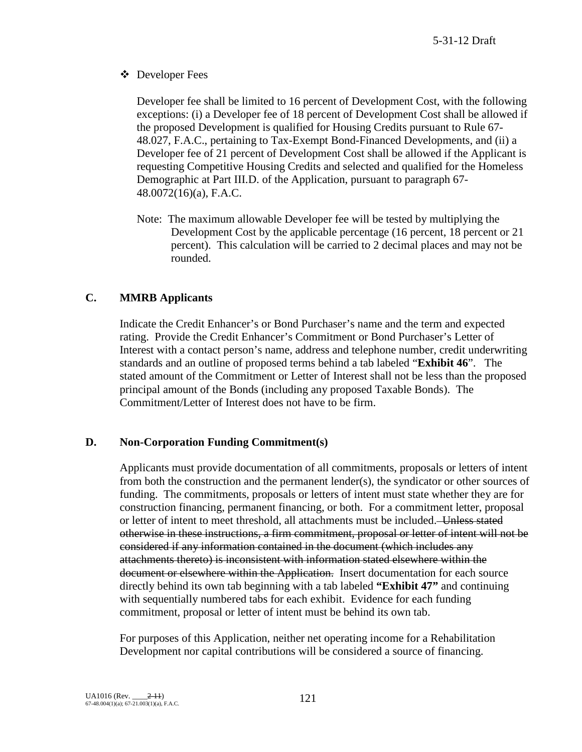❖ Developer Fees

Developer fee shall be limited to 16 percent of Development Cost, with the following exceptions: (i) a Developer fee of 18 percent of Development Cost shall be allowed if the proposed Development is qualified for Housing Credits pursuant to Rule 67-48.027, F.A.C., pertaining to Tax-Exempt Bond-Financed Developments, and (ii) a Developer fee of 21 percent of Development Cost shall be allowed if the Applicant is requesting Competitive Housing Credits and selected and qualified for the Homeless Demographic at Part III.D. of the Application, pursuant to paragraph 67-48.0072(16)(a), F.A.C.

Note: The maximum allowable Developer fee will be tested by multiplying the Development Cost by the applicable percentage (16 percent, 18 percent or 21 percent). This calculation will be carried to 2 decimal places and may not be rounded.

## C. MMRB Applicants

Indicate the Credit Enhancer's or Bond Purchaser's name and the term and expected rating. Provide the Credit Enhancer's Commitment or Bond Purchaser's Letter of Interest with a contact person's name, address and telephone number, credit underwriting standards and an outline of proposed terms behind a tab labeled "**Exhibit 46**". The stated amount of the Commitment or Letter of Interest shall not be less than the proposed principal amount of the Bonds (including any proposed Taxable Bonds). The Commitment/Letter of Interest does not have to be firm.

## D. Non-Corporation Funding Commitment(s)

Applicants must provide documentation of all commitments, proposals or letters of intent from both the construction and the permanent lender(s), the syndicator or other sources of funding. The commitments, proposals or letters of intent must state whether they are for construction financing, permanent financing, or both. For a commitment letter, proposal or letter of intent to meet threshold, all attachments must be included. ~~Unless stated otherwise in these instructions, a firm commitment, proposal or letter of intent will not be considered if any information contained in the document (which includes any attachments thereto) is inconsistent with information stated elsewhere within the document or elsewhere within the Application.~~ Insert documentation for each source directly behind its own tab beginning with a tab labeled **"Exhibit 47"** and continuing with sequentially numbered tabs for each exhibit. Evidence for each funding commitment, proposal or letter of intent must be behind its own tab.

For purposes of this Application, neither net operating income for a Rehabilitation Development nor capital contributions will be considered a source of financing.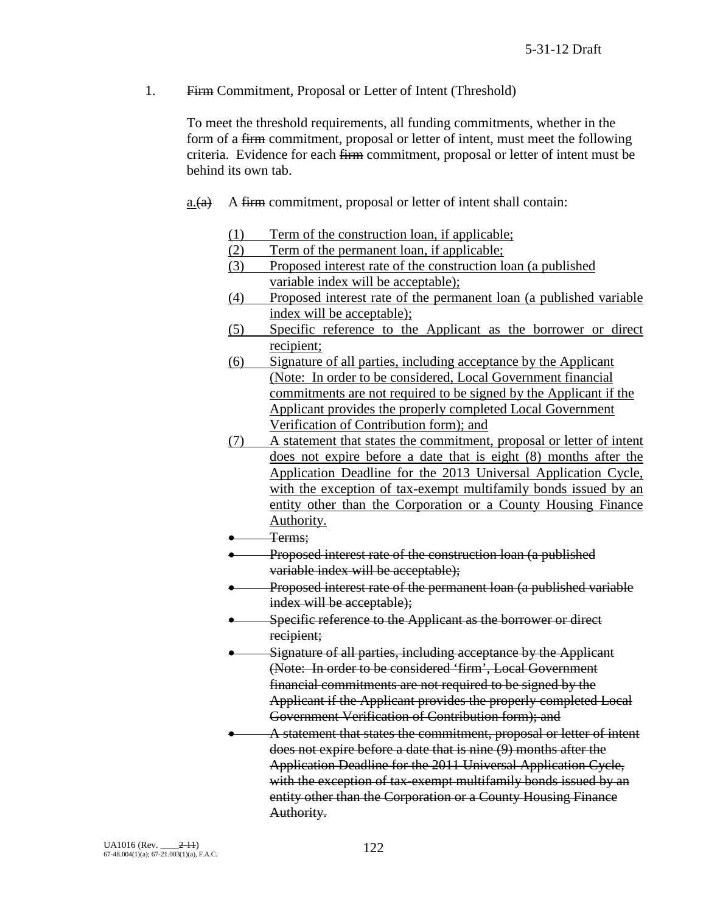1. ~~Firm~~ Commitment, Proposal or Letter of Intent (Threshold)

   To meet the threshold requirements, all funding commitments, whether in the form of a ~~firm~~ commitment, proposal or letter of intent, must meet the following criteria. Evidence for each ~~firm~~ commitment, proposal or letter of intent must be behind its own tab.

   <u>a.</u>~~(a)~~ A ~~firm~~ commitment, proposal or letter of intent shall contain:

   <u>(1) Term of the construction loan, if applicable;</u>
   <u>(2) Term of the permanent loan, if applicable;</u>
   <u>(3) Proposed interest rate of the construction loan (a published variable index will be acceptable);</u>
   <u>(4) Proposed interest rate of the permanent loan (a published variable index will be acceptable);</u>
   <u>(5) Specific reference to the Applicant as the borrower or direct recipient;</u>
   <u>(6) Signature of all parties, including acceptance by the Applicant (Note: In order to be considered, Local Government financial commitments are not required to be signed by the Applicant if the Applicant provides the properly completed Local Government Verification of Contribution form); and</u>
   <u>(7) A statement that states the commitment, proposal or letter of intent does not expire before a date that is eight (8) months after the Application Deadline for the 2013 Universal Application Cycle, with the exception of tax-exempt multifamily bonds issued by an entity other than the Corporation or a County Housing Finance Authority.</u>

   - ~~Terms;~~
   - ~~Proposed interest rate of the construction loan (a published variable index will be acceptable);~~
   - ~~Proposed interest rate of the permanent loan (a published variable index will be acceptable);~~
   - ~~Specific reference to the Applicant as the borrower or direct recipient;~~
   - ~~Signature of all parties, including acceptance by the Applicant (Note: In order to be considered 'firm', Local Government financial commitments are not required to be signed by the Applicant if the Applicant provides the properly completed Local Government Verification of Contribution form); and~~
   - ~~A statement that states the commitment, proposal or letter of intent does not expire before a date that is nine (9) months after the Application Deadline for the 2011 Universal Application Cycle, with the exception of tax-exempt multifamily bonds issued by an entity other than the Corporation or a County Housing Finance Authority.~~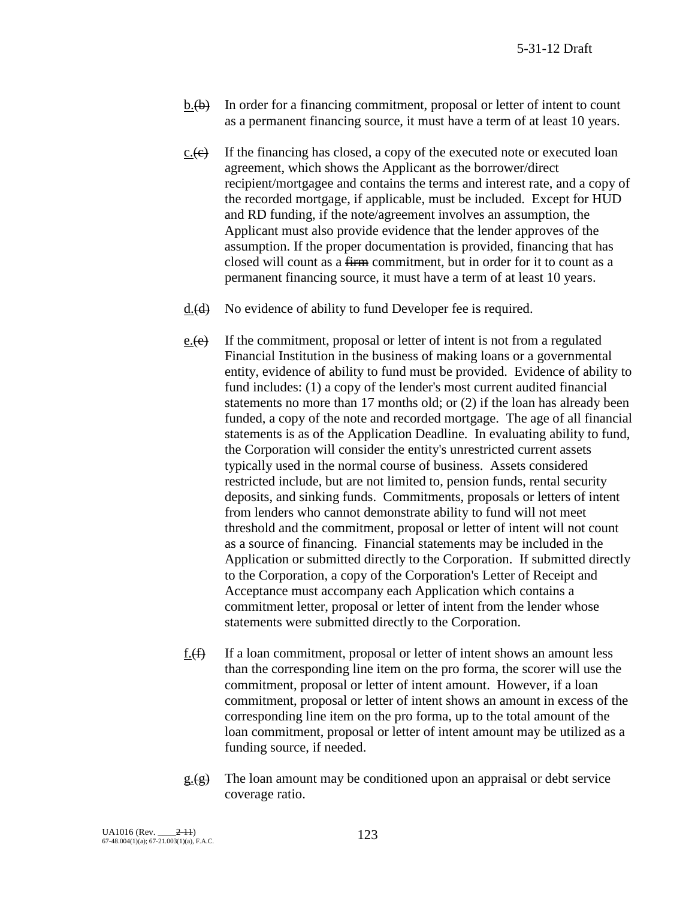b.(b) In order for a financing commitment, proposal or letter of intent to count as a permanent financing source, it must have a term of at least 10 years.

c.(c) If the financing has closed, a copy of the executed note or executed loan agreement, which shows the Applicant as the borrower/direct recipient/mortgagee and contains the terms and interest rate, and a copy of the recorded mortgage, if applicable, must be included. Except for HUD and RD funding, if the note/agreement involves an assumption, the Applicant must also provide evidence that the lender approves of the assumption. If the proper documentation is provided, financing that has closed will count as a ~~firm~~ commitment, but in order for it to count as a permanent financing source, it must have a term of at least 10 years.

d.(d) No evidence of ability to fund Developer fee is required.

e.(e) If the commitment, proposal or letter of intent is not from a regulated Financial Institution in the business of making loans or a governmental entity, evidence of ability to fund must be provided. Evidence of ability to fund includes: (1) a copy of the lender's most current audited financial statements no more than 17 months old; or (2) if the loan has already been funded, a copy of the note and recorded mortgage. The age of all financial statements is as of the Application Deadline. In evaluating ability to fund, the Corporation will consider the entity's unrestricted current assets typically used in the normal course of business. Assets considered restricted include, but are not limited to, pension funds, rental security deposits, and sinking funds. Commitments, proposals or letters of intent from lenders who cannot demonstrate ability to fund will not meet threshold and the commitment, proposal or letter of intent will not count as a source of financing. Financial statements may be included in the Application or submitted directly to the Corporation. If submitted directly to the Corporation, a copy of the Corporation's Letter of Receipt and Acceptance must accompany each Application which contains a commitment letter, proposal or letter of intent from the lender whose statements were submitted directly to the Corporation.

f.(f) If a loan commitment, proposal or letter of intent shows an amount less than the corresponding line item on the pro forma, the scorer will use the commitment, proposal or letter of intent amount. However, if a loan commitment, proposal or letter of intent shows an amount in excess of the corresponding line item on the pro forma, up to the total amount of the loan commitment, proposal or letter of intent amount may be utilized as a funding source, if needed.

g.(g) The loan amount may be conditioned upon an appraisal or debt service coverage ratio.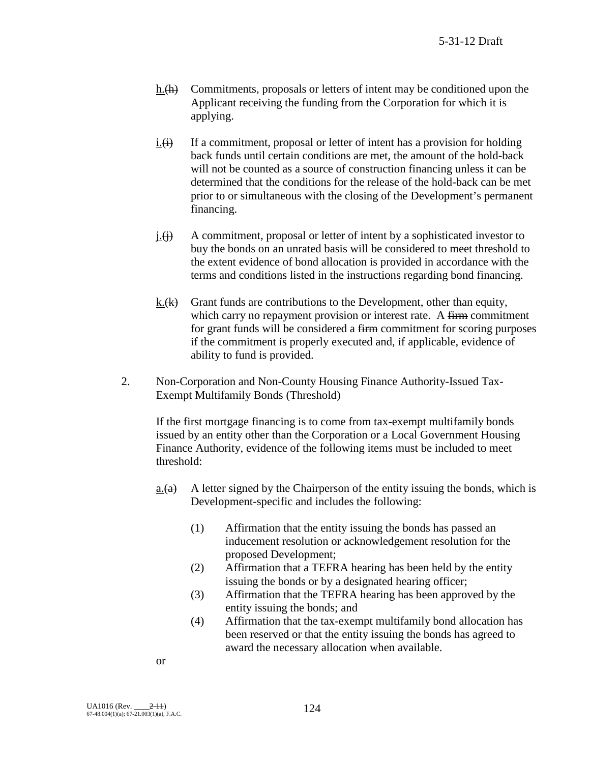h.~~(h)~~ Commitments, proposals or letters of intent may be conditioned upon the Applicant receiving the funding from the Corporation for which it is applying.

i.~~(i)~~ If a commitment, proposal or letter of intent has a provision for holding back funds until certain conditions are met, the amount of the hold-back will not be counted as a source of construction financing unless it can be determined that the conditions for the release of the hold-back can be met prior to or simultaneous with the closing of the Development's permanent financing.

j.~~(j)~~ A commitment, proposal or letter of intent by a sophisticated investor to buy the bonds on an unrated basis will be considered to meet threshold to the extent evidence of bond allocation is provided in accordance with the terms and conditions listed in the instructions regarding bond financing.

k.~~(k)~~ Grant funds are contributions to the Development, other than equity, which carry no repayment provision or interest rate. A ~~firm~~ commitment for grant funds will be considered a ~~firm~~ commitment for scoring purposes if the commitment is properly executed and, if applicable, evidence of ability to fund is provided.

2. Non-Corporation and Non-County Housing Finance Authority-Issued Tax-Exempt Multifamily Bonds (Threshold)

If the first mortgage financing is to come from tax-exempt multifamily bonds issued by an entity other than the Corporation or a Local Government Housing Finance Authority, evidence of the following items must be included to meet threshold:

a.~~(a)~~ A letter signed by the Chairperson of the entity issuing the bonds, which is Development-specific and includes the following:

(1) Affirmation that the entity issuing the bonds has passed an inducement resolution or acknowledgement resolution for the proposed Development;

(2) Affirmation that a TEFRA hearing has been held by the entity issuing the bonds or by a designated hearing officer;

(3) Affirmation that the TEFRA hearing has been approved by the entity issuing the bonds; and

(4) Affirmation that the tax-exempt multifamily bond allocation has been reserved or that the entity issuing the bonds has agreed to award the necessary allocation when available.

or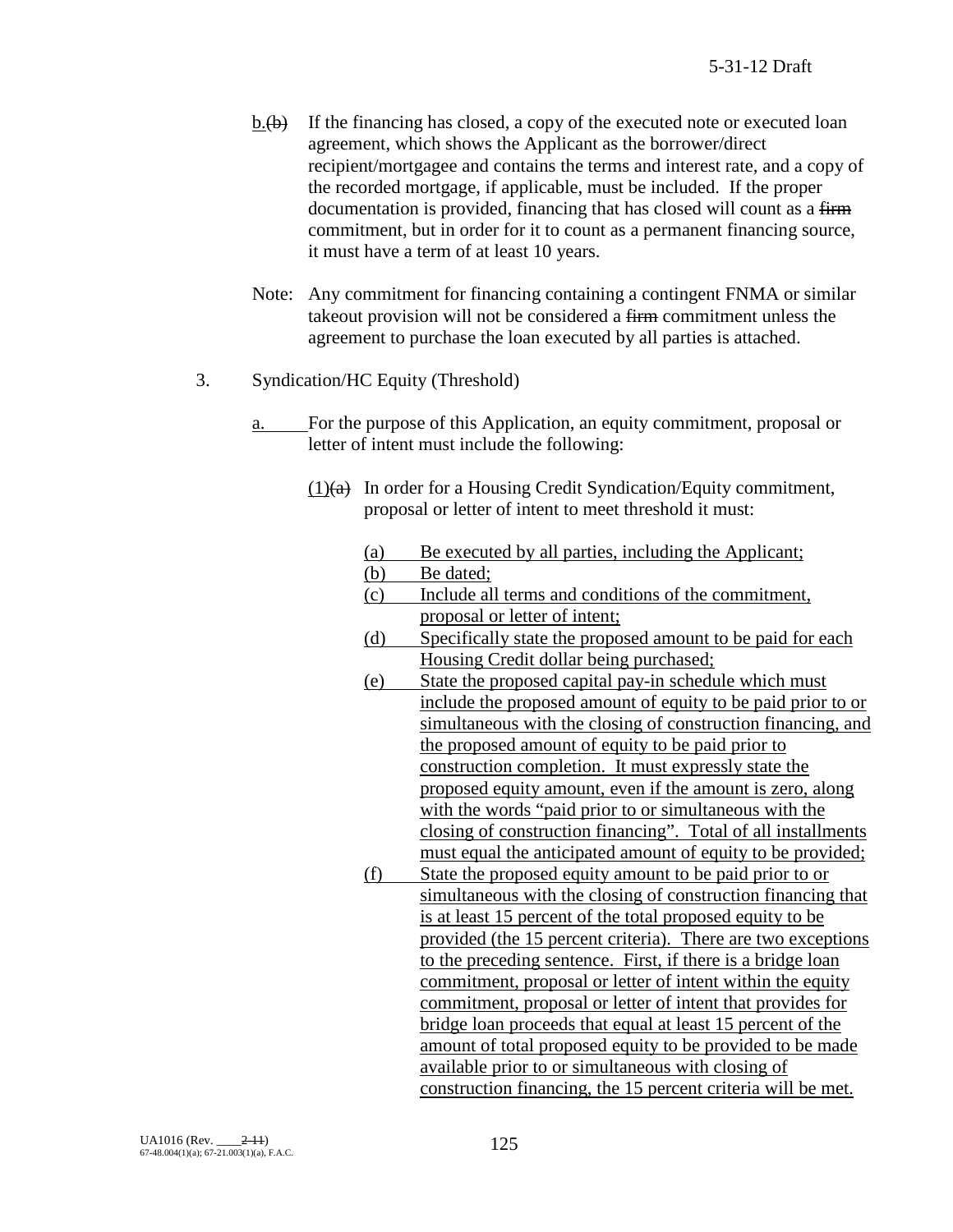b.(b) If the financing has closed, a copy of the executed note or executed loan agreement, which shows the Applicant as the borrower/direct recipient/mortgagee and contains the terms and interest rate, and a copy of the recorded mortgage, if applicable, must be included. If the proper documentation is provided, financing that has closed will count as a ~~firm~~ commitment, but in order for it to count as a permanent financing source, it must have a term of at least 10 years.

Note: Any commitment for financing containing a contingent FNMA or similar takeout provision will not be considered a ~~firm~~ commitment unless the agreement to purchase the loan executed by all parties is attached.

3. Syndication/HC Equity (Threshold)

a. For the purpose of this Application, an equity commitment, proposal or letter of intent must include the following:

(1)~~(a)~~ In order for a Housing Credit Syndication/Equity commitment, proposal or letter of intent to meet threshold it must:

(a) Be executed by all parties, including the Applicant;

(b) Be dated;

(c) Include all terms and conditions of the commitment, proposal or letter of intent;

(d) Specifically state the proposed amount to be paid for each Housing Credit dollar being purchased;

(e) State the proposed capital pay-in schedule which must include the proposed amount of equity to be paid prior to or simultaneous with the closing of construction financing, and the proposed amount of equity to be paid prior to construction completion. It must expressly state the proposed equity amount, even if the amount is zero, along with the words "paid prior to or simultaneous with the closing of construction financing". Total of all installments must equal the anticipated amount of equity to be provided;

(f) State the proposed equity amount to be paid prior to or simultaneous with the closing of construction financing that is at least 15 percent of the total proposed equity to be provided (the 15 percent criteria). There are two exceptions to the preceding sentence. First, if there is a bridge loan commitment, proposal or letter of intent within the equity commitment, proposal or letter of intent that provides for bridge loan proceeds that equal at least 15 percent of the amount of total proposed equity to be provided to be made available prior to or simultaneous with closing of construction financing, the 15 percent criteria will be met.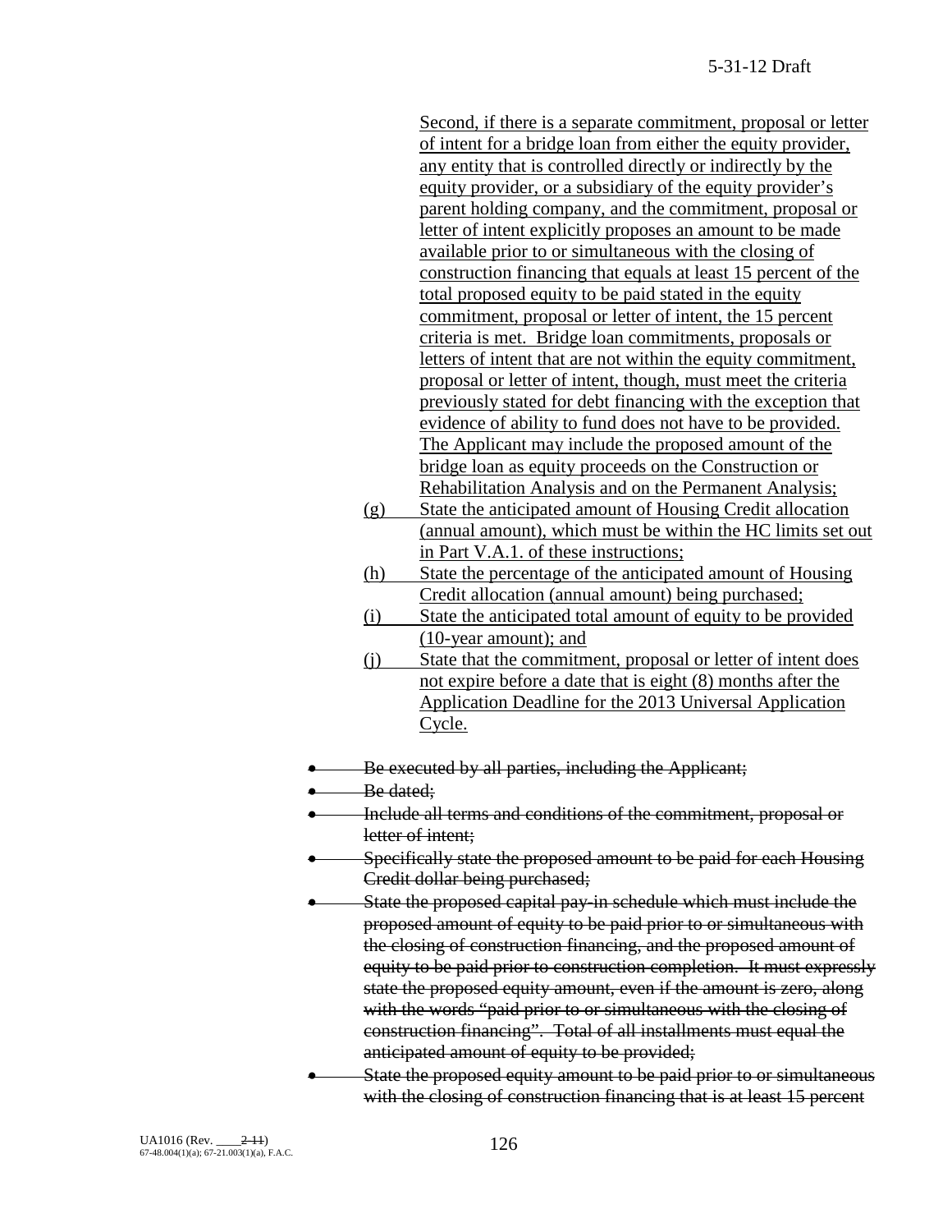Second, if there is a separate commitment, proposal or letter of intent for a bridge loan from either the equity provider, any entity that is controlled directly or indirectly by the equity provider, or a subsidiary of the equity provider's parent holding company, and the commitment, proposal or letter of intent explicitly proposes an amount to be made available prior to or simultaneous with the closing of construction financing that equals at least 15 percent of the total proposed equity to be paid stated in the equity commitment, proposal or letter of intent, the 15 percent criteria is met. Bridge loan commitments, proposals or letters of intent that are not within the equity commitment, proposal or letter of intent, though, must meet the criteria previously stated for debt financing with the exception that evidence of ability to fund does not have to be provided. The Applicant may include the proposed amount of the bridge loan as equity proceeds on the Construction or Rehabilitation Analysis and on the Permanent Analysis;

(g) State the anticipated amount of Housing Credit allocation (annual amount), which must be within the HC limits set out in Part V.A.1. of these instructions;

(h) State the percentage of the anticipated amount of Housing Credit allocation (annual amount) being purchased;

(i) State the anticipated total amount of equity to be provided (10-year amount); and

(j) State that the commitment, proposal or letter of intent does not expire before a date that is eight (8) months after the Application Deadline for the 2013 Universal Application Cycle.

- ~~Be executed by all parties, including the Applicant;~~
- ~~Be dated;~~
- ~~Include all terms and conditions of the commitment, proposal or letter of intent;~~
- ~~Specifically state the proposed amount to be paid for each Housing Credit dollar being purchased;~~
- ~~State the proposed capital pay-in schedule which must include the proposed amount of equity to be paid prior to or simultaneous with the closing of construction financing, and the proposed amount of equity to be paid prior to construction completion. It must expressly state the proposed equity amount, even if the amount is zero, along with the words "paid prior to or simultaneous with the closing of construction financing". Total of all installments must equal the anticipated amount of equity to be provided;~~
- ~~State the proposed equity amount to be paid prior to or simultaneous with the closing of construction financing that is at least 15 percent~~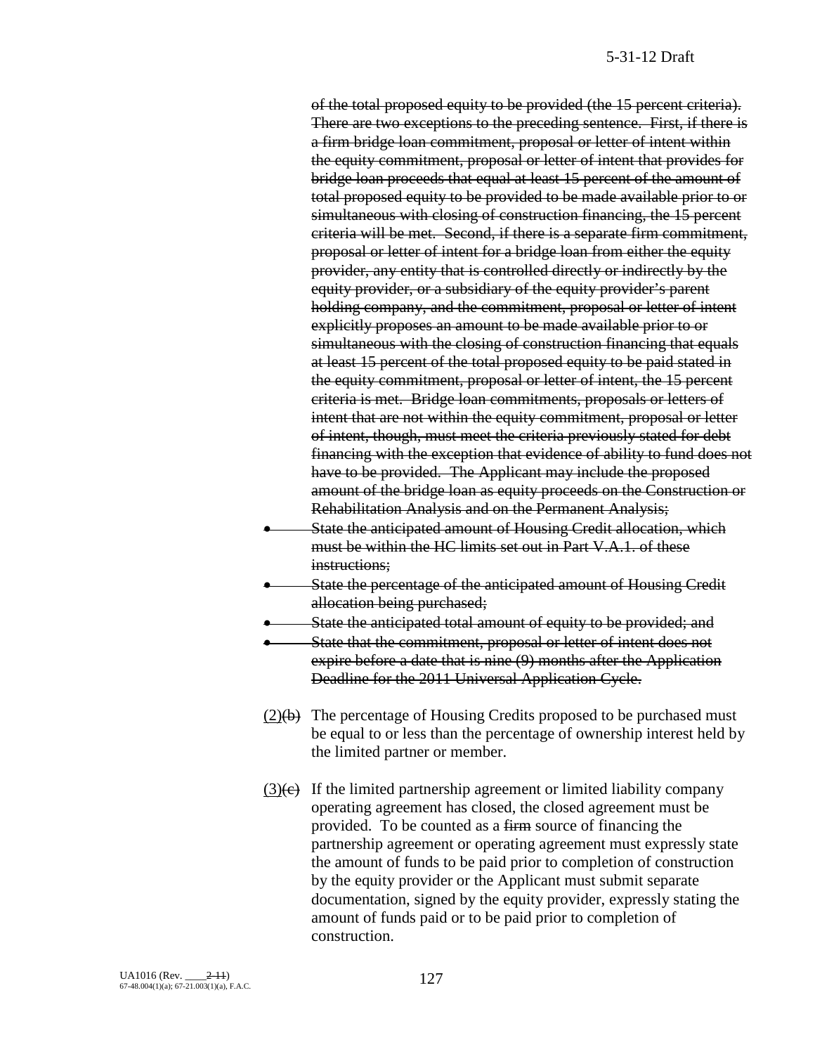~~of the total proposed equity to be provided (the 15 percent criteria). There are two exceptions to the preceding sentence. First, if there is a firm bridge loan commitment, proposal or letter of intent within the equity commitment, proposal or letter of intent that provides for bridge loan proceeds that equal at least 15 percent of the amount of total proposed equity to be provided to be made available prior to or simultaneous with closing of construction financing, the 15 percent criteria will be met. Second, if there is a separate firm commitment, proposal or letter of intent for a bridge loan from either the equity provider, any entity that is controlled directly or indirectly by the equity provider, or a subsidiary of the equity provider's parent holding company, and the commitment, proposal or letter of intent explicitly proposes an amount to be made available prior to or simultaneous with the closing of construction financing that equals at least 15 percent of the total proposed equity to be paid stated in the equity commitment, proposal or letter of intent, the 15 percent criteria is met. Bridge loan commitments, proposals or letters of intent that are not within the equity commitment, proposal or letter of intent, though, must meet the criteria previously stated for debt financing with the exception that evidence of ability to fund does not have to be provided. The Applicant may include the proposed amount of the bridge loan as equity proceeds on the Construction or Rehabilitation Analysis and on the Permanent Analysis;~~

- ~~State the anticipated amount of Housing Credit allocation, which must be within the HC limits set out in Part V.A.1. of these instructions;~~
- ~~State the percentage of the anticipated amount of Housing Credit allocation being purchased;~~
- ~~State the anticipated total amount of equity to be provided; and~~
- ~~State that the commitment, proposal or letter of intent does not expire before a date that is nine (9) months after the Application Deadline for the 2011 Universal Application Cycle.~~

(2)~~(b)~~ The percentage of Housing Credits proposed to be purchased must be equal to or less than the percentage of ownership interest held by the limited partner or member.

(3)~~(c)~~ If the limited partnership agreement or limited liability company operating agreement has closed, the closed agreement must be provided. To be counted as a ~~firm~~ source of financing the partnership agreement or operating agreement must expressly state the amount of funds to be paid prior to completion of construction by the equity provider or the Applicant must submit separate documentation, signed by the equity provider, expressly stating the amount of funds paid or to be paid prior to completion of construction.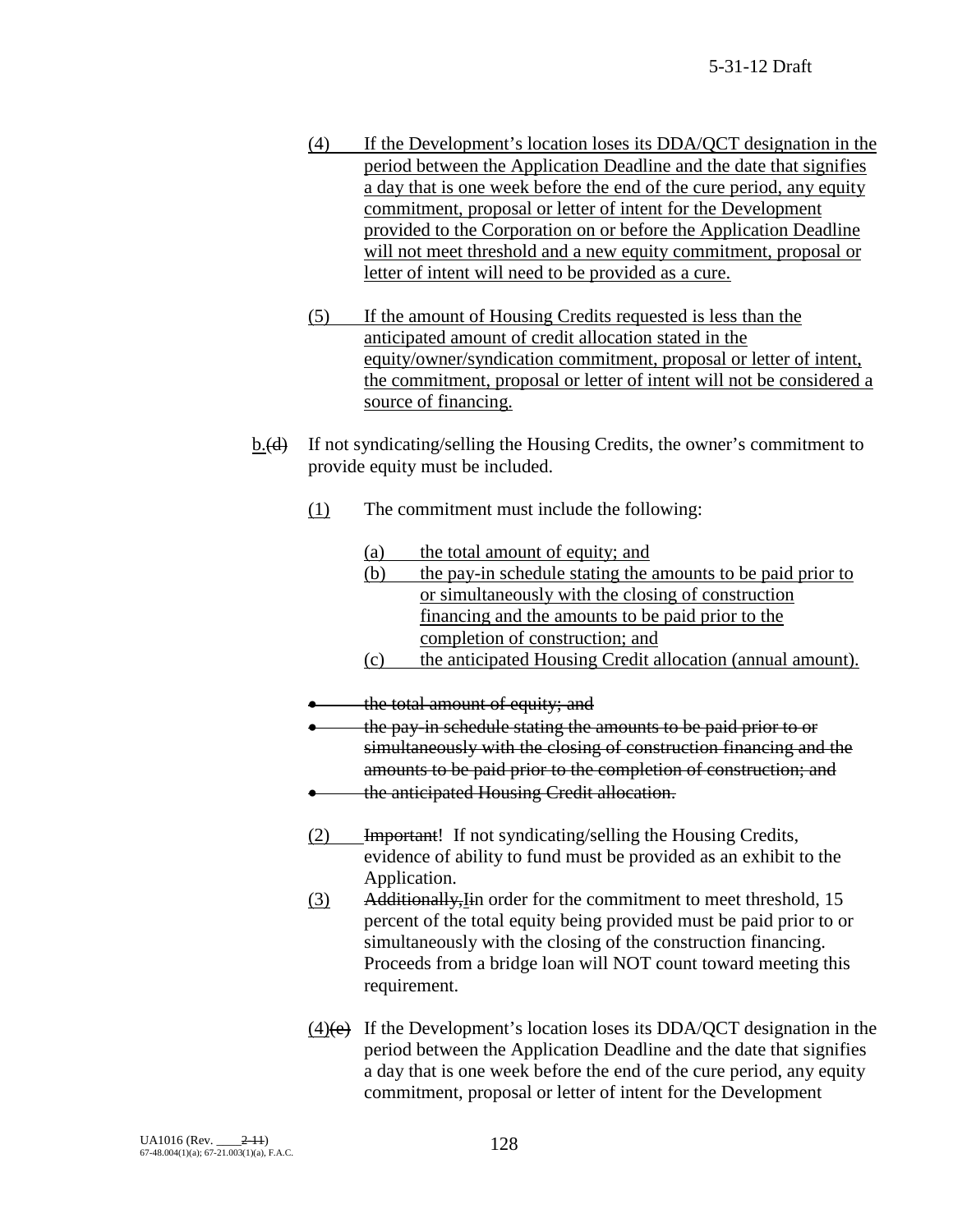(4) If the Development's location loses its DDA/QCT designation in the period between the Application Deadline and the date that signifies a day that is one week before the end of the cure period, any equity commitment, proposal or letter of intent for the Development provided to the Corporation on or before the Application Deadline will not meet threshold and a new equity commitment, proposal or letter of intent will need to be provided as a cure.

(5) If the amount of Housing Credits requested is less than the anticipated amount of credit allocation stated in the equity/owner/syndication commitment, proposal or letter of intent, the commitment, proposal or letter of intent will not be considered a source of financing.

b.~~(d)~~ If not syndicating/selling the Housing Credits, the owner's commitment to provide equity must be included.

(1) The commitment must include the following:

(a) the total amount of equity; and
(b) the pay-in schedule stating the amounts to be paid prior to or simultaneously with the closing of construction financing and the amounts to be paid prior to the completion of construction; and
(c) the anticipated Housing Credit allocation (annual amount).

- ~~the total amount of equity; and~~
- ~~the pay-in schedule stating the amounts to be paid prior to or simultaneously with the closing of construction financing and the amounts to be paid prior to the completion of construction; and~~
- ~~the anticipated Housing Credit allocation.~~

(2) ~~Important~~! If not syndicating/selling the Housing Credits, evidence of ability to fund must be provided as an exhibit to the Application.

(3) ~~Additionally, I~~In order for the commitment to meet threshold, 15 percent of the total equity being provided must be paid prior to or simultaneously with the closing of the construction financing. Proceeds from a bridge loan will NOT count toward meeting this requirement.

(4)~~(e)~~ If the Development's location loses its DDA/QCT designation in the period between the Application Deadline and the date that signifies a day that is one week before the end of the cure period, any equity commitment, proposal or letter of intent for the Development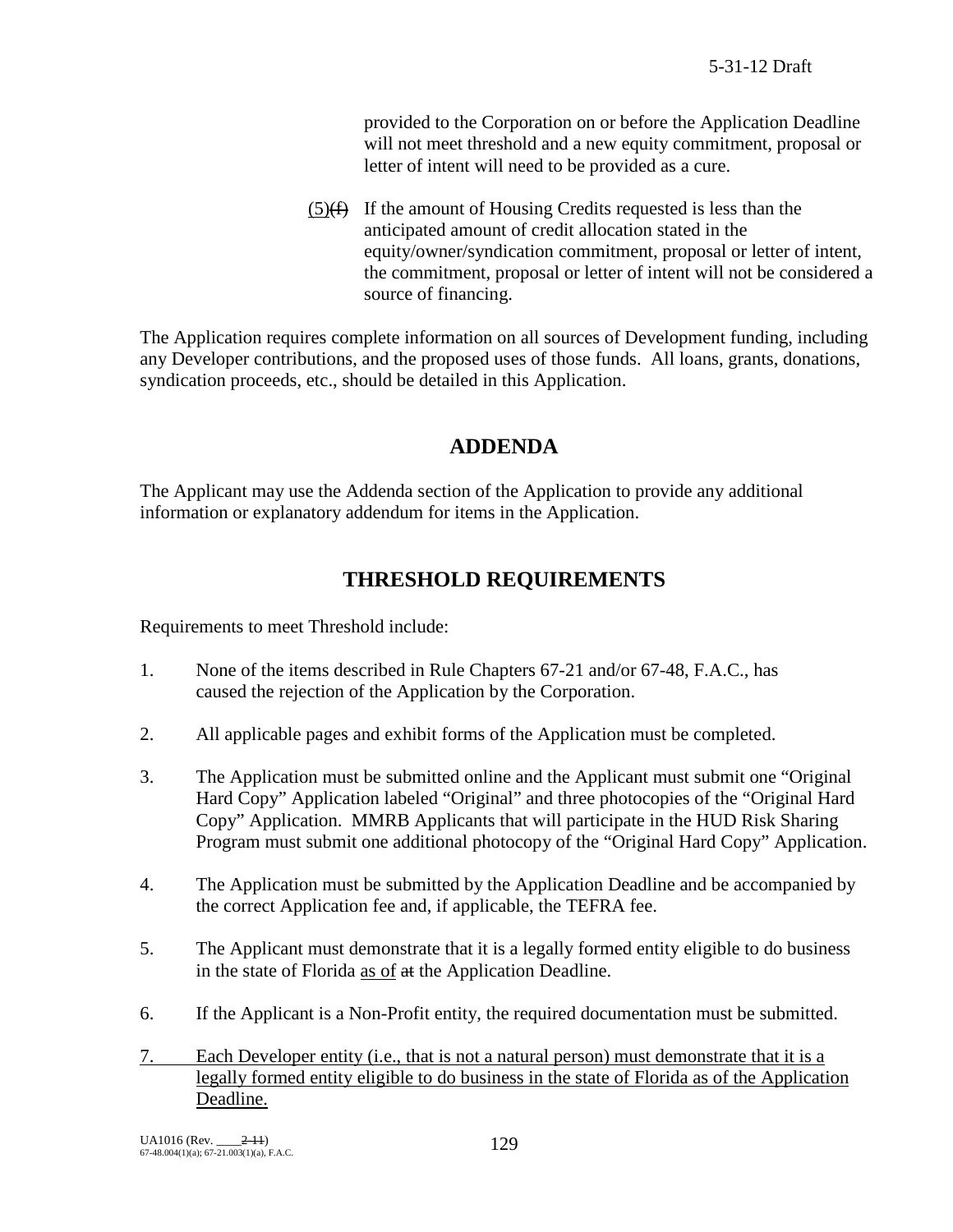provided to the Corporation on or before the Application Deadline will not meet threshold and a new equity commitment, proposal or letter of intent will need to be provided as a cure.

(5)~~(f)~~ If the amount of Housing Credits requested is less than the anticipated amount of credit allocation stated in the equity/owner/syndication commitment, proposal or letter of intent, the commitment, proposal or letter of intent will not be considered a source of financing.

The Application requires complete information on all sources of Development funding, including any Developer contributions, and the proposed uses of those funds. All loans, grants, donations, syndication proceeds, etc., should be detailed in this Application.

## ADDENDA

The Applicant may use the Addenda section of the Application to provide any additional information or explanatory addendum for items in the Application.

## THRESHOLD REQUIREMENTS

Requirements to meet Threshold include:

1. None of the items described in Rule Chapters 67-21 and/or 67-48, F.A.C., has caused the rejection of the Application by the Corporation.

2. All applicable pages and exhibit forms of the Application must be completed.

3. The Application must be submitted online and the Applicant must submit one "Original Hard Copy" Application labeled "Original" and three photocopies of the "Original Hard Copy" Application. MMRB Applicants that will participate in the HUD Risk Sharing Program must submit one additional photocopy of the "Original Hard Copy" Application.

4. The Application must be submitted by the Application Deadline and be accompanied by the correct Application fee and, if applicable, the TEFRA fee.

5. The Applicant must demonstrate that it is a legally formed entity eligible to do business in the state of Florida <u>as of</u> ~~at~~ the Application Deadline.

6. If the Applicant is a Non-Profit entity, the required documentation must be submitted.

<u>7. Each Developer entity (i.e., that is not a natural person) must demonstrate that it is a legally formed entity eligible to do business in the state of Florida as of the Application Deadline.</u>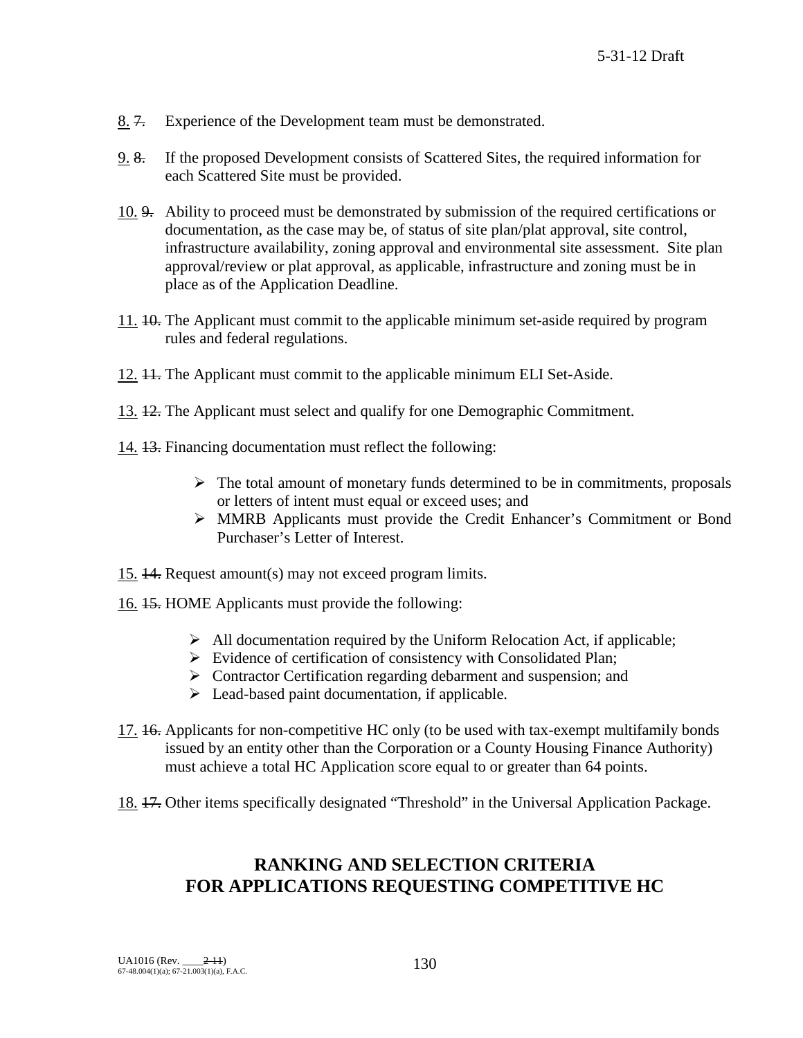8. ~~7.~~ Experience of the Development team must be demonstrated.

9. ~~8.~~ If the proposed Development consists of Scattered Sites, the required information for each Scattered Site must be provided.

10. ~~9.~~ Ability to proceed must be demonstrated by submission of the required certifications or documentation, as the case may be, of status of site plan/plat approval, site control, infrastructure availability, zoning approval and environmental site assessment. Site plan approval/review or plat approval, as applicable, infrastructure and zoning must be in place as of the Application Deadline.

11. ~~10.~~ The Applicant must commit to the applicable minimum set-aside required by program rules and federal regulations.

12. ~~11.~~ The Applicant must commit to the applicable minimum ELI Set-Aside.

13. ~~12.~~ The Applicant must select and qualify for one Demographic Commitment.

14. ~~13.~~ Financing documentation must reflect the following:

    - The total amount of monetary funds determined to be in commitments, proposals or letters of intent must equal or exceed uses; and
    - MMRB Applicants must provide the Credit Enhancer's Commitment or Bond Purchaser's Letter of Interest.

15. ~~14.~~ Request amount(s) may not exceed program limits.

16. ~~15.~~ HOME Applicants must provide the following:

    - All documentation required by the Uniform Relocation Act, if applicable;
    - Evidence of certification of consistency with Consolidated Plan;
    - Contractor Certification regarding debarment and suspension; and
    - Lead-based paint documentation, if applicable.

17. ~~16.~~ Applicants for non-competitive HC only (to be used with tax-exempt multifamily bonds issued by an entity other than the Corporation or a County Housing Finance Authority) must achieve a total HC Application score equal to or greater than 64 points.

18. ~~17.~~ Other items specifically designated "Threshold" in the Universal Application Package.

## RANKING AND SELECTION CRITERIA FOR APPLICATIONS REQUESTING COMPETITIVE HC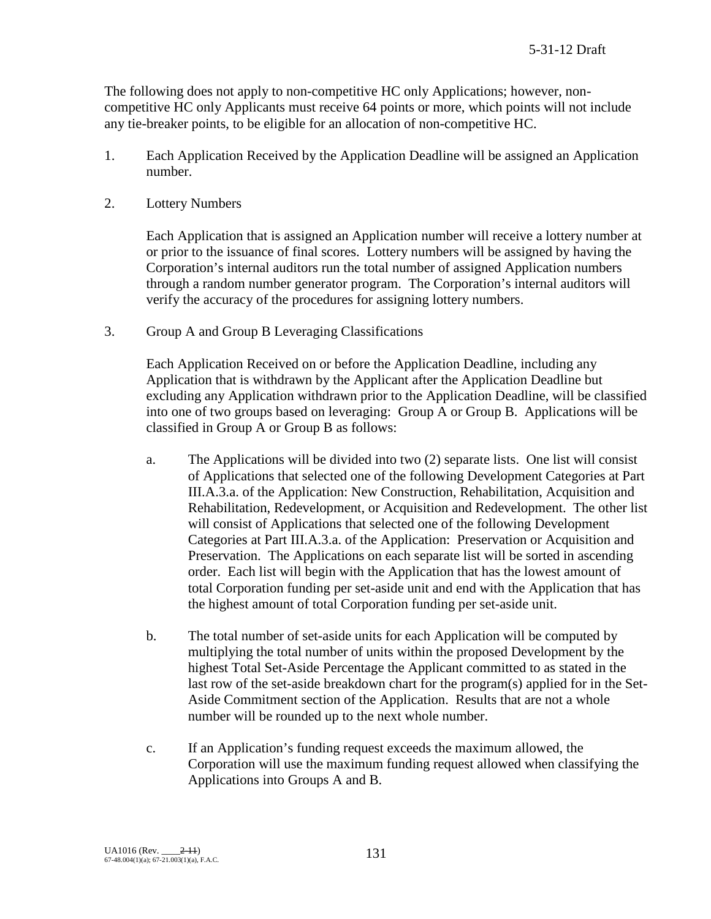The following does not apply to non-competitive HC only Applications; however, non-competitive HC only Applicants must receive 64 points or more, which points will not include any tie-breaker points, to be eligible for an allocation of non-competitive HC.

1. Each Application Received by the Application Deadline will be assigned an Application number.

2. Lottery Numbers

   Each Application that is assigned an Application number will receive a lottery number at or prior to the issuance of final scores. Lottery numbers will be assigned by having the Corporation's internal auditors run the total number of assigned Application numbers through a random number generator program. The Corporation's internal auditors will verify the accuracy of the procedures for assigning lottery numbers.

3. Group A and Group B Leveraging Classifications

   Each Application Received on or before the Application Deadline, including any Application that is withdrawn by the Applicant after the Application Deadline but excluding any Application withdrawn prior to the Application Deadline, will be classified into one of two groups based on leveraging: Group A or Group B. Applications will be classified in Group A or Group B as follows:

   a. The Applications will be divided into two (2) separate lists. One list will consist of Applications that selected one of the following Development Categories at Part III.A.3.a. of the Application: New Construction, Rehabilitation, Acquisition and Rehabilitation, Redevelopment, or Acquisition and Redevelopment. The other list will consist of Applications that selected one of the following Development Categories at Part III.A.3.a. of the Application: Preservation or Acquisition and Preservation. The Applications on each separate list will be sorted in ascending order. Each list will begin with the Application that has the lowest amount of total Corporation funding per set-aside unit and end with the Application that has the highest amount of total Corporation funding per set-aside unit.

   b. The total number of set-aside units for each Application will be computed by multiplying the total number of units within the proposed Development by the highest Total Set-Aside Percentage the Applicant committed to as stated in the last row of the set-aside breakdown chart for the program(s) applied for in the Set-Aside Commitment section of the Application. Results that are not a whole number will be rounded up to the next whole number.

   c. If an Application's funding request exceeds the maximum allowed, the Corporation will use the maximum funding request allowed when classifying the Applications into Groups A and B.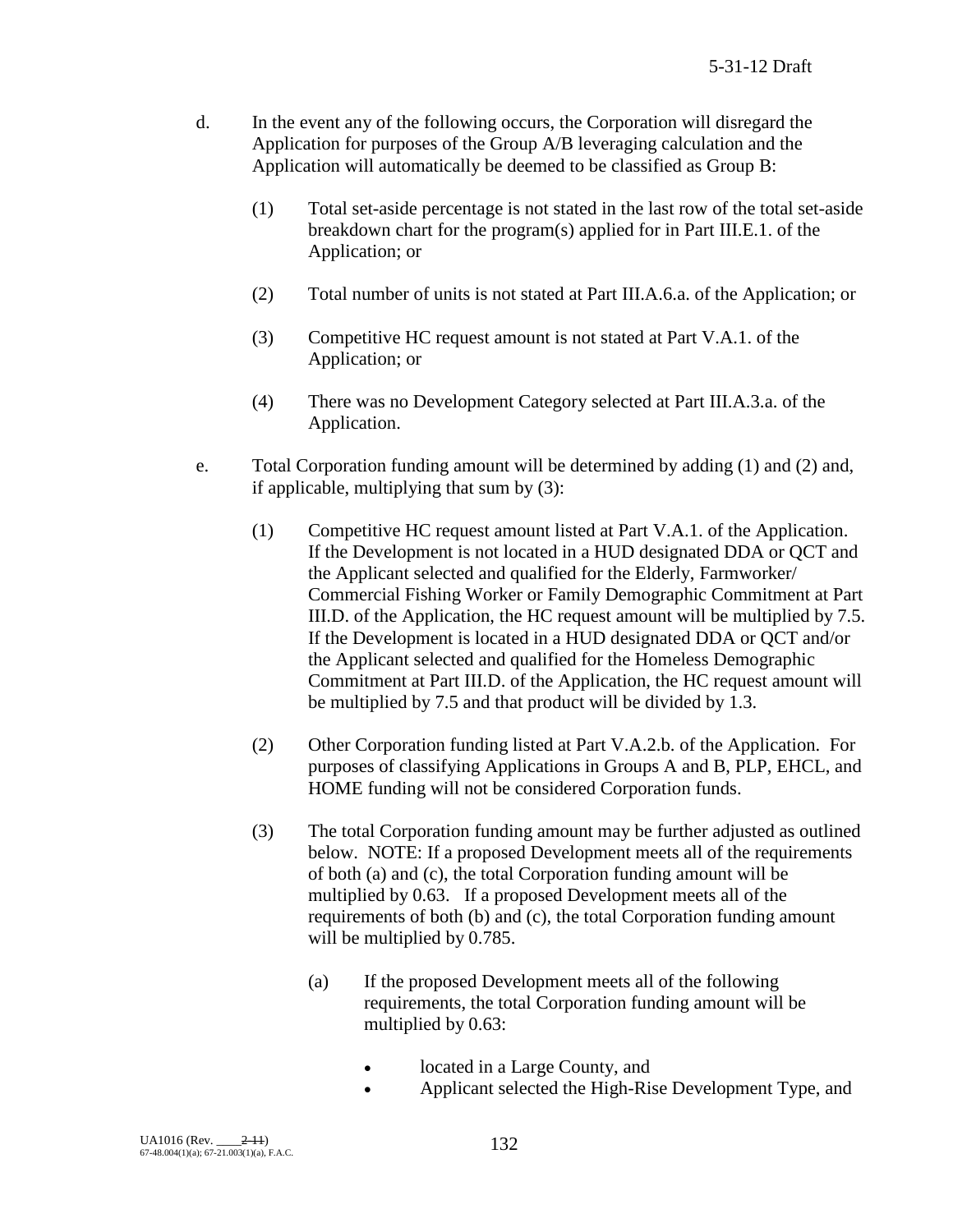d. In the event any of the following occurs, the Corporation will disregard the Application for purposes of the Group A/B leveraging calculation and the Application will automatically be deemed to be classified as Group B:

   (1) Total set-aside percentage is not stated in the last row of the total set-aside breakdown chart for the program(s) applied for in Part III.E.1. of the Application; or

   (2) Total number of units is not stated at Part III.A.6.a. of the Application; or

   (3) Competitive HC request amount is not stated at Part V.A.1. of the Application; or

   (4) There was no Development Category selected at Part III.A.3.a. of the Application.

e. Total Corporation funding amount will be determined by adding (1) and (2) and, if applicable, multiplying that sum by (3):

   (1) Competitive HC request amount listed at Part V.A.1. of the Application. If the Development is not located in a HUD designated DDA or QCT and the Applicant selected and qualified for the Elderly, Farmworker/ Commercial Fishing Worker or Family Demographic Commitment at Part III.D. of the Application, the HC request amount will be multiplied by 7.5. If the Development is located in a HUD designated DDA or QCT and/or the Applicant selected and qualified for the Homeless Demographic Commitment at Part III.D. of the Application, the HC request amount will be multiplied by 7.5 and that product will be divided by 1.3.

   (2) Other Corporation funding listed at Part V.A.2.b. of the Application. For purposes of classifying Applications in Groups A and B, PLP, EHCL, and HOME funding will not be considered Corporation funds.

   (3) The total Corporation funding amount may be further adjusted as outlined below. NOTE: If a proposed Development meets all of the requirements of both (a) and (c), the total Corporation funding amount will be multiplied by 0.63. If a proposed Development meets all of the requirements of both (b) and (c), the total Corporation funding amount will be multiplied by 0.785.

      (a) If the proposed Development meets all of the following requirements, the total Corporation funding amount will be multiplied by 0.63:

         - located in a Large County, and
         - Applicant selected the High-Rise Development Type, and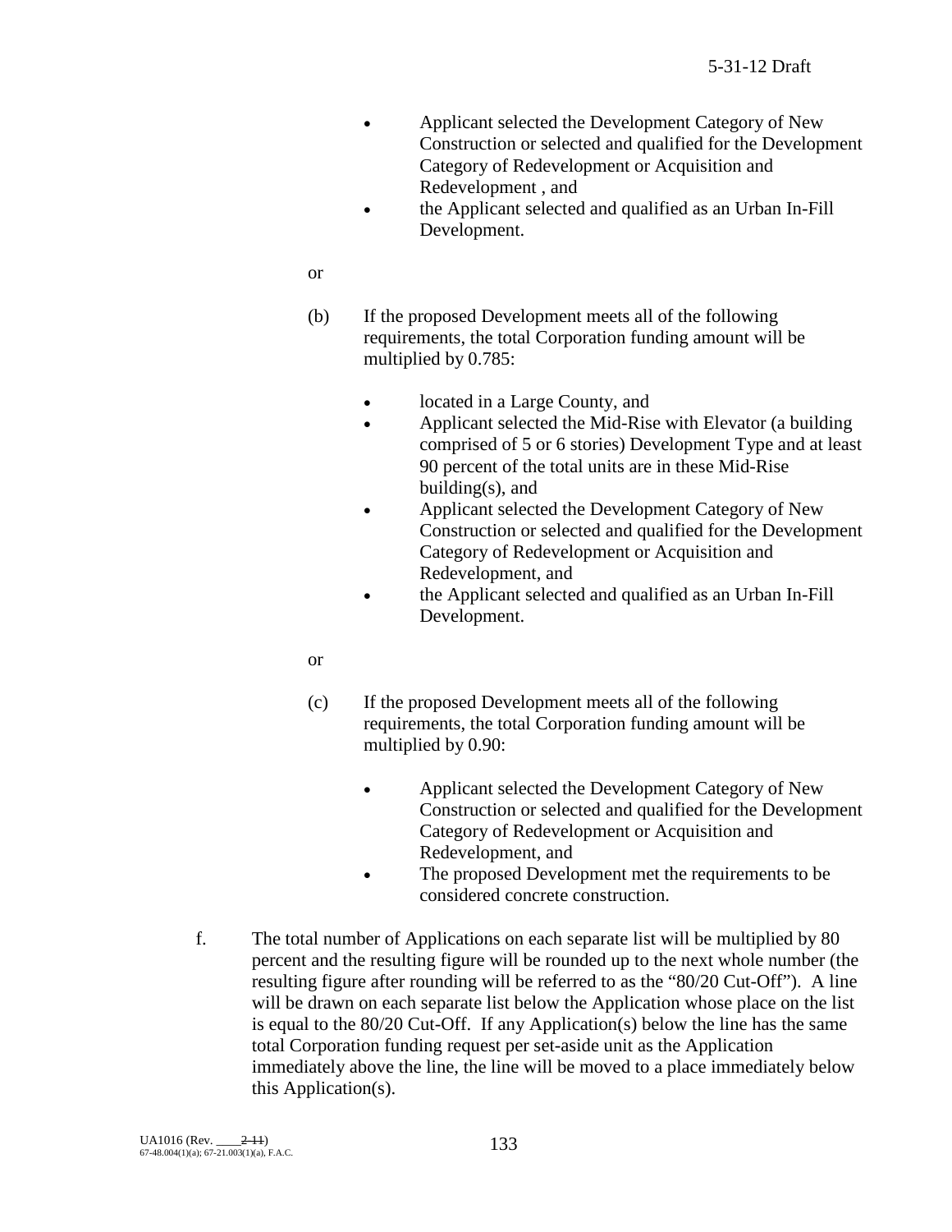- Applicant selected the Development Category of New Construction or selected and qualified for the Development Category of Redevelopment or Acquisition and Redevelopment , and
- the Applicant selected and qualified as an Urban In-Fill Development.

or

(b) If the proposed Development meets all of the following requirements, the total Corporation funding amount will be multiplied by 0.785:

- located in a Large County, and
- Applicant selected the Mid-Rise with Elevator (a building comprised of 5 or 6 stories) Development Type and at least 90 percent of the total units are in these Mid-Rise building(s), and
- Applicant selected the Development Category of New Construction or selected and qualified for the Development Category of Redevelopment or Acquisition and Redevelopment, and
- the Applicant selected and qualified as an Urban In-Fill Development.

or

(c) If the proposed Development meets all of the following requirements, the total Corporation funding amount will be multiplied by 0.90:

- Applicant selected the Development Category of New Construction or selected and qualified for the Development Category of Redevelopment or Acquisition and Redevelopment, and
- The proposed Development met the requirements to be considered concrete construction.

f. The total number of Applications on each separate list will be multiplied by 80 percent and the resulting figure will be rounded up to the next whole number (the resulting figure after rounding will be referred to as the "80/20 Cut-Off"). A line will be drawn on each separate list below the Application whose place on the list is equal to the 80/20 Cut-Off. If any Application(s) below the line has the same total Corporation funding request per set-aside unit as the Application immediately above the line, the line will be moved to a place immediately below this Application(s).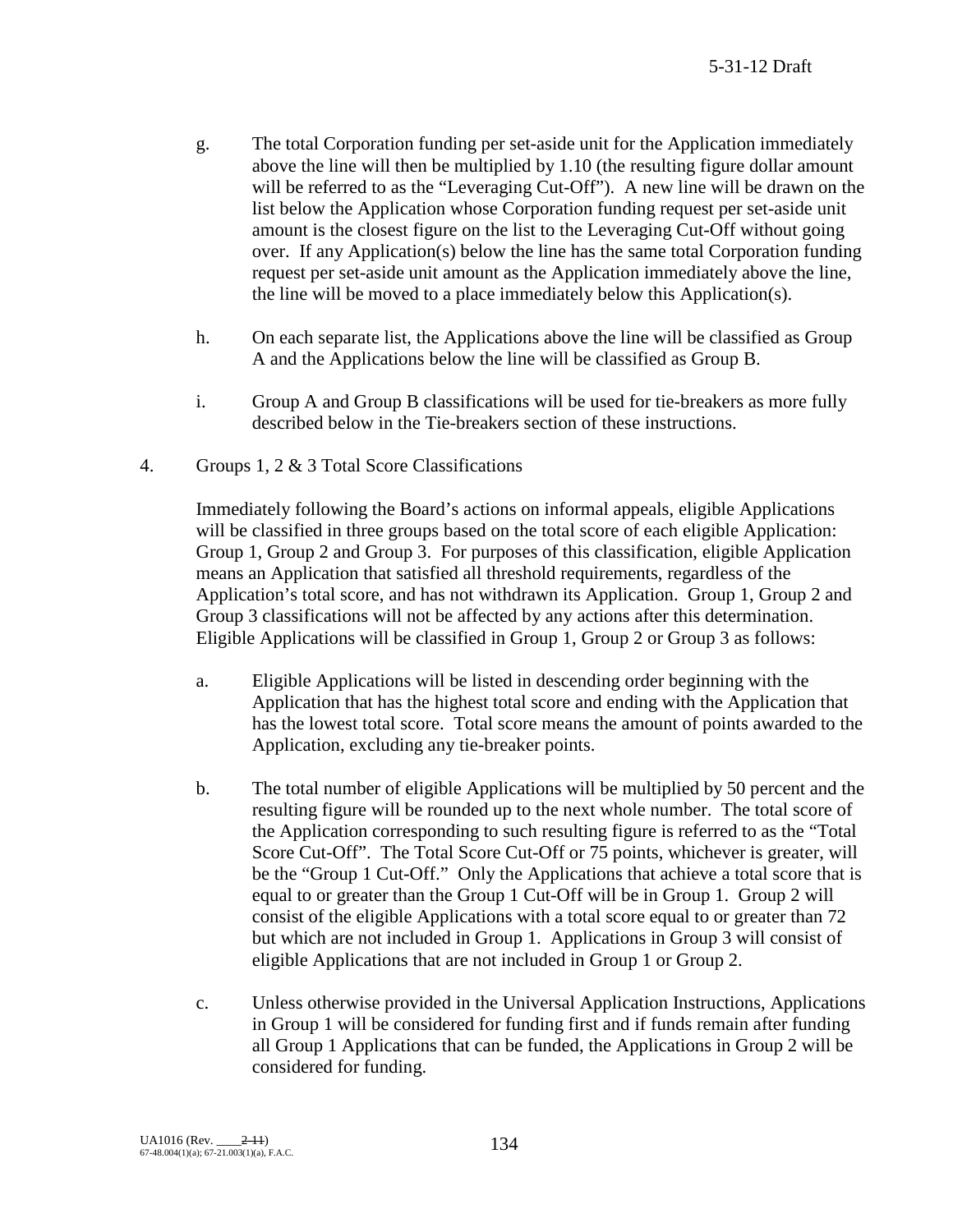g. The total Corporation funding per set-aside unit for the Application immediately above the line will then be multiplied by 1.10 (the resulting figure dollar amount will be referred to as the "Leveraging Cut-Off"). A new line will be drawn on the list below the Application whose Corporation funding request per set-aside unit amount is the closest figure on the list to the Leveraging Cut-Off without going over. If any Application(s) below the line has the same total Corporation funding request per set-aside unit amount as the Application immediately above the line, the line will be moved to a place immediately below this Application(s).

h. On each separate list, the Applications above the line will be classified as Group A and the Applications below the line will be classified as Group B.

i. Group A and Group B classifications will be used for tie-breakers as more fully described below in the Tie-breakers section of these instructions.

4. Groups 1, 2 & 3 Total Score Classifications

Immediately following the Board's actions on informal appeals, eligible Applications will be classified in three groups based on the total score of each eligible Application: Group 1, Group 2 and Group 3. For purposes of this classification, eligible Application means an Application that satisfied all threshold requirements, regardless of the Application's total score, and has not withdrawn its Application. Group 1, Group 2 and Group 3 classifications will not be affected by any actions after this determination. Eligible Applications will be classified in Group 1, Group 2 or Group 3 as follows:

a. Eligible Applications will be listed in descending order beginning with the Application that has the highest total score and ending with the Application that has the lowest total score. Total score means the amount of points awarded to the Application, excluding any tie-breaker points.

b. The total number of eligible Applications will be multiplied by 50 percent and the resulting figure will be rounded up to the next whole number. The total score of the Application corresponding to such resulting figure is referred to as the "Total Score Cut-Off". The Total Score Cut-Off or 75 points, whichever is greater, will be the "Group 1 Cut-Off." Only the Applications that achieve a total score that is equal to or greater than the Group 1 Cut-Off will be in Group 1. Group 2 will consist of the eligible Applications with a total score equal to or greater than 72 but which are not included in Group 1. Applications in Group 3 will consist of eligible Applications that are not included in Group 1 or Group 2.

c. Unless otherwise provided in the Universal Application Instructions, Applications in Group 1 will be considered for funding first and if funds remain after funding all Group 1 Applications that can be funded, the Applications in Group 2 will be considered for funding.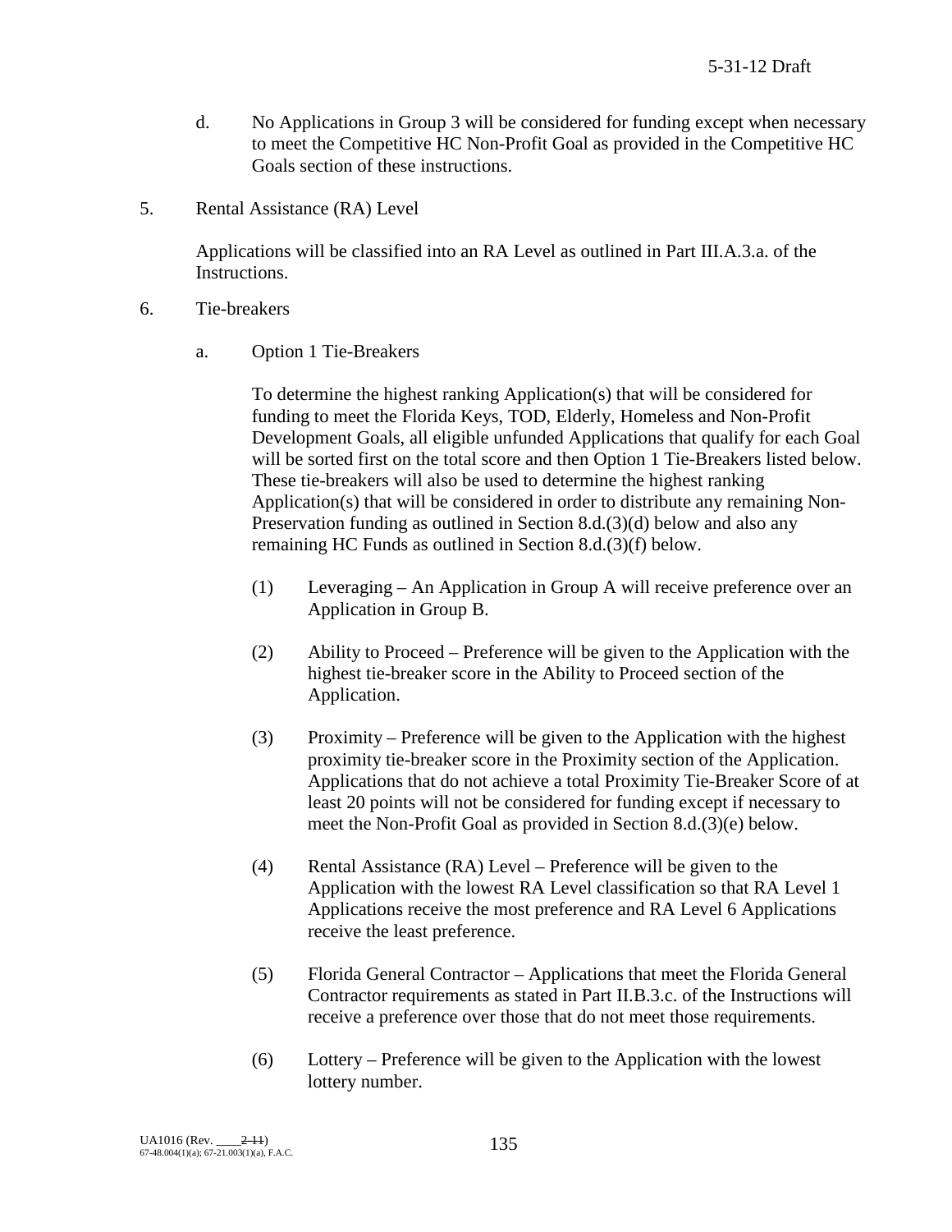d. No Applications in Group 3 will be considered for funding except when necessary to meet the Competitive HC Non-Profit Goal as provided in the Competitive HC Goals section of these instructions.

5. Rental Assistance (RA) Level

   Applications will be classified into an RA Level as outlined in Part III.A.3.a. of the Instructions.

6. Tie-breakers

   a. Option 1 Tie-Breakers

      To determine the highest ranking Application(s) that will be considered for funding to meet the Florida Keys, TOD, Elderly, Homeless and Non-Profit Development Goals, all eligible unfunded Applications that qualify for each Goal will be sorted first on the total score and then Option 1 Tie-Breakers listed below. These tie-breakers will also be used to determine the highest ranking Application(s) that will be considered in order to distribute any remaining Non-Preservation funding as outlined in Section 8.d.(3)(d) below and also any remaining HC Funds as outlined in Section 8.d.(3)(f) below.

      (1) Leveraging – An Application in Group A will receive preference over an Application in Group B.

      (2) Ability to Proceed – Preference will be given to the Application with the highest tie-breaker score in the Ability to Proceed section of the Application.

      (3) Proximity – Preference will be given to the Application with the highest proximity tie-breaker score in the Proximity section of the Application. Applications that do not achieve a total Proximity Tie-Breaker Score of at least 20 points will not be considered for funding except if necessary to meet the Non-Profit Goal as provided in Section 8.d.(3)(e) below.

      (4) Rental Assistance (RA) Level – Preference will be given to the Application with the lowest RA Level classification so that RA Level 1 Applications receive the most preference and RA Level 6 Applications receive the least preference.

      (5) Florida General Contractor – Applications that meet the Florida General Contractor requirements as stated in Part II.B.3.c. of the Instructions will receive a preference over those that do not meet those requirements.

      (6) Lottery – Preference will be given to the Application with the lowest lottery number.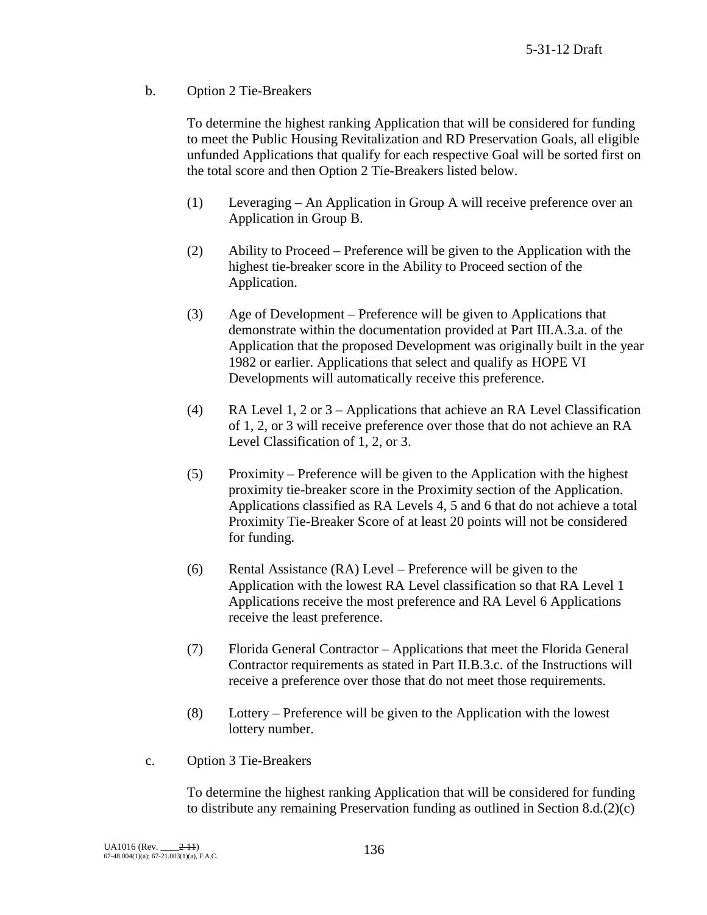b. Option 2 Tie-Breakers

To determine the highest ranking Application that will be considered for funding to meet the Public Housing Revitalization and RD Preservation Goals, all eligible unfunded Applications that qualify for each respective Goal will be sorted first on the total score and then Option 2 Tie-Breakers listed below.

(1) Leveraging – An Application in Group A will receive preference over an Application in Group B.

(2) Ability to Proceed – Preference will be given to the Application with the highest tie-breaker score in the Ability to Proceed section of the Application.

(3) Age of Development – Preference will be given to Applications that demonstrate within the documentation provided at Part III.A.3.a. of the Application that the proposed Development was originally built in the year 1982 or earlier. Applications that select and qualify as HOPE VI Developments will automatically receive this preference.

(4) RA Level 1, 2 or 3 – Applications that achieve an RA Level Classification of 1, 2, or 3 will receive preference over those that do not achieve an RA Level Classification of 1, 2, or 3.

(5) Proximity – Preference will be given to the Application with the highest proximity tie-breaker score in the Proximity section of the Application. Applications classified as RA Levels 4, 5 and 6 that do not achieve a total Proximity Tie-Breaker Score of at least 20 points will not be considered for funding.

(6) Rental Assistance (RA) Level – Preference will be given to the Application with the lowest RA Level classification so that RA Level 1 Applications receive the most preference and RA Level 6 Applications receive the least preference.

(7) Florida General Contractor – Applications that meet the Florida General Contractor requirements as stated in Part II.B.3.c. of the Instructions will receive a preference over those that do not meet those requirements.

(8) Lottery – Preference will be given to the Application with the lowest lottery number.

c. Option 3 Tie-Breakers

To determine the highest ranking Application that will be considered for funding to distribute any remaining Preservation funding as outlined in Section 8.d.(2)(c)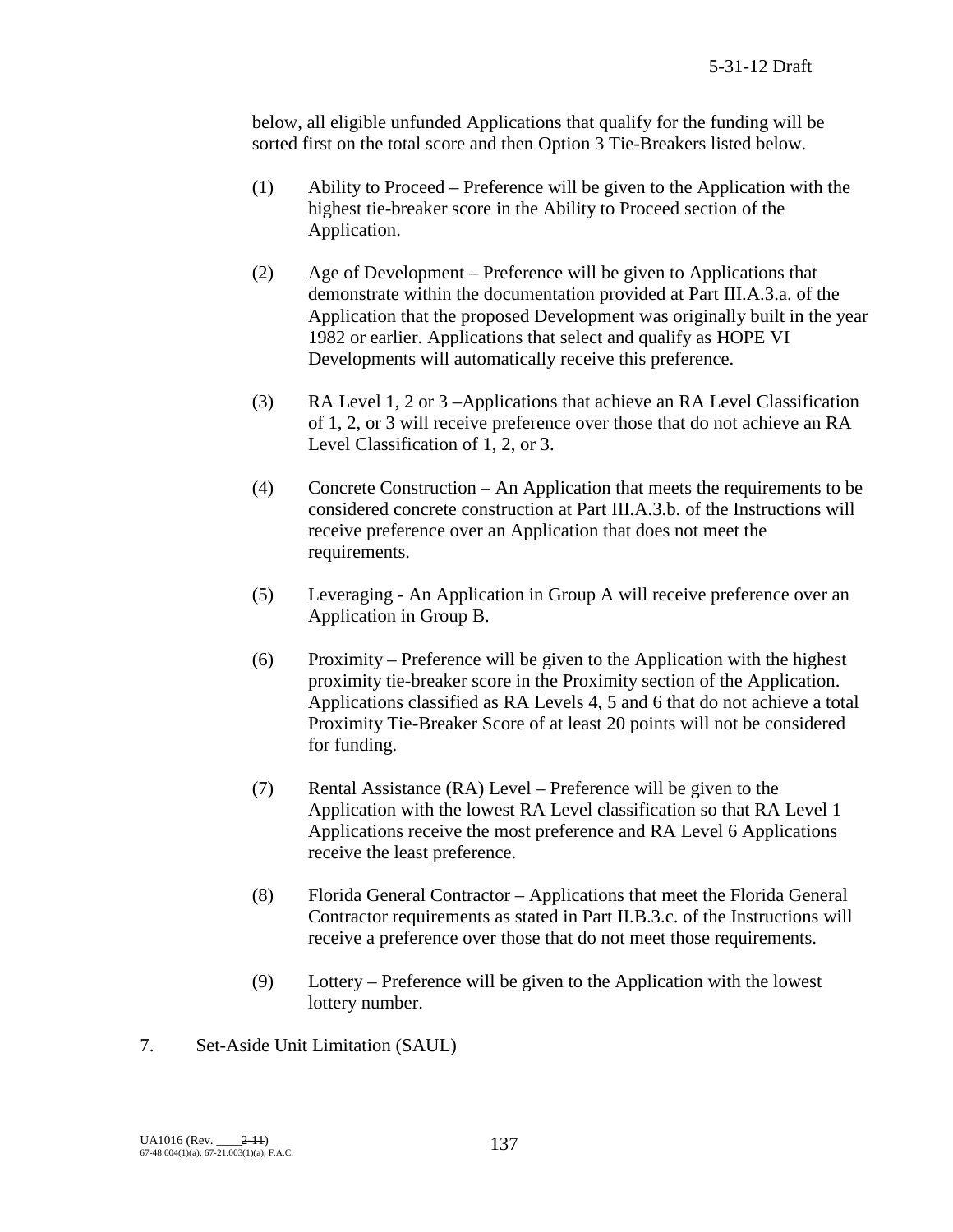below, all eligible unfunded Applications that qualify for the funding will be sorted first on the total score and then Option 3 Tie-Breakers listed below.

(1) Ability to Proceed – Preference will be given to the Application with the highest tie-breaker score in the Ability to Proceed section of the Application.

(2) Age of Development – Preference will be given to Applications that demonstrate within the documentation provided at Part III.A.3.a. of the Application that the proposed Development was originally built in the year 1982 or earlier. Applications that select and qualify as HOPE VI Developments will automatically receive this preference.

(3) RA Level 1, 2 or 3 –Applications that achieve an RA Level Classification of 1, 2, or 3 will receive preference over those that do not achieve an RA Level Classification of 1, 2, or 3.

(4) Concrete Construction – An Application that meets the requirements to be considered concrete construction at Part III.A.3.b. of the Instructions will receive preference over an Application that does not meet the requirements.

(5) Leveraging - An Application in Group A will receive preference over an Application in Group B.

(6) Proximity – Preference will be given to the Application with the highest proximity tie-breaker score in the Proximity section of the Application. Applications classified as RA Levels 4, 5 and 6 that do not achieve a total Proximity Tie-Breaker Score of at least 20 points will not be considered for funding.

(7) Rental Assistance (RA) Level – Preference will be given to the Application with the lowest RA Level classification so that RA Level 1 Applications receive the most preference and RA Level 6 Applications receive the least preference.

(8) Florida General Contractor – Applications that meet the Florida General Contractor requirements as stated in Part II.B.3.c. of the Instructions will receive a preference over those that do not meet those requirements.

(9) Lottery – Preference will be given to the Application with the lowest lottery number.

7. Set-Aside Unit Limitation (SAUL)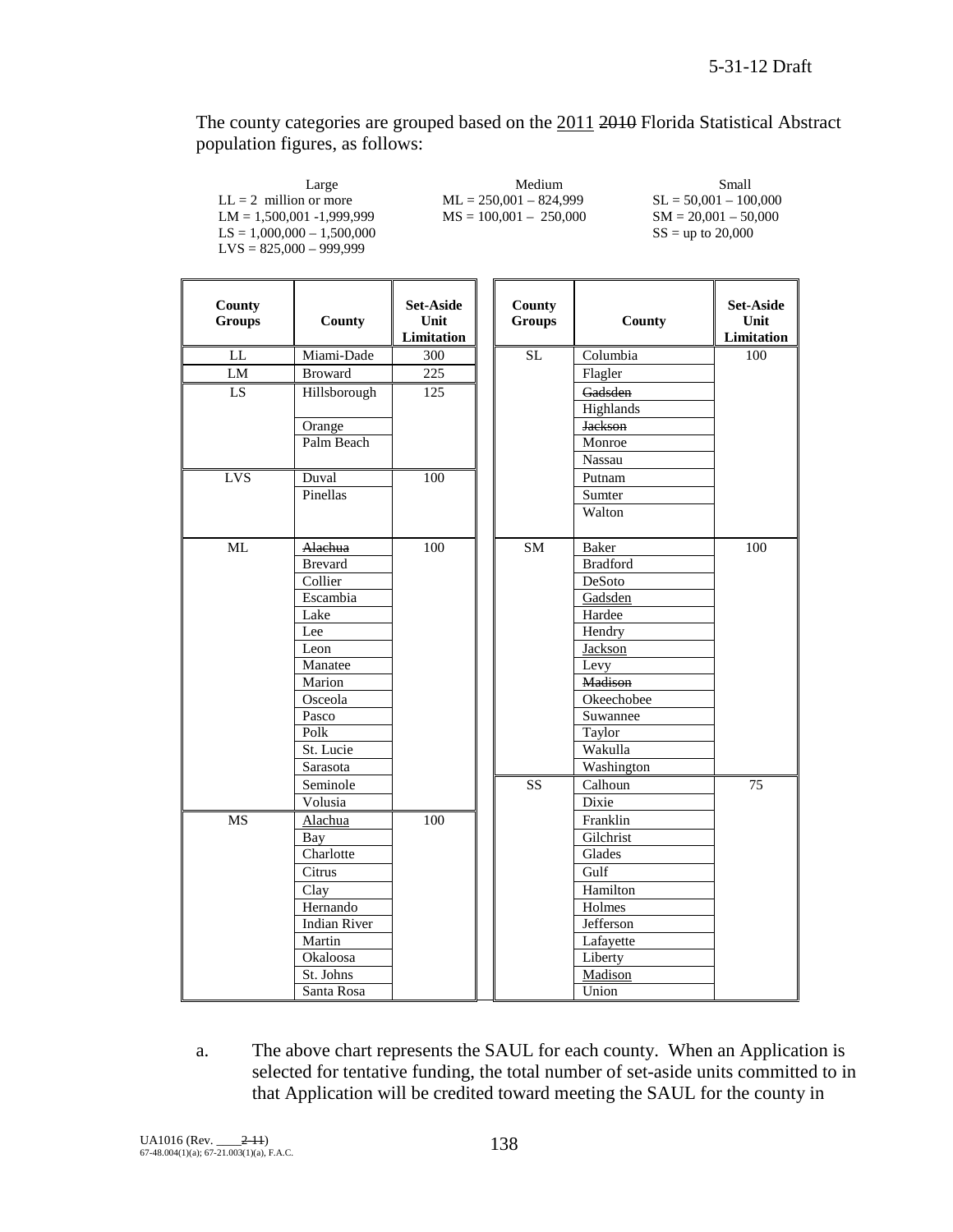The county categories are grouped based on the <u>2011</u> ~~2010~~ Florida Statistical Abstract population figures, as follows:

| Large | Medium | Small |
|---|---|---|
| LL = 2 million or more | ML = 250,001 – 824,999 | SL = 50,001 – 100,000 |
| LM = 1,500,001 -1,999,999 | MS = 100,001 – 250,000 | SM = 20,001 – 50,000 |
| LS = 1,000,000 – 1,500,000 | | SS = up to 20,000 |
| LVS = 825,000 – 999,999 | | |

| County Groups | County | Set-Aside Unit Limitation |
|---|---|---|
| LL | Miami-Dade | 300 |
| LM | Broward | 225 |
| LS | Hillsborough | 125 |
| | Orange | |
| | Palm Beach | |
| LVS | Duval | 100 |
| | Pinellas | |
| ML | ~~Alachua~~ | 100 |
| | Brevard | |
| | Collier | |
| | Escambia | |
| | Lake | |
| | Lee | |
| | Leon | |
| | Manatee | |
| | Marion | |
| | Osceola | |
| | Pasco | |
| | Polk | |
| | St. Lucie | |
| | Sarasota | |
| | Seminole | |
| | Volusia | |
| MS | <u>Alachua</u> | 100 |
| | Bay | |
| | Charlotte | |
| | Citrus | |
| | Clay | |
| | Hernando | |
| | Indian River | |
| | Martin | |
| | Okaloosa | |
| | St. Johns | |
| | Santa Rosa | |

| County Groups | County | Set-Aside Unit Limitation |
|---|---|---|
| SL | Columbia | 100 |
| | Flagler | |
| | ~~Gadsden~~ | |
| | Highlands | |
| | ~~Jackson~~ | |
| | Monroe | |
| | Nassau | |
| | Putnam | |
| | Sumter | |
| | Walton | |
| SM | Baker | 100 |
| | Bradford | |
| | DeSoto | |
| | <u>Gadsden</u> | |
| | Hardee | |
| | Hendry | |
| | <u>Jackson</u> | |
| | Levy | |
| | ~~Madison~~ | |
| | Okeechobee | |
| | Suwannee | |
| | Taylor | |
| | Wakulla | |
| | Washington | |
| SS | Calhoun | 75 |
| | Dixie | |
| | Franklin | |
| | Gilchrist | |
| | Glades | |
| | Gulf | |
| | Hamilton | |
| | Holmes | |
| | Jefferson | |
| | Lafayette | |
| | Liberty | |
| | <u>Madison</u> | |
| | Union | |

a. The above chart represents the SAUL for each county. When an Application is selected for tentative funding, the total number of set-aside units committed to in that Application will be credited toward meeting the SAUL for the county in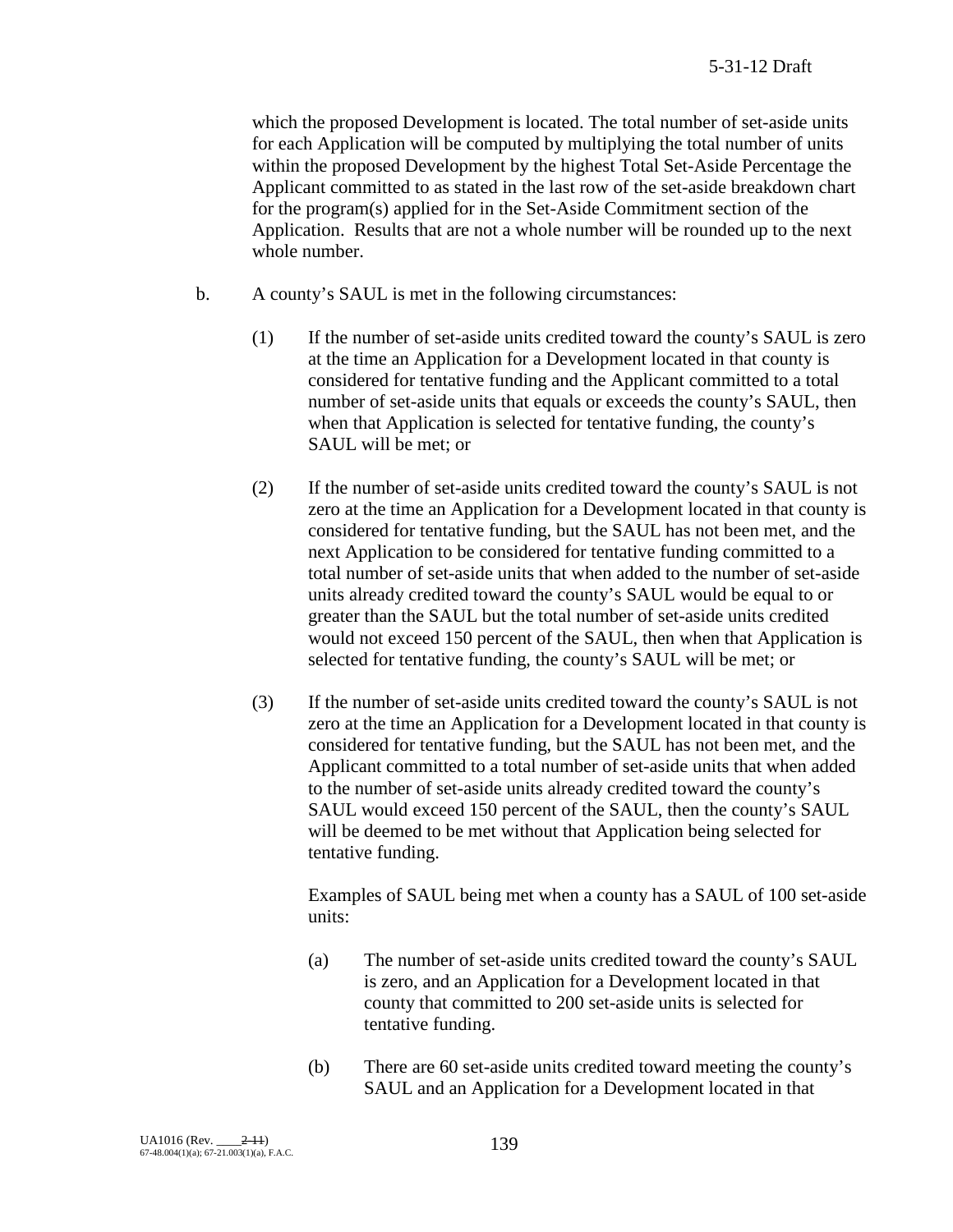which the proposed Development is located. The total number of set-aside units for each Application will be computed by multiplying the total number of units within the proposed Development by the highest Total Set-Aside Percentage the Applicant committed to as stated in the last row of the set-aside breakdown chart for the program(s) applied for in the Set-Aside Commitment section of the Application. Results that are not a whole number will be rounded up to the next whole number.

b. A county's SAUL is met in the following circumstances:

(1) If the number of set-aside units credited toward the county's SAUL is zero at the time an Application for a Development located in that county is considered for tentative funding and the Applicant committed to a total number of set-aside units that equals or exceeds the county's SAUL, then when that Application is selected for tentative funding, the county's SAUL will be met; or

(2) If the number of set-aside units credited toward the county's SAUL is not zero at the time an Application for a Development located in that county is considered for tentative funding, but the SAUL has not been met, and the next Application to be considered for tentative funding committed to a total number of set-aside units that when added to the number of set-aside units already credited toward the county's SAUL would be equal to or greater than the SAUL but the total number of set-aside units credited would not exceed 150 percent of the SAUL, then when that Application is selected for tentative funding, the county's SAUL will be met; or

(3) If the number of set-aside units credited toward the county's SAUL is not zero at the time an Application for a Development located in that county is considered for tentative funding, but the SAUL has not been met, and the Applicant committed to a total number of set-aside units that when added to the number of set-aside units already credited toward the county's SAUL would exceed 150 percent of the SAUL, then the county's SAUL will be deemed to be met without that Application being selected for tentative funding.

Examples of SAUL being met when a county has a SAUL of 100 set-aside units:

(a) The number of set-aside units credited toward the county's SAUL is zero, and an Application for a Development located in that county that committed to 200 set-aside units is selected for tentative funding.

(b) There are 60 set-aside units credited toward meeting the county's SAUL and an Application for a Development located in that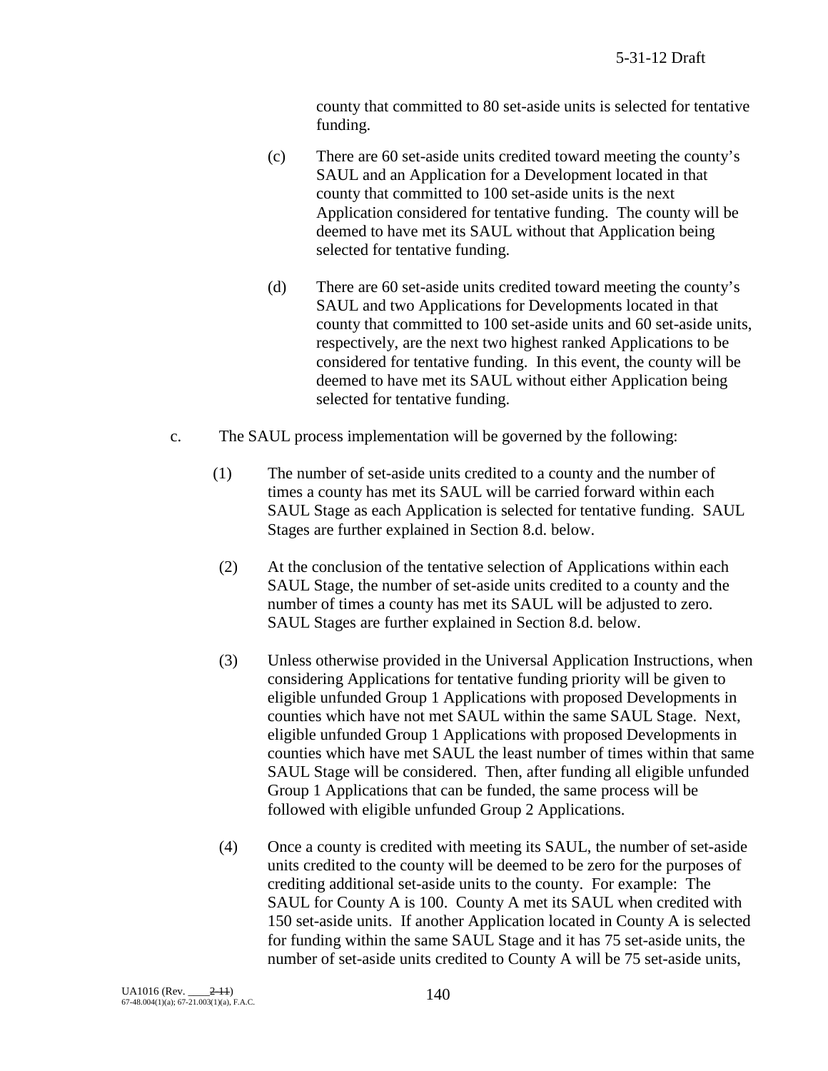county that committed to 80 set-aside units is selected for tentative funding.

(c) There are 60 set-aside units credited toward meeting the county's SAUL and an Application for a Development located in that county that committed to 100 set-aside units is the next Application considered for tentative funding. The county will be deemed to have met its SAUL without that Application being selected for tentative funding.

(d) There are 60 set-aside units credited toward meeting the county's SAUL and two Applications for Developments located in that county that committed to 100 set-aside units and 60 set-aside units, respectively, are the next two highest ranked Applications to be considered for tentative funding. In this event, the county will be deemed to have met its SAUL without either Application being selected for tentative funding.

c. The SAUL process implementation will be governed by the following:

(1) The number of set-aside units credited to a county and the number of times a county has met its SAUL will be carried forward within each SAUL Stage as each Application is selected for tentative funding. SAUL Stages are further explained in Section 8.d. below.

(2) At the conclusion of the tentative selection of Applications within each SAUL Stage, the number of set-aside units credited to a county and the number of times a county has met its SAUL will be adjusted to zero. SAUL Stages are further explained in Section 8.d. below.

(3) Unless otherwise provided in the Universal Application Instructions, when considering Applications for tentative funding priority will be given to eligible unfunded Group 1 Applications with proposed Developments in counties which have not met SAUL within the same SAUL Stage. Next, eligible unfunded Group 1 Applications with proposed Developments in counties which have met SAUL the least number of times within that same SAUL Stage will be considered. Then, after funding all eligible unfunded Group 1 Applications that can be funded, the same process will be followed with eligible unfunded Group 2 Applications.

(4) Once a county is credited with meeting its SAUL, the number of set-aside units credited to the county will be deemed to be zero for the purposes of crediting additional set-aside units to the county. For example: The SAUL for County A is 100. County A met its SAUL when credited with 150 set-aside units. If another Application located in County A is selected for funding within the same SAUL Stage and it has 75 set-aside units, the number of set-aside units credited to County A will be 75 set-aside units,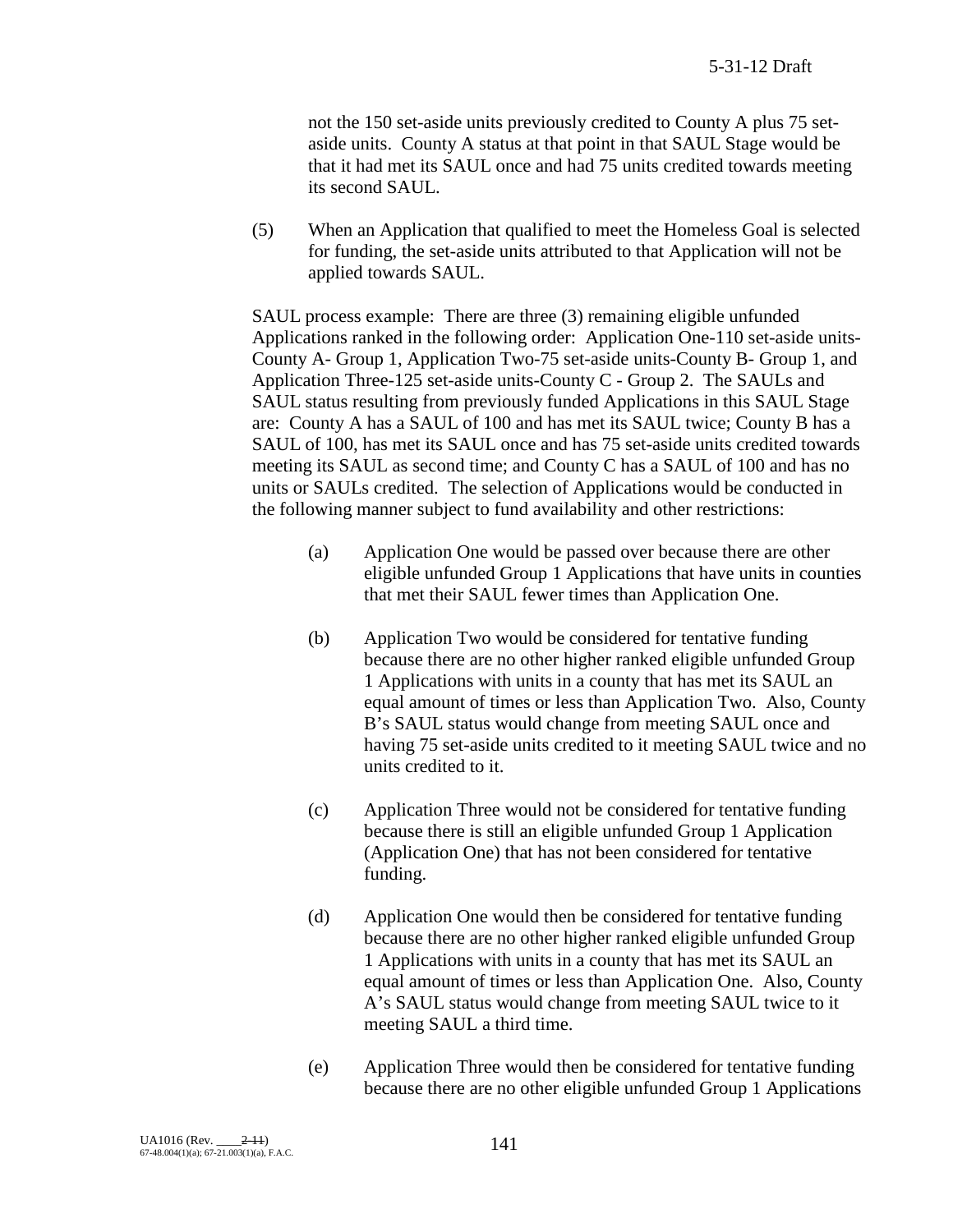not the 150 set-aside units previously credited to County A plus 75 set-aside units. County A status at that point in that SAUL Stage would be that it had met its SAUL once and had 75 units credited towards meeting its second SAUL.

(5) When an Application that qualified to meet the Homeless Goal is selected for funding, the set-aside units attributed to that Application will not be applied towards SAUL.

SAUL process example: There are three (3) remaining eligible unfunded Applications ranked in the following order: Application One-110 set-aside units-County A- Group 1, Application Two-75 set-aside units-County B- Group 1, and Application Three-125 set-aside units-County C - Group 2. The SAULs and SAUL status resulting from previously funded Applications in this SAUL Stage are: County A has a SAUL of 100 and has met its SAUL twice; County B has a SAUL of 100, has met its SAUL once and has 75 set-aside units credited towards meeting its SAUL as second time; and County C has a SAUL of 100 and has no units or SAULs credited. The selection of Applications would be conducted in the following manner subject to fund availability and other restrictions:

(a) Application One would be passed over because there are other eligible unfunded Group 1 Applications that have units in counties that met their SAUL fewer times than Application One.

(b) Application Two would be considered for tentative funding because there are no other higher ranked eligible unfunded Group 1 Applications with units in a county that has met its SAUL an equal amount of times or less than Application Two. Also, County B's SAUL status would change from meeting SAUL once and having 75 set-aside units credited to it meeting SAUL twice and no units credited to it.

(c) Application Three would not be considered for tentative funding because there is still an eligible unfunded Group 1 Application (Application One) that has not been considered for tentative funding.

(d) Application One would then be considered for tentative funding because there are no other higher ranked eligible unfunded Group 1 Applications with units in a county that has met its SAUL an equal amount of times or less than Application One. Also, County A's SAUL status would change from meeting SAUL twice to it meeting SAUL a third time.

(e) Application Three would then be considered for tentative funding because there are no other eligible unfunded Group 1 Applications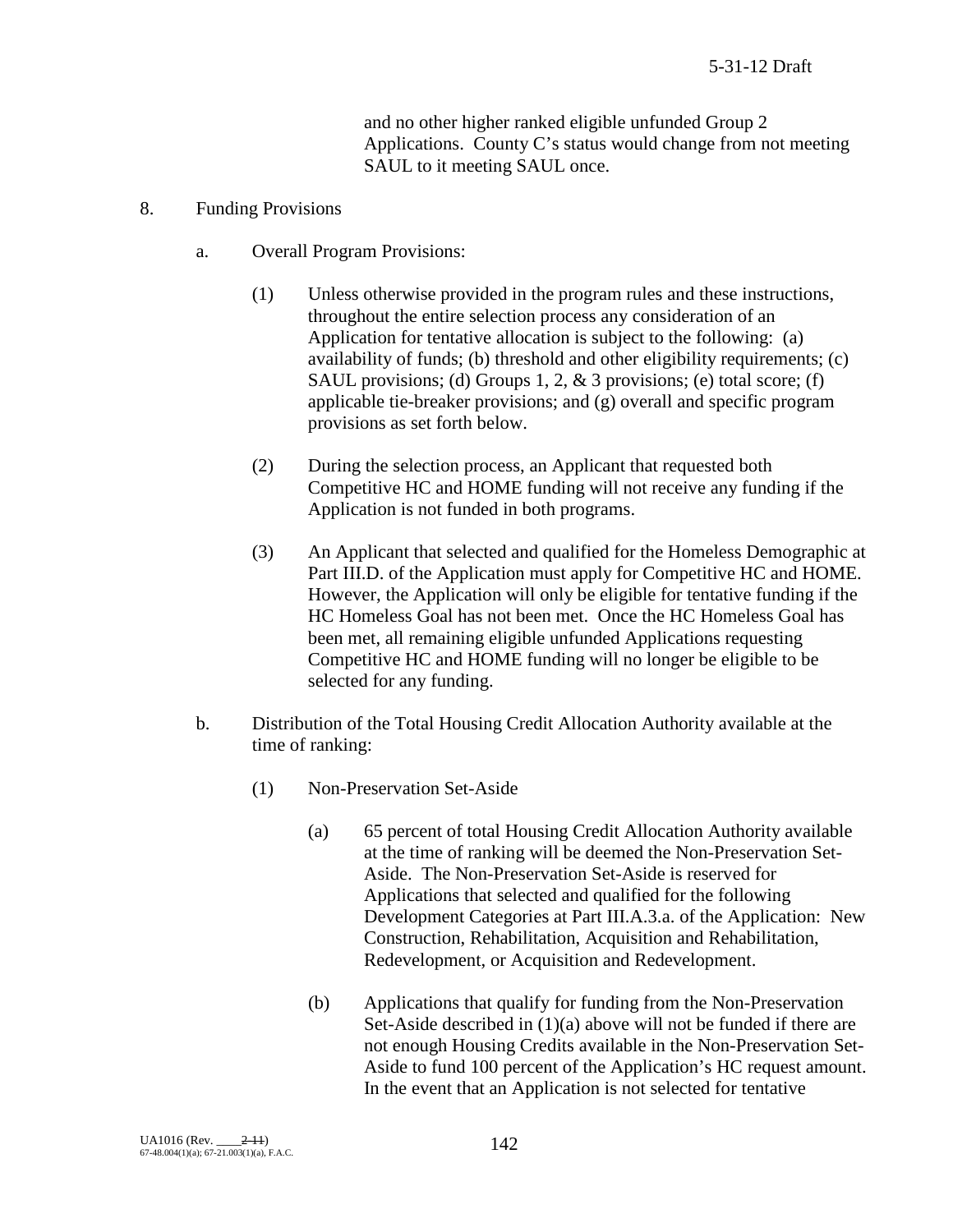and no other higher ranked eligible unfunded Group 2 Applications. County C's status would change from not meeting SAUL to it meeting SAUL once.

8. Funding Provisions

   a. Overall Program Provisions:

      (1) Unless otherwise provided in the program rules and these instructions, throughout the entire selection process any consideration of an Application for tentative allocation is subject to the following: (a) availability of funds; (b) threshold and other eligibility requirements; (c) SAUL provisions; (d) Groups 1, 2, & 3 provisions; (e) total score; (f) applicable tie-breaker provisions; and (g) overall and specific program provisions as set forth below.

      (2) During the selection process, an Applicant that requested both Competitive HC and HOME funding will not receive any funding if the Application is not funded in both programs.

      (3) An Applicant that selected and qualified for the Homeless Demographic at Part III.D. of the Application must apply for Competitive HC and HOME. However, the Application will only be eligible for tentative funding if the HC Homeless Goal has not been met. Once the HC Homeless Goal has been met, all remaining eligible unfunded Applications requesting Competitive HC and HOME funding will no longer be eligible to be selected for any funding.

   b. Distribution of the Total Housing Credit Allocation Authority available at the time of ranking:

      (1) Non-Preservation Set-Aside

         (a) 65 percent of total Housing Credit Allocation Authority available at the time of ranking will be deemed the Non-Preservation Set-Aside. The Non-Preservation Set-Aside is reserved for Applications that selected and qualified for the following Development Categories at Part III.A.3.a. of the Application: New Construction, Rehabilitation, Acquisition and Rehabilitation, Redevelopment, or Acquisition and Redevelopment.

         (b) Applications that qualify for funding from the Non-Preservation Set-Aside described in (1)(a) above will not be funded if there are not enough Housing Credits available in the Non-Preservation Set-Aside to fund 100 percent of the Application's HC request amount. In the event that an Application is not selected for tentative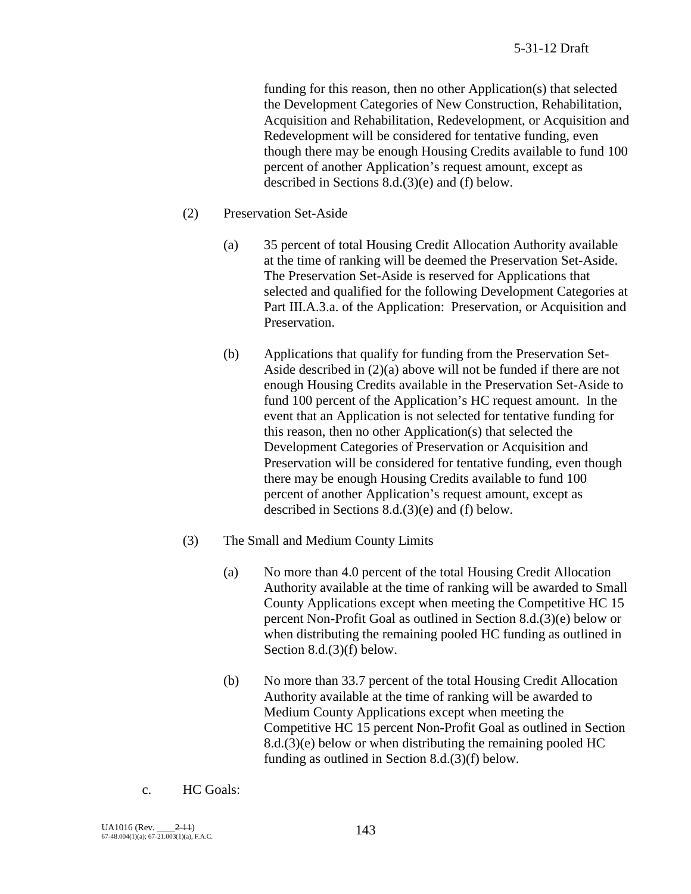funding for this reason, then no other Application(s) that selected the Development Categories of New Construction, Rehabilitation, Acquisition and Rehabilitation, Redevelopment, or Acquisition and Redevelopment will be considered for tentative funding, even though there may be enough Housing Credits available to fund 100 percent of another Application's request amount, except as described in Sections 8.d.(3)(e) and (f) below.

(2) Preservation Set-Aside

(a) 35 percent of total Housing Credit Allocation Authority available at the time of ranking will be deemed the Preservation Set-Aside. The Preservation Set-Aside is reserved for Applications that selected and qualified for the following Development Categories at Part III.A.3.a. of the Application: Preservation, or Acquisition and Preservation.

(b) Applications that qualify for funding from the Preservation Set-Aside described in (2)(a) above will not be funded if there are not enough Housing Credits available in the Preservation Set-Aside to fund 100 percent of the Application's HC request amount. In the event that an Application is not selected for tentative funding for this reason, then no other Application(s) that selected the Development Categories of Preservation or Acquisition and Preservation will be considered for tentative funding, even though there may be enough Housing Credits available to fund 100 percent of another Application's request amount, except as described in Sections 8.d.(3)(e) and (f) below.

(3) The Small and Medium County Limits

(a) No more than 4.0 percent of the total Housing Credit Allocation Authority available at the time of ranking will be awarded to Small County Applications except when meeting the Competitive HC 15 percent Non-Profit Goal as outlined in Section 8.d.(3)(e) below or when distributing the remaining pooled HC funding as outlined in Section 8.d.(3)(f) below.

(b) No more than 33.7 percent of the total Housing Credit Allocation Authority available at the time of ranking will be awarded to Medium County Applications except when meeting the Competitive HC 15 percent Non-Profit Goal as outlined in Section 8.d.(3)(e) below or when distributing the remaining pooled HC funding as outlined in Section 8.d.(3)(f) below.

c. HC Goals: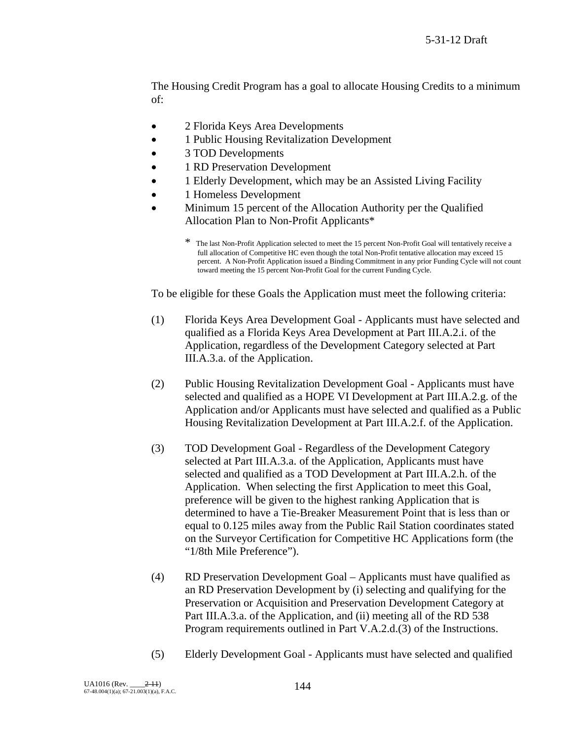The Housing Credit Program has a goal to allocate Housing Credits to a minimum of:

- 2 Florida Keys Area Developments
- 1 Public Housing Revitalization Development
- 3 TOD Developments
- 1 RD Preservation Development
- 1 Elderly Development, which may be an Assisted Living Facility
- 1 Homeless Development
- Minimum 15 percent of the Allocation Authority per the Qualified Allocation Plan to Non-Profit Applicants*

  \* The last Non-Profit Application selected to meet the 15 percent Non-Profit Goal will tentatively receive a full allocation of Competitive HC even though the total Non-Profit tentative allocation may exceed 15 percent. A Non-Profit Application issued a Binding Commitment in any prior Funding Cycle will not count toward meeting the 15 percent Non-Profit Goal for the current Funding Cycle.

To be eligible for these Goals the Application must meet the following criteria:

(1) Florida Keys Area Development Goal - Applicants must have selected and qualified as a Florida Keys Area Development at Part III.A.2.i. of the Application, regardless of the Development Category selected at Part III.A.3.a. of the Application.

(2) Public Housing Revitalization Development Goal - Applicants must have selected and qualified as a HOPE VI Development at Part III.A.2.g. of the Application and/or Applicants must have selected and qualified as a Public Housing Revitalization Development at Part III.A.2.f. of the Application.

(3) TOD Development Goal - Regardless of the Development Category selected at Part III.A.3.a. of the Application, Applicants must have selected and qualified as a TOD Development at Part III.A.2.h. of the Application. When selecting the first Application to meet this Goal, preference will be given to the highest ranking Application that is determined to have a Tie-Breaker Measurement Point that is less than or equal to 0.125 miles away from the Public Rail Station coordinates stated on the Surveyor Certification for Competitive HC Applications form (the "1/8th Mile Preference").

(4) RD Preservation Development Goal – Applicants must have qualified as an RD Preservation Development by (i) selecting and qualifying for the Preservation or Acquisition and Preservation Development Category at Part III.A.3.a. of the Application, and (ii) meeting all of the RD 538 Program requirements outlined in Part V.A.2.d.(3) of the Instructions.

(5) Elderly Development Goal - Applicants must have selected and qualified

UA1016 (Rev. ____~~2-11~~)
67-48.004(1)(a); 67-21.003(1)(a), F.A.C.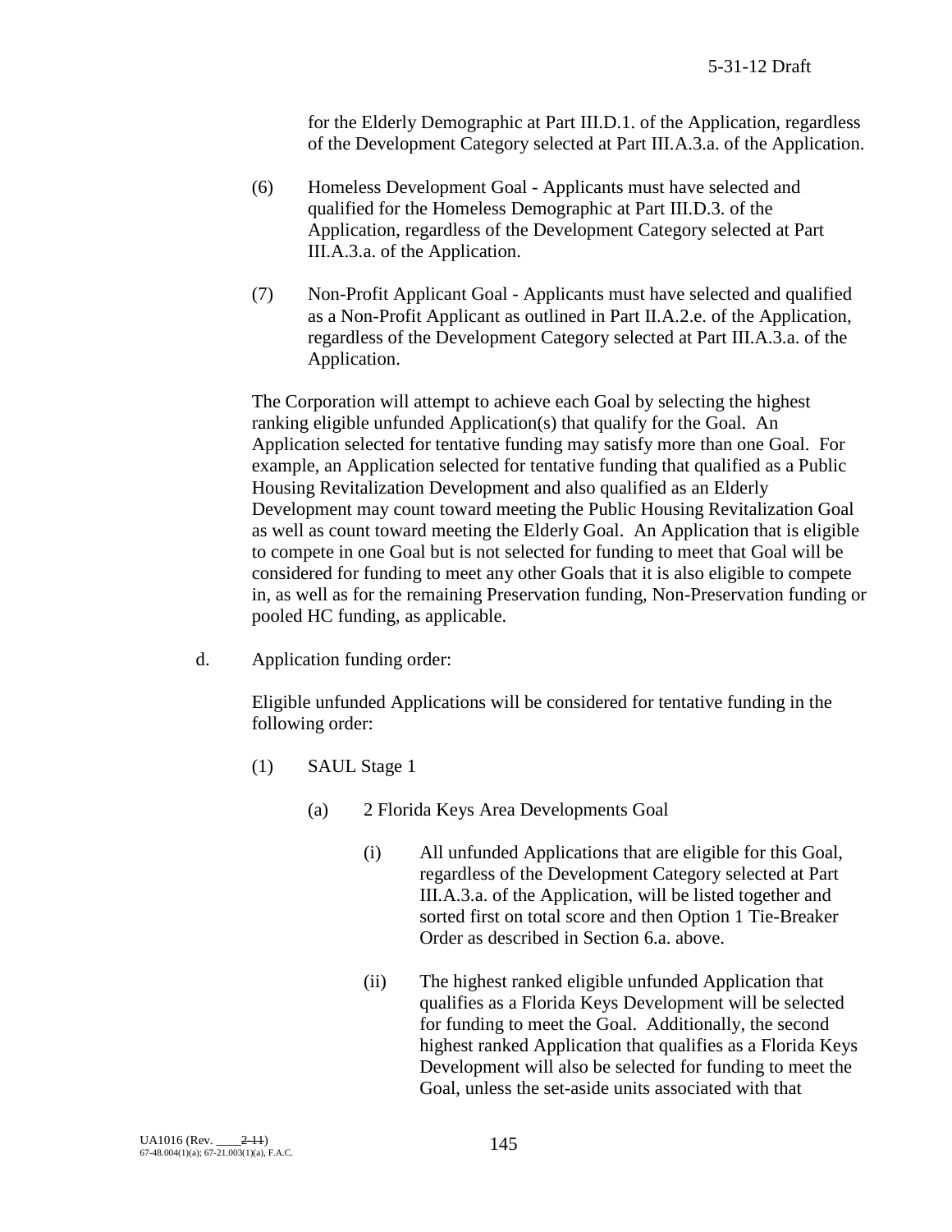for the Elderly Demographic at Part III.D.1. of the Application, regardless of the Development Category selected at Part III.A.3.a. of the Application.

(6) Homeless Development Goal - Applicants must have selected and qualified for the Homeless Demographic at Part III.D.3. of the Application, regardless of the Development Category selected at Part III.A.3.a. of the Application.

(7) Non-Profit Applicant Goal - Applicants must have selected and qualified as a Non-Profit Applicant as outlined in Part II.A.2.e. of the Application, regardless of the Development Category selected at Part III.A.3.a. of the Application.

The Corporation will attempt to achieve each Goal by selecting the highest ranking eligible unfunded Application(s) that qualify for the Goal. An Application selected for tentative funding may satisfy more than one Goal. For example, an Application selected for tentative funding that qualified as a Public Housing Revitalization Development and also qualified as an Elderly Development may count toward meeting the Public Housing Revitalization Goal as well as count toward meeting the Elderly Goal. An Application that is eligible to compete in one Goal but is not selected for funding to meet that Goal will be considered for funding to meet any other Goals that it is also eligible to compete in, as well as for the remaining Preservation funding, Non-Preservation funding or pooled HC funding, as applicable.

d. Application funding order:

Eligible unfunded Applications will be considered for tentative funding in the following order:

(1) SAUL Stage 1

(a) 2 Florida Keys Area Developments Goal

(i) All unfunded Applications that are eligible for this Goal, regardless of the Development Category selected at Part III.A.3.a. of the Application, will be listed together and sorted first on total score and then Option 1 Tie-Breaker Order as described in Section 6.a. above.

(ii) The highest ranked eligible unfunded Application that qualifies as a Florida Keys Development will be selected for funding to meet the Goal. Additionally, the second highest ranked Application that qualifies as a Florida Keys Development will also be selected for funding to meet the Goal, unless the set-aside units associated with that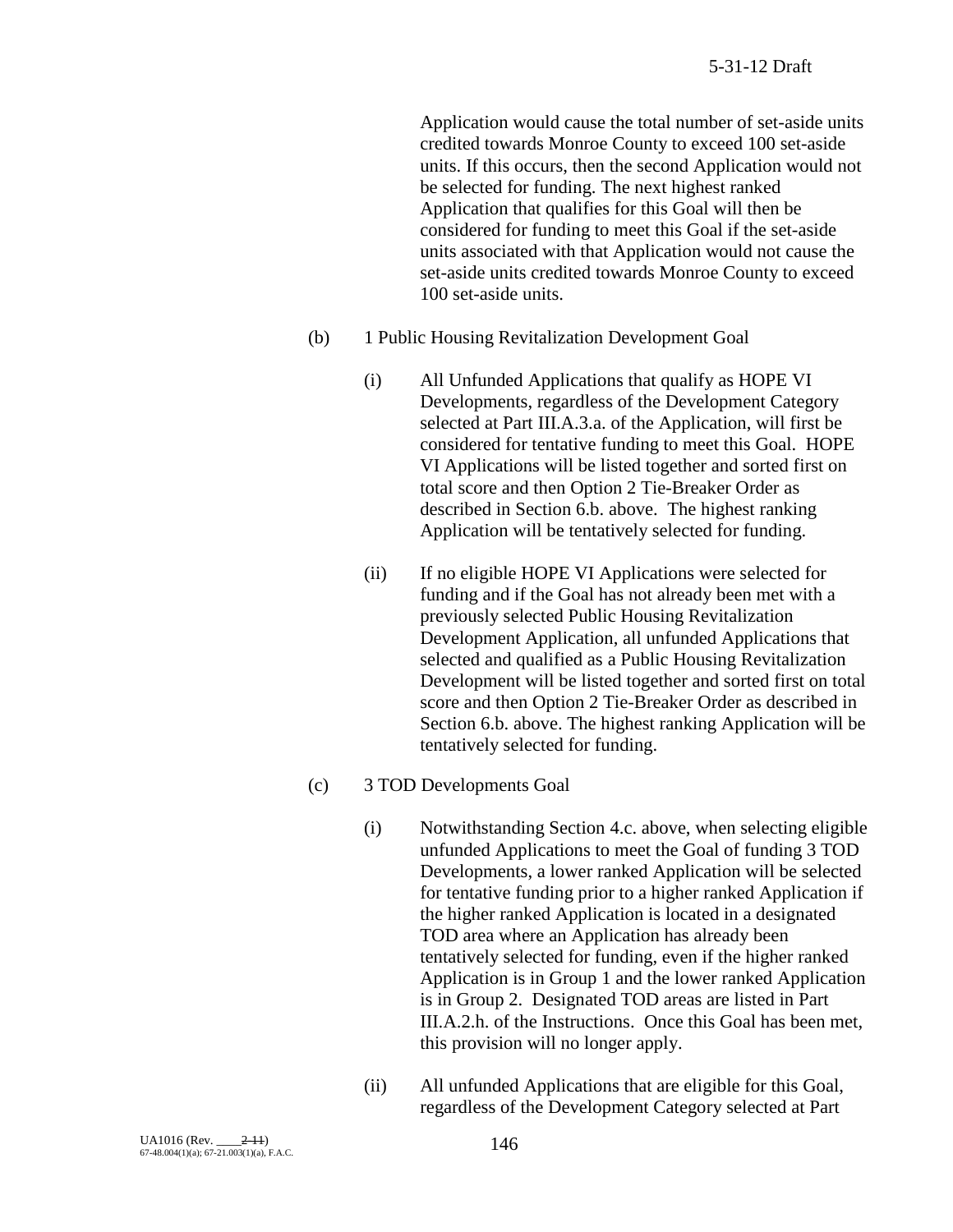Application would cause the total number of set-aside units credited towards Monroe County to exceed 100 set-aside units. If this occurs, then the second Application would not be selected for funding. The next highest ranked Application that qualifies for this Goal will then be considered for funding to meet this Goal if the set-aside units associated with that Application would not cause the set-aside units credited towards Monroe County to exceed 100 set-aside units.

(b) 1 Public Housing Revitalization Development Goal

(i) All Unfunded Applications that qualify as HOPE VI Developments, regardless of the Development Category selected at Part III.A.3.a. of the Application, will first be considered for tentative funding to meet this Goal. HOPE VI Applications will be listed together and sorted first on total score and then Option 2 Tie-Breaker Order as described in Section 6.b. above. The highest ranking Application will be tentatively selected for funding.

(ii) If no eligible HOPE VI Applications were selected for funding and if the Goal has not already been met with a previously selected Public Housing Revitalization Development Application, all unfunded Applications that selected and qualified as a Public Housing Revitalization Development will be listed together and sorted first on total score and then Option 2 Tie-Breaker Order as described in Section 6.b. above. The highest ranking Application will be tentatively selected for funding.

(c) 3 TOD Developments Goal

(i) Notwithstanding Section 4.c. above, when selecting eligible unfunded Applications to meet the Goal of funding 3 TOD Developments, a lower ranked Application will be selected for tentative funding prior to a higher ranked Application if the higher ranked Application is located in a designated TOD area where an Application has already been tentatively selected for funding, even if the higher ranked Application is in Group 1 and the lower ranked Application is in Group 2. Designated TOD areas are listed in Part III.A.2.h. of the Instructions. Once this Goal has been met, this provision will no longer apply.

(ii) All unfunded Applications that are eligible for this Goal, regardless of the Development Category selected at Part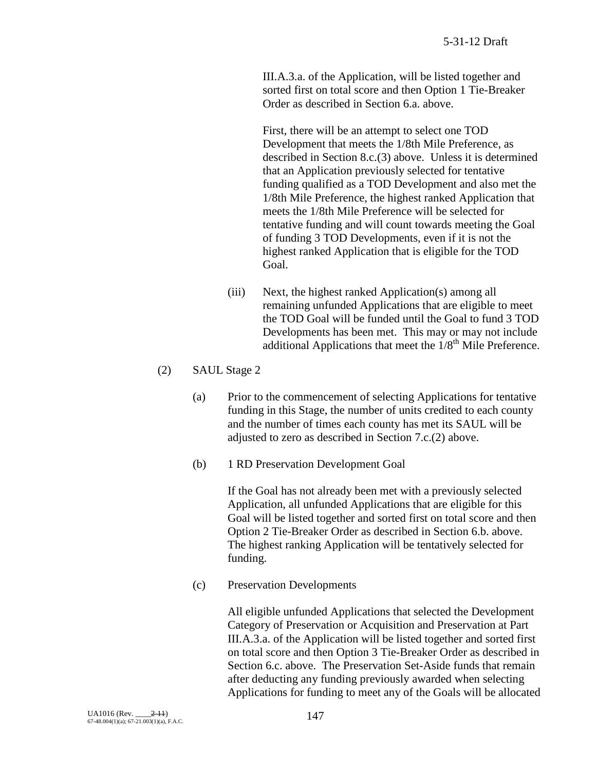III.A.3.a. of the Application, will be listed together and sorted first on total score and then Option 1 Tie-Breaker Order as described in Section 6.a. above.

First, there will be an attempt to select one TOD Development that meets the 1/8th Mile Preference, as described in Section 8.c.(3) above. Unless it is determined that an Application previously selected for tentative funding qualified as a TOD Development and also met the 1/8th Mile Preference, the highest ranked Application that meets the 1/8th Mile Preference will be selected for tentative funding and will count towards meeting the Goal of funding 3 TOD Developments, even if it is not the highest ranked Application that is eligible for the TOD Goal.

(iii) Next, the highest ranked Application(s) among all remaining unfunded Applications that are eligible to meet the TOD Goal will be funded until the Goal to fund 3 TOD Developments has been met. This may or may not include additional Applications that meet the 1/8th Mile Preference.

(2) SAUL Stage 2

(a) Prior to the commencement of selecting Applications for tentative funding in this Stage, the number of units credited to each county and the number of times each county has met its SAUL will be adjusted to zero as described in Section 7.c.(2) above.

(b) 1 RD Preservation Development Goal

If the Goal has not already been met with a previously selected Application, all unfunded Applications that are eligible for this Goal will be listed together and sorted first on total score and then Option 2 Tie-Breaker Order as described in Section 6.b. above. The highest ranking Application will be tentatively selected for funding.

(c) Preservation Developments

All eligible unfunded Applications that selected the Development Category of Preservation or Acquisition and Preservation at Part III.A.3.a. of the Application will be listed together and sorted first on total score and then Option 3 Tie-Breaker Order as described in Section 6.c. above. The Preservation Set-Aside funds that remain after deducting any funding previously awarded when selecting Applications for funding to meet any of the Goals will be allocated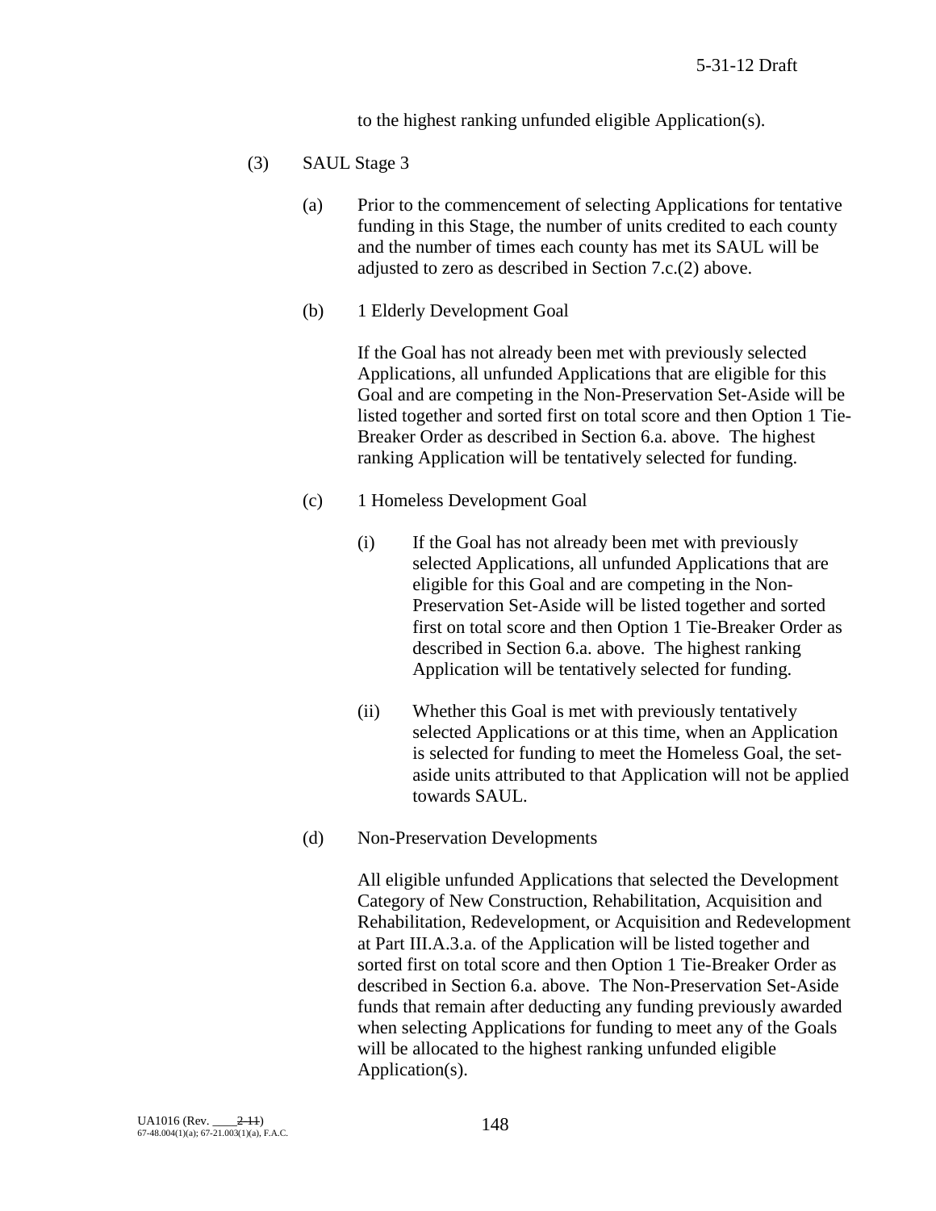to the highest ranking unfunded eligible Application(s).

(3) SAUL Stage 3

(a) Prior to the commencement of selecting Applications for tentative funding in this Stage, the number of units credited to each county and the number of times each county has met its SAUL will be adjusted to zero as described in Section 7.c.(2) above.

(b) 1 Elderly Development Goal

If the Goal has not already been met with previously selected Applications, all unfunded Applications that are eligible for this Goal and are competing in the Non-Preservation Set-Aside will be listed together and sorted first on total score and then Option 1 Tie-Breaker Order as described in Section 6.a. above. The highest ranking Application will be tentatively selected for funding.

(c) 1 Homeless Development Goal

(i) If the Goal has not already been met with previously selected Applications, all unfunded Applications that are eligible for this Goal and are competing in the Non-Preservation Set-Aside will be listed together and sorted first on total score and then Option 1 Tie-Breaker Order as described in Section 6.a. above. The highest ranking Application will be tentatively selected for funding.

(ii) Whether this Goal is met with previously tentatively selected Applications or at this time, when an Application is selected for funding to meet the Homeless Goal, the set-aside units attributed to that Application will not be applied towards SAUL.

(d) Non-Preservation Developments

All eligible unfunded Applications that selected the Development Category of New Construction, Rehabilitation, Acquisition and Rehabilitation, Redevelopment, or Acquisition and Redevelopment at Part III.A.3.a. of the Application will be listed together and sorted first on total score and then Option 1 Tie-Breaker Order as described in Section 6.a. above. The Non-Preservation Set-Aside funds that remain after deducting any funding previously awarded when selecting Applications for funding to meet any of the Goals will be allocated to the highest ranking unfunded eligible Application(s).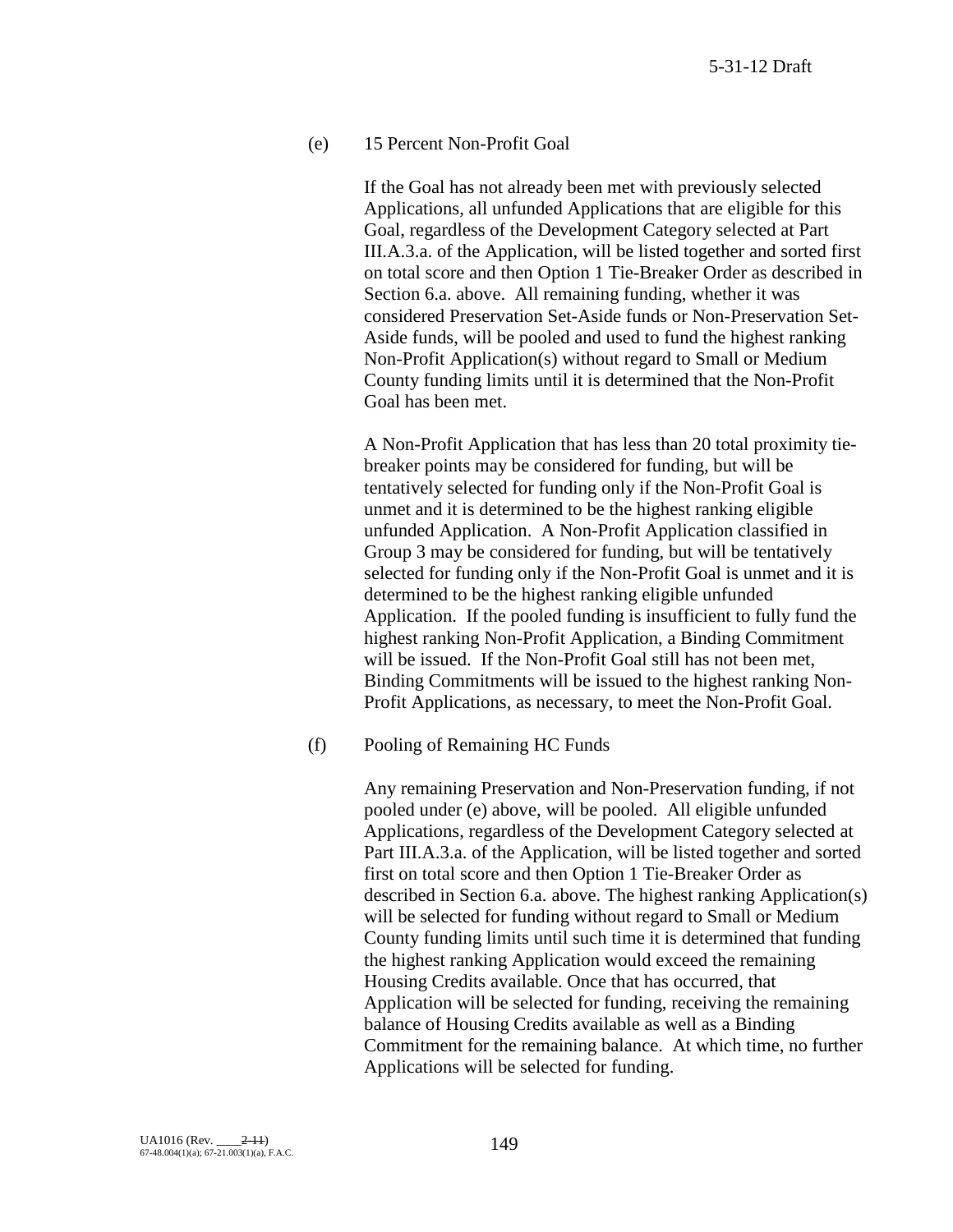(e) 15 Percent Non-Profit Goal

If the Goal has not already been met with previously selected Applications, all unfunded Applications that are eligible for this Goal, regardless of the Development Category selected at Part III.A.3.a. of the Application, will be listed together and sorted first on total score and then Option 1 Tie-Breaker Order as described in Section 6.a. above. All remaining funding, whether it was considered Preservation Set-Aside funds or Non-Preservation Set-Aside funds, will be pooled and used to fund the highest ranking Non-Profit Application(s) without regard to Small or Medium County funding limits until it is determined that the Non-Profit Goal has been met.

A Non-Profit Application that has less than 20 total proximity tie-breaker points may be considered for funding, but will be tentatively selected for funding only if the Non-Profit Goal is unmet and it is determined to be the highest ranking eligible unfunded Application. A Non-Profit Application classified in Group 3 may be considered for funding, but will be tentatively selected for funding only if the Non-Profit Goal is unmet and it is determined to be the highest ranking eligible unfunded Application. If the pooled funding is insufficient to fully fund the highest ranking Non-Profit Application, a Binding Commitment will be issued. If the Non-Profit Goal still has not been met, Binding Commitments will be issued to the highest ranking Non-Profit Applications, as necessary, to meet the Non-Profit Goal.

(f) Pooling of Remaining HC Funds

Any remaining Preservation and Non-Preservation funding, if not pooled under (e) above, will be pooled. All eligible unfunded Applications, regardless of the Development Category selected at Part III.A.3.a. of the Application, will be listed together and sorted first on total score and then Option 1 Tie-Breaker Order as described in Section 6.a. above. The highest ranking Application(s) will be selected for funding without regard to Small or Medium County funding limits until such time it is determined that funding the highest ranking Application would exceed the remaining Housing Credits available. Once that has occurred, that Application will be selected for funding, receiving the remaining balance of Housing Credits available as well as a Binding Commitment for the remaining balance. At which time, no further Applications will be selected for funding.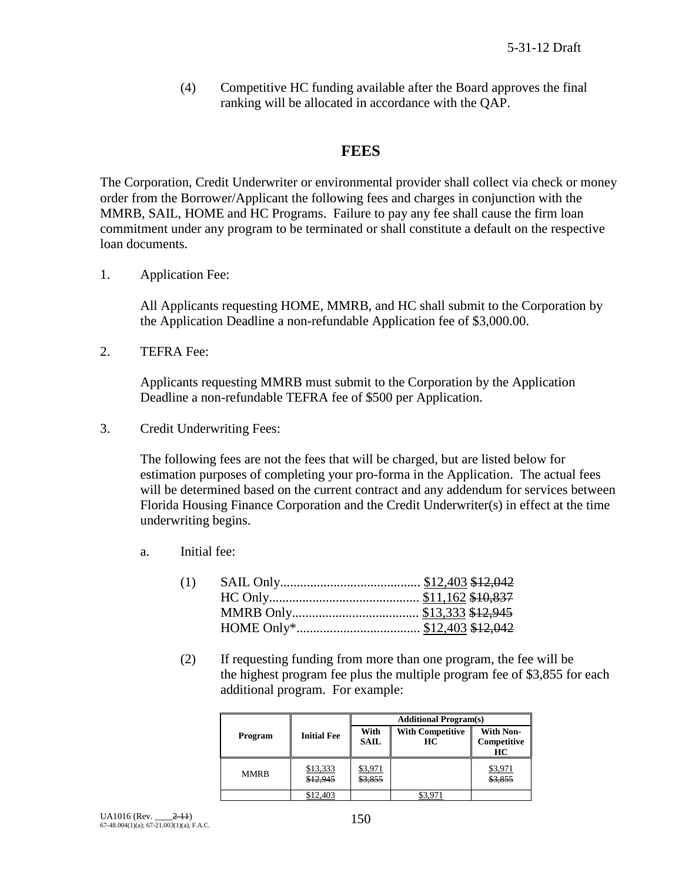(4) Competitive HC funding available after the Board approves the final ranking will be allocated in accordance with the QAP.

## FEES

The Corporation, Credit Underwriter or environmental provider shall collect via check or money order from the Borrower/Applicant the following fees and charges in conjunction with the MMRB, SAIL, HOME and HC Programs. Failure to pay any fee shall cause the firm loan commitment under any program to be terminated or shall constitute a default on the respective loan documents.

1. Application Fee:

   All Applicants requesting HOME, MMRB, and HC shall submit to the Corporation by the Application Deadline a non-refundable Application fee of $3,000.00.

2. TEFRA Fee:

   Applicants requesting MMRB must submit to the Corporation by the Application Deadline a non-refundable TEFRA fee of $500 per Application.

3. Credit Underwriting Fees:

   The following fees are not the fees that will be charged, but are listed below for estimation purposes of completing your pro-forma in the Application. The actual fees will be determined based on the current contract and any addendum for services between Florida Housing Finance Corporation and the Credit Underwriter(s) in effect at the time underwriting begins.

   a. Initial fee:

      (1) SAIL Only.......................................... <u>$12,403</u> ~~$12,042~~
      HC Only............................................. <u>$11,162</u> ~~$10,837~~
      MMRB Only...................................... <u>$13,333</u> ~~$12,945~~
      HOME Only*..................................... <u>$12,403</u> ~~$12,042~~

      (2) If requesting funding from more than one program, the fee will be the highest program fee plus the multiple program fee of $3,855 for each additional program. For example:

| Program | Initial Fee | Additional Program(s) | | |
|---|---|---|---|---|
| | | With SAIL | With Competitive HC | With Non-Competitive HC |
| MMRB | <u>$13,333</u> ~~$12,945~~ | <u>$3,971</u> ~~$3,855~~ | | <u>$3,971</u> ~~$3,855~~ |
| | <u>$12,403</u> | | <u>$3,971</u> | |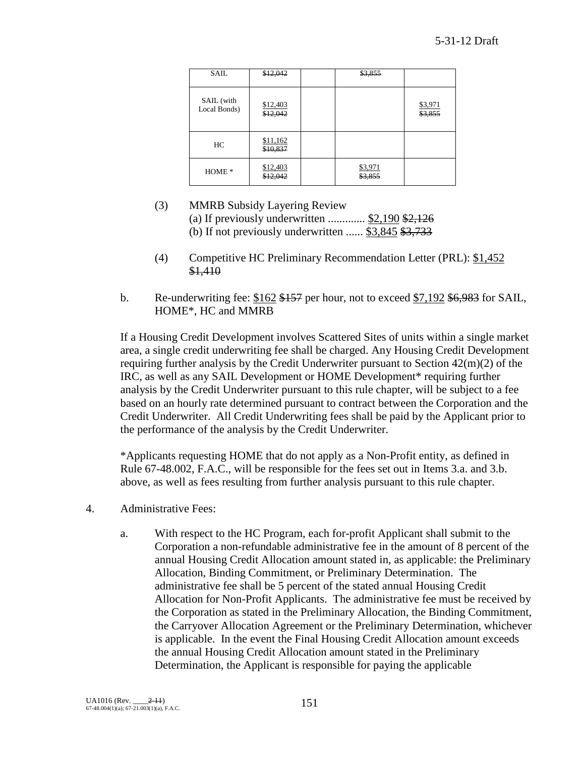| SAIL | ~~$12,042~~ | | ~~$3,855~~ | |
|---|---|---|---|---|
| SAIL (with Local Bonds) | $12,403 ~~$12,042~~ | | | $3,971 ~~$3,855~~ |
| HC | $11,162 ~~$10,837~~ | | | |
| HOME * | $12,403 ~~$12,042~~ | | $3,971 ~~$3,855~~ | |

(3) MMRB Subsidy Layering Review
(a) If previously underwritten ............. $2,190 ~~$2,126~~
(b) If not previously underwritten ...... $3,845 ~~$3,733~~

(4) Competitive HC Preliminary Recommendation Letter (PRL): $1,452 ~~$1,410~~

b. Re-underwriting fee: $162 ~~$157~~ per hour, not to exceed $7,192 ~~$6,983~~ for SAIL, HOME*, HC and MMRB

If a Housing Credit Development involves Scattered Sites of units within a single market area, a single credit underwriting fee shall be charged. Any Housing Credit Development requiring further analysis by the Credit Underwriter pursuant to Section 42(m)(2) of the IRC, as well as any SAIL Development or HOME Development* requiring further analysis by the Credit Underwriter pursuant to this rule chapter, will be subject to a fee based on an hourly rate determined pursuant to contract between the Corporation and the Credit Underwriter. All Credit Underwriting fees shall be paid by the Applicant prior to the performance of the analysis by the Credit Underwriter.

*Applicants requesting HOME that do not apply as a Non-Profit entity, as defined in Rule 67-48.002, F.A.C., will be responsible for the fees set out in Items 3.a. and 3.b. above, as well as fees resulting from further analysis pursuant to this rule chapter.

4. Administrative Fees:

a. With respect to the HC Program, each for-profit Applicant shall submit to the Corporation a non-refundable administrative fee in the amount of 8 percent of the annual Housing Credit Allocation amount stated in, as applicable: the Preliminary Allocation, Binding Commitment, or Preliminary Determination. The administrative fee shall be 5 percent of the stated annual Housing Credit Allocation for Non-Profit Applicants. The administrative fee must be received by the Corporation as stated in the Preliminary Allocation, the Binding Commitment, the Carryover Allocation Agreement or the Preliminary Determination, whichever is applicable. In the event the Final Housing Credit Allocation amount exceeds the annual Housing Credit Allocation amount stated in the Preliminary Determination, the Applicant is responsible for paying the applicable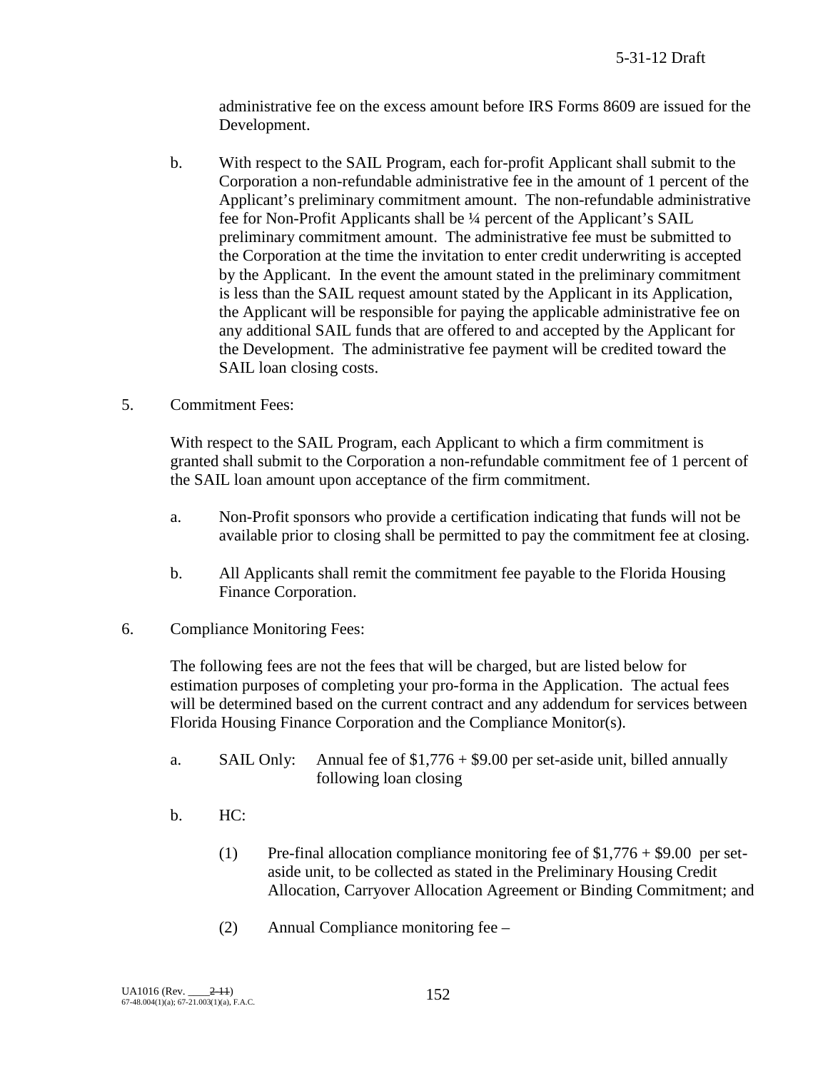administrative fee on the excess amount before IRS Forms 8609 are issued for the Development.

b. With respect to the SAIL Program, each for-profit Applicant shall submit to the Corporation a non-refundable administrative fee in the amount of 1 percent of the Applicant's preliminary commitment amount. The non-refundable administrative fee for Non-Profit Applicants shall be ¼ percent of the Applicant's SAIL preliminary commitment amount. The administrative fee must be submitted to the Corporation at the time the invitation to enter credit underwriting is accepted by the Applicant. In the event the amount stated in the preliminary commitment is less than the SAIL request amount stated by the Applicant in its Application, the Applicant will be responsible for paying the applicable administrative fee on any additional SAIL funds that are offered to and accepted by the Applicant for the Development. The administrative fee payment will be credited toward the SAIL loan closing costs.

5. Commitment Fees:

With respect to the SAIL Program, each Applicant to which a firm commitment is granted shall submit to the Corporation a non-refundable commitment fee of 1 percent of the SAIL loan amount upon acceptance of the firm commitment.

a. Non-Profit sponsors who provide a certification indicating that funds will not be available prior to closing shall be permitted to pay the commitment fee at closing.

b. All Applicants shall remit the commitment fee payable to the Florida Housing Finance Corporation.

6. Compliance Monitoring Fees:

The following fees are not the fees that will be charged, but are listed below for estimation purposes of completing your pro-forma in the Application. The actual fees will be determined based on the current contract and any addendum for services between Florida Housing Finance Corporation and the Compliance Monitor(s).

a. SAIL Only: Annual fee of $1,776 + $9.00 per set-aside unit, billed annually following loan closing

b. HC:

(1) Pre-final allocation compliance monitoring fee of $1,776 + $9.00 per set-aside unit, to be collected as stated in the Preliminary Housing Credit Allocation, Carryover Allocation Agreement or Binding Commitment; and

(2) Annual Compliance monitoring fee –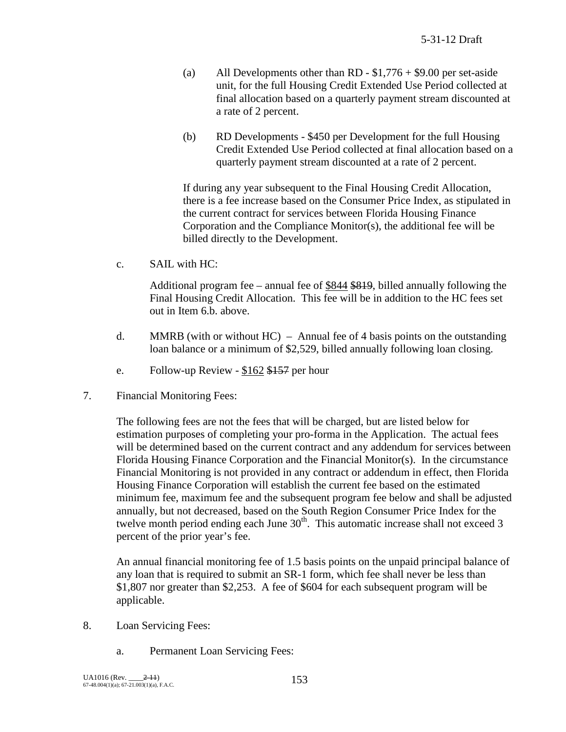(a) All Developments other than RD - $1,776 + $9.00 per set-aside unit, for the full Housing Credit Extended Use Period collected at final allocation based on a quarterly payment stream discounted at a rate of 2 percent.

(b) RD Developments - $450 per Development for the full Housing Credit Extended Use Period collected at final allocation based on a quarterly payment stream discounted at a rate of 2 percent.

If during any year subsequent to the Final Housing Credit Allocation, there is a fee increase based on the Consumer Price Index, as stipulated in the current contract for services between Florida Housing Finance Corporation and the Compliance Monitor(s), the additional fee will be billed directly to the Development.

c. SAIL with HC:

Additional program fee – annual fee of <u>$844</u> ~~$819~~, billed annually following the Final Housing Credit Allocation. This fee will be in addition to the HC fees set out in Item 6.b. above.

d. MMRB (with or without HC) – Annual fee of 4 basis points on the outstanding loan balance or a minimum of $2,529, billed annually following loan closing.

e. Follow-up Review - <u>$162</u> ~~$157~~ per hour

7. Financial Monitoring Fees:

The following fees are not the fees that will be charged, but are listed below for estimation purposes of completing your pro-forma in the Application. The actual fees will be determined based on the current contract and any addendum for services between Florida Housing Finance Corporation and the Financial Monitor(s). In the circumstance Financial Monitoring is not provided in any contract or addendum in effect, then Florida Housing Finance Corporation will establish the current fee based on the estimated minimum fee, maximum fee and the subsequent program fee below and shall be adjusted annually, but not decreased, based on the South Region Consumer Price Index for the twelve month period ending each June 30th. This automatic increase shall not exceed 3 percent of the prior year's fee.

An annual financial monitoring fee of 1.5 basis points on the unpaid principal balance of any loan that is required to submit an SR-1 form, which fee shall never be less than $1,807 nor greater than $2,253. A fee of $604 for each subsequent program will be applicable.

8. Loan Servicing Fees:

a. Permanent Loan Servicing Fees: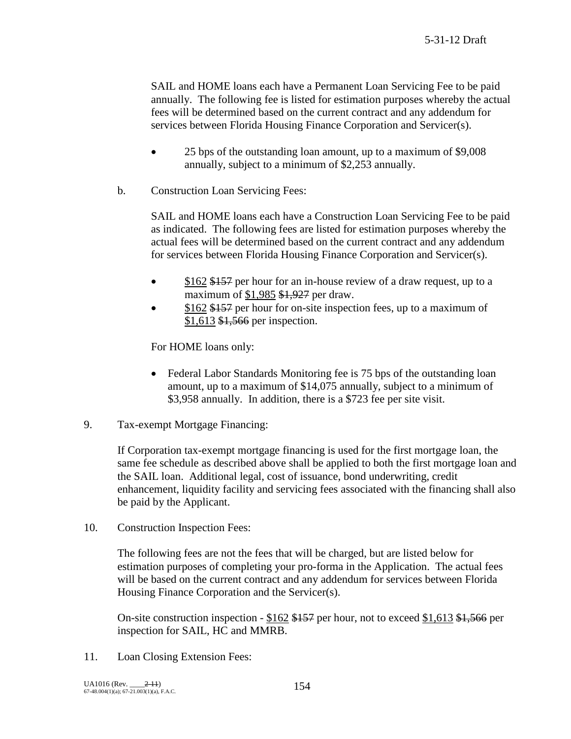SAIL and HOME loans each have a Permanent Loan Servicing Fee to be paid annually. The following fee is listed for estimation purposes whereby the actual fees will be determined based on the current contract and any addendum for services between Florida Housing Finance Corporation and Servicer(s).

- 25 bps of the outstanding loan amount, up to a maximum of $9,008 annually, subject to a minimum of $2,253 annually.

b. Construction Loan Servicing Fees:

SAIL and HOME loans each have a Construction Loan Servicing Fee to be paid as indicated. The following fees are listed for estimation purposes whereby the actual fees will be determined based on the current contract and any addendum for services between Florida Housing Finance Corporation and Servicer(s).

- <u>$162</u> ~~$157~~ per hour for an in-house review of a draw request, up to a maximum of <u>$1,985</u> ~~$1,927~~ per draw.
- <u>$162</u> ~~$157~~ per hour for on-site inspection fees, up to a maximum of <u>$1,613</u> ~~$1,566~~ per inspection.

For HOME loans only:

- Federal Labor Standards Monitoring fee is 75 bps of the outstanding loan amount, up to a maximum of $14,075 annually, subject to a minimum of $3,958 annually. In addition, there is a $723 fee per site visit.

9. Tax-exempt Mortgage Financing:

If Corporation tax-exempt mortgage financing is used for the first mortgage loan, the same fee schedule as described above shall be applied to both the first mortgage loan and the SAIL loan. Additional legal, cost of issuance, bond underwriting, credit enhancement, liquidity facility and servicing fees associated with the financing shall also be paid by the Applicant.

10. Construction Inspection Fees:

The following fees are not the fees that will be charged, but are listed below for estimation purposes of completing your pro-forma in the Application. The actual fees will be based on the current contract and any addendum for services between Florida Housing Finance Corporation and the Servicer(s).

On-site construction inspection - <u>$162</u> ~~$157~~ per hour, not to exceed <u>$1,613</u> ~~$1,566~~ per inspection for SAIL, HC and MMRB.

11. Loan Closing Extension Fees: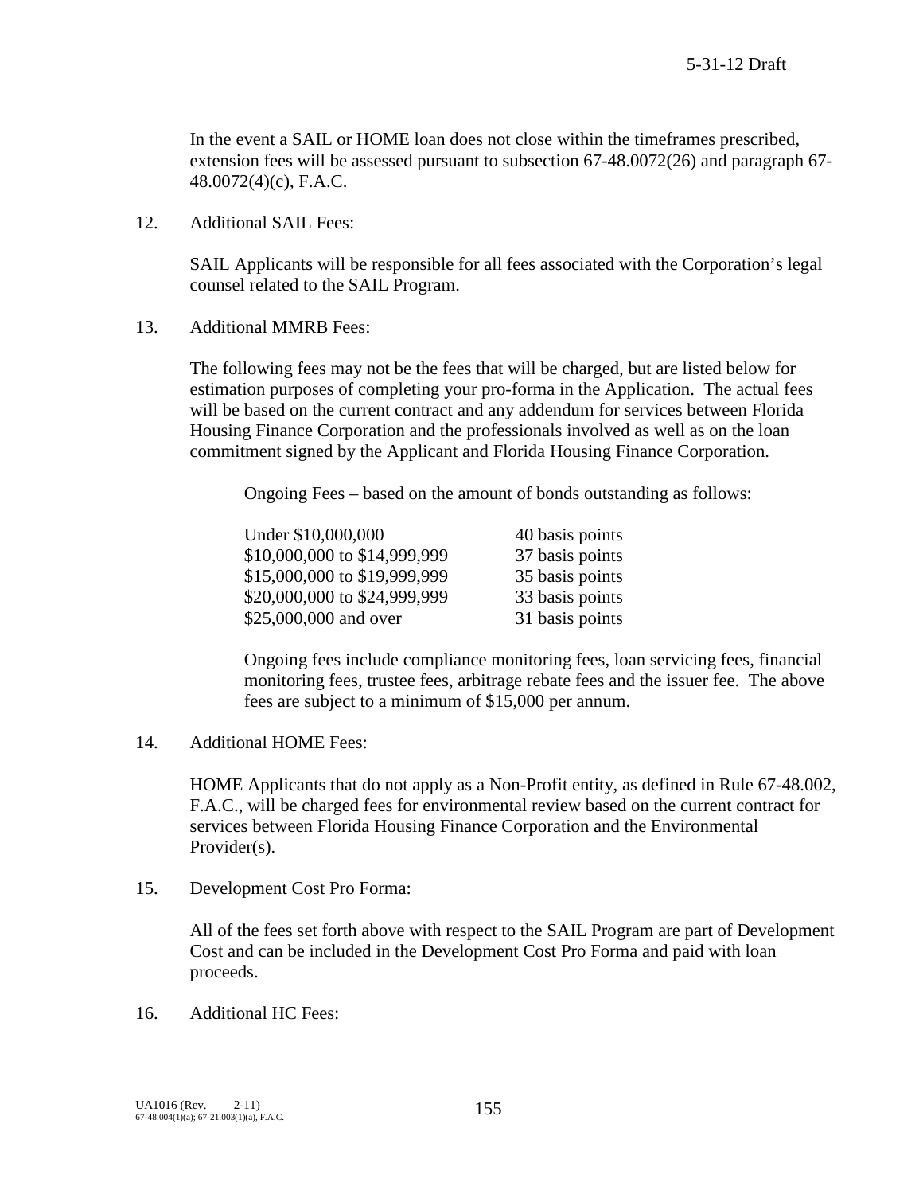In the event a SAIL or HOME loan does not close within the timeframes prescribed, extension fees will be assessed pursuant to subsection 67-48.0072(26) and paragraph 67-48.0072(4)(c), F.A.C.

12. Additional SAIL Fees:

    SAIL Applicants will be responsible for all fees associated with the Corporation's legal counsel related to the SAIL Program.

13. Additional MMRB Fees:

    The following fees may not be the fees that will be charged, but are listed below for estimation purposes of completing your pro-forma in the Application. The actual fees will be based on the current contract and any addendum for services between Florida Housing Finance Corporation and the professionals involved as well as on the loan commitment signed by the Applicant and Florida Housing Finance Corporation.

    Ongoing Fees – based on the amount of bonds outstanding as follows:

| | |
|---|---|
| Under $10,000,000 | 40 basis points |
| $10,000,000 to $14,999,999 | 37 basis points |
| $15,000,000 to $19,999,999 | 35 basis points |
| $20,000,000 to $24,999,999 | 33 basis points |
| $25,000,000 and over | 31 basis points |

    Ongoing fees include compliance monitoring fees, loan servicing fees, financial monitoring fees, trustee fees, arbitrage rebate fees and the issuer fee. The above fees are subject to a minimum of $15,000 per annum.

14. Additional HOME Fees:

    HOME Applicants that do not apply as a Non-Profit entity, as defined in Rule 67-48.002, F.A.C., will be charged fees for environmental review based on the current contract for services between Florida Housing Finance Corporation and the Environmental Provider(s).

15. Development Cost Pro Forma:

    All of the fees set forth above with respect to the SAIL Program are part of Development Cost and can be included in the Development Cost Pro Forma and paid with loan proceeds.

16. Additional HC Fees: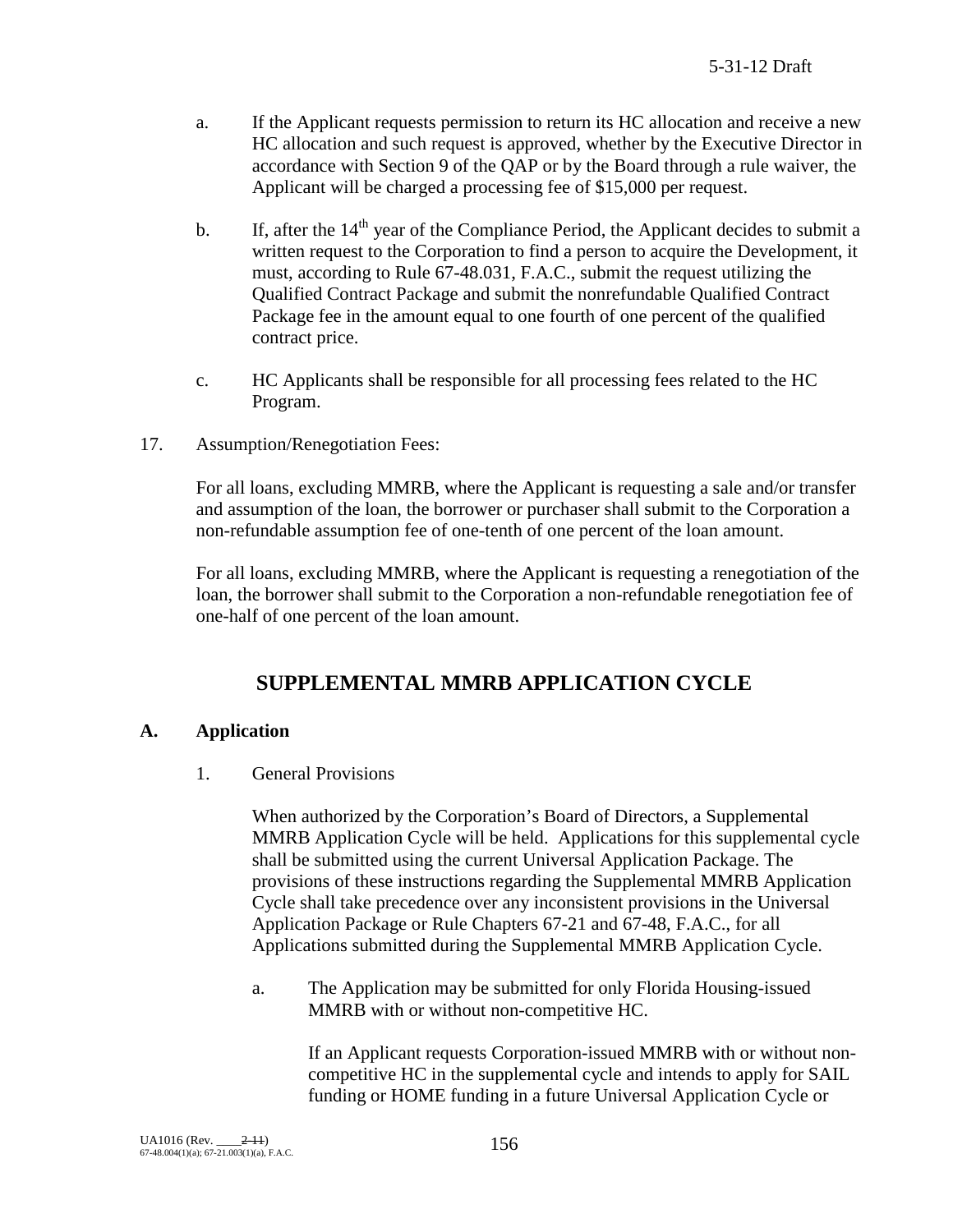a. If the Applicant requests permission to return its HC allocation and receive a new HC allocation and such request is approved, whether by the Executive Director in accordance with Section 9 of the QAP or by the Board through a rule waiver, the Applicant will be charged a processing fee of $15,000 per request.

b. If, after the 14th year of the Compliance Period, the Applicant decides to submit a written request to the Corporation to find a person to acquire the Development, it must, according to Rule 67-48.031, F.A.C., submit the request utilizing the Qualified Contract Package and submit the nonrefundable Qualified Contract Package fee in the amount equal to one fourth of one percent of the qualified contract price.

c. HC Applicants shall be responsible for all processing fees related to the HC Program.

17. Assumption/Renegotiation Fees:

For all loans, excluding MMRB, where the Applicant is requesting a sale and/or transfer and assumption of the loan, the borrower or purchaser shall submit to the Corporation a non-refundable assumption fee of one-tenth of one percent of the loan amount.

For all loans, excluding MMRB, where the Applicant is requesting a renegotiation of the loan, the borrower shall submit to the Corporation a non-refundable renegotiation fee of one-half of one percent of the loan amount.

# SUPPLEMENTAL MMRB APPLICATION CYCLE

## A. Application

1. General Provisions

When authorized by the Corporation's Board of Directors, a Supplemental MMRB Application Cycle will be held. Applications for this supplemental cycle shall be submitted using the current Universal Application Package. The provisions of these instructions regarding the Supplemental MMRB Application Cycle shall take precedence over any inconsistent provisions in the Universal Application Package or Rule Chapters 67-21 and 67-48, F.A.C., for all Applications submitted during the Supplemental MMRB Application Cycle.

a. The Application may be submitted for only Florida Housing-issued MMRB with or without non-competitive HC.

If an Applicant requests Corporation-issued MMRB with or without non-competitive HC in the supplemental cycle and intends to apply for SAIL funding or HOME funding in a future Universal Application Cycle or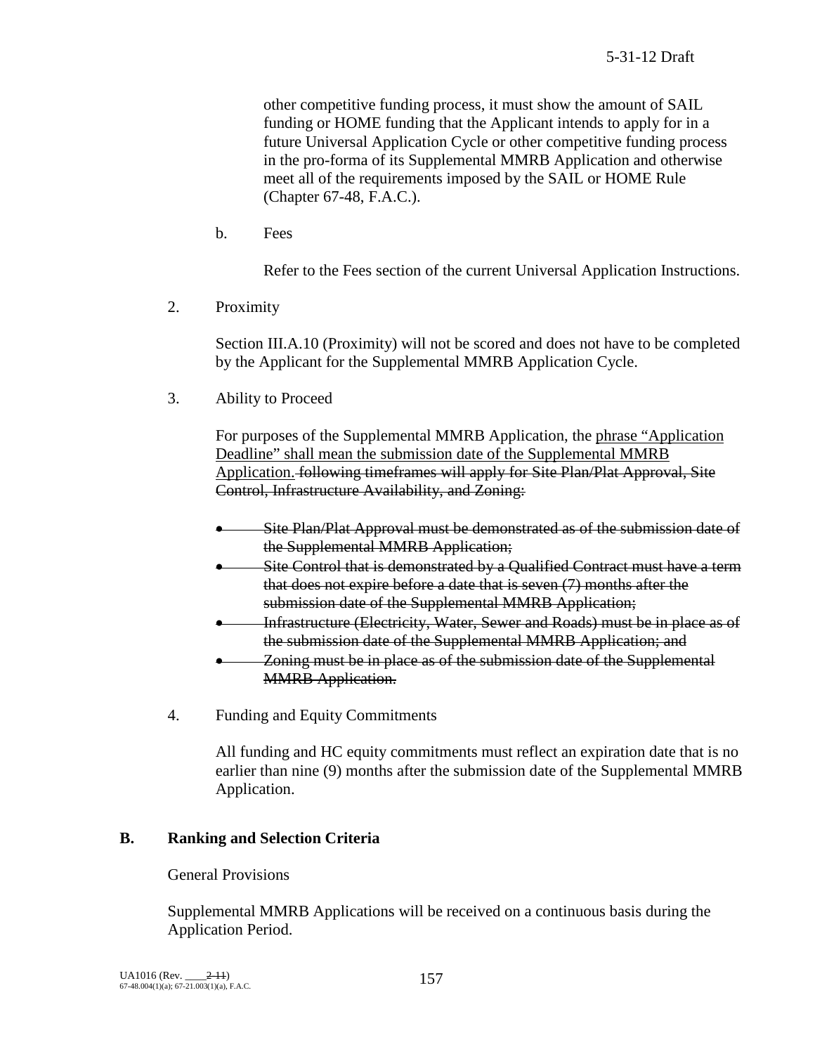other competitive funding process, it must show the amount of SAIL funding or HOME funding that the Applicant intends to apply for in a future Universal Application Cycle or other competitive funding process in the pro-forma of its Supplemental MMRB Application and otherwise meet all of the requirements imposed by the SAIL or HOME Rule (Chapter 67-48, F.A.C.).

b. Fees

Refer to the Fees section of the current Universal Application Instructions.

2. Proximity

Section III.A.10 (Proximity) will not be scored and does not have to be completed by the Applicant for the Supplemental MMRB Application Cycle.

3. Ability to Proceed

For purposes of the Supplemental MMRB Application, the <u>phrase "Application Deadline" shall mean the submission date of the Supplemental MMRB Application.</u> ~~following timeframes will apply for Site Plan/Plat Approval, Site Control, Infrastructure Availability, and Zoning:~~

- ~~Site Plan/Plat Approval must be demonstrated as of the submission date of the Supplemental MMRB Application;~~
- ~~Site Control that is demonstrated by a Qualified Contract must have a term that does not expire before a date that is seven (7) months after the submission date of the Supplemental MMRB Application;~~
- ~~Infrastructure (Electricity, Water, Sewer and Roads) must be in place as of the submission date of the Supplemental MMRB Application; and~~
- ~~Zoning must be in place as of the submission date of the Supplemental MMRB Application.~~

4. Funding and Equity Commitments

All funding and HC equity commitments must reflect an expiration date that is no earlier than nine (9) months after the submission date of the Supplemental MMRB Application.

## B. Ranking and Selection Criteria

General Provisions

Supplemental MMRB Applications will be received on a continuous basis during the Application Period.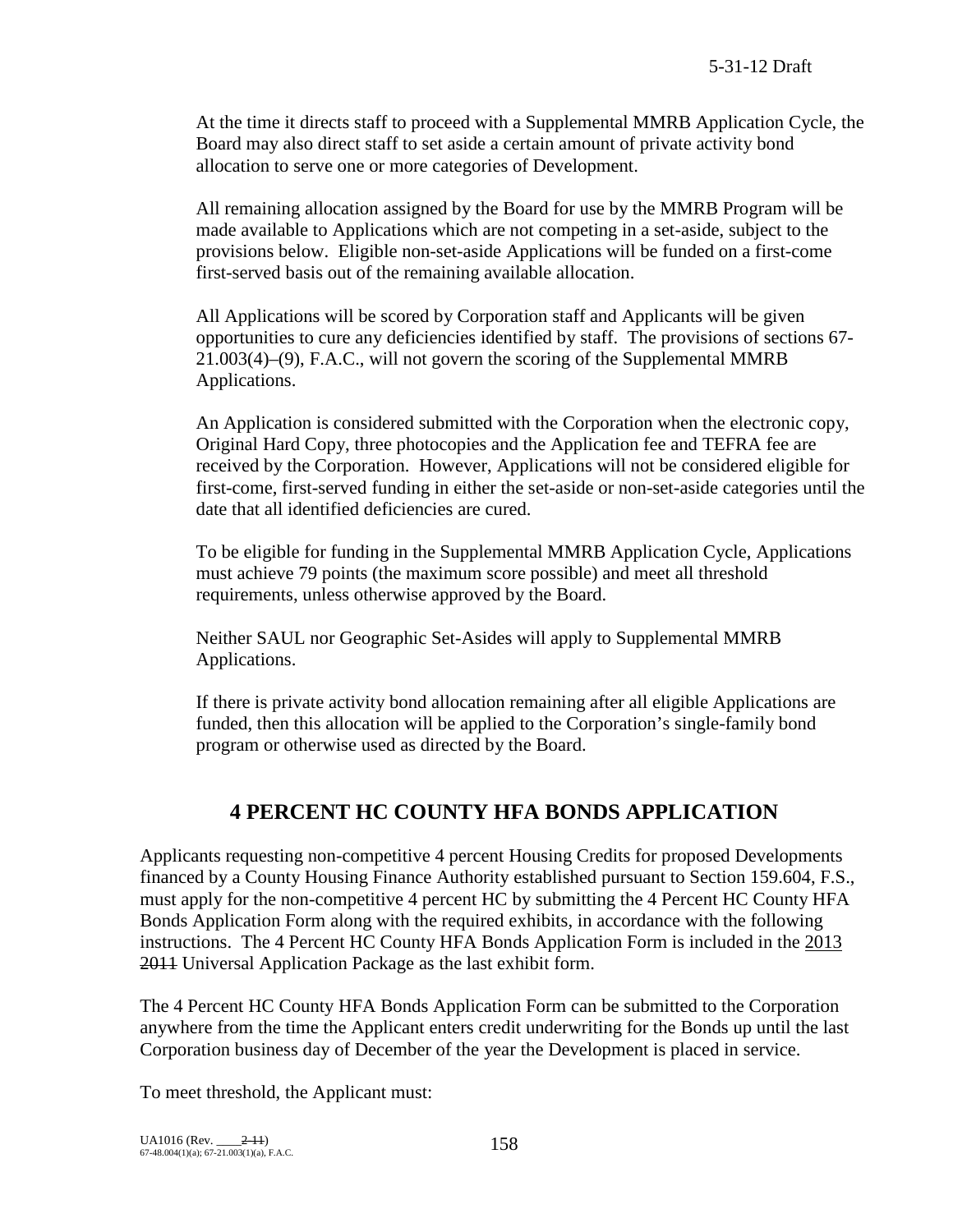At the time it directs staff to proceed with a Supplemental MMRB Application Cycle, the Board may also direct staff to set aside a certain amount of private activity bond allocation to serve one or more categories of Development.

All remaining allocation assigned by the Board for use by the MMRB Program will be made available to Applications which are not competing in a set-aside, subject to the provisions below. Eligible non-set-aside Applications will be funded on a first-come first-served basis out of the remaining available allocation.

All Applications will be scored by Corporation staff and Applicants will be given opportunities to cure any deficiencies identified by staff. The provisions of sections 67-21.003(4)–(9), F.A.C., will not govern the scoring of the Supplemental MMRB Applications.

An Application is considered submitted with the Corporation when the electronic copy, Original Hard Copy, three photocopies and the Application fee and TEFRA fee are received by the Corporation. However, Applications will not be considered eligible for first-come, first-served funding in either the set-aside or non-set-aside categories until the date that all identified deficiencies are cured.

To be eligible for funding in the Supplemental MMRB Application Cycle, Applications must achieve 79 points (the maximum score possible) and meet all threshold requirements, unless otherwise approved by the Board.

Neither SAUL nor Geographic Set-Asides will apply to Supplemental MMRB Applications.

If there is private activity bond allocation remaining after all eligible Applications are funded, then this allocation will be applied to the Corporation's single-family bond program or otherwise used as directed by the Board.

## 4 PERCENT HC COUNTY HFA BONDS APPLICATION

Applicants requesting non-competitive 4 percent Housing Credits for proposed Developments financed by a County Housing Finance Authority established pursuant to Section 159.604, F.S., must apply for the non-competitive 4 percent HC by submitting the 4 Percent HC County HFA Bonds Application Form along with the required exhibits, in accordance with the following instructions. The 4 Percent HC County HFA Bonds Application Form is included in the 2013 ~~2011~~ Universal Application Package as the last exhibit form.

The 4 Percent HC County HFA Bonds Application Form can be submitted to the Corporation anywhere from the time the Applicant enters credit underwriting for the Bonds up until the last Corporation business day of December of the year the Development is placed in service.

To meet threshold, the Applicant must: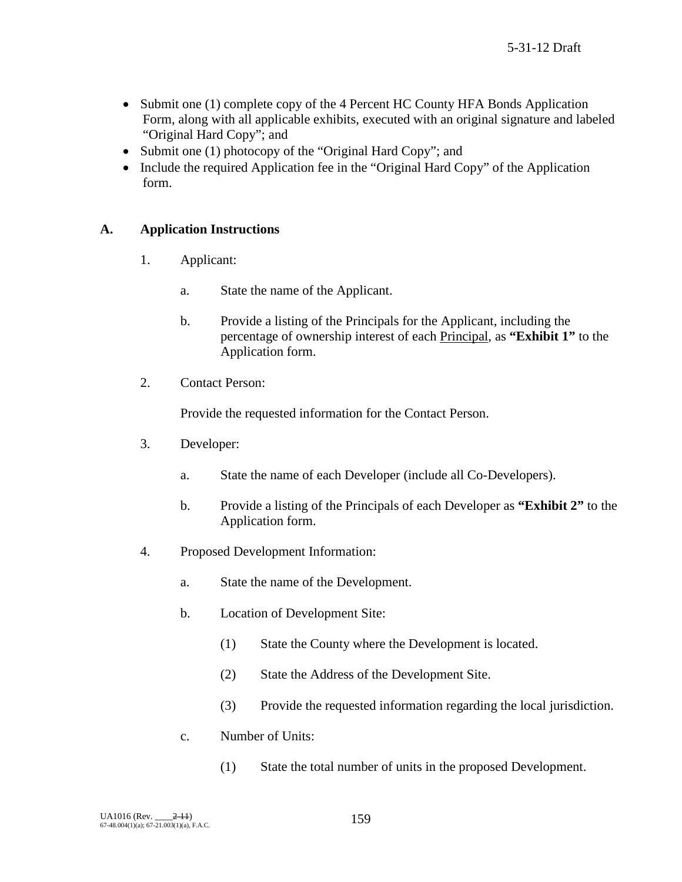- Submit one (1) complete copy of the 4 Percent HC County HFA Bonds Application Form, along with all applicable exhibits, executed with an original signature and labeled "Original Hard Copy"; and
- Submit one (1) photocopy of the "Original Hard Copy"; and
- Include the required Application fee in the "Original Hard Copy" of the Application form.

## A. Application Instructions

1. Applicant:

   a. State the name of the Applicant.

   b. Provide a listing of the Principals for the Applicant, including the percentage of ownership interest of each Principal, as **"Exhibit 1"** to the Application form.

2. Contact Person:

   Provide the requested information for the Contact Person.

3. Developer:

   a. State the name of each Developer (include all Co-Developers).

   b. Provide a listing of the Principals of each Developer as **"Exhibit 2"** to the Application form.

4. Proposed Development Information:

   a. State the name of the Development.

   b. Location of Development Site:

      (1) State the County where the Development is located.

      (2) State the Address of the Development Site.

      (3) Provide the requested information regarding the local jurisdiction.

   c. Number of Units:

      (1) State the total number of units in the proposed Development.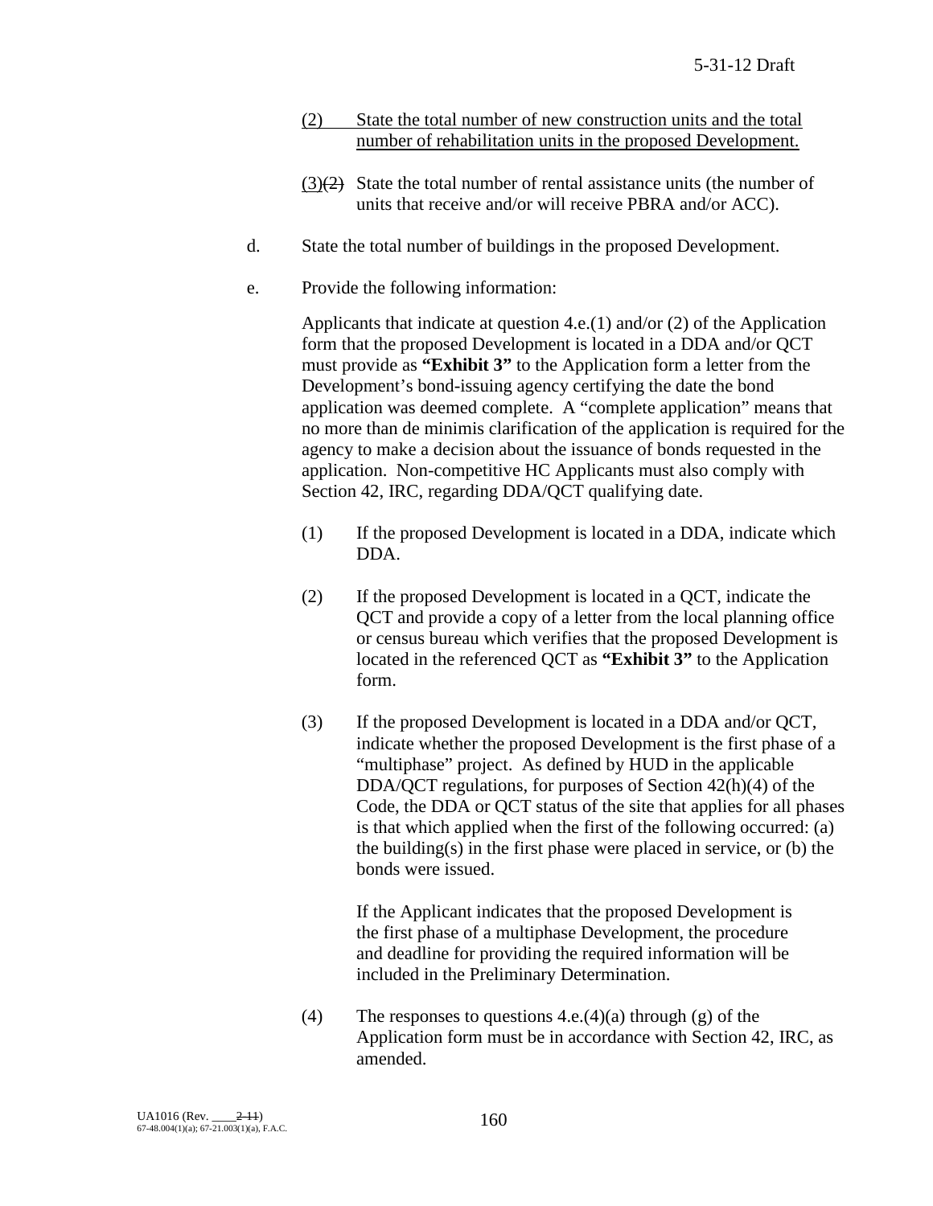(2) State the total number of new construction units and the total number of rehabilitation units in the proposed Development.

(3)~~(2)~~ State the total number of rental assistance units (the number of units that receive and/or will receive PBRA and/or ACC).

d. State the total number of buildings in the proposed Development.

e. Provide the following information:

Applicants that indicate at question 4.e.(1) and/or (2) of the Application form that the proposed Development is located in a DDA and/or QCT must provide as **"Exhibit 3"** to the Application form a letter from the Development's bond-issuing agency certifying the date the bond application was deemed complete. A "complete application" means that no more than de minimis clarification of the application is required for the agency to make a decision about the issuance of bonds requested in the application. Non-competitive HC Applicants must also comply with Section 42, IRC, regarding DDA/QCT qualifying date.

(1) If the proposed Development is located in a DDA, indicate which DDA.

(2) If the proposed Development is located in a QCT, indicate the QCT and provide a copy of a letter from the local planning office or census bureau which verifies that the proposed Development is located in the referenced QCT as **"Exhibit 3"** to the Application form.

(3) If the proposed Development is located in a DDA and/or QCT, indicate whether the proposed Development is the first phase of a "multiphase" project. As defined by HUD in the applicable DDA/QCT regulations, for purposes of Section 42(h)(4) of the Code, the DDA or QCT status of the site that applies for all phases is that which applied when the first of the following occurred: (a) the building(s) in the first phase were placed in service, or (b) the bonds were issued.

If the Applicant indicates that the proposed Development is the first phase of a multiphase Development, the procedure and deadline for providing the required information will be included in the Preliminary Determination.

(4) The responses to questions 4.e.(4)(a) through (g) of the Application form must be in accordance with Section 42, IRC, as amended.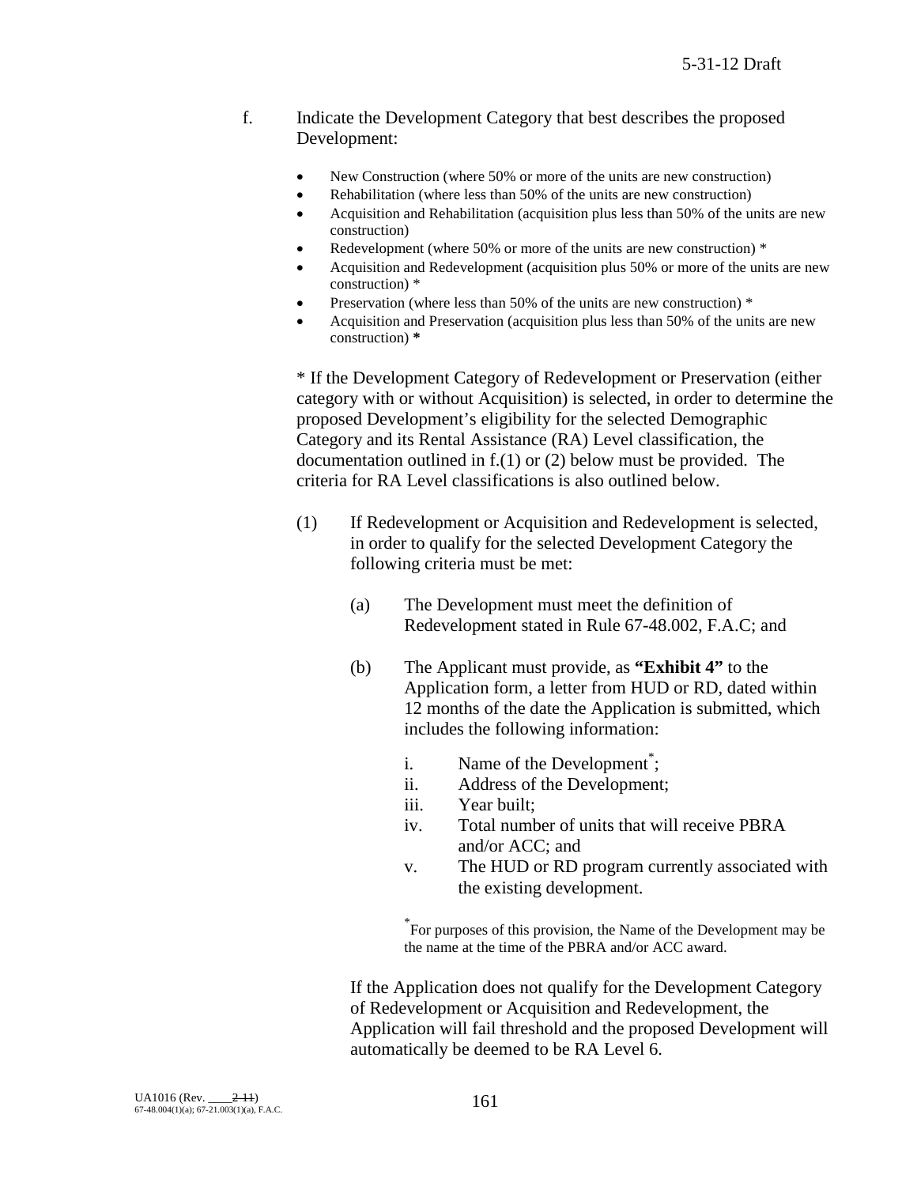f. Indicate the Development Category that best describes the proposed Development:

- New Construction (where 50% or more of the units are new construction)
- Rehabilitation (where less than 50% of the units are new construction)
- Acquisition and Rehabilitation (acquisition plus less than 50% of the units are new construction)
- Redevelopment (where 50% or more of the units are new construction) *
- Acquisition and Redevelopment (acquisition plus 50% or more of the units are new construction) *
- Preservation (where less than 50% of the units are new construction) *
- Acquisition and Preservation (acquisition plus less than 50% of the units are new construction) **\***

\* If the Development Category of Redevelopment or Preservation (either category with or without Acquisition) is selected, in order to determine the proposed Development's eligibility for the selected Demographic Category and its Rental Assistance (RA) Level classification, the documentation outlined in f.(1) or (2) below must be provided. The criteria for RA Level classifications is also outlined below.

(1) If Redevelopment or Acquisition and Redevelopment is selected, in order to qualify for the selected Development Category the following criteria must be met:

(a) The Development must meet the definition of Redevelopment stated in Rule 67-48.002, F.A.C; and

(b) The Applicant must provide, as **"Exhibit 4"** to the Application form, a letter from HUD or RD, dated within 12 months of the date the Application is submitted, which includes the following information:

i. Name of the Development[*];
ii. Address of the Development;
iii. Year built;
iv. Total number of units that will receive PBRA and/or ACC; and
v. The HUD or RD program currently associated with the existing development.

[*]For purposes of this provision, the Name of the Development may be the name at the time of the PBRA and/or ACC award.

If the Application does not qualify for the Development Category of Redevelopment or Acquisition and Redevelopment, the Application will fail threshold and the proposed Development will automatically be deemed to be RA Level 6.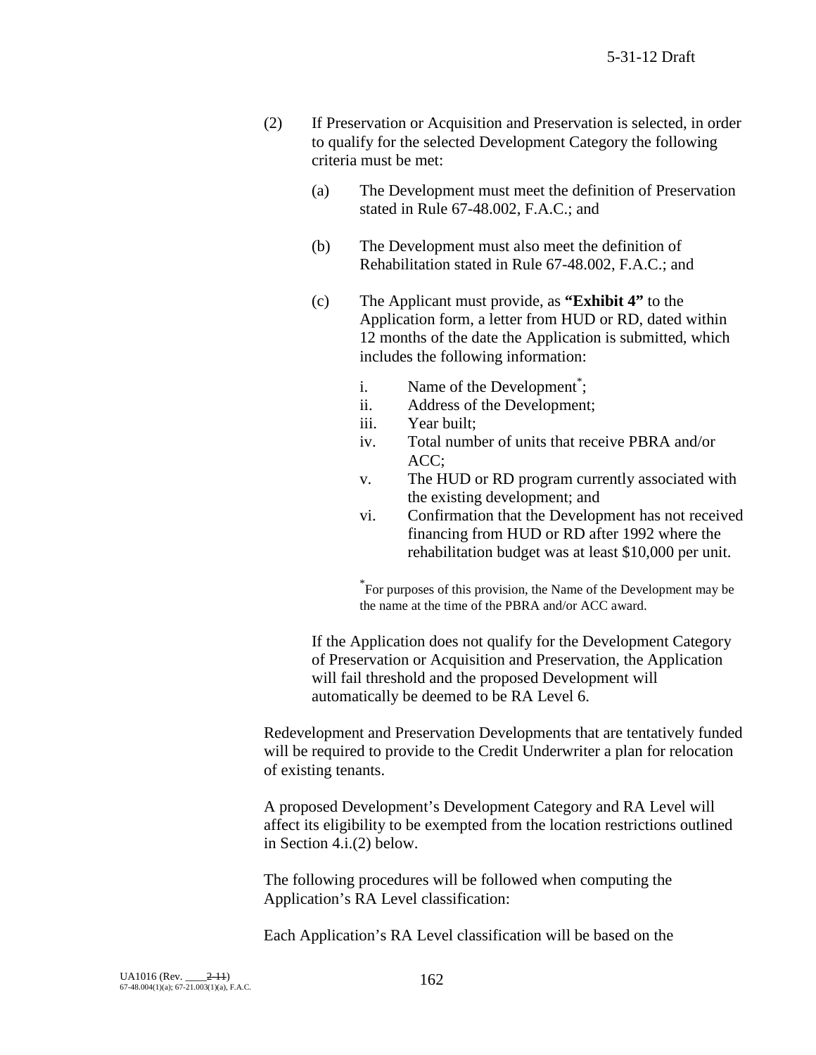(2) If Preservation or Acquisition and Preservation is selected, in order to qualify for the selected Development Category the following criteria must be met:

(a) The Development must meet the definition of Preservation stated in Rule 67-48.002, F.A.C.; and

(b) The Development must also meet the definition of Rehabilitation stated in Rule 67-48.002, F.A.C.; and

(c) The Applicant must provide, as **"Exhibit 4"** to the Application form, a letter from HUD or RD, dated within 12 months of the date the Application is submitted, which includes the following information:

i. Name of the Development*;
ii. Address of the Development;
iii. Year built;
iv. Total number of units that receive PBRA and/or ACC;
v. The HUD or RD program currently associated with the existing development; and
vi. Confirmation that the Development has not received financing from HUD or RD after 1992 where the rehabilitation budget was at least $10,000 per unit.

*For purposes of this provision, the Name of the Development may be the name at the time of the PBRA and/or ACC award.

If the Application does not qualify for the Development Category of Preservation or Acquisition and Preservation, the Application will fail threshold and the proposed Development will automatically be deemed to be RA Level 6.

Redevelopment and Preservation Developments that are tentatively funded will be required to provide to the Credit Underwriter a plan for relocation of existing tenants.

A proposed Development's Development Category and RA Level will affect its eligibility to be exempted from the location restrictions outlined in Section 4.i.(2) below.

The following procedures will be followed when computing the Application's RA Level classification:

Each Application's RA Level classification will be based on the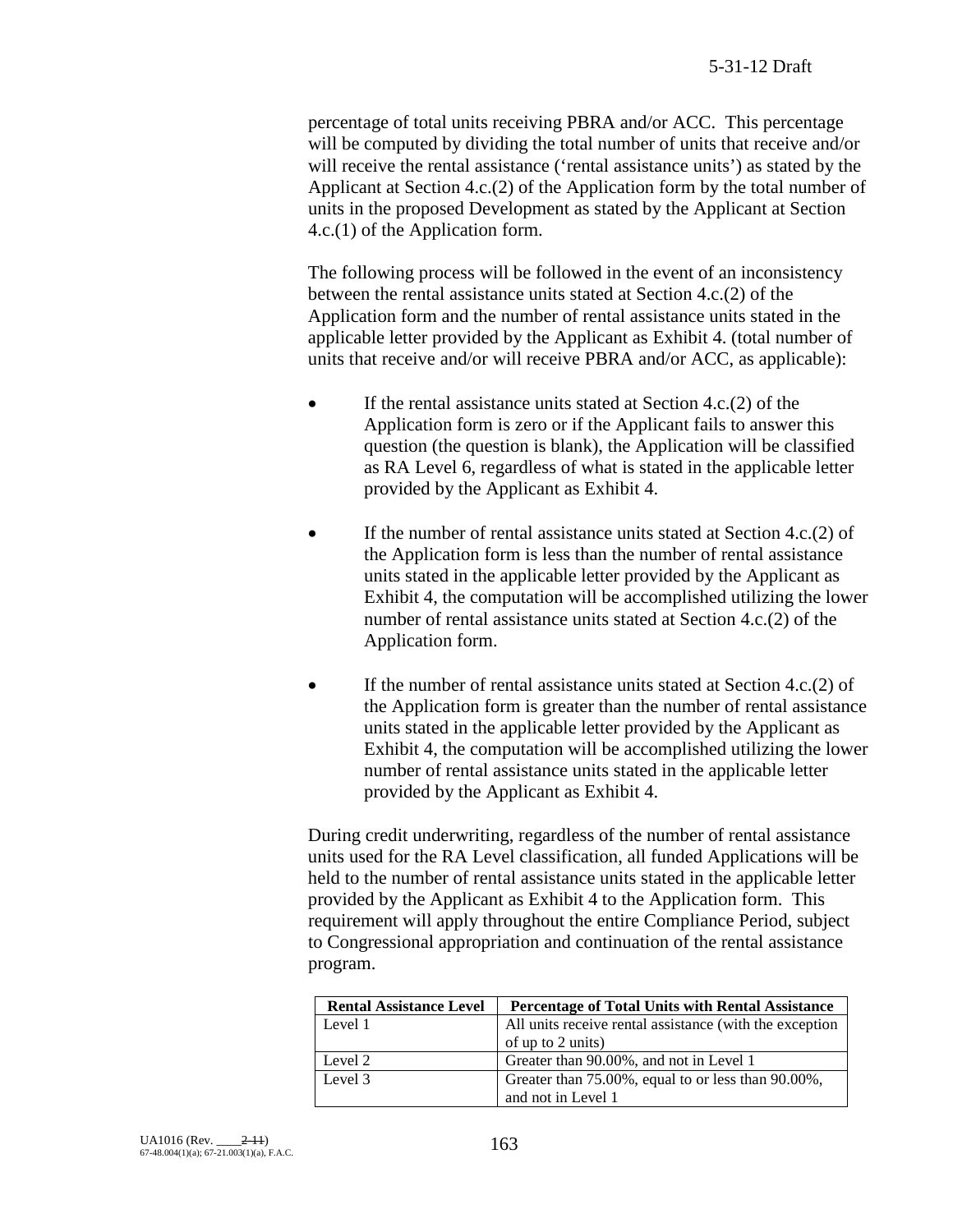percentage of total units receiving PBRA and/or ACC. This percentage will be computed by dividing the total number of units that receive and/or will receive the rental assistance ('rental assistance units') as stated by the Applicant at Section 4.c.(2) of the Application form by the total number of units in the proposed Development as stated by the Applicant at Section 4.c.(1) of the Application form.

The following process will be followed in the event of an inconsistency between the rental assistance units stated at Section 4.c.(2) of the Application form and the number of rental assistance units stated in the applicable letter provided by the Applicant as Exhibit 4. (total number of units that receive and/or will receive PBRA and/or ACC, as applicable):

- If the rental assistance units stated at Section 4.c.(2) of the Application form is zero or if the Applicant fails to answer this question (the question is blank), the Application will be classified as RA Level 6, regardless of what is stated in the applicable letter provided by the Applicant as Exhibit 4.
- If the number of rental assistance units stated at Section 4.c.(2) of the Application form is less than the number of rental assistance units stated in the applicable letter provided by the Applicant as Exhibit 4, the computation will be accomplished utilizing the lower number of rental assistance units stated at Section 4.c.(2) of the Application form.
- If the number of rental assistance units stated at Section 4.c.(2) of the Application form is greater than the number of rental assistance units stated in the applicable letter provided by the Applicant as Exhibit 4, the computation will be accomplished utilizing the lower number of rental assistance units stated in the applicable letter provided by the Applicant as Exhibit 4.

During credit underwriting, regardless of the number of rental assistance units used for the RA Level classification, all funded Applications will be held to the number of rental assistance units stated in the applicable letter provided by the Applicant as Exhibit 4 to the Application form. This requirement will apply throughout the entire Compliance Period, subject to Congressional appropriation and continuation of the rental assistance program.

| Rental Assistance Level | Percentage of Total Units with Rental Assistance |
|---|---|
| Level 1 | All units receive rental assistance (with the exception of up to 2 units) |
| Level 2 | Greater than 90.00%, and not in Level 1 |
| Level 3 | Greater than 75.00%, equal to or less than 90.00%, and not in Level 1 |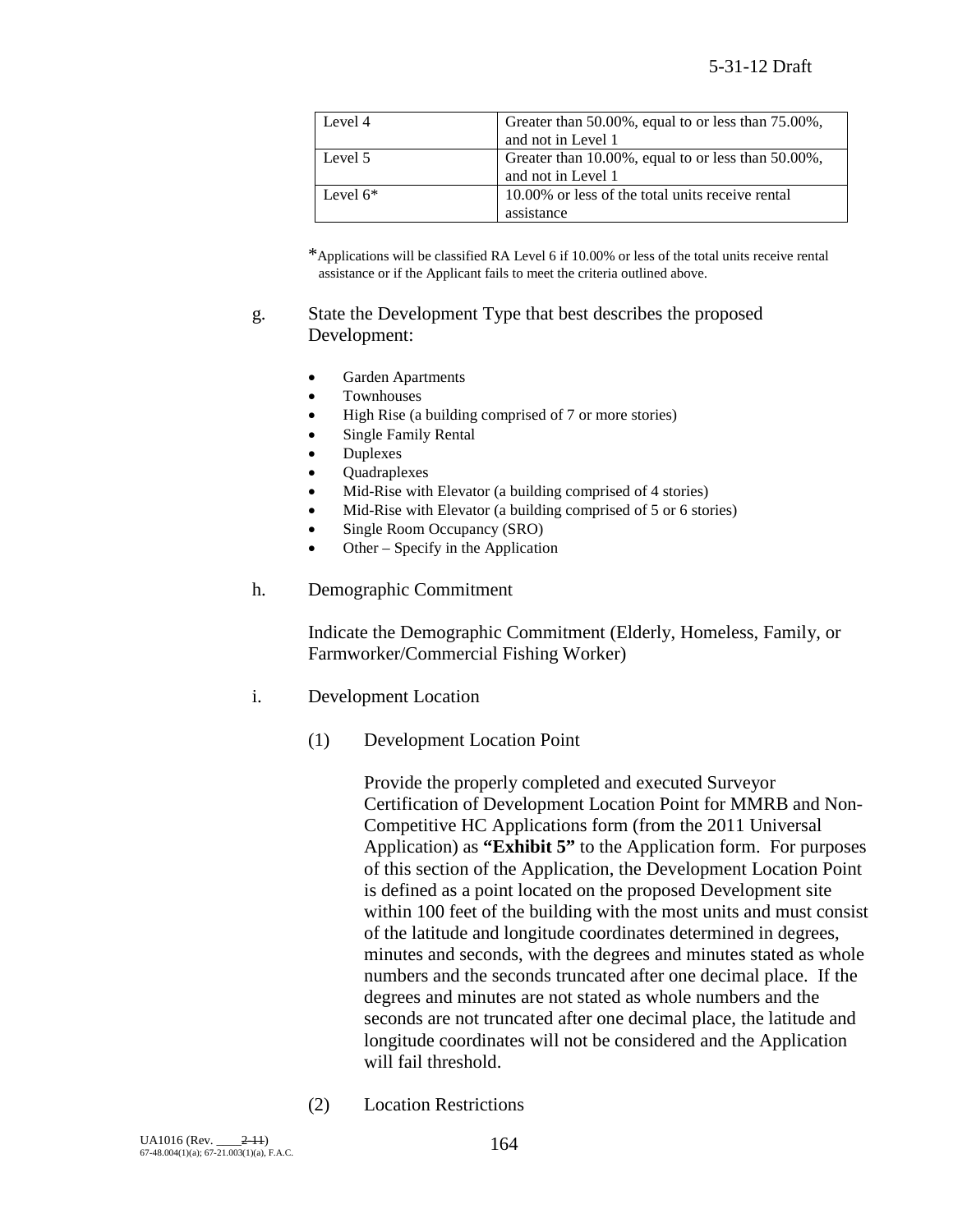| Level 4 | Greater than 50.00%, equal to or less than 75.00%, and not in Level 1 |
|---|---|
| Level 5 | Greater than 10.00%, equal to or less than 50.00%, and not in Level 1 |
| Level 6* | 10.00% or less of the total units receive rental assistance |

*Applications will be classified RA Level 6 if 10.00% or less of the total units receive rental assistance or if the Applicant fails to meet the criteria outlined above.

g. State the Development Type that best describes the proposed Development:

- Garden Apartments
- Townhouses
- High Rise (a building comprised of 7 or more stories)
- Single Family Rental
- Duplexes
- Quadraplexes
- Mid-Rise with Elevator (a building comprised of 4 stories)
- Mid-Rise with Elevator (a building comprised of 5 or 6 stories)
- Single Room Occupancy (SRO)
- Other – Specify in the Application

h. Demographic Commitment

Indicate the Demographic Commitment (Elderly, Homeless, Family, or Farmworker/Commercial Fishing Worker)

i. Development Location

(1) Development Location Point

Provide the properly completed and executed Surveyor Certification of Development Location Point for MMRB and Non-Competitive HC Applications form (from the 2011 Universal Application) as **"Exhibit 5"** to the Application form. For purposes of this section of the Application, the Development Location Point is defined as a point located on the proposed Development site within 100 feet of the building with the most units and must consist of the latitude and longitude coordinates determined in degrees, minutes and seconds, with the degrees and minutes stated as whole numbers and the seconds truncated after one decimal place. If the degrees and minutes are not stated as whole numbers and the seconds are not truncated after one decimal place, the latitude and longitude coordinates will not be considered and the Application will fail threshold.

(2) Location Restrictions

UA1016 (Rev. ____~~2-11~~)
67-48.004(1)(a); 67-21.003(1)(a), F.A.C.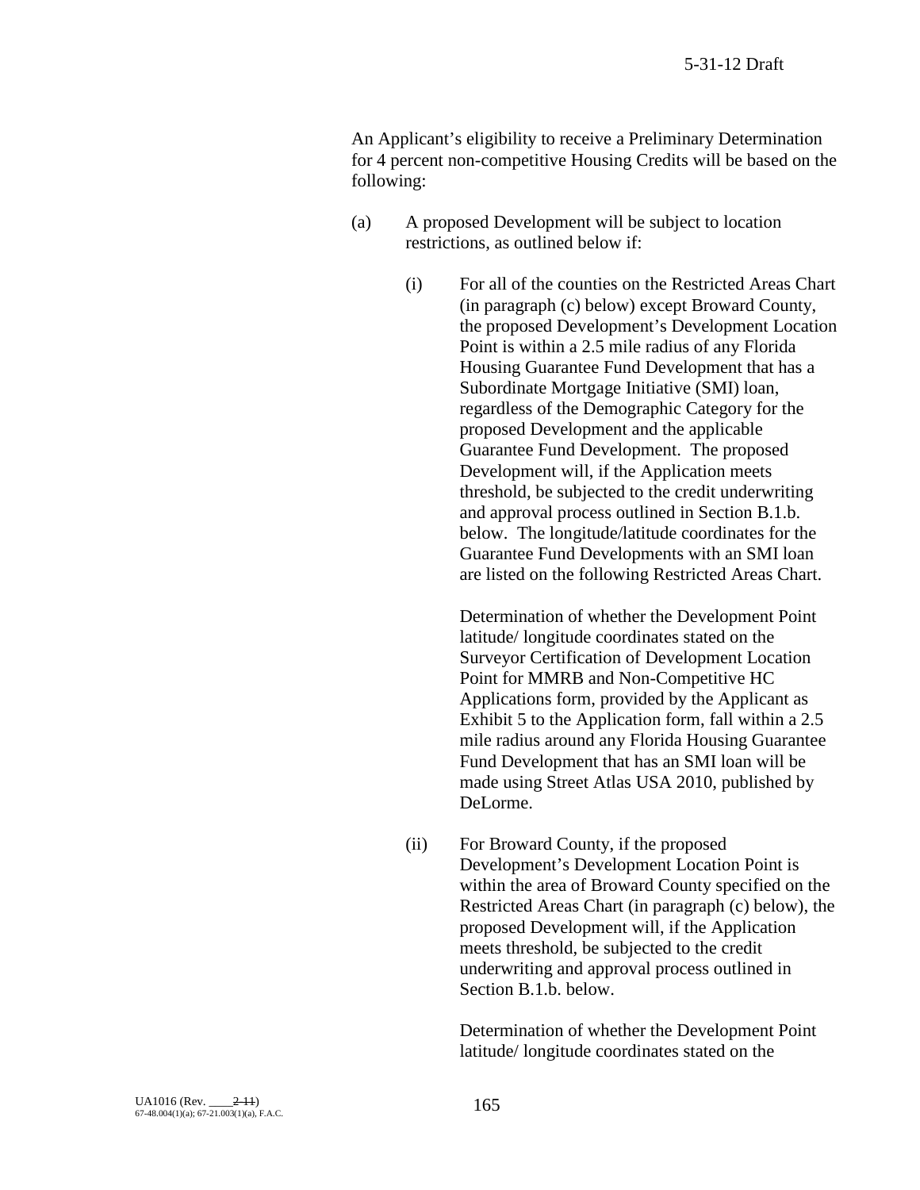An Applicant's eligibility to receive a Preliminary Determination for 4 percent non-competitive Housing Credits will be based on the following:

(a) A proposed Development will be subject to location restrictions, as outlined below if:

(i) For all of the counties on the Restricted Areas Chart (in paragraph (c) below) except Broward County, the proposed Development's Development Location Point is within a 2.5 mile radius of any Florida Housing Guarantee Fund Development that has a Subordinate Mortgage Initiative (SMI) loan, regardless of the Demographic Category for the proposed Development and the applicable Guarantee Fund Development. The proposed Development will, if the Application meets threshold, be subjected to the credit underwriting and approval process outlined in Section B.1.b. below. The longitude/latitude coordinates for the Guarantee Fund Developments with an SMI loan are listed on the following Restricted Areas Chart.

Determination of whether the Development Point latitude/ longitude coordinates stated on the Surveyor Certification of Development Location Point for MMRB and Non-Competitive HC Applications form, provided by the Applicant as Exhibit 5 to the Application form, fall within a 2.5 mile radius around any Florida Housing Guarantee Fund Development that has an SMI loan will be made using Street Atlas USA 2010, published by DeLorme.

(ii) For Broward County, if the proposed Development's Development Location Point is within the area of Broward County specified on the Restricted Areas Chart (in paragraph (c) below), the proposed Development will, if the Application meets threshold, be subjected to the credit underwriting and approval process outlined in Section B.1.b. below.

Determination of whether the Development Point latitude/ longitude coordinates stated on the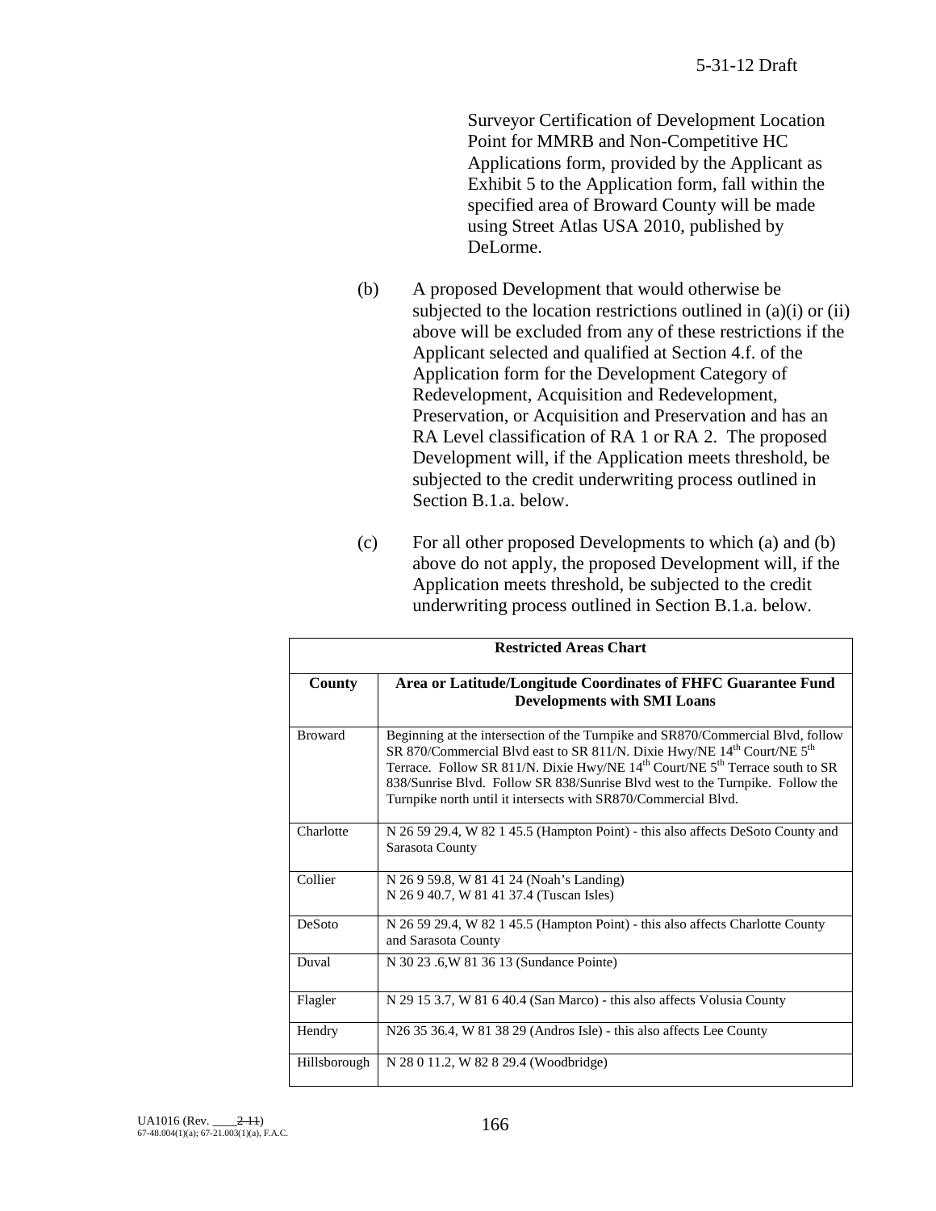Surveyor Certification of Development Location Point for MMRB and Non-Competitive HC Applications form, provided by the Applicant as Exhibit 5 to the Application form, fall within the specified area of Broward County will be made using Street Atlas USA 2010, published by DeLorme.

(b) A proposed Development that would otherwise be subjected to the location restrictions outlined in (a)(i) or (ii) above will be excluded from any of these restrictions if the Applicant selected and qualified at Section 4.f. of the Application form for the Development Category of Redevelopment, Acquisition and Redevelopment, Preservation, or Acquisition and Preservation and has an RA Level classification of RA 1 or RA 2. The proposed Development will, if the Application meets threshold, be subjected to the credit underwriting process outlined in Section B.1.a. below.

(c) For all other proposed Developments to which (a) and (b) above do not apply, the proposed Development will, if the Application meets threshold, be subjected to the credit underwriting process outlined in Section B.1.a. below.

| **Restricted Areas Chart** | |
|---|---|
| **County** | **Area or Latitude/Longitude Coordinates of FHFC Guarantee Fund Developments with SMI Loans** |
| Broward | Beginning at the intersection of the Turnpike and SR870/Commercial Blvd, follow SR 870/Commercial Blvd east to SR 811/N. Dixie Hwy/NE 14th Court/NE 5th Terrace. Follow SR 811/N. Dixie Hwy/NE 14th Court/NE 5th Terrace south to SR 838/Sunrise Blvd. Follow SR 838/Sunrise Blvd west to the Turnpike. Follow the Turnpike north until it intersects with SR870/Commercial Blvd. |
| Charlotte | N 26 59 29.4, W 82 1 45.5 (Hampton Point) - this also affects DeSoto County and Sarasota County |
| Collier | N 26 9 59.8, W 81 41 24 (Noah's Landing)<br>N 26 9 40.7, W 81 41 37.4 (Tuscan Isles) |
| DeSoto | N 26 59 29.4, W 82 1 45.5 (Hampton Point) - this also affects Charlotte County and Sarasota County |
| Duval | N 30 23 .6,W 81 36 13 (Sundance Pointe) |
| Flagler | N 29 15 3.7, W 81 6 40.4 (San Marco) - this also affects Volusia County |
| Hendry | N26 35 36.4, W 81 38 29 (Andros Isle) - this also affects Lee County |
| Hillsborough | N 28 0 11.2, W 82 8 29.4 (Woodbridge) |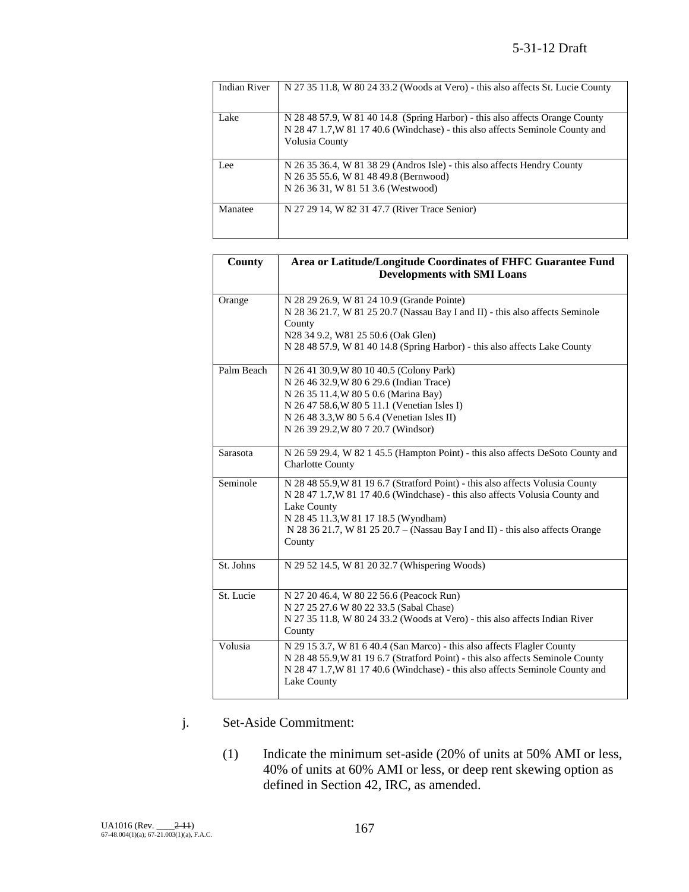| | |
|---|---|
| Indian River | N 27 35 11.8, W 80 24 33.2 (Woods at Vero) - this also affects St. Lucie County |
| Lake | N 28 48 57.9, W 81 40 14.8 (Spring Harbor) - this also affects Orange County<br>N 28 47 1.7,W 81 17 40.6 (Windchase) - this also affects Seminole County and Volusia County |
| Lee | N 26 35 36.4, W 81 38 29 (Andros Isle) - this also affects Hendry County<br>N 26 35 55.6, W 81 48 49.8 (Bernwood)<br>N 26 36 31, W 81 51 3.6 (Westwood) |
| Manatee | N 27 29 14, W 82 31 47.7 (River Trace Senior) |

| County | Area or Latitude/Longitude Coordinates of FHFC Guarantee Fund Developments with SMI Loans |
|---|---|
| Orange | N 28 29 26.9, W 81 24 10.9 (Grande Pointe)<br>N 28 36 21.7, W 81 25 20.7 (Nassau Bay I and II) - this also affects Seminole County<br>N28 34 9.2, W81 25 50.6 (Oak Glen)<br>N 28 48 57.9, W 81 40 14.8 (Spring Harbor) - this also affects Lake County |
| Palm Beach | N 26 41 30.9,W 80 10 40.5 (Colony Park)<br>N 26 46 32.9,W 80 6 29.6 (Indian Trace)<br>N 26 35 11.4,W 80 5 0.6 (Marina Bay)<br>N 26 47 58.6,W 80 5 11.1 (Venetian Isles I)<br>N 26 48 3.3,W 80 5 6.4 (Venetian Isles II)<br>N 26 39 29.2,W 80 7 20.7 (Windsor) |
| Sarasota | N 26 59 29.4, W 82 1 45.5 (Hampton Point) - this also affects DeSoto County and Charlotte County |
| Seminole | N 28 48 55.9,W 81 19 6.7 (Stratford Point) - this also affects Volusia County<br>N 28 47 1.7,W 81 17 40.6 (Windchase) - this also affects Volusia County and Lake County<br>N 28 45 11.3,W 81 17 18.5 (Wyndham)<br>N 28 36 21.7, W 81 25 20.7 – (Nassau Bay I and II) - this also affects Orange County |
| St. Johns | N 29 52 14.5, W 81 20 32.7 (Whispering Woods) |
| St. Lucie | N 27 20 46.4, W 80 22 56.6 (Peacock Run)<br>N 27 25 27.6 W 80 22 33.5 (Sabal Chase)<br>N 27 35 11.8, W 80 24 33.2 (Woods at Vero) - this also affects Indian River County |
| Volusia | N 29 15 3.7, W 81 6 40.4 (San Marco) - this also affects Flagler County<br>N 28 48 55.9,W 81 19 6.7 (Stratford Point) - this also affects Seminole County<br>N 28 47 1.7,W 81 17 40.6 (Windchase) - this also affects Seminole County and Lake County |

j. Set-Aside Commitment:

(1) Indicate the minimum set-aside (20% of units at 50% AMI or less, 40% of units at 60% AMI or less, or deep rent skewing option as defined in Section 42, IRC, as amended.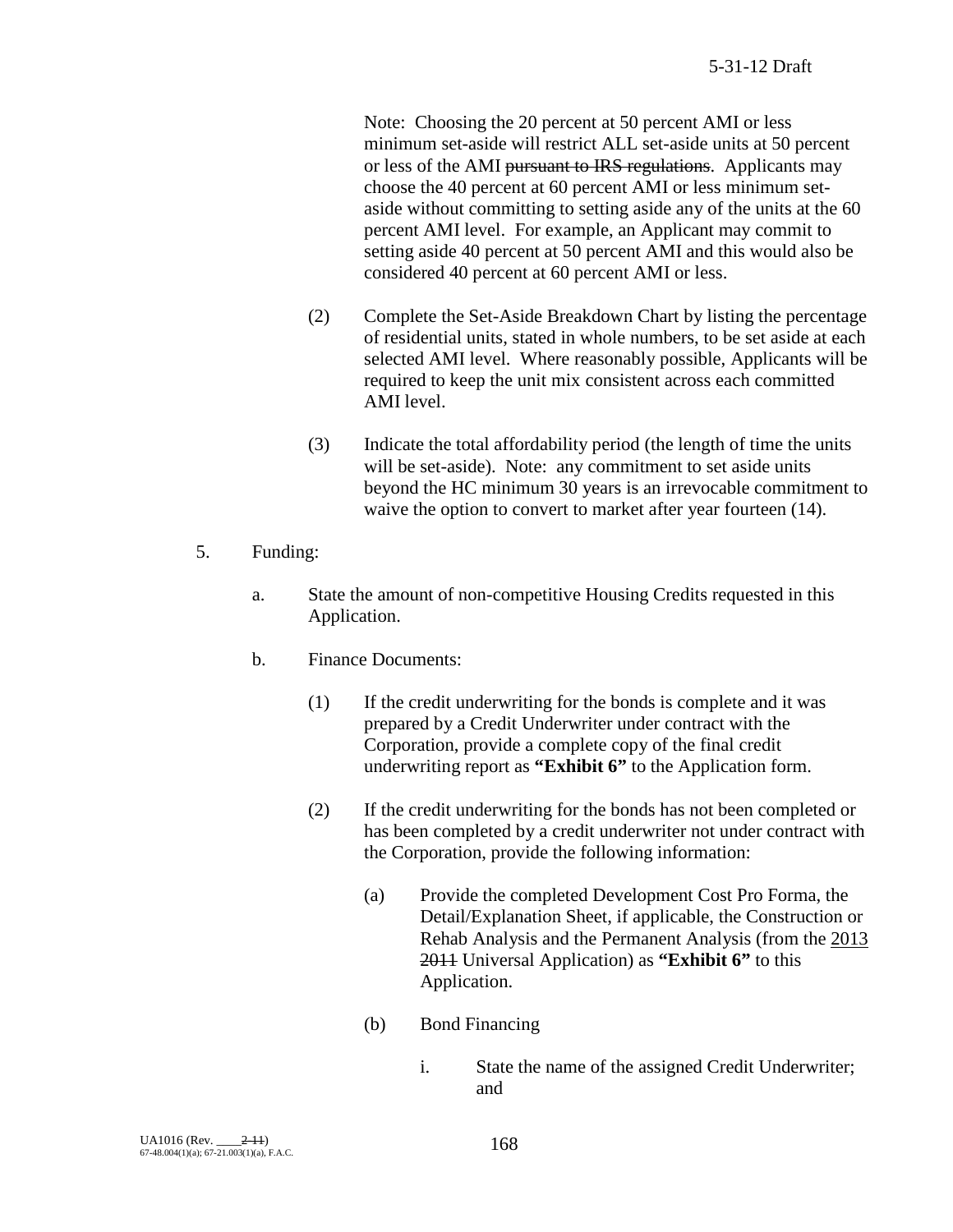Note: Choosing the 20 percent at 50 percent AMI or less minimum set-aside will restrict ALL set-aside units at 50 percent or less of the AMI ~~pursuant to IRS regulations~~. Applicants may choose the 40 percent at 60 percent AMI or less minimum set-aside without committing to setting aside any of the units at the 60 percent AMI level. For example, an Applicant may commit to setting aside 40 percent at 50 percent AMI and this would also be considered 40 percent at 60 percent AMI or less.

(2) Complete the Set-Aside Breakdown Chart by listing the percentage of residential units, stated in whole numbers, to be set aside at each selected AMI level. Where reasonably possible, Applicants will be required to keep the unit mix consistent across each committed AMI level.

(3) Indicate the total affordability period (the length of time the units will be set-aside). Note: any commitment to set aside units beyond the HC minimum 30 years is an irrevocable commitment to waive the option to convert to market after year fourteen (14).

5. Funding:

a. State the amount of non-competitive Housing Credits requested in this Application.

b. Finance Documents:

(1) If the credit underwriting for the bonds is complete and it was prepared by a Credit Underwriter under contract with the Corporation, provide a complete copy of the final credit underwriting report as **"Exhibit 6"** to the Application form.

(2) If the credit underwriting for the bonds has not been completed or has been completed by a credit underwriter not under contract with the Corporation, provide the following information:

(a) Provide the completed Development Cost Pro Forma, the Detail/Explanation Sheet, if applicable, the Construction or Rehab Analysis and the Permanent Analysis (from the <u>2013</u> ~~2011~~ Universal Application) as **"Exhibit 6"** to this Application.

(b) Bond Financing

i. State the name of the assigned Credit Underwriter; and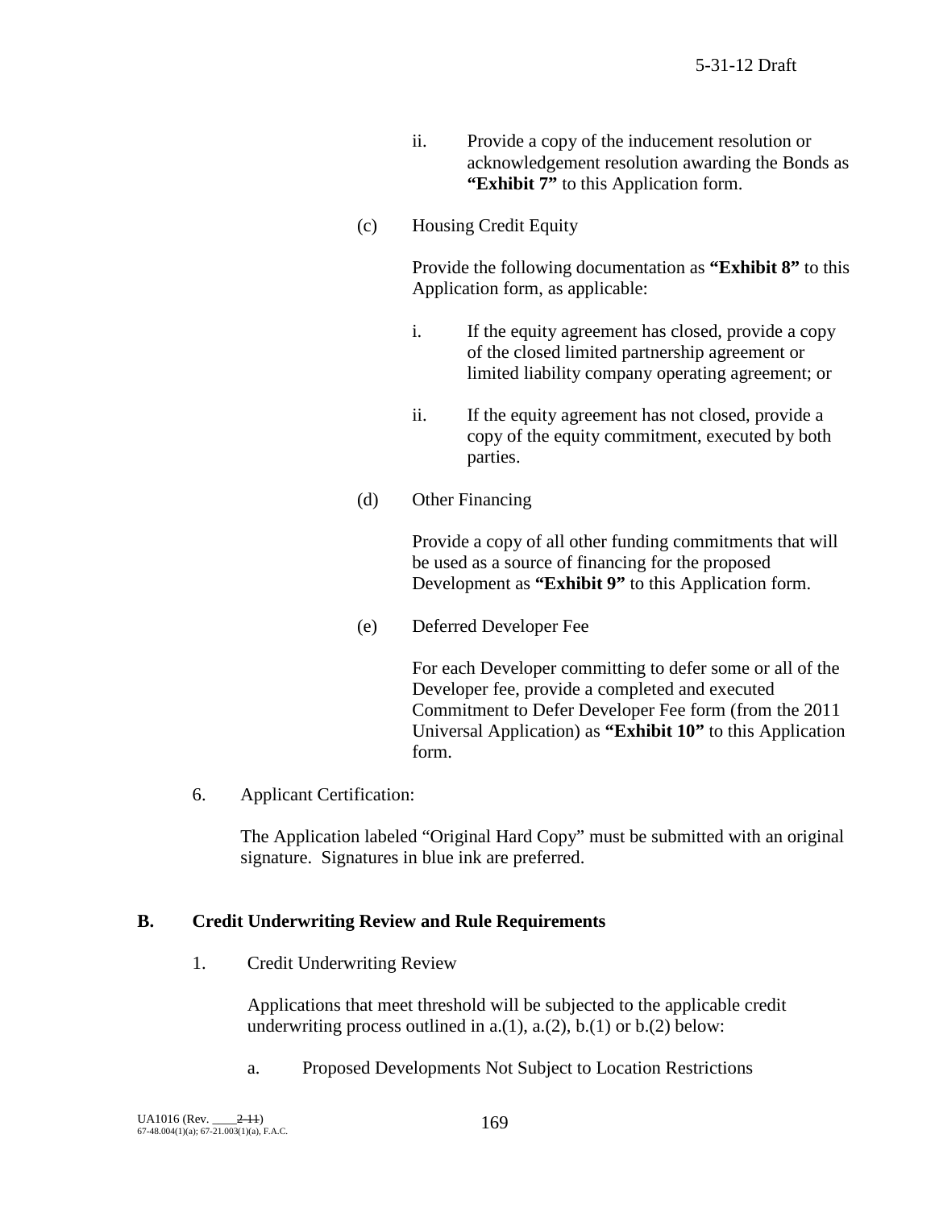ii. Provide a copy of the inducement resolution or acknowledgement resolution awarding the Bonds as **"Exhibit 7"** to this Application form.

(c) Housing Credit Equity

Provide the following documentation as **"Exhibit 8"** to this Application form, as applicable:

i. If the equity agreement has closed, provide a copy of the closed limited partnership agreement or limited liability company operating agreement; or

ii. If the equity agreement has not closed, provide a copy of the equity commitment, executed by both parties.

(d) Other Financing

Provide a copy of all other funding commitments that will be used as a source of financing for the proposed Development as **"Exhibit 9"** to this Application form.

(e) Deferred Developer Fee

For each Developer committing to defer some or all of the Developer fee, provide a completed and executed Commitment to Defer Developer Fee form (from the 2011 Universal Application) as **"Exhibit 10"** to this Application form.

6. Applicant Certification:

The Application labeled "Original Hard Copy" must be submitted with an original signature. Signatures in blue ink are preferred.

## B. Credit Underwriting Review and Rule Requirements

1. Credit Underwriting Review

Applications that meet threshold will be subjected to the applicable credit underwriting process outlined in a.(1), a.(2), b.(1) or b.(2) below:

a. Proposed Developments Not Subject to Location Restrictions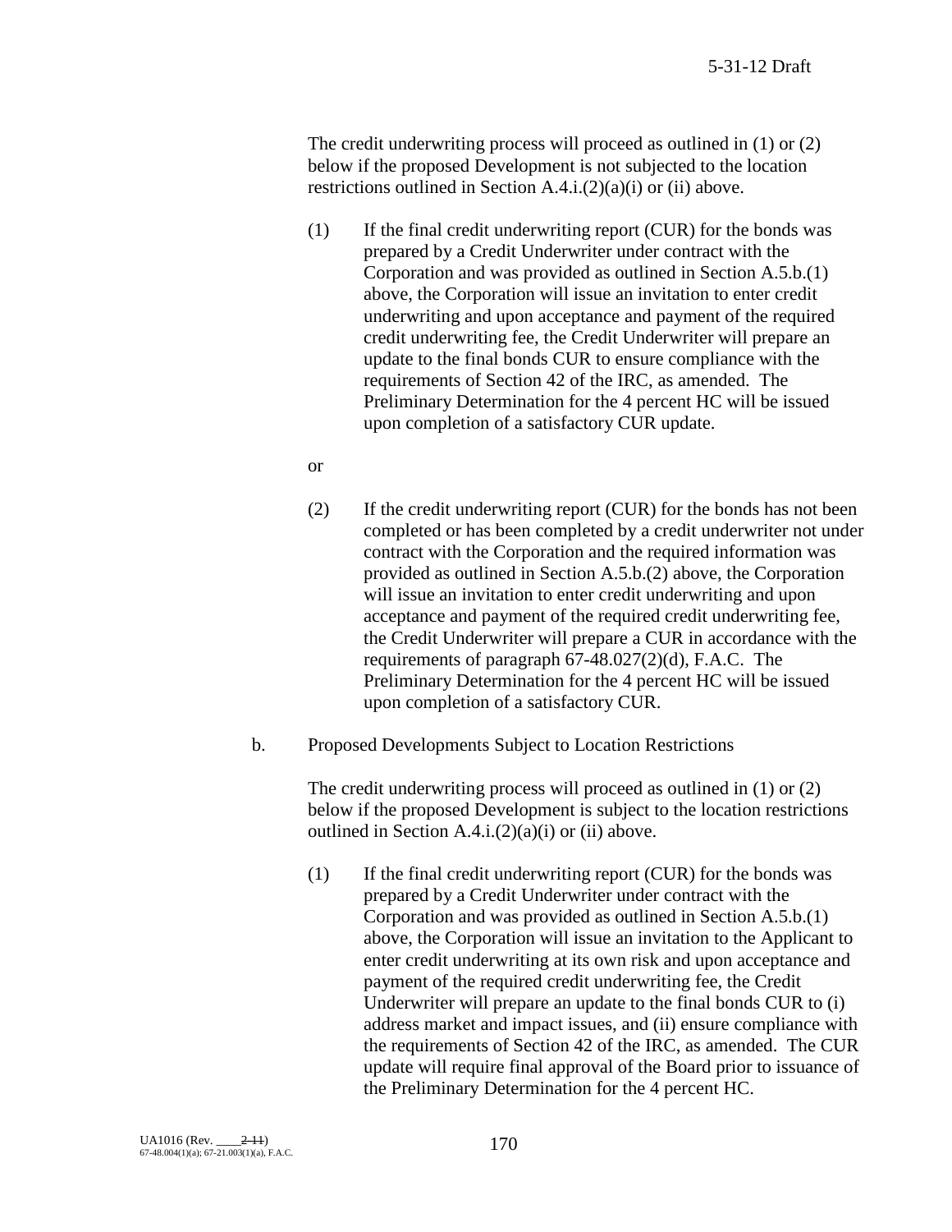The credit underwriting process will proceed as outlined in (1) or (2) below if the proposed Development is not subjected to the location restrictions outlined in Section A.4.i.(2)(a)(i) or (ii) above.

(1) If the final credit underwriting report (CUR) for the bonds was prepared by a Credit Underwriter under contract with the Corporation and was provided as outlined in Section A.5.b.(1) above, the Corporation will issue an invitation to enter credit underwriting and upon acceptance and payment of the required credit underwriting fee, the Credit Underwriter will prepare an update to the final bonds CUR to ensure compliance with the requirements of Section 42 of the IRC, as amended. The Preliminary Determination for the 4 percent HC will be issued upon completion of a satisfactory CUR update.

or

(2) If the credit underwriting report (CUR) for the bonds has not been completed or has been completed by a credit underwriter not under contract with the Corporation and the required information was provided as outlined in Section A.5.b.(2) above, the Corporation will issue an invitation to enter credit underwriting and upon acceptance and payment of the required credit underwriting fee, the Credit Underwriter will prepare a CUR in accordance with the requirements of paragraph 67-48.027(2)(d), F.A.C. The Preliminary Determination for the 4 percent HC will be issued upon completion of a satisfactory CUR.

b. Proposed Developments Subject to Location Restrictions

The credit underwriting process will proceed as outlined in (1) or (2) below if the proposed Development is subject to the location restrictions outlined in Section A.4.i.(2)(a)(i) or (ii) above.

(1) If the final credit underwriting report (CUR) for the bonds was prepared by a Credit Underwriter under contract with the Corporation and was provided as outlined in Section A.5.b.(1) above, the Corporation will issue an invitation to the Applicant to enter credit underwriting at its own risk and upon acceptance and payment of the required credit underwriting fee, the Credit Underwriter will prepare an update to the final bonds CUR to (i) address market and impact issues, and (ii) ensure compliance with the requirements of Section 42 of the IRC, as amended. The CUR update will require final approval of the Board prior to issuance of the Preliminary Determination for the 4 percent HC.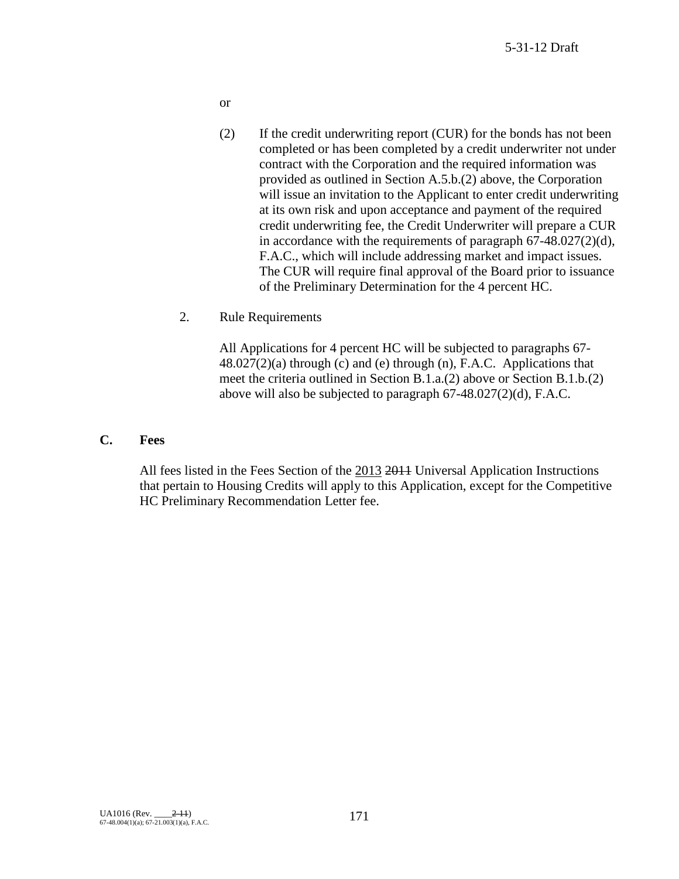or

(2) If the credit underwriting report (CUR) for the bonds has not been completed or has been completed by a credit underwriter not under contract with the Corporation and the required information was provided as outlined in Section A.5.b.(2) above, the Corporation will issue an invitation to the Applicant to enter credit underwriting at its own risk and upon acceptance and payment of the required credit underwriting fee, the Credit Underwriter will prepare a CUR in accordance with the requirements of paragraph 67-48.027(2)(d), F.A.C., which will include addressing market and impact issues. The CUR will require final approval of the Board prior to issuance of the Preliminary Determination for the 4 percent HC.

2. Rule Requirements

All Applications for 4 percent HC will be subjected to paragraphs 67-48.027(2)(a) through (c) and (e) through (n), F.A.C. Applications that meet the criteria outlined in Section B.1.a.(2) above or Section B.1.b.(2) above will also be subjected to paragraph 67-48.027(2)(d), F.A.C.

## C. Fees

All fees listed in the Fees Section of the 2013 ~~2011~~ Universal Application Instructions that pertain to Housing Credits will apply to this Application, except for the Competitive HC Preliminary Recommendation Letter fee.